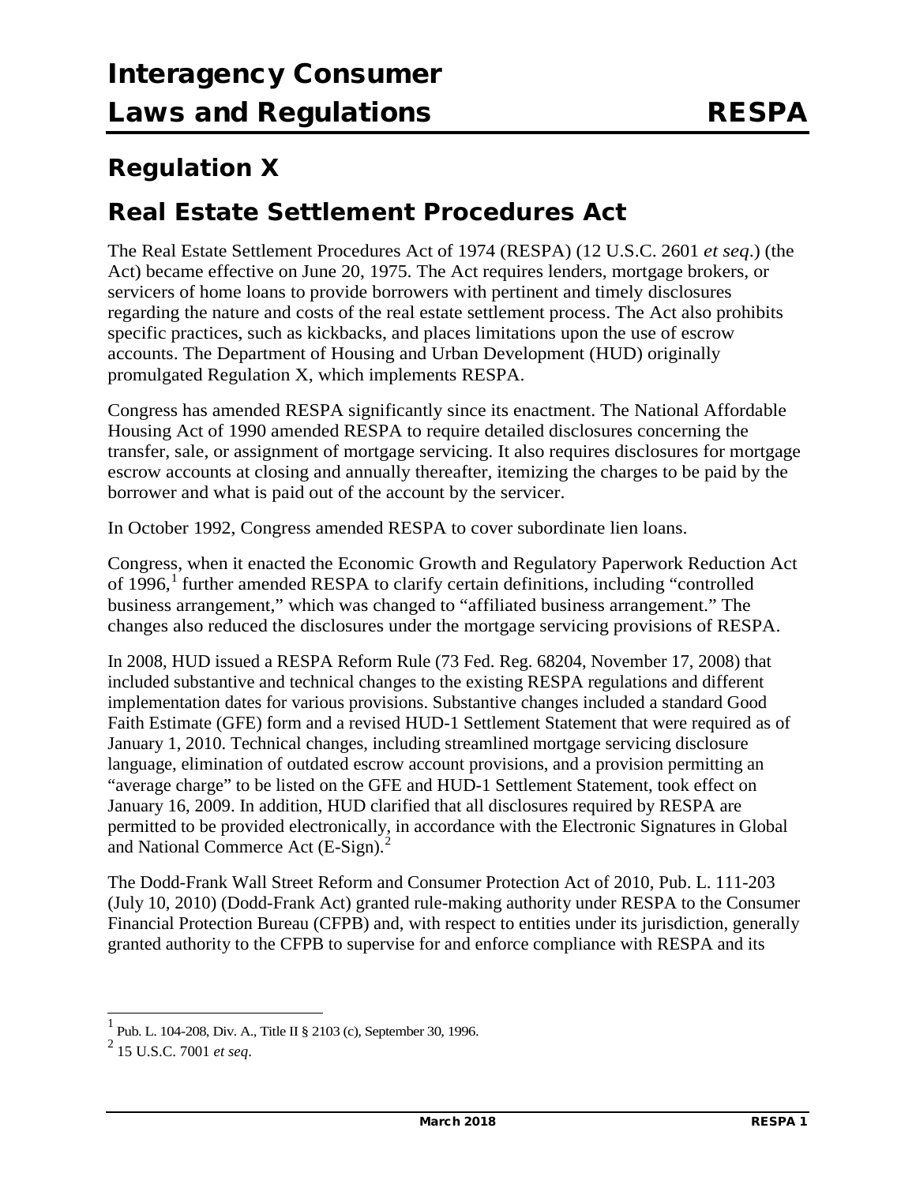# Interagency Consumer Laws and Regulations — RESPA

## Regulation X

## Real Estate Settlement Procedures Act

The Real Estate Settlement Procedures Act of 1974 (RESPA) (12 U.S.C. 2601 *et seq*.) (the Act) became effective on June 20, 1975. The Act requires lenders, mortgage brokers, or servicers of home loans to provide borrowers with pertinent and timely disclosures regarding the nature and costs of the real estate settlement process. The Act also prohibits specific practices, such as kickbacks, and places limitations upon the use of escrow accounts. The Department of Housing and Urban Development (HUD) originally promulgated Regulation X, which implements RESPA.

Congress has amended RESPA significantly since its enactment. The National Affordable Housing Act of 1990 amended RESPA to require detailed disclosures concerning the transfer, sale, or assignment of mortgage servicing. It also requires disclosures for mortgage escrow accounts at closing and annually thereafter, itemizing the charges to be paid by the borrower and what is paid out of the account by the servicer.

In October 1992, Congress amended RESPA to cover subordinate lien loans.

Congress, when it enacted the Economic Growth and Regulatory Paperwork Reduction Act of 1996,[1] further amended RESPA to clarify certain definitions, including "controlled business arrangement," which was changed to "affiliated business arrangement." The changes also reduced the disclosures under the mortgage servicing provisions of RESPA.

In 2008, HUD issued a RESPA Reform Rule (73 Fed. Reg. 68204, November 17, 2008) that included substantive and technical changes to the existing RESPA regulations and different implementation dates for various provisions. Substantive changes included a standard Good Faith Estimate (GFE) form and a revised HUD-1 Settlement Statement that were required as of January 1, 2010. Technical changes, including streamlined mortgage servicing disclosure language, elimination of outdated escrow account provisions, and a provision permitting an "average charge" to be listed on the GFE and HUD-1 Settlement Statement, took effect on January 16, 2009. In addition, HUD clarified that all disclosures required by RESPA are permitted to be provided electronically, in accordance with the Electronic Signatures in Global and National Commerce Act (E-Sign).[2]

The Dodd-Frank Wall Street Reform and Consumer Protection Act of 2010, Pub. L. 111-203 (July 10, 2010) (Dodd-Frank Act) granted rule-making authority under RESPA to the Consumer Financial Protection Bureau (CFPB) and, with respect to entities under its jurisdiction, generally granted authority to the CFPB to supervise for and enforce compliance with RESPA and its

---

[1] Pub. L. 104-208, Div. A., Title II § 2103 (c), September 30, 1996.

[2] 15 U.S.C. 7001 *et seq*.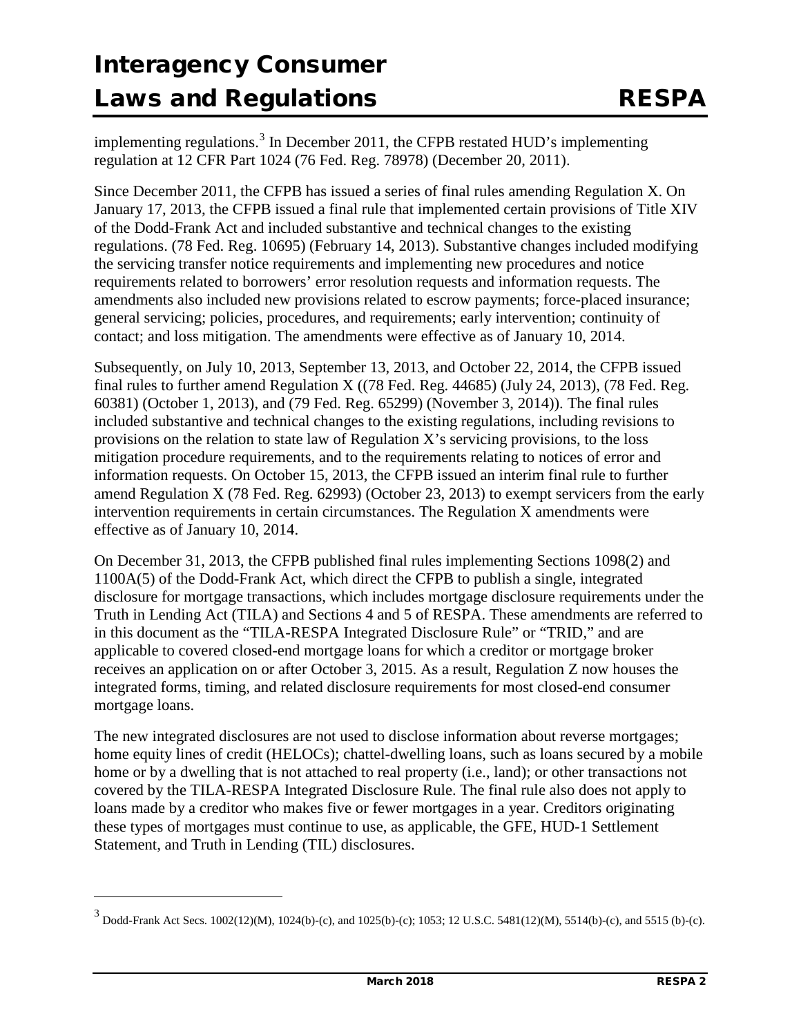implementing regulations.[3] In December 2011, the CFPB restated HUD's implementing regulation at 12 CFR Part 1024 (76 Fed. Reg. 78978) (December 20, 2011).

Since December 2011, the CFPB has issued a series of final rules amending Regulation X. On January 17, 2013, the CFPB issued a final rule that implemented certain provisions of Title XIV of the Dodd-Frank Act and included substantive and technical changes to the existing regulations. (78 Fed. Reg. 10695) (February 14, 2013). Substantive changes included modifying the servicing transfer notice requirements and implementing new procedures and notice requirements related to borrowers' error resolution requests and information requests. The amendments also included new provisions related to escrow payments; force-placed insurance; general servicing; policies, procedures, and requirements; early intervention; continuity of contact; and loss mitigation. The amendments were effective as of January 10, 2014.

Subsequently, on July 10, 2013, September 13, 2013, and October 22, 2014, the CFPB issued final rules to further amend Regulation X ((78 Fed. Reg. 44685) (July 24, 2013), (78 Fed. Reg. 60381) (October 1, 2013), and (79 Fed. Reg. 65299) (November 3, 2014)). The final rules included substantive and technical changes to the existing regulations, including revisions to provisions on the relation to state law of Regulation X's servicing provisions, to the loss mitigation procedure requirements, and to the requirements relating to notices of error and information requests. On October 15, 2013, the CFPB issued an interim final rule to further amend Regulation X (78 Fed. Reg. 62993) (October 23, 2013) to exempt servicers from the early intervention requirements in certain circumstances. The Regulation X amendments were effective as of January 10, 2014.

On December 31, 2013, the CFPB published final rules implementing Sections 1098(2) and 1100A(5) of the Dodd-Frank Act, which direct the CFPB to publish a single, integrated disclosure for mortgage transactions, which includes mortgage disclosure requirements under the Truth in Lending Act (TILA) and Sections 4 and 5 of RESPA. These amendments are referred to in this document as the "TILA-RESPA Integrated Disclosure Rule" or "TRID," and are applicable to covered closed-end mortgage loans for which a creditor or mortgage broker receives an application on or after October 3, 2015. As a result, Regulation Z now houses the integrated forms, timing, and related disclosure requirements for most closed-end consumer mortgage loans.

The new integrated disclosures are not used to disclose information about reverse mortgages; home equity lines of credit (HELOCs); chattel-dwelling loans, such as loans secured by a mobile home or by a dwelling that is not attached to real property (i.e., land); or other transactions not covered by the TILA-RESPA Integrated Disclosure Rule. The final rule also does not apply to loans made by a creditor who makes five or fewer mortgages in a year. Creditors originating these types of mortgages must continue to use, as applicable, the GFE, HUD-1 Settlement Statement, and Truth in Lending (TIL) disclosures.

---

[3] Dodd-Frank Act Secs. 1002(12)(M), 1024(b)-(c), and 1025(b)-(c); 1053; 12 U.S.C. 5481(12)(M), 5514(b)-(c), and 5515 (b)-(c).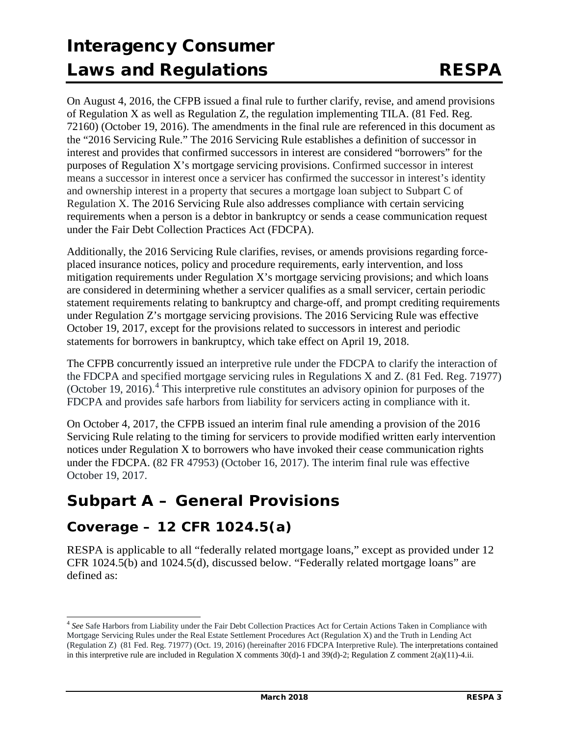On August 4, 2016, the CFPB issued a final rule to further clarify, revise, and amend provisions of Regulation X as well as Regulation Z, the regulation implementing TILA. (81 Fed. Reg. 72160) (October 19, 2016). The amendments in the final rule are referenced in this document as the "2016 Servicing Rule." The 2016 Servicing Rule establishes a definition of successor in interest and provides that confirmed successors in interest are considered "borrowers" for the purposes of Regulation X's mortgage servicing provisions. Confirmed successor in interest means a successor in interest once a servicer has confirmed the successor in interest's identity and ownership interest in a property that secures a mortgage loan subject to Subpart C of Regulation X. The 2016 Servicing Rule also addresses compliance with certain servicing requirements when a person is a debtor in bankruptcy or sends a cease communication request under the Fair Debt Collection Practices Act (FDCPA).

Additionally, the 2016 Servicing Rule clarifies, revises, or amends provisions regarding force-placed insurance notices, policy and procedure requirements, early intervention, and loss mitigation requirements under Regulation X's mortgage servicing provisions; and which loans are considered in determining whether a servicer qualifies as a small servicer, certain periodic statement requirements relating to bankruptcy and charge-off, and prompt crediting requirements under Regulation Z's mortgage servicing provisions. The 2016 Servicing Rule was effective October 19, 2017, except for the provisions related to successors in interest and periodic statements for borrowers in bankruptcy, which take effect on April 19, 2018.

The CFPB concurrently issued an interpretive rule under the FDCPA to clarify the interaction of the FDCPA and specified mortgage servicing rules in Regulations X and Z. (81 Fed. Reg. 71977) (October 19, 2016).[4] This interpretive rule constitutes an advisory opinion for purposes of the FDCPA and provides safe harbors from liability for servicers acting in compliance with it.

On October 4, 2017, the CFPB issued an interim final rule amending a provision of the 2016 Servicing Rule relating to the timing for servicers to provide modified written early intervention notices under Regulation X to borrowers who have invoked their cease communication rights under the FDCPA. (82 FR 47953) (October 16, 2017). The interim final rule was effective October 19, 2017.

## Subpart A – General Provisions

### Coverage – 12 CFR 1024.5(a)

RESPA is applicable to all "federally related mortgage loans," except as provided under 12 CFR 1024.5(b) and 1024.5(d), discussed below. "Federally related mortgage loans" are defined as:

---

[4] *See* Safe Harbors from Liability under the Fair Debt Collection Practices Act for Certain Actions Taken in Compliance with Mortgage Servicing Rules under the Real Estate Settlement Procedures Act (Regulation X) and the Truth in Lending Act (Regulation Z) (81 Fed. Reg. 71977) (Oct. 19, 2016) (hereinafter 2016 FDCPA Interpretive Rule). The interpretations contained in this interpretive rule are included in Regulation X comments 30(d)-1 and 39(d)-2; Regulation Z comment 2(a)(11)-4.ii.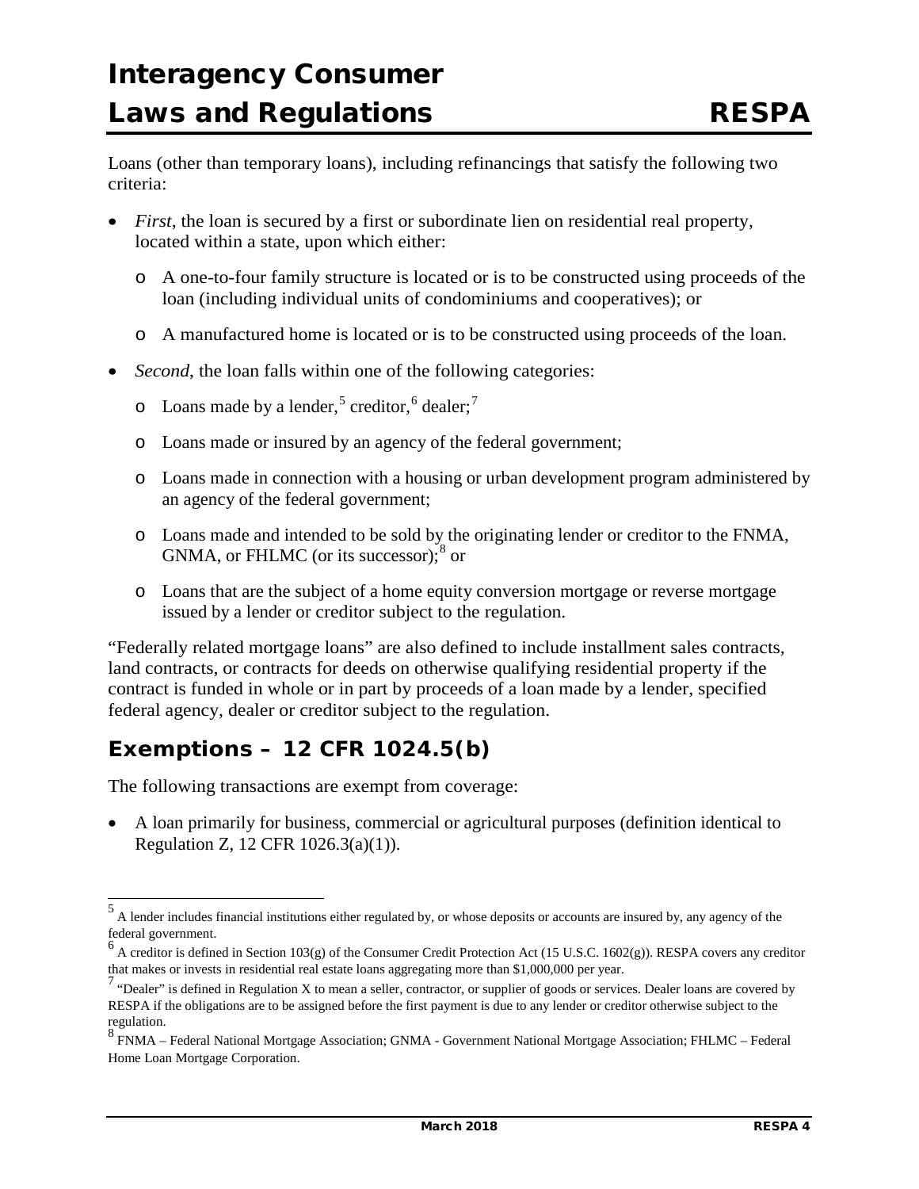Loans (other than temporary loans), including refinancings that satisfy the following two criteria:

- *First*, the loan is secured by a first or subordinate lien on residential real property, located within a state, upon which either:
  - A one-to-four family structure is located or is to be constructed using proceeds of the loan (including individual units of condominiums and cooperatives); or
  - A manufactured home is located or is to be constructed using proceeds of the loan.
- *Second*, the loan falls within one of the following categories:
  - Loans made by a lender,[5] creditor,[6] dealer;[7]
  - Loans made or insured by an agency of the federal government;
  - Loans made in connection with a housing or urban development program administered by an agency of the federal government;
  - Loans made and intended to be sold by the originating lender or creditor to the FNMA, GNMA, or FHLMC (or its successor);[8] or
  - Loans that are the subject of a home equity conversion mortgage or reverse mortgage issued by a lender or creditor subject to the regulation.

"Federally related mortgage loans" are also defined to include installment sales contracts, land contracts, or contracts for deeds on otherwise qualifying residential property if the contract is funded in whole or in part by proceeds of a loan made by a lender, specified federal agency, dealer or creditor subject to the regulation.

## Exemptions – 12 CFR 1024.5(b)

The following transactions are exempt from coverage:

- A loan primarily for business, commercial or agricultural purposes (definition identical to Regulation Z, 12 CFR 1026.3(a)(1)).

---

[5] A lender includes financial institutions either regulated by, or whose deposits or accounts are insured by, any agency of the federal government.

[6] A creditor is defined in Section 103(g) of the Consumer Credit Protection Act (15 U.S.C. 1602(g)). RESPA covers any creditor that makes or invests in residential real estate loans aggregating more than $1,000,000 per year.

[7] "Dealer" is defined in Regulation X to mean a seller, contractor, or supplier of goods or services. Dealer loans are covered by RESPA if the obligations are to be assigned before the first payment is due to any lender or creditor otherwise subject to the regulation.

[8] FNMA – Federal National Mortgage Association; GNMA - Government National Mortgage Association; FHLMC – Federal Home Loan Mortgage Corporation.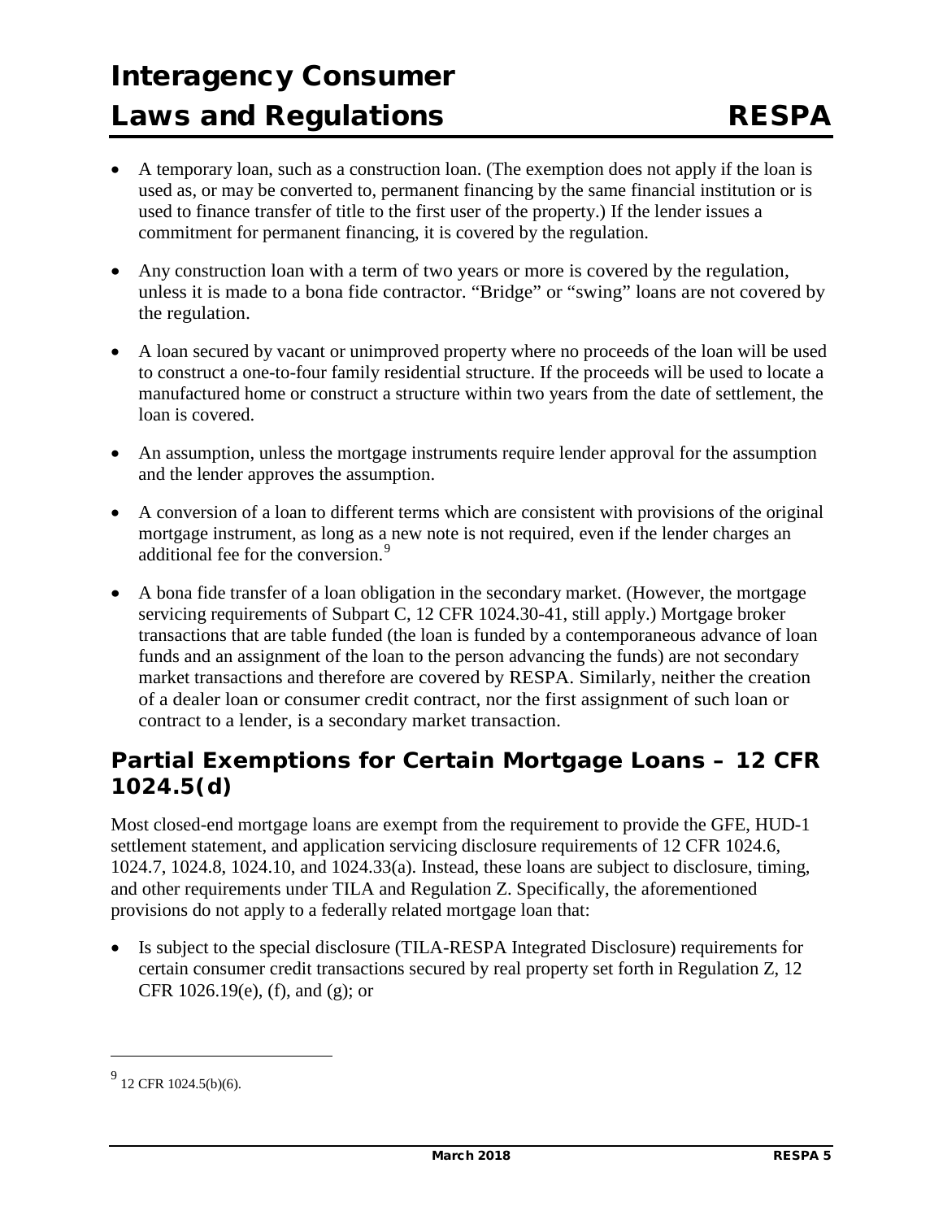- A temporary loan, such as a construction loan. (The exemption does not apply if the loan is used as, or may be converted to, permanent financing by the same financial institution or is used to finance transfer of title to the first user of the property.) If the lender issues a commitment for permanent financing, it is covered by the regulation.
- Any construction loan with a term of two years or more is covered by the regulation, unless it is made to a bona fide contractor. "Bridge" or "swing" loans are not covered by the regulation.
- A loan secured by vacant or unimproved property where no proceeds of the loan will be used to construct a one-to-four family residential structure. If the proceeds will be used to locate a manufactured home or construct a structure within two years from the date of settlement, the loan is covered.
- An assumption, unless the mortgage instruments require lender approval for the assumption and the lender approves the assumption.
- A conversion of a loan to different terms which are consistent with provisions of the original mortgage instrument, as long as a new note is not required, even if the lender charges an additional fee for the conversion.[9]
- A bona fide transfer of a loan obligation in the secondary market. (However, the mortgage servicing requirements of Subpart C, 12 CFR 1024.30-41, still apply.) Mortgage broker transactions that are table funded (the loan is funded by a contemporaneous advance of loan funds and an assignment of the loan to the person advancing the funds) are not secondary market transactions and therefore are covered by RESPA. Similarly, neither the creation of a dealer loan or consumer credit contract, nor the first assignment of such loan or contract to a lender, is a secondary market transaction.

## Partial Exemptions for Certain Mortgage Loans – 12 CFR 1024.5(d)

Most closed-end mortgage loans are exempt from the requirement to provide the GFE, HUD-1 settlement statement, and application servicing disclosure requirements of 12 CFR 1024.6, 1024.7, 1024.8, 1024.10, and 1024.33(a). Instead, these loans are subject to disclosure, timing, and other requirements under TILA and Regulation Z. Specifically, the aforementioned provisions do not apply to a federally related mortgage loan that:

- Is subject to the special disclosure (TILA-RESPA Integrated Disclosure) requirements for certain consumer credit transactions secured by real property set forth in Regulation Z, 12 CFR 1026.19(e), (f), and (g); or

---

[9] 12 CFR 1024.5(b)(6).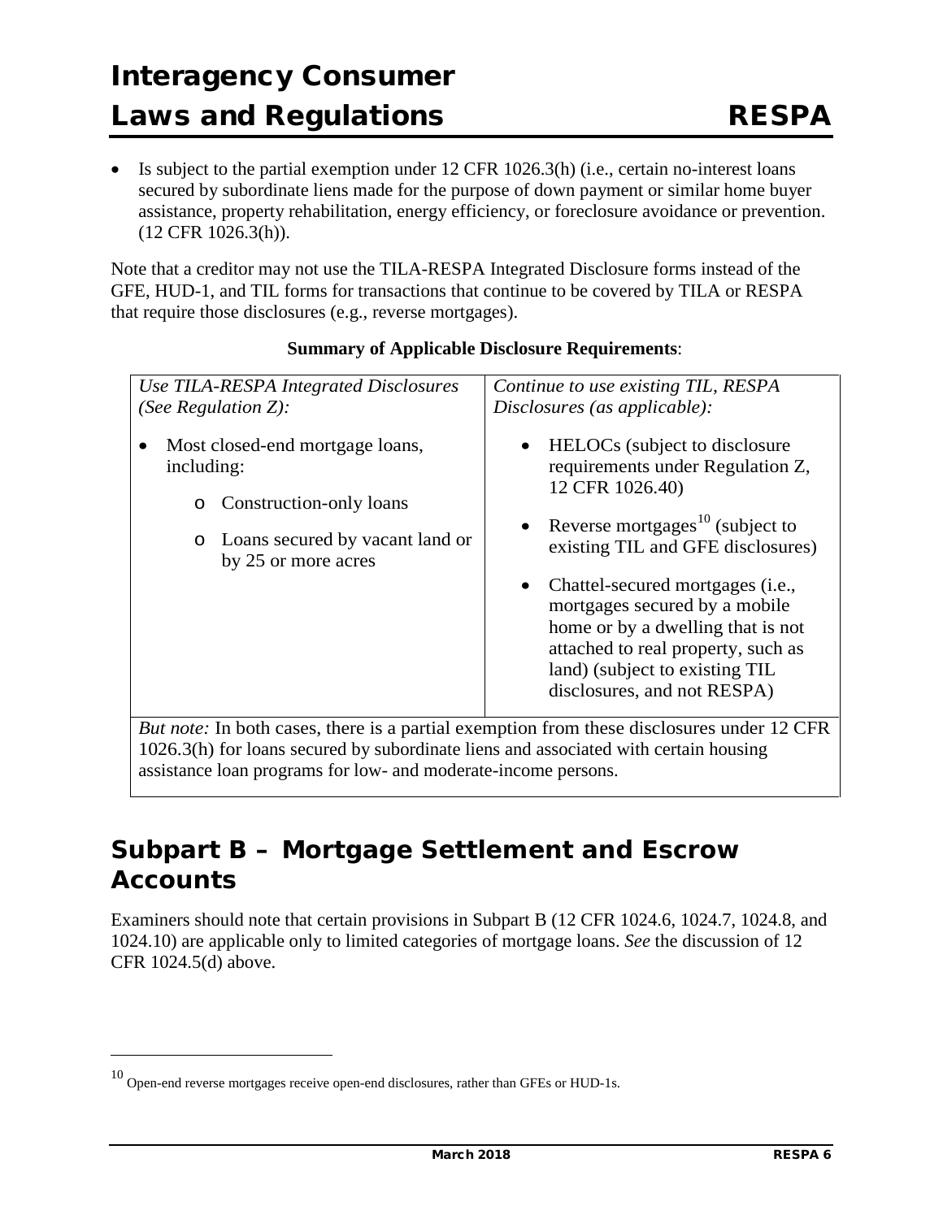- Is subject to the partial exemption under 12 CFR 1026.3(h) (i.e., certain no-interest loans secured by subordinate liens made for the purpose of down payment or similar home buyer assistance, property rehabilitation, energy efficiency, or foreclosure avoidance or prevention. (12 CFR 1026.3(h)).

Note that a creditor may not use the TILA-RESPA Integrated Disclosure forms instead of the GFE, HUD-1, and TIL forms for transactions that continue to be covered by TILA or RESPA that require those disclosures (e.g., reverse mortgages).

**Summary of Applicable Disclosure Requirements**:

| *Use TILA-RESPA Integrated Disclosures (See Regulation Z):* | *Continue to use existing TIL, RESPA Disclosures (as applicable):* |
|---|---|
| • Most closed-end mortgage loans, including:<br>o Construction-only loans<br>o Loans secured by vacant land or by 25 or more acres | • HELOCs (subject to disclosure requirements under Regulation Z, 12 CFR 1026.40)<br>• Reverse mortgages[10] (subject to existing TIL and GFE disclosures)<br>• Chattel-secured mortgages (i.e., mortgages secured by a mobile home or by a dwelling that is not attached to real property, such as land) (subject to existing TIL disclosures, and not RESPA) |
| *But note:* In both cases, there is a partial exemption from these disclosures under 12 CFR 1026.3(h) for loans secured by subordinate liens and associated with certain housing assistance loan programs for low- and moderate-income persons. | |

## Subpart B – Mortgage Settlement and Escrow Accounts

Examiners should note that certain provisions in Subpart B (12 CFR 1024.6, 1024.7, 1024.8, and 1024.10) are applicable only to limited categories of mortgage loans. *See* the discussion of 12 CFR 1024.5(d) above.

[10] Open-end reverse mortgages receive open-end disclosures, rather than GFEs or HUD-1s.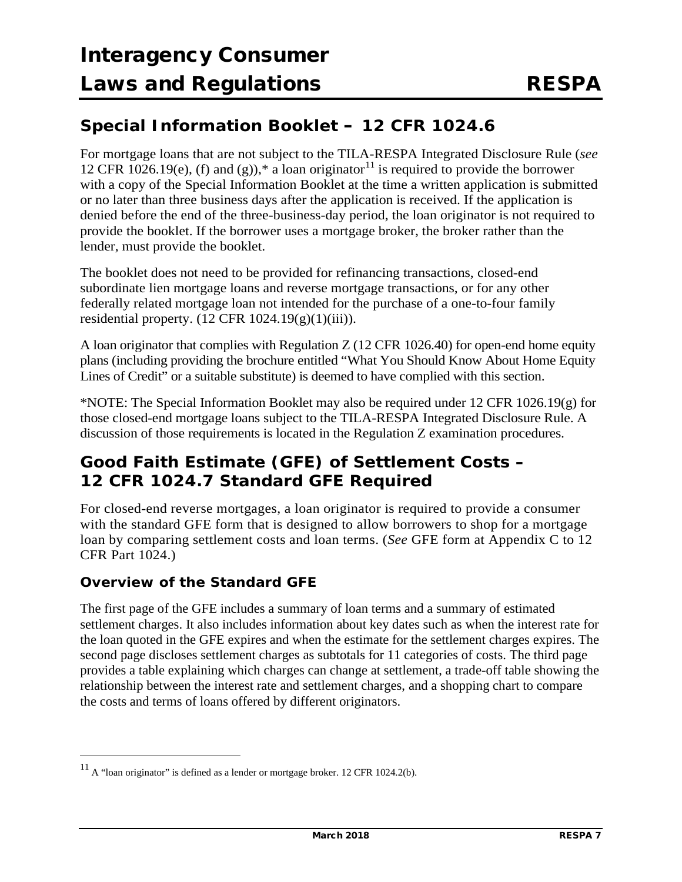## Special Information Booklet – 12 CFR 1024.6

For mortgage loans that are not subject to the TILA-RESPA Integrated Disclosure Rule (*see* 12 CFR 1026.19(e), (f) and (g)),* a loan originator[11] is required to provide the borrower with a copy of the Special Information Booklet at the time a written application is submitted or no later than three business days after the application is received. If the application is denied before the end of the three-business-day period, the loan originator is not required to provide the booklet. If the borrower uses a mortgage broker, the broker rather than the lender, must provide the booklet.

The booklet does not need to be provided for refinancing transactions, closed-end subordinate lien mortgage loans and reverse mortgage transactions, or for any other federally related mortgage loan not intended for the purchase of a one-to-four family residential property. (12 CFR 1024.19(g)(1)(iii)).

A loan originator that complies with Regulation Z (12 CFR 1026.40) for open-end home equity plans (including providing the brochure entitled "What You Should Know About Home Equity Lines of Credit" or a suitable substitute) is deemed to have complied with this section.

*NOTE: The Special Information Booklet may also be required under 12 CFR 1026.19(g) for those closed-end mortgage loans subject to the TILA-RESPA Integrated Disclosure Rule. A discussion of those requirements is located in the Regulation Z examination procedures.

## Good Faith Estimate (GFE) of Settlement Costs – 12 CFR 1024.7 Standard GFE Required

For closed-end reverse mortgages, a loan originator is required to provide a consumer with the standard GFE form that is designed to allow borrowers to shop for a mortgage loan by comparing settlement costs and loan terms. (*See* GFE form at Appendix C to 12 CFR Part 1024.)

### Overview of the Standard GFE

The first page of the GFE includes a summary of loan terms and a summary of estimated settlement charges. It also includes information about key dates such as when the interest rate for the loan quoted in the GFE expires and when the estimate for the settlement charges expires. The second page discloses settlement charges as subtotals for 11 categories of costs. The third page provides a table explaining which charges can change at settlement, a trade-off table showing the relationship between the interest rate and settlement charges, and a shopping chart to compare the costs and terms of loans offered by different originators.

---

[11] A "loan originator" is defined as a lender or mortgage broker. 12 CFR 1024.2(b).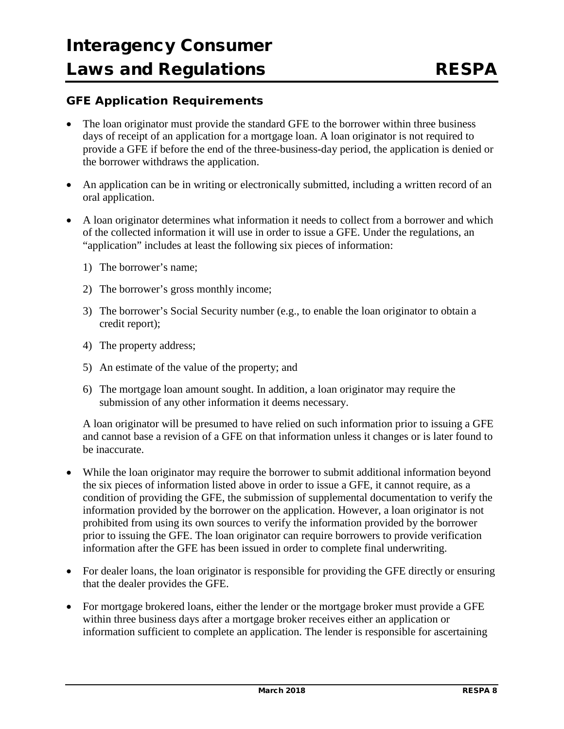### GFE Application Requirements

- The loan originator must provide the standard GFE to the borrower within three business days of receipt of an application for a mortgage loan. A loan originator is not required to provide a GFE if before the end of the three-business-day period, the application is denied or the borrower withdraws the application.

- An application can be in writing or electronically submitted, including a written record of an oral application.

- A loan originator determines what information it needs to collect from a borrower and which of the collected information it will use in order to issue a GFE. Under the regulations, an "application" includes at least the following six pieces of information:

  1) The borrower's name;

  2) The borrower's gross monthly income;

  3) The borrower's Social Security number (e.g., to enable the loan originator to obtain a credit report);

  4) The property address;

  5) An estimate of the value of the property; and

  6) The mortgage loan amount sought. In addition, a loan originator may require the submission of any other information it deems necessary.

  A loan originator will be presumed to have relied on such information prior to issuing a GFE and cannot base a revision of a GFE on that information unless it changes or is later found to be inaccurate.

- While the loan originator may require the borrower to submit additional information beyond the six pieces of information listed above in order to issue a GFE, it cannot require, as a condition of providing the GFE, the submission of supplemental documentation to verify the information provided by the borrower on the application. However, a loan originator is not prohibited from using its own sources to verify the information provided by the borrower prior to issuing the GFE. The loan originator can require borrowers to provide verification information after the GFE has been issued in order to complete final underwriting.

- For dealer loans, the loan originator is responsible for providing the GFE directly or ensuring that the dealer provides the GFE.

- For mortgage brokered loans, either the lender or the mortgage broker must provide a GFE within three business days after a mortgage broker receives either an application or information sufficient to complete an application. The lender is responsible for ascertaining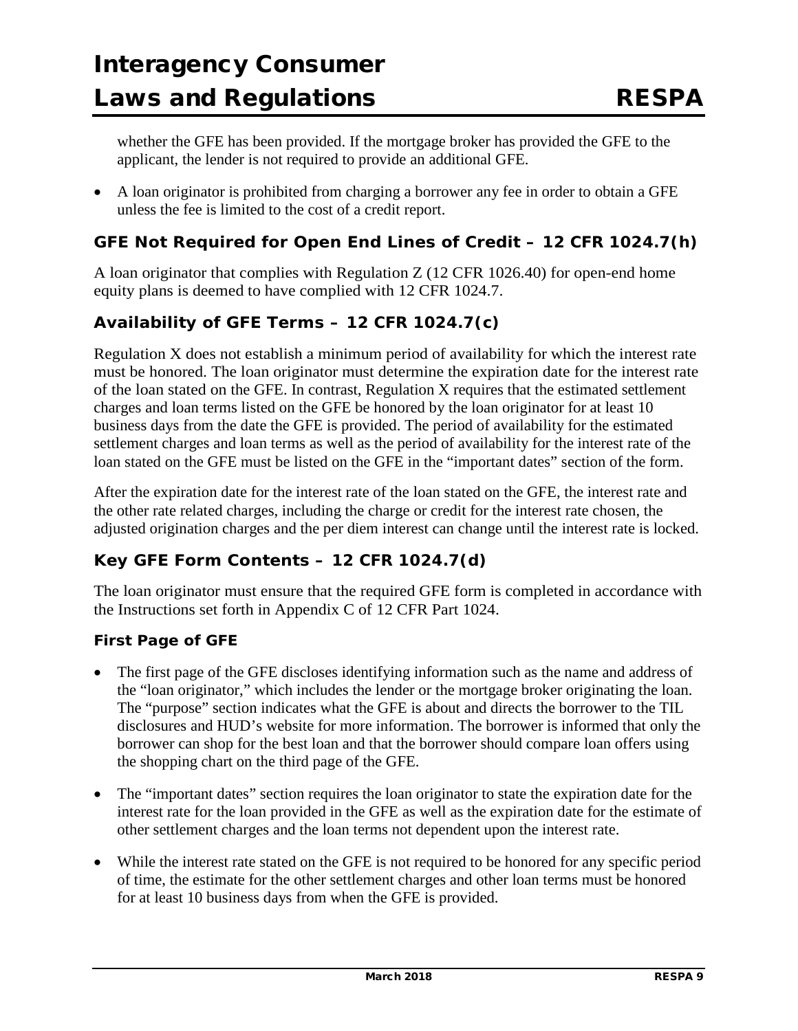whether the GFE has been provided. If the mortgage broker has provided the GFE to the applicant, the lender is not required to provide an additional GFE.

- A loan originator is prohibited from charging a borrower any fee in order to obtain a GFE unless the fee is limited to the cost of a credit report.

### GFE Not Required for Open End Lines of Credit – 12 CFR 1024.7(h)

A loan originator that complies with Regulation Z (12 CFR 1026.40) for open-end home equity plans is deemed to have complied with 12 CFR 1024.7.

### Availability of GFE Terms – 12 CFR 1024.7(c)

Regulation X does not establish a minimum period of availability for which the interest rate must be honored. The loan originator must determine the expiration date for the interest rate of the loan stated on the GFE. In contrast, Regulation X requires that the estimated settlement charges and loan terms listed on the GFE be honored by the loan originator for at least 10 business days from the date the GFE is provided. The period of availability for the estimated settlement charges and loan terms as well as the period of availability for the interest rate of the loan stated on the GFE must be listed on the GFE in the "important dates" section of the form.

After the expiration date for the interest rate of the loan stated on the GFE, the interest rate and the other rate related charges, including the charge or credit for the interest rate chosen, the adjusted origination charges and the per diem interest can change until the interest rate is locked.

### Key GFE Form Contents – 12 CFR 1024.7(d)

The loan originator must ensure that the required GFE form is completed in accordance with the Instructions set forth in Appendix C of 12 CFR Part 1024.

#### First Page of GFE

- The first page of the GFE discloses identifying information such as the name and address of the "loan originator," which includes the lender or the mortgage broker originating the loan. The "purpose" section indicates what the GFE is about and directs the borrower to the TIL disclosures and HUD's website for more information. The borrower is informed that only the borrower can shop for the best loan and that the borrower should compare loan offers using the shopping chart on the third page of the GFE.

- The "important dates" section requires the loan originator to state the expiration date for the interest rate for the loan provided in the GFE as well as the expiration date for the estimate of other settlement charges and the loan terms not dependent upon the interest rate.

- While the interest rate stated on the GFE is not required to be honored for any specific period of time, the estimate for the other settlement charges and other loan terms must be honored for at least 10 business days from when the GFE is provided.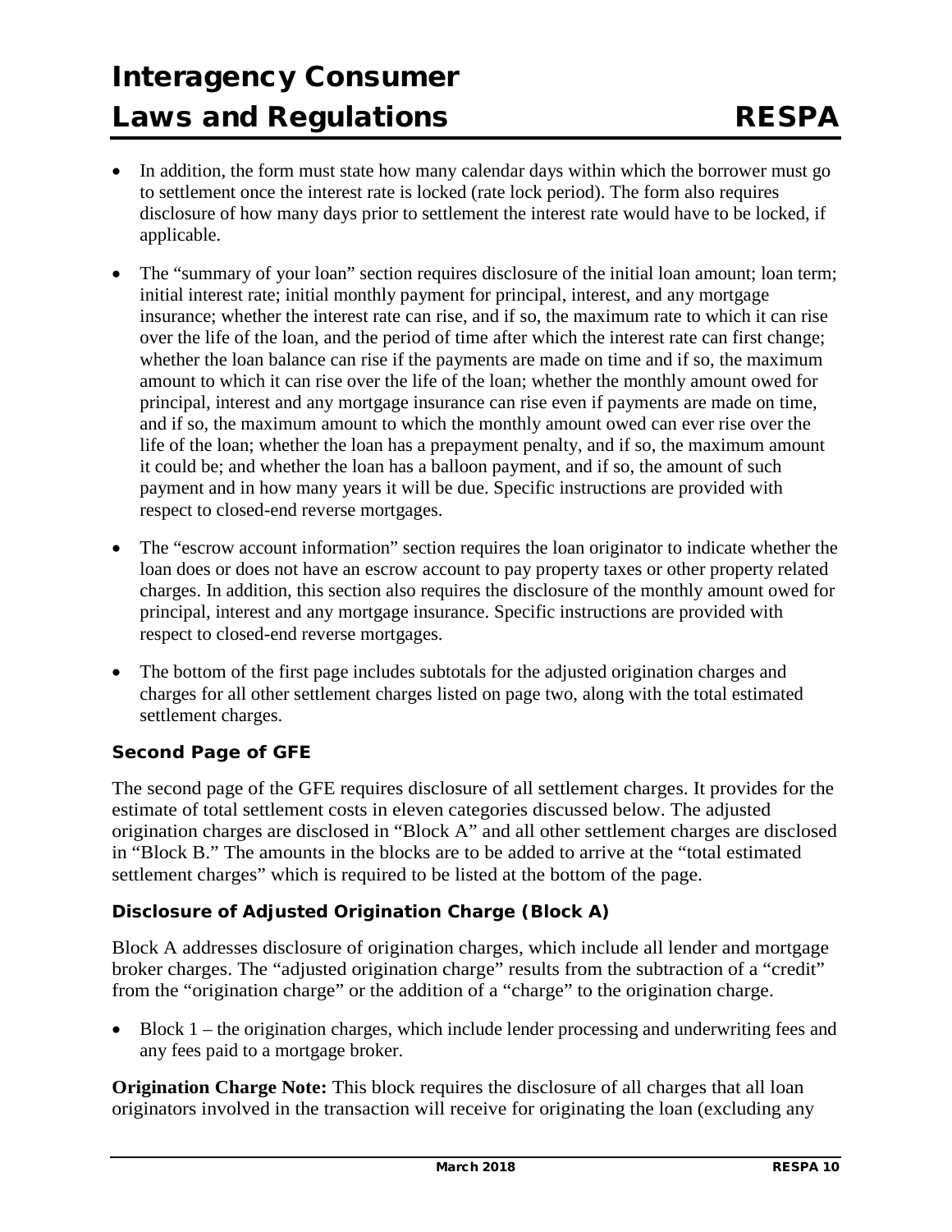- In addition, the form must state how many calendar days within which the borrower must go to settlement once the interest rate is locked (rate lock period). The form also requires disclosure of how many days prior to settlement the interest rate would have to be locked, if applicable.
- The "summary of your loan" section requires disclosure of the initial loan amount; loan term; initial interest rate; initial monthly payment for principal, interest, and any mortgage insurance; whether the interest rate can rise, and if so, the maximum rate to which it can rise over the life of the loan, and the period of time after which the interest rate can first change; whether the loan balance can rise if the payments are made on time and if so, the maximum amount to which it can rise over the life of the loan; whether the monthly amount owed for principal, interest and any mortgage insurance can rise even if payments are made on time, and if so, the maximum amount to which the monthly amount owed can ever rise over the life of the loan; whether the loan has a prepayment penalty, and if so, the maximum amount it could be; and whether the loan has a balloon payment, and if so, the amount of such payment and in how many years it will be due. Specific instructions are provided with respect to closed-end reverse mortgages.
- The "escrow account information" section requires the loan originator to indicate whether the loan does or does not have an escrow account to pay property taxes or other property related charges. In addition, this section also requires the disclosure of the monthly amount owed for principal, interest and any mortgage insurance. Specific instructions are provided with respect to closed-end reverse mortgages.
- The bottom of the first page includes subtotals for the adjusted origination charges and charges for all other settlement charges listed on page two, along with the total estimated settlement charges.

#### Second Page of GFE

The second page of the GFE requires disclosure of all settlement charges. It provides for the estimate of total settlement costs in eleven categories discussed below. The adjusted origination charges are disclosed in "Block A" and all other settlement charges are disclosed in "Block B." The amounts in the blocks are to be added to arrive at the "total estimated settlement charges" which is required to be listed at the bottom of the page.

#### Disclosure of Adjusted Origination Charge (Block A)

Block A addresses disclosure of origination charges, which include all lender and mortgage broker charges. The "adjusted origination charge" results from the subtraction of a "credit" from the "origination charge" or the addition of a "charge" to the origination charge.

- Block 1 – the origination charges, which include lender processing and underwriting fees and any fees paid to a mortgage broker.

**Origination Charge Note:** This block requires the disclosure of all charges that all loan originators involved in the transaction will receive for originating the loan (excluding any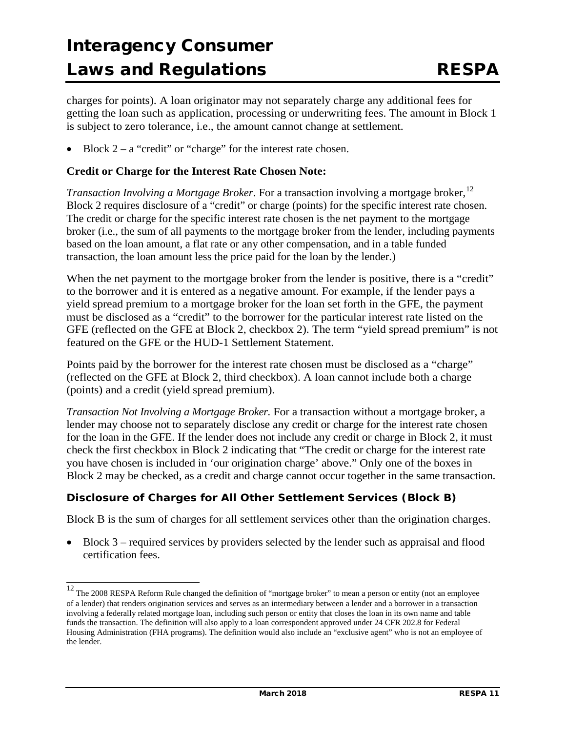charges for points). A loan originator may not separately charge any additional fees for getting the loan such as application, processing or underwriting fees. The amount in Block 1 is subject to zero tolerance, i.e., the amount cannot change at settlement.

- Block 2 – a "credit" or "charge" for the interest rate chosen.

**Credit or Charge for the Interest Rate Chosen Note:**

*Transaction Involving a Mortgage Broker*. For a transaction involving a mortgage broker,[12] Block 2 requires disclosure of a "credit" or charge (points) for the specific interest rate chosen. The credit or charge for the specific interest rate chosen is the net payment to the mortgage broker (i.e., the sum of all payments to the mortgage broker from the lender, including payments based on the loan amount, a flat rate or any other compensation, and in a table funded transaction, the loan amount less the price paid for the loan by the lender.)

When the net payment to the mortgage broker from the lender is positive, there is a "credit" to the borrower and it is entered as a negative amount. For example, if the lender pays a yield spread premium to a mortgage broker for the loan set forth in the GFE, the payment must be disclosed as a "credit" to the borrower for the particular interest rate listed on the GFE (reflected on the GFE at Block 2, checkbox 2). The term "yield spread premium" is not featured on the GFE or the HUD-1 Settlement Statement.

Points paid by the borrower for the interest rate chosen must be disclosed as a "charge" (reflected on the GFE at Block 2, third checkbox). A loan cannot include both a charge (points) and a credit (yield spread premium).

*Transaction Not Involving a Mortgage Broker.* For a transaction without a mortgage broker, a lender may choose not to separately disclose any credit or charge for the interest rate chosen for the loan in the GFE. If the lender does not include any credit or charge in Block 2, it must check the first checkbox in Block 2 indicating that "The credit or charge for the interest rate you have chosen is included in 'our origination charge' above." Only one of the boxes in Block 2 may be checked, as a credit and charge cannot occur together in the same transaction.

### Disclosure of Charges for All Other Settlement Services (Block B)

Block B is the sum of charges for all settlement services other than the origination charges.

- Block 3 – required services by providers selected by the lender such as appraisal and flood certification fees.

---

[12] The 2008 RESPA Reform Rule changed the definition of "mortgage broker" to mean a person or entity (not an employee of a lender) that renders origination services and serves as an intermediary between a lender and a borrower in a transaction involving a federally related mortgage loan, including such person or entity that closes the loan in its own name and table funds the transaction. The definition will also apply to a loan correspondent approved under 24 CFR 202.8 for Federal Housing Administration (FHA programs). The definition would also include an "exclusive agent" who is not an employee of the lender.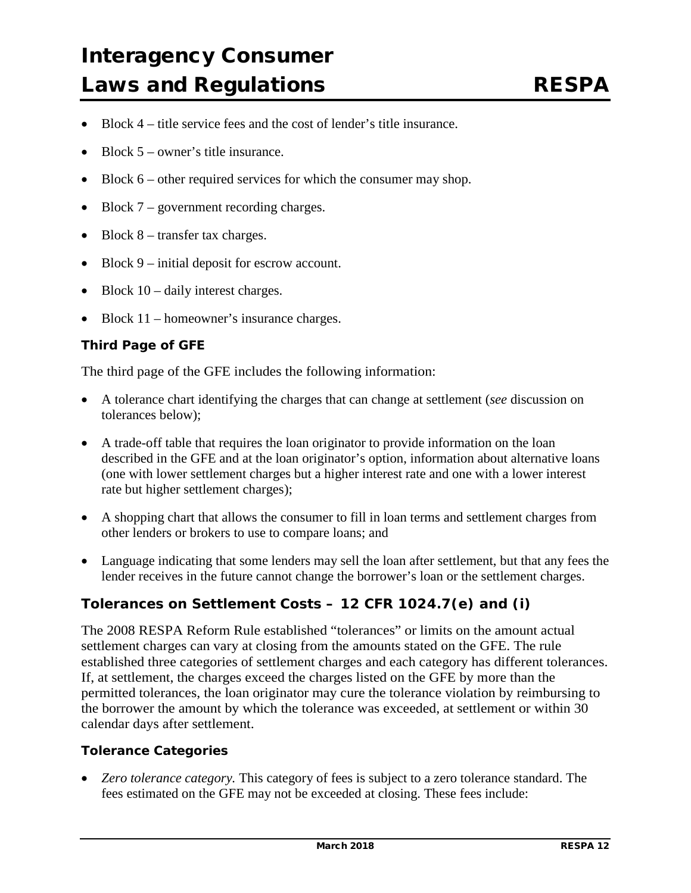- Block 4 – title service fees and the cost of lender's title insurance.
- Block 5 – owner's title insurance.
- Block 6 – other required services for which the consumer may shop.
- Block 7 – government recording charges.
- Block 8 – transfer tax charges.
- Block 9 – initial deposit for escrow account.
- Block 10 – daily interest charges.
- Block 11 – homeowner's insurance charges.

### Third Page of GFE

The third page of the GFE includes the following information:

- A tolerance chart identifying the charges that can change at settlement (*see* discussion on tolerances below);
- A trade-off table that requires the loan originator to provide information on the loan described in the GFE and at the loan originator's option, information about alternative loans (one with lower settlement charges but a higher interest rate and one with a lower interest rate but higher settlement charges);
- A shopping chart that allows the consumer to fill in loan terms and settlement charges from other lenders or brokers to use to compare loans; and
- Language indicating that some lenders may sell the loan after settlement, but that any fees the lender receives in the future cannot change the borrower's loan or the settlement charges.

## Tolerances on Settlement Costs – 12 CFR 1024.7(e) and (i)

The 2008 RESPA Reform Rule established "tolerances" or limits on the amount actual settlement charges can vary at closing from the amounts stated on the GFE. The rule established three categories of settlement charges and each category has different tolerances. If, at settlement, the charges exceed the charges listed on the GFE by more than the permitted tolerances, the loan originator may cure the tolerance violation by reimbursing to the borrower the amount by which the tolerance was exceeded, at settlement or within 30 calendar days after settlement.

### Tolerance Categories

- *Zero tolerance category.* This category of fees is subject to a zero tolerance standard. The fees estimated on the GFE may not be exceeded at closing. These fees include: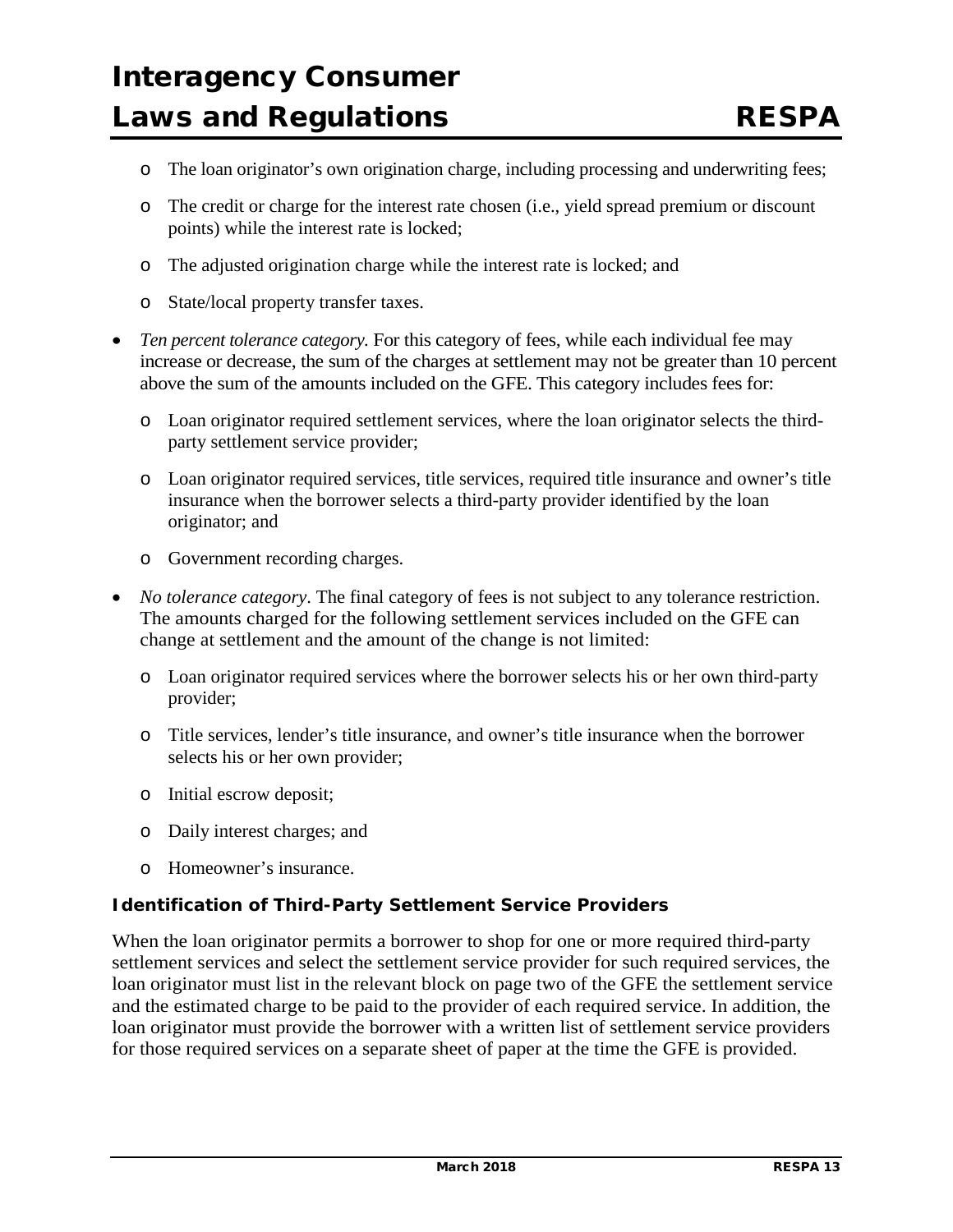- The loan originator's own origination charge, including processing and underwriting fees;
    - The credit or charge for the interest rate chosen (i.e., yield spread premium or discount points) while the interest rate is locked;
    - The adjusted origination charge while the interest rate is locked; and
    - State/local property transfer taxes.

- *Ten percent tolerance category.* For this category of fees, while each individual fee may increase or decrease, the sum of the charges at settlement may not be greater than 10 percent above the sum of the amounts included on the GFE. This category includes fees for:
    - Loan originator required settlement services, where the loan originator selects the third-party settlement service provider;
    - Loan originator required services, title services, required title insurance and owner's title insurance when the borrower selects a third-party provider identified by the loan originator; and
    - Government recording charges.

- *No tolerance category*. The final category of fees is not subject to any tolerance restriction. The amounts charged for the following settlement services included on the GFE can change at settlement and the amount of the change is not limited:
    - Loan originator required services where the borrower selects his or her own third-party provider;
    - Title services, lender's title insurance, and owner's title insurance when the borrower selects his or her own provider;
    - Initial escrow deposit;
    - Daily interest charges; and
    - Homeowner's insurance.

### Identification of Third-Party Settlement Service Providers

When the loan originator permits a borrower to shop for one or more required third-party settlement services and select the settlement service provider for such required services, the loan originator must list in the relevant block on page two of the GFE the settlement service and the estimated charge to be paid to the provider of each required service. In addition, the loan originator must provide the borrower with a written list of settlement service providers for those required services on a separate sheet of paper at the time the GFE is provided.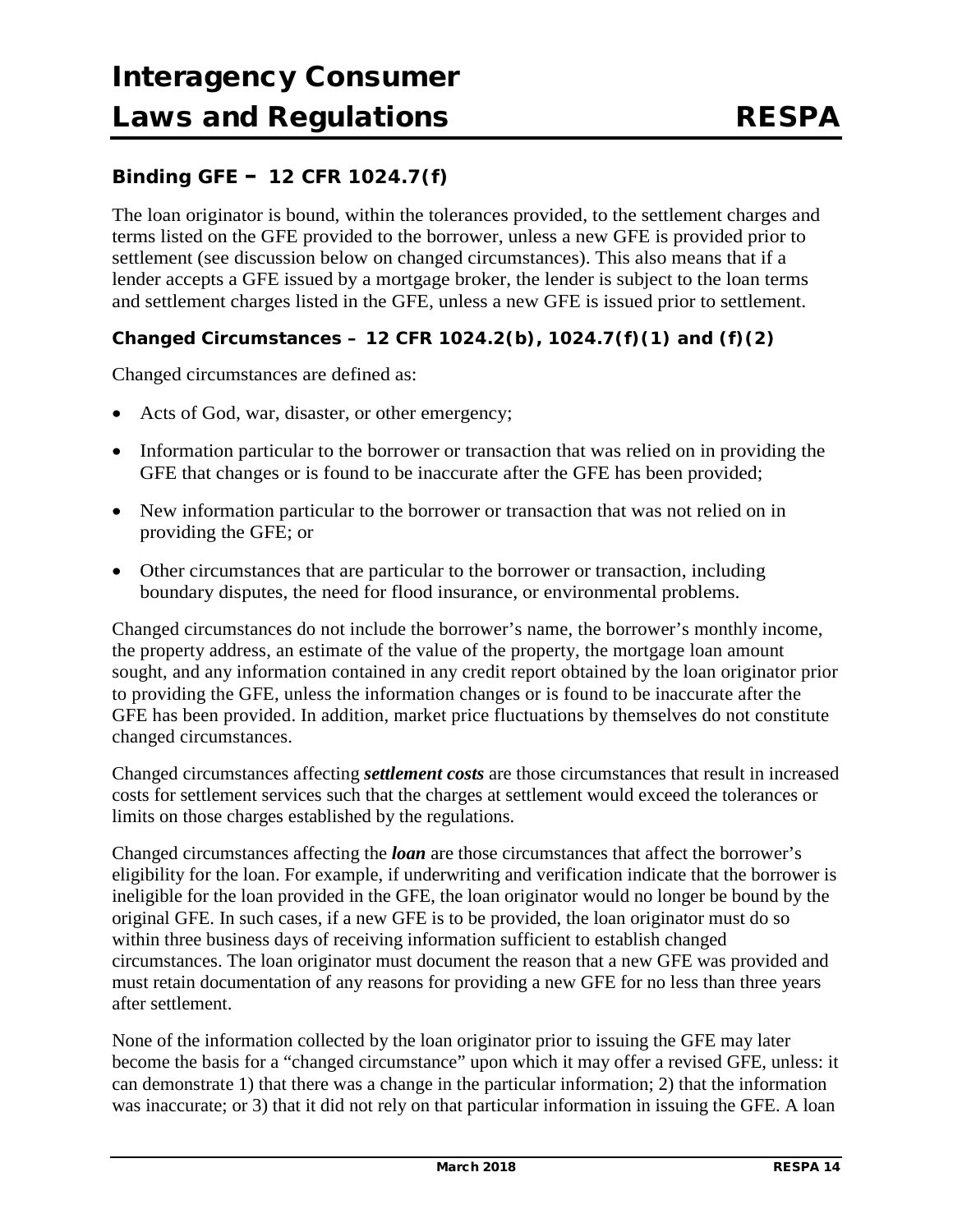### Binding GFE – 12 CFR 1024.7(f)

The loan originator is bound, within the tolerances provided, to the settlement charges and terms listed on the GFE provided to the borrower, unless a new GFE is provided prior to settlement (see discussion below on changed circumstances). This also means that if a lender accepts a GFE issued by a mortgage broker, the lender is subject to the loan terms and settlement charges listed in the GFE, unless a new GFE is issued prior to settlement.

### Changed Circumstances – 12 CFR 1024.2(b), 1024.7(f)(1) and (f)(2)

Changed circumstances are defined as:

- Acts of God, war, disaster, or other emergency;
- Information particular to the borrower or transaction that was relied on in providing the GFE that changes or is found to be inaccurate after the GFE has been provided;
- New information particular to the borrower or transaction that was not relied on in providing the GFE; or
- Other circumstances that are particular to the borrower or transaction, including boundary disputes, the need for flood insurance, or environmental problems.

Changed circumstances do not include the borrower's name, the borrower's monthly income, the property address, an estimate of the value of the property, the mortgage loan amount sought, and any information contained in any credit report obtained by the loan originator prior to providing the GFE, unless the information changes or is found to be inaccurate after the GFE has been provided. In addition, market price fluctuations by themselves do not constitute changed circumstances.

Changed circumstances affecting ***settlement costs*** are those circumstances that result in increased costs for settlement services such that the charges at settlement would exceed the tolerances or limits on those charges established by the regulations.

Changed circumstances affecting the ***loan*** are those circumstances that affect the borrower's eligibility for the loan. For example, if underwriting and verification indicate that the borrower is ineligible for the loan provided in the GFE, the loan originator would no longer be bound by the original GFE. In such cases, if a new GFE is to be provided, the loan originator must do so within three business days of receiving information sufficient to establish changed circumstances. The loan originator must document the reason that a new GFE was provided and must retain documentation of any reasons for providing a new GFE for no less than three years after settlement.

None of the information collected by the loan originator prior to issuing the GFE may later become the basis for a "changed circumstance" upon which it may offer a revised GFE, unless: it can demonstrate 1) that there was a change in the particular information; 2) that the information was inaccurate; or 3) that it did not rely on that particular information in issuing the GFE. A loan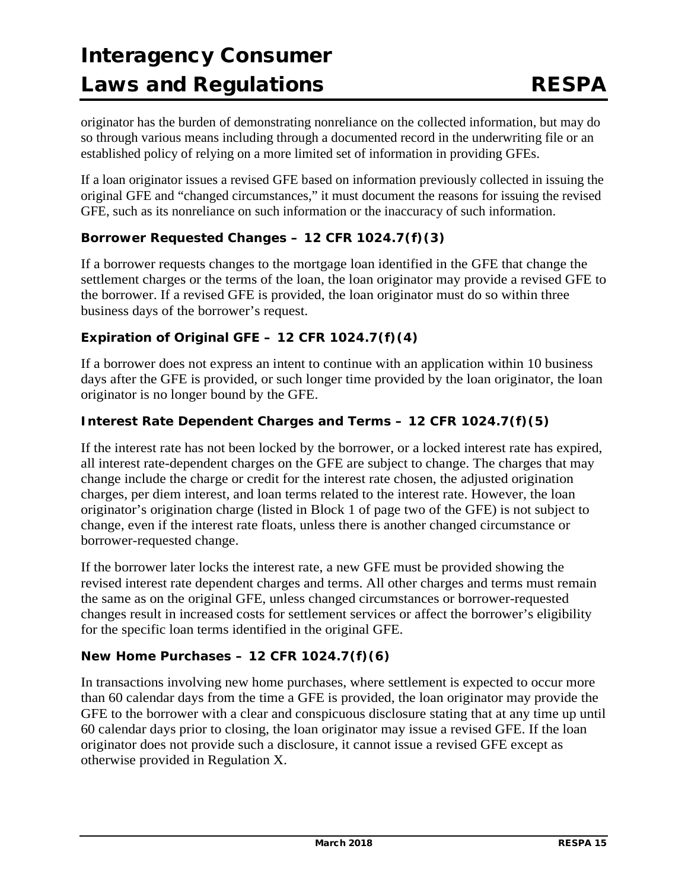originator has the burden of demonstrating nonreliance on the collected information, but may do so through various means including through a documented record in the underwriting file or an established policy of relying on a more limited set of information in providing GFEs.

If a loan originator issues a revised GFE based on information previously collected in issuing the original GFE and "changed circumstances," it must document the reasons for issuing the revised GFE, such as its nonreliance on such information or the inaccuracy of such information.

### Borrower Requested Changes – 12 CFR 1024.7(f)(3)

If a borrower requests changes to the mortgage loan identified in the GFE that change the settlement charges or the terms of the loan, the loan originator may provide a revised GFE to the borrower. If a revised GFE is provided, the loan originator must do so within three business days of the borrower's request.

### Expiration of Original GFE – 12 CFR 1024.7(f)(4)

If a borrower does not express an intent to continue with an application within 10 business days after the GFE is provided, or such longer time provided by the loan originator, the loan originator is no longer bound by the GFE.

### Interest Rate Dependent Charges and Terms – 12 CFR 1024.7(f)(5)

If the interest rate has not been locked by the borrower, or a locked interest rate has expired, all interest rate-dependent charges on the GFE are subject to change. The charges that may change include the charge or credit for the interest rate chosen, the adjusted origination charges, per diem interest, and loan terms related to the interest rate. However, the loan originator's origination charge (listed in Block 1 of page two of the GFE) is not subject to change, even if the interest rate floats, unless there is another changed circumstance or borrower-requested change.

If the borrower later locks the interest rate, a new GFE must be provided showing the revised interest rate dependent charges and terms. All other charges and terms must remain the same as on the original GFE, unless changed circumstances or borrower-requested changes result in increased costs for settlement services or affect the borrower's eligibility for the specific loan terms identified in the original GFE.

### New Home Purchases – 12 CFR 1024.7(f)(6)

In transactions involving new home purchases, where settlement is expected to occur more than 60 calendar days from the time a GFE is provided, the loan originator may provide the GFE to the borrower with a clear and conspicuous disclosure stating that at any time up until 60 calendar days prior to closing, the loan originator may issue a revised GFE. If the loan originator does not provide such a disclosure, it cannot issue a revised GFE except as otherwise provided in Regulation X.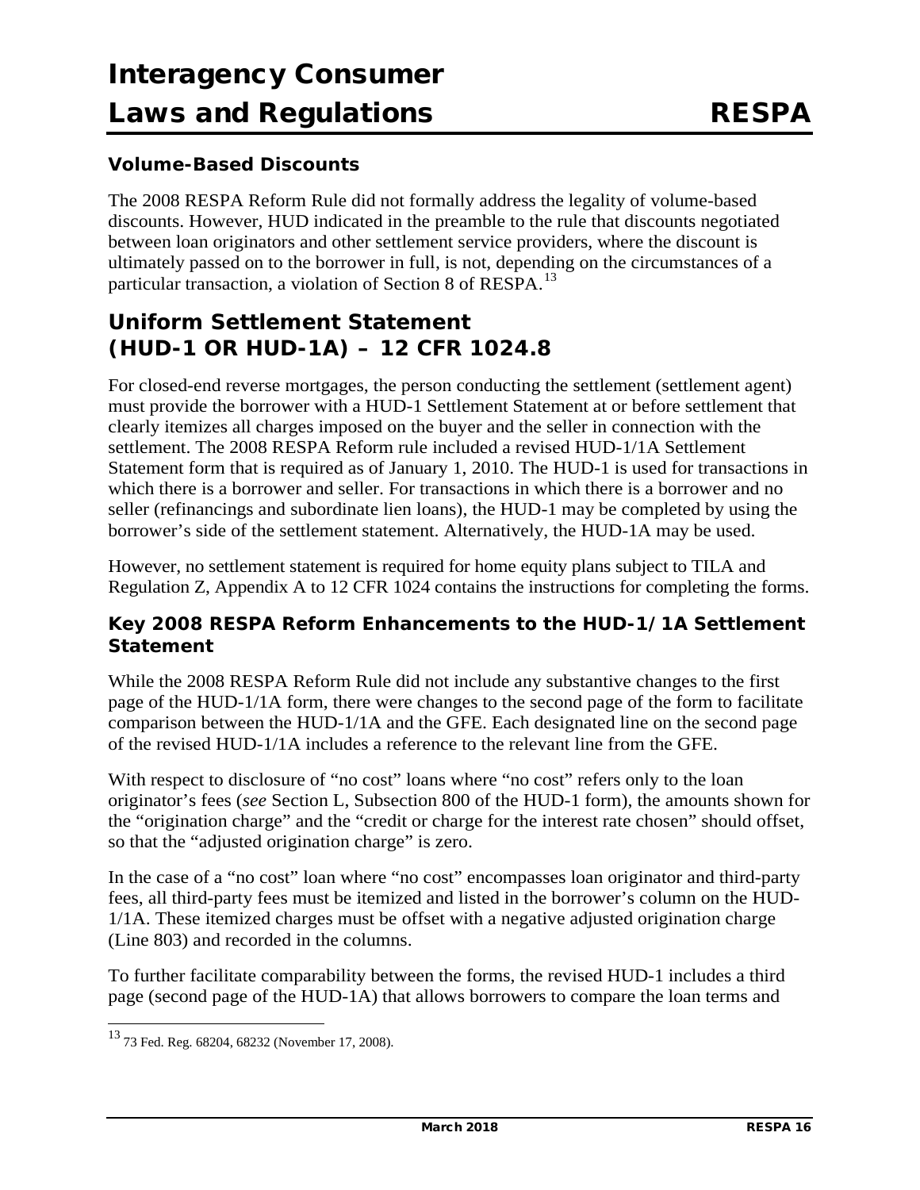### Volume-Based Discounts

The 2008 RESPA Reform Rule did not formally address the legality of volume-based discounts. However, HUD indicated in the preamble to the rule that discounts negotiated between loan originators and other settlement service providers, where the discount is ultimately passed on to the borrower in full, is not, depending on the circumstances of a particular transaction, a violation of Section 8 of RESPA.[13]

## Uniform Settlement Statement (HUD-1 OR HUD-1A) – 12 CFR 1024.8

For closed-end reverse mortgages, the person conducting the settlement (settlement agent) must provide the borrower with a HUD-1 Settlement Statement at or before settlement that clearly itemizes all charges imposed on the buyer and the seller in connection with the settlement. The 2008 RESPA Reform rule included a revised HUD-1/1A Settlement Statement form that is required as of January 1, 2010. The HUD-1 is used for transactions in which there is a borrower and seller. For transactions in which there is a borrower and no seller (refinancings and subordinate lien loans), the HUD-1 may be completed by using the borrower's side of the settlement statement. Alternatively, the HUD-1A may be used.

However, no settlement statement is required for home equity plans subject to TILA and Regulation Z, Appendix A to 12 CFR 1024 contains the instructions for completing the forms.

### Key 2008 RESPA Reform Enhancements to the HUD-1/1A Settlement Statement

While the 2008 RESPA Reform Rule did not include any substantive changes to the first page of the HUD-1/1A form, there were changes to the second page of the form to facilitate comparison between the HUD-1/1A and the GFE. Each designated line on the second page of the revised HUD-1/1A includes a reference to the relevant line from the GFE.

With respect to disclosure of "no cost" loans where "no cost" refers only to the loan originator's fees (*see* Section L, Subsection 800 of the HUD-1 form), the amounts shown for the "origination charge" and the "credit or charge for the interest rate chosen" should offset, so that the "adjusted origination charge" is zero.

In the case of a "no cost" loan where "no cost" encompasses loan originator and third-party fees, all third-party fees must be itemized and listed in the borrower's column on the HUD-1/1A. These itemized charges must be offset with a negative adjusted origination charge (Line 803) and recorded in the columns.

To further facilitate comparability between the forms, the revised HUD-1 includes a third page (second page of the HUD-1A) that allows borrowers to compare the loan terms and

[13] 73 Fed. Reg. 68204, 68232 (November 17, 2008).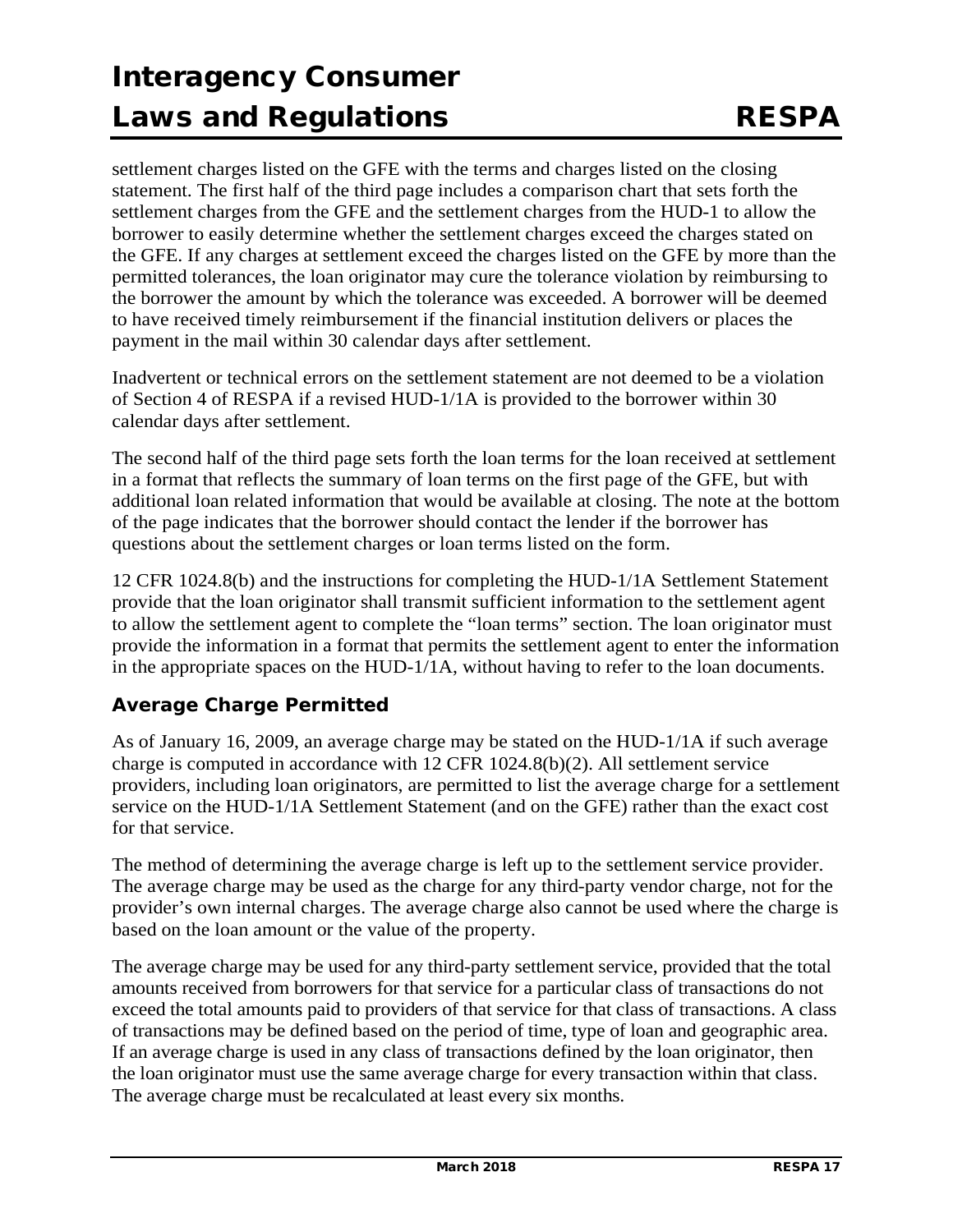settlement charges listed on the GFE with the terms and charges listed on the closing statement. The first half of the third page includes a comparison chart that sets forth the settlement charges from the GFE and the settlement charges from the HUD-1 to allow the borrower to easily determine whether the settlement charges exceed the charges stated on the GFE. If any charges at settlement exceed the charges listed on the GFE by more than the permitted tolerances, the loan originator may cure the tolerance violation by reimbursing to the borrower the amount by which the tolerance was exceeded. A borrower will be deemed to have received timely reimbursement if the financial institution delivers or places the payment in the mail within 30 calendar days after settlement.

Inadvertent or technical errors on the settlement statement are not deemed to be a violation of Section 4 of RESPA if a revised HUD-1/1A is provided to the borrower within 30 calendar days after settlement.

The second half of the third page sets forth the loan terms for the loan received at settlement in a format that reflects the summary of loan terms on the first page of the GFE, but with additional loan related information that would be available at closing. The note at the bottom of the page indicates that the borrower should contact the lender if the borrower has questions about the settlement charges or loan terms listed on the form.

12 CFR 1024.8(b) and the instructions for completing the HUD-1/1A Settlement Statement provide that the loan originator shall transmit sufficient information to the settlement agent to allow the settlement agent to complete the "loan terms" section. The loan originator must provide the information in a format that permits the settlement agent to enter the information in the appropriate spaces on the HUD-1/1A, without having to refer to the loan documents.

### Average Charge Permitted

As of January 16, 2009, an average charge may be stated on the HUD-1/1A if such average charge is computed in accordance with 12 CFR 1024.8(b)(2). All settlement service providers, including loan originators, are permitted to list the average charge for a settlement service on the HUD-1/1A Settlement Statement (and on the GFE) rather than the exact cost for that service.

The method of determining the average charge is left up to the settlement service provider. The average charge may be used as the charge for any third-party vendor charge, not for the provider's own internal charges. The average charge also cannot be used where the charge is based on the loan amount or the value of the property.

The average charge may be used for any third-party settlement service, provided that the total amounts received from borrowers for that service for a particular class of transactions do not exceed the total amounts paid to providers of that service for that class of transactions. A class of transactions may be defined based on the period of time, type of loan and geographic area. If an average charge is used in any class of transactions defined by the loan originator, then the loan originator must use the same average charge for every transaction within that class. The average charge must be recalculated at least every six months.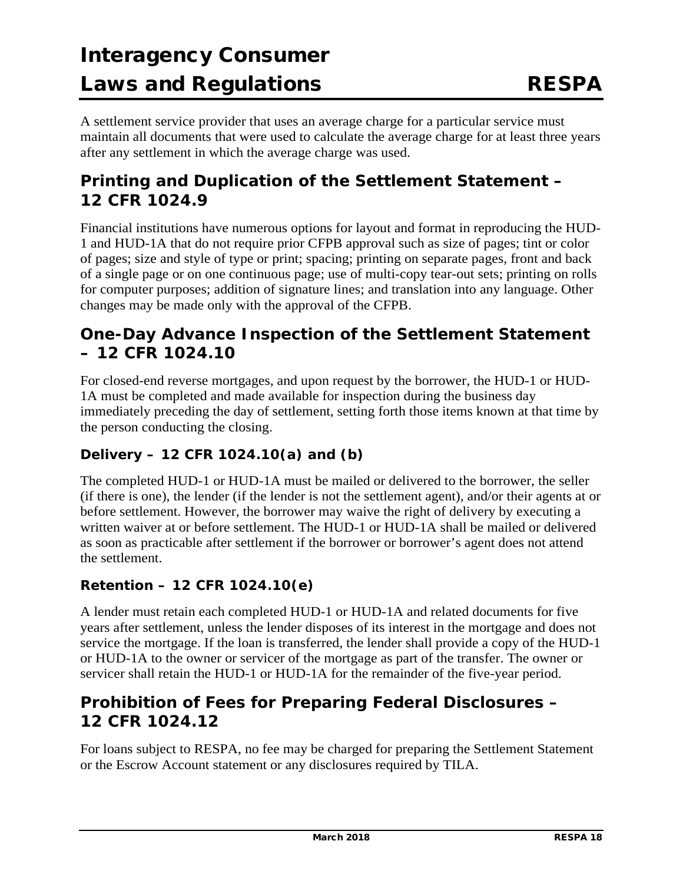A settlement service provider that uses an average charge for a particular service must maintain all documents that were used to calculate the average charge for at least three years after any settlement in which the average charge was used.

## Printing and Duplication of the Settlement Statement – 12 CFR 1024.9

Financial institutions have numerous options for layout and format in reproducing the HUD-1 and HUD-1A that do not require prior CFPB approval such as size of pages; tint or color of pages; size and style of type or print; spacing; printing on separate pages, front and back of a single page or on one continuous page; use of multi-copy tear-out sets; printing on rolls for computer purposes; addition of signature lines; and translation into any language. Other changes may be made only with the approval of the CFPB.

## One-Day Advance Inspection of the Settlement Statement – 12 CFR 1024.10

For closed-end reverse mortgages, and upon request by the borrower, the HUD-1 or HUD-1A must be completed and made available for inspection during the business day immediately preceding the day of settlement, setting forth those items known at that time by the person conducting the closing.

### Delivery – 12 CFR 1024.10(a) and (b)

The completed HUD-1 or HUD-1A must be mailed or delivered to the borrower, the seller (if there is one), the lender (if the lender is not the settlement agent), and/or their agents at or before settlement. However, the borrower may waive the right of delivery by executing a written waiver at or before settlement. The HUD-1 or HUD-1A shall be mailed or delivered as soon as practicable after settlement if the borrower or borrower's agent does not attend the settlement.

### Retention – 12 CFR 1024.10(e)

A lender must retain each completed HUD-1 or HUD-1A and related documents for five years after settlement, unless the lender disposes of its interest in the mortgage and does not service the mortgage. If the loan is transferred, the lender shall provide a copy of the HUD-1 or HUD-1A to the owner or servicer of the mortgage as part of the transfer. The owner or servicer shall retain the HUD-1 or HUD-1A for the remainder of the five-year period.

## Prohibition of Fees for Preparing Federal Disclosures – 12 CFR 1024.12

For loans subject to RESPA, no fee may be charged for preparing the Settlement Statement or the Escrow Account statement or any disclosures required by TILA.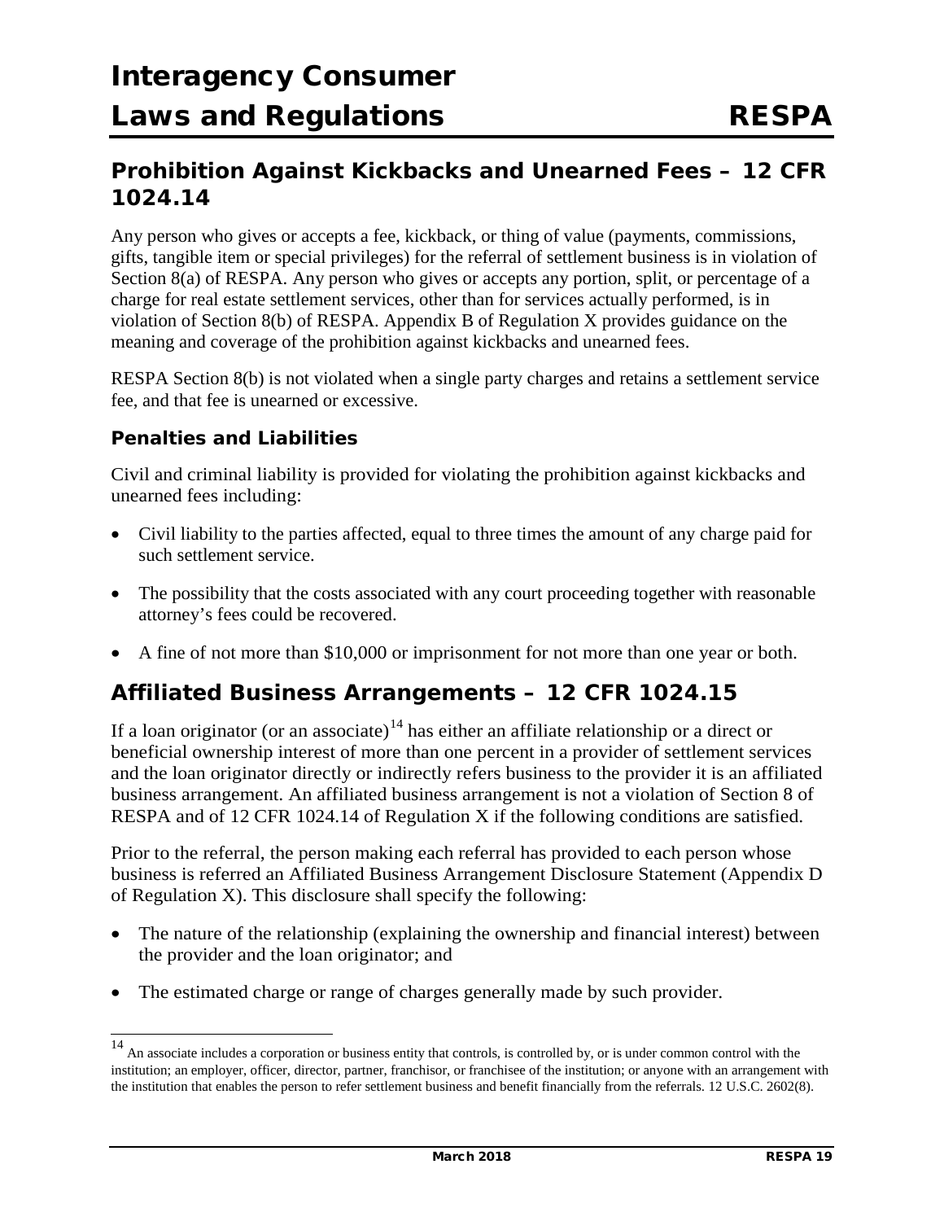## Prohibition Against Kickbacks and Unearned Fees – 12 CFR 1024.14

Any person who gives or accepts a fee, kickback, or thing of value (payments, commissions, gifts, tangible item or special privileges) for the referral of settlement business is in violation of Section 8(a) of RESPA. Any person who gives or accepts any portion, split, or percentage of a charge for real estate settlement services, other than for services actually performed, is in violation of Section 8(b) of RESPA. Appendix B of Regulation X provides guidance on the meaning and coverage of the prohibition against kickbacks and unearned fees.

RESPA Section 8(b) is not violated when a single party charges and retains a settlement service fee, and that fee is unearned or excessive.

### Penalties and Liabilities

Civil and criminal liability is provided for violating the prohibition against kickbacks and unearned fees including:

- Civil liability to the parties affected, equal to three times the amount of any charge paid for such settlement service.
- The possibility that the costs associated with any court proceeding together with reasonable attorney's fees could be recovered.
- A fine of not more than $10,000 or imprisonment for not more than one year or both.

## Affiliated Business Arrangements – 12 CFR 1024.15

If a loan originator (or an associate)[14] has either an affiliate relationship or a direct or beneficial ownership interest of more than one percent in a provider of settlement services and the loan originator directly or indirectly refers business to the provider it is an affiliated business arrangement. An affiliated business arrangement is not a violation of Section 8 of RESPA and of 12 CFR 1024.14 of Regulation X if the following conditions are satisfied.

Prior to the referral, the person making each referral has provided to each person whose business is referred an Affiliated Business Arrangement Disclosure Statement (Appendix D of Regulation X). This disclosure shall specify the following:

- The nature of the relationship (explaining the ownership and financial interest) between the provider and the loan originator; and
- The estimated charge or range of charges generally made by such provider.

[14] An associate includes a corporation or business entity that controls, is controlled by, or is under common control with the institution; an employer, officer, director, partner, franchisor, or franchisee of the institution; or anyone with an arrangement with the institution that enables the person to refer settlement business and benefit financially from the referrals. 12 U.S.C. 2602(8).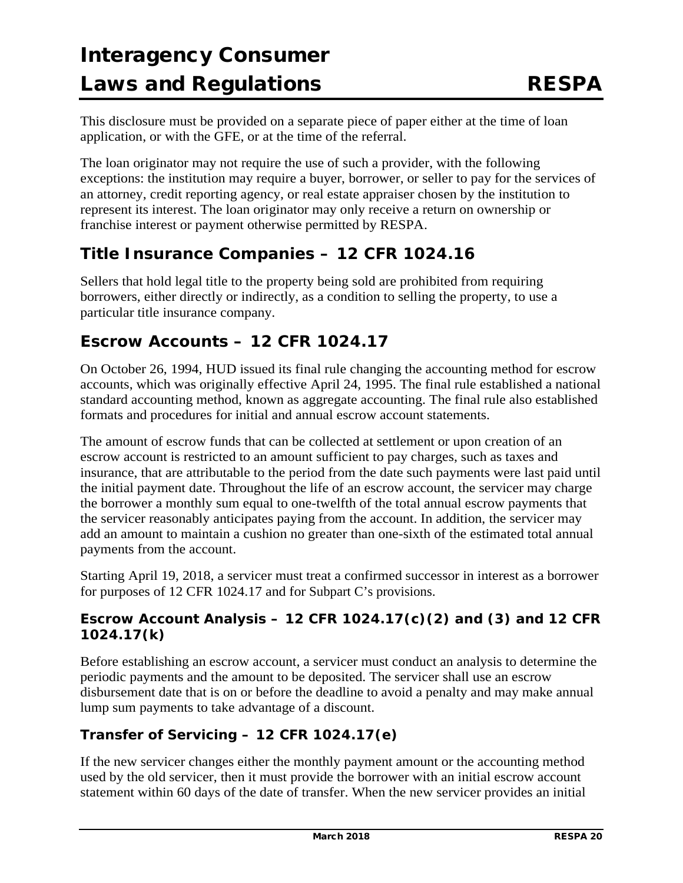This disclosure must be provided on a separate piece of paper either at the time of loan application, or with the GFE, or at the time of the referral.

The loan originator may not require the use of such a provider, with the following exceptions: the institution may require a buyer, borrower, or seller to pay for the services of an attorney, credit reporting agency, or real estate appraiser chosen by the institution to represent its interest. The loan originator may only receive a return on ownership or franchise interest or payment otherwise permitted by RESPA.

## Title Insurance Companies – 12 CFR 1024.16

Sellers that hold legal title to the property being sold are prohibited from requiring borrowers, either directly or indirectly, as a condition to selling the property, to use a particular title insurance company.

## Escrow Accounts – 12 CFR 1024.17

On October 26, 1994, HUD issued its final rule changing the accounting method for escrow accounts, which was originally effective April 24, 1995. The final rule established a national standard accounting method, known as aggregate accounting. The final rule also established formats and procedures for initial and annual escrow account statements.

The amount of escrow funds that can be collected at settlement or upon creation of an escrow account is restricted to an amount sufficient to pay charges, such as taxes and insurance, that are attributable to the period from the date such payments were last paid until the initial payment date. Throughout the life of an escrow account, the servicer may charge the borrower a monthly sum equal to one-twelfth of the total annual escrow payments that the servicer reasonably anticipates paying from the account. In addition, the servicer may add an amount to maintain a cushion no greater than one-sixth of the estimated total annual payments from the account.

Starting April 19, 2018, a servicer must treat a confirmed successor in interest as a borrower for purposes of 12 CFR 1024.17 and for Subpart C's provisions.

### Escrow Account Analysis – 12 CFR 1024.17(c)(2) and (3) and 12 CFR 1024.17(k)

Before establishing an escrow account, a servicer must conduct an analysis to determine the periodic payments and the amount to be deposited. The servicer shall use an escrow disbursement date that is on or before the deadline to avoid a penalty and may make annual lump sum payments to take advantage of a discount.

### Transfer of Servicing – 12 CFR 1024.17(e)

If the new servicer changes either the monthly payment amount or the accounting method used by the old servicer, then it must provide the borrower with an initial escrow account statement within 60 days of the date of transfer. When the new servicer provides an initial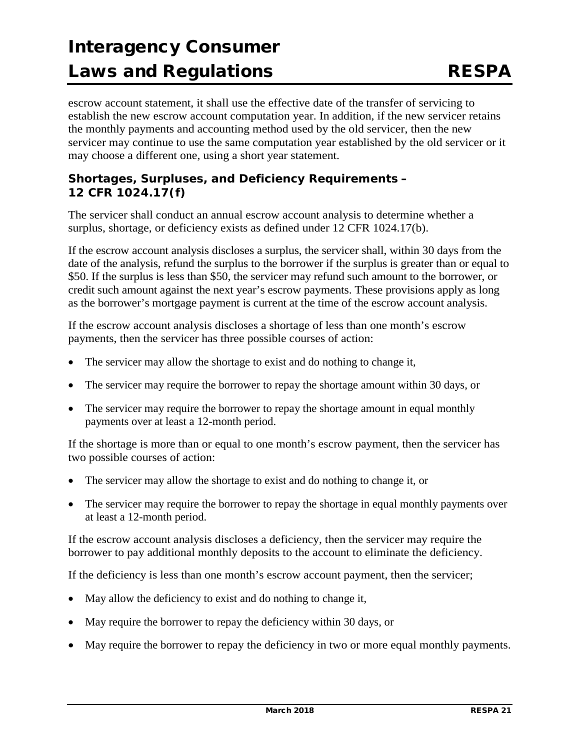escrow account statement, it shall use the effective date of the transfer of servicing to establish the new escrow account computation year. In addition, if the new servicer retains the monthly payments and accounting method used by the old servicer, then the new servicer may continue to use the same computation year established by the old servicer or it may choose a different one, using a short year statement.

### Shortages, Surpluses, and Deficiency Requirements – 12 CFR 1024.17(f)

The servicer shall conduct an annual escrow account analysis to determine whether a surplus, shortage, or deficiency exists as defined under 12 CFR 1024.17(b).

If the escrow account analysis discloses a surplus, the servicer shall, within 30 days from the date of the analysis, refund the surplus to the borrower if the surplus is greater than or equal to $50. If the surplus is less than $50, the servicer may refund such amount to the borrower, or credit such amount against the next year's escrow payments. These provisions apply as long as the borrower's mortgage payment is current at the time of the escrow account analysis.

If the escrow account analysis discloses a shortage of less than one month's escrow payments, then the servicer has three possible courses of action:

- The servicer may allow the shortage to exist and do nothing to change it,
- The servicer may require the borrower to repay the shortage amount within 30 days, or
- The servicer may require the borrower to repay the shortage amount in equal monthly payments over at least a 12-month period.

If the shortage is more than or equal to one month's escrow payment, then the servicer has two possible courses of action:

- The servicer may allow the shortage to exist and do nothing to change it, or
- The servicer may require the borrower to repay the shortage in equal monthly payments over at least a 12-month period.

If the escrow account analysis discloses a deficiency, then the servicer may require the borrower to pay additional monthly deposits to the account to eliminate the deficiency.

If the deficiency is less than one month's escrow account payment, then the servicer;

- May allow the deficiency to exist and do nothing to change it,
- May require the borrower to repay the deficiency within 30 days, or
- May require the borrower to repay the deficiency in two or more equal monthly payments.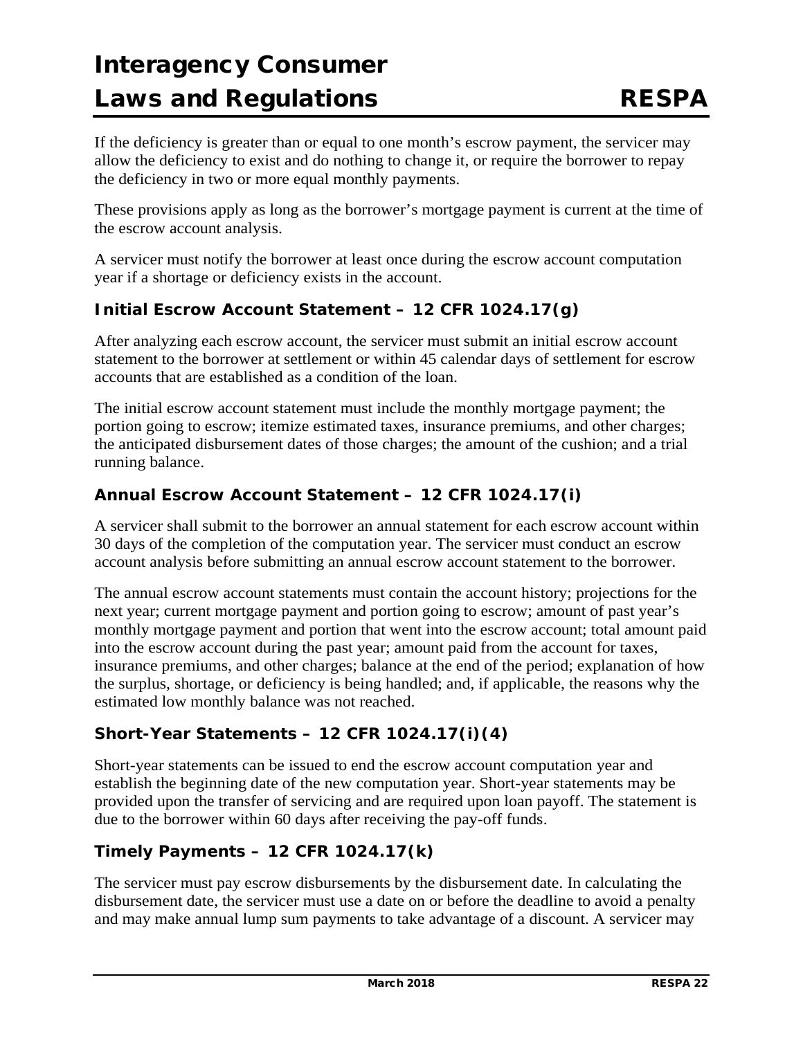If the deficiency is greater than or equal to one month's escrow payment, the servicer may allow the deficiency to exist and do nothing to change it, or require the borrower to repay the deficiency in two or more equal monthly payments.

These provisions apply as long as the borrower's mortgage payment is current at the time of the escrow account analysis.

A servicer must notify the borrower at least once during the escrow account computation year if a shortage or deficiency exists in the account.

### Initial Escrow Account Statement – 12 CFR 1024.17(g)

After analyzing each escrow account, the servicer must submit an initial escrow account statement to the borrower at settlement or within 45 calendar days of settlement for escrow accounts that are established as a condition of the loan.

The initial escrow account statement must include the monthly mortgage payment; the portion going to escrow; itemize estimated taxes, insurance premiums, and other charges; the anticipated disbursement dates of those charges; the amount of the cushion; and a trial running balance.

### Annual Escrow Account Statement – 12 CFR 1024.17(i)

A servicer shall submit to the borrower an annual statement for each escrow account within 30 days of the completion of the computation year. The servicer must conduct an escrow account analysis before submitting an annual escrow account statement to the borrower.

The annual escrow account statements must contain the account history; projections for the next year; current mortgage payment and portion going to escrow; amount of past year's monthly mortgage payment and portion that went into the escrow account; total amount paid into the escrow account during the past year; amount paid from the account for taxes, insurance premiums, and other charges; balance at the end of the period; explanation of how the surplus, shortage, or deficiency is being handled; and, if applicable, the reasons why the estimated low monthly balance was not reached.

### Short-Year Statements – 12 CFR 1024.17(i)(4)

Short-year statements can be issued to end the escrow account computation year and establish the beginning date of the new computation year. Short-year statements may be provided upon the transfer of servicing and are required upon loan payoff. The statement is due to the borrower within 60 days after receiving the pay-off funds.

### Timely Payments – 12 CFR 1024.17(k)

The servicer must pay escrow disbursements by the disbursement date. In calculating the disbursement date, the servicer must use a date on or before the deadline to avoid a penalty and may make annual lump sum payments to take advantage of a discount. A servicer may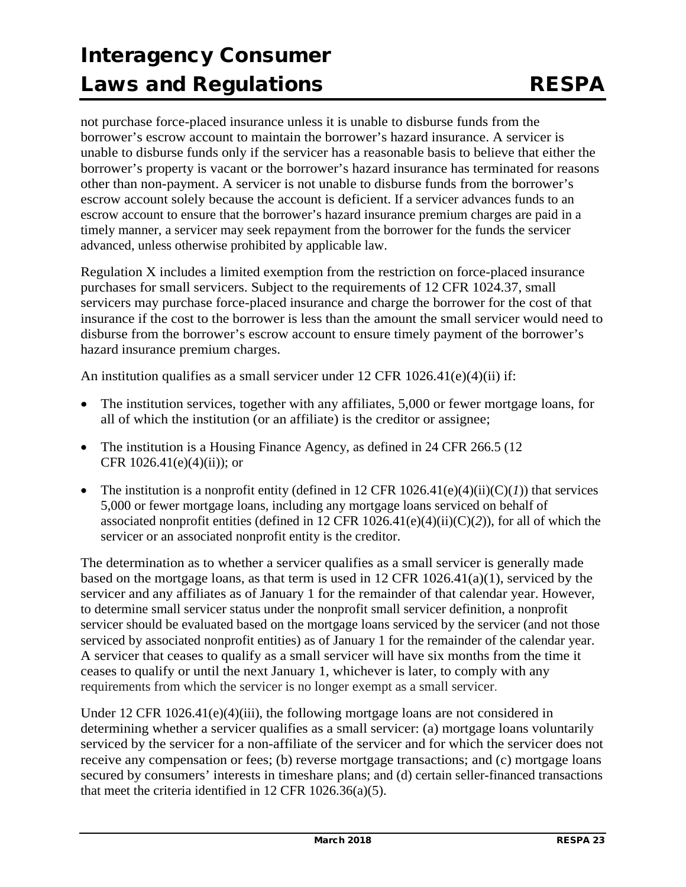not purchase force-placed insurance unless it is unable to disburse funds from the borrower's escrow account to maintain the borrower's hazard insurance. A servicer is unable to disburse funds only if the servicer has a reasonable basis to believe that either the borrower's property is vacant or the borrower's hazard insurance has terminated for reasons other than non-payment. A servicer is not unable to disburse funds from the borrower's escrow account solely because the account is deficient. If a servicer advances funds to an escrow account to ensure that the borrower's hazard insurance premium charges are paid in a timely manner, a servicer may seek repayment from the borrower for the funds the servicer advanced, unless otherwise prohibited by applicable law.

Regulation X includes a limited exemption from the restriction on force-placed insurance purchases for small servicers. Subject to the requirements of 12 CFR 1024.37, small servicers may purchase force-placed insurance and charge the borrower for the cost of that insurance if the cost to the borrower is less than the amount the small servicer would need to disburse from the borrower's escrow account to ensure timely payment of the borrower's hazard insurance premium charges.

An institution qualifies as a small servicer under 12 CFR 1026.41(e)(4)(ii) if:

- The institution services, together with any affiliates, 5,000 or fewer mortgage loans, for all of which the institution (or an affiliate) is the creditor or assignee;
- The institution is a Housing Finance Agency, as defined in 24 CFR 266.5 (12 CFR 1026.41(e)(4)(ii)); or
- The institution is a nonprofit entity (defined in 12 CFR 1026.41(e)(4)(ii)(C)(*1*)) that services 5,000 or fewer mortgage loans, including any mortgage loans serviced on behalf of associated nonprofit entities (defined in 12 CFR 1026.41(e)(4)(ii)(C)(*2*)), for all of which the servicer or an associated nonprofit entity is the creditor.

The determination as to whether a servicer qualifies as a small servicer is generally made based on the mortgage loans, as that term is used in 12 CFR 1026.41(a)(1), serviced by the servicer and any affiliates as of January 1 for the remainder of that calendar year. However, to determine small servicer status under the nonprofit small servicer definition, a nonprofit servicer should be evaluated based on the mortgage loans serviced by the servicer (and not those serviced by associated nonprofit entities) as of January 1 for the remainder of the calendar year. A servicer that ceases to qualify as a small servicer will have six months from the time it ceases to qualify or until the next January 1, whichever is later, to comply with any requirements from which the servicer is no longer exempt as a small servicer.

Under 12 CFR 1026.41(e)(4)(iii), the following mortgage loans are not considered in determining whether a servicer qualifies as a small servicer: (a) mortgage loans voluntarily serviced by the servicer for a non-affiliate of the servicer and for which the servicer does not receive any compensation or fees; (b) reverse mortgage transactions; and (c) mortgage loans secured by consumers' interests in timeshare plans; and (d) certain seller-financed transactions that meet the criteria identified in 12 CFR 1026.36(a)(5).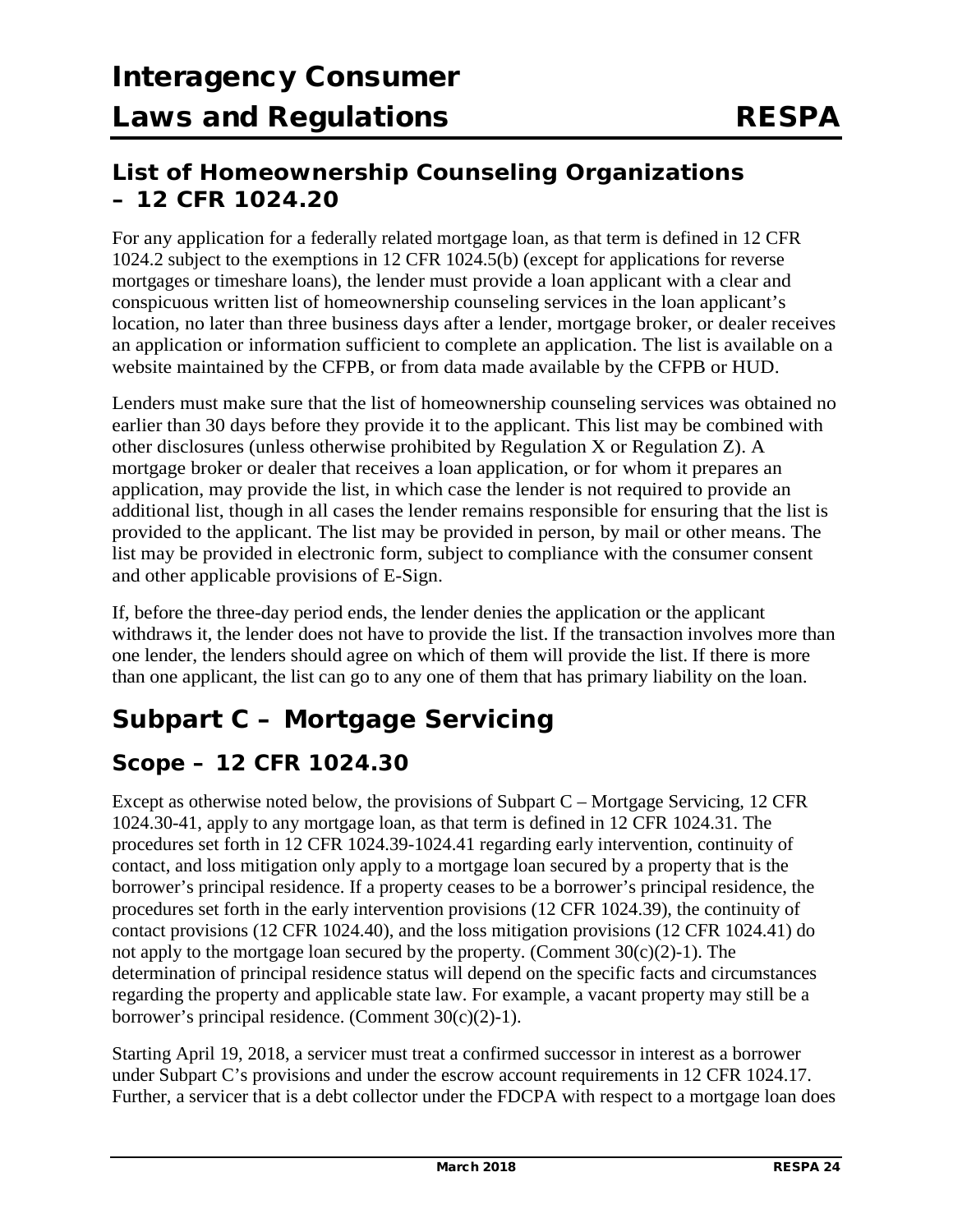## List of Homeownership Counseling Organizations – 12 CFR 1024.20

For any application for a federally related mortgage loan, as that term is defined in 12 CFR 1024.2 subject to the exemptions in 12 CFR 1024.5(b) (except for applications for reverse mortgages or timeshare loans), the lender must provide a loan applicant with a clear and conspicuous written list of homeownership counseling services in the loan applicant's location, no later than three business days after a lender, mortgage broker, or dealer receives an application or information sufficient to complete an application. The list is available on a website maintained by the CFPB, or from data made available by the CFPB or HUD.

Lenders must make sure that the list of homeownership counseling services was obtained no earlier than 30 days before they provide it to the applicant. This list may be combined with other disclosures (unless otherwise prohibited by Regulation X or Regulation Z). A mortgage broker or dealer that receives a loan application, or for whom it prepares an application, may provide the list, in which case the lender is not required to provide an additional list, though in all cases the lender remains responsible for ensuring that the list is provided to the applicant. The list may be provided in person, by mail or other means. The list may be provided in electronic form, subject to compliance with the consumer consent and other applicable provisions of E-Sign.

If, before the three-day period ends, the lender denies the application or the applicant withdraws it, the lender does not have to provide the list. If the transaction involves more than one lender, the lenders should agree on which of them will provide the list. If there is more than one applicant, the list can go to any one of them that has primary liability on the loan.

# Subpart C – Mortgage Servicing

## Scope – 12 CFR 1024.30

Except as otherwise noted below, the provisions of Subpart C – Mortgage Servicing, 12 CFR 1024.30-41, apply to any mortgage loan, as that term is defined in 12 CFR 1024.31. The procedures set forth in 12 CFR 1024.39-1024.41 regarding early intervention, continuity of contact, and loss mitigation only apply to a mortgage loan secured by a property that is the borrower's principal residence. If a property ceases to be a borrower's principal residence, the procedures set forth in the early intervention provisions (12 CFR 1024.39), the continuity of contact provisions (12 CFR 1024.40), and the loss mitigation provisions (12 CFR 1024.41) do not apply to the mortgage loan secured by the property. (Comment 30(c)(2)-1). The determination of principal residence status will depend on the specific facts and circumstances regarding the property and applicable state law. For example, a vacant property may still be a borrower's principal residence. (Comment 30(c)(2)-1).

Starting April 19, 2018, a servicer must treat a confirmed successor in interest as a borrower under Subpart C's provisions and under the escrow account requirements in 12 CFR 1024.17. Further, a servicer that is a debt collector under the FDCPA with respect to a mortgage loan does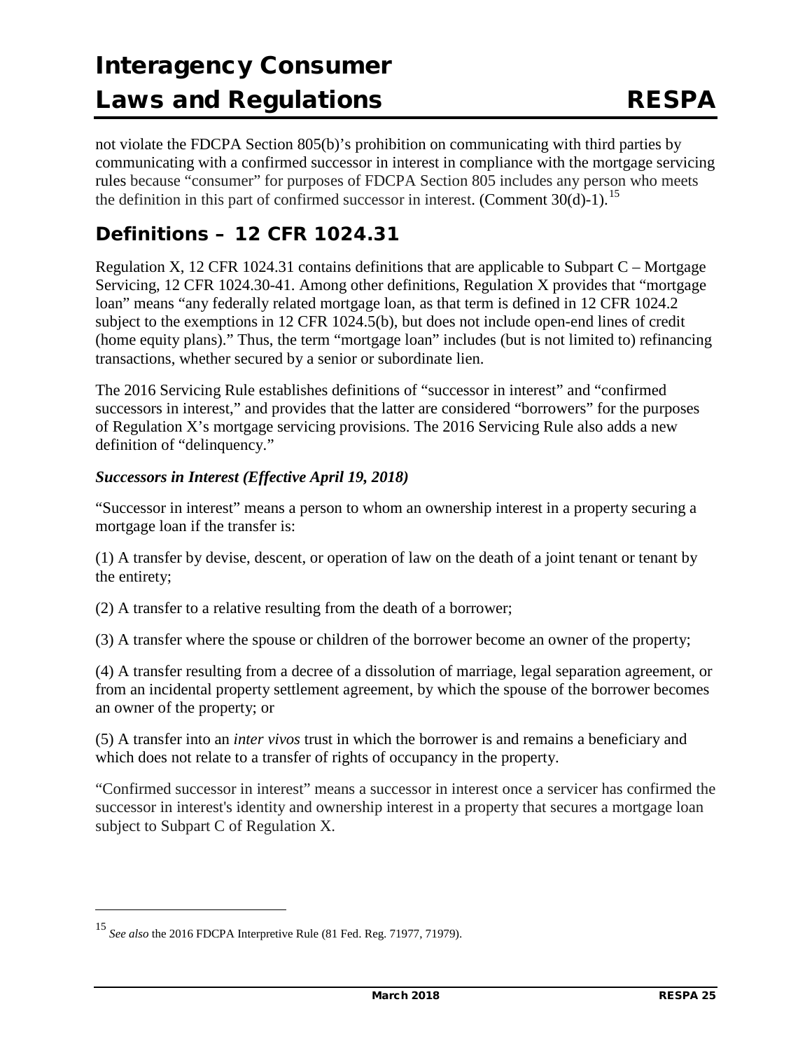not violate the FDCPA Section 805(b)'s prohibition on communicating with third parties by communicating with a confirmed successor in interest in compliance with the mortgage servicing rules because "consumer" for purposes of FDCPA Section 805 includes any person who meets the definition in this part of confirmed successor in interest. (Comment 30(d)-1).[15]

## Definitions – 12 CFR 1024.31

Regulation X, 12 CFR 1024.31 contains definitions that are applicable to Subpart C – Mortgage Servicing, 12 CFR 1024.30-41. Among other definitions, Regulation X provides that "mortgage loan" means "any federally related mortgage loan, as that term is defined in 12 CFR 1024.2 subject to the exemptions in 12 CFR 1024.5(b), but does not include open-end lines of credit (home equity plans)." Thus, the term "mortgage loan" includes (but is not limited to) refinancing transactions, whether secured by a senior or subordinate lien.

The 2016 Servicing Rule establishes definitions of "successor in interest" and "confirmed successors in interest," and provides that the latter are considered "borrowers" for the purposes of Regulation X's mortgage servicing provisions. The 2016 Servicing Rule also adds a new definition of "delinquency."

***Successors in Interest (Effective April 19, 2018)***

"Successor in interest" means a person to whom an ownership interest in a property securing a mortgage loan if the transfer is:

(1) A transfer by devise, descent, or operation of law on the death of a joint tenant or tenant by the entirety;

(2) A transfer to a relative resulting from the death of a borrower;

(3) A transfer where the spouse or children of the borrower become an owner of the property;

(4) A transfer resulting from a decree of a dissolution of marriage, legal separation agreement, or from an incidental property settlement agreement, by which the spouse of the borrower becomes an owner of the property; or

(5) A transfer into an *inter vivos* trust in which the borrower is and remains a beneficiary and which does not relate to a transfer of rights of occupancy in the property.

"Confirmed successor in interest" means a successor in interest once a servicer has confirmed the successor in interest's identity and ownership interest in a property that secures a mortgage loan subject to Subpart C of Regulation X.

---

[15] *See also* the 2016 FDCPA Interpretive Rule (81 Fed. Reg. 71977, 71979).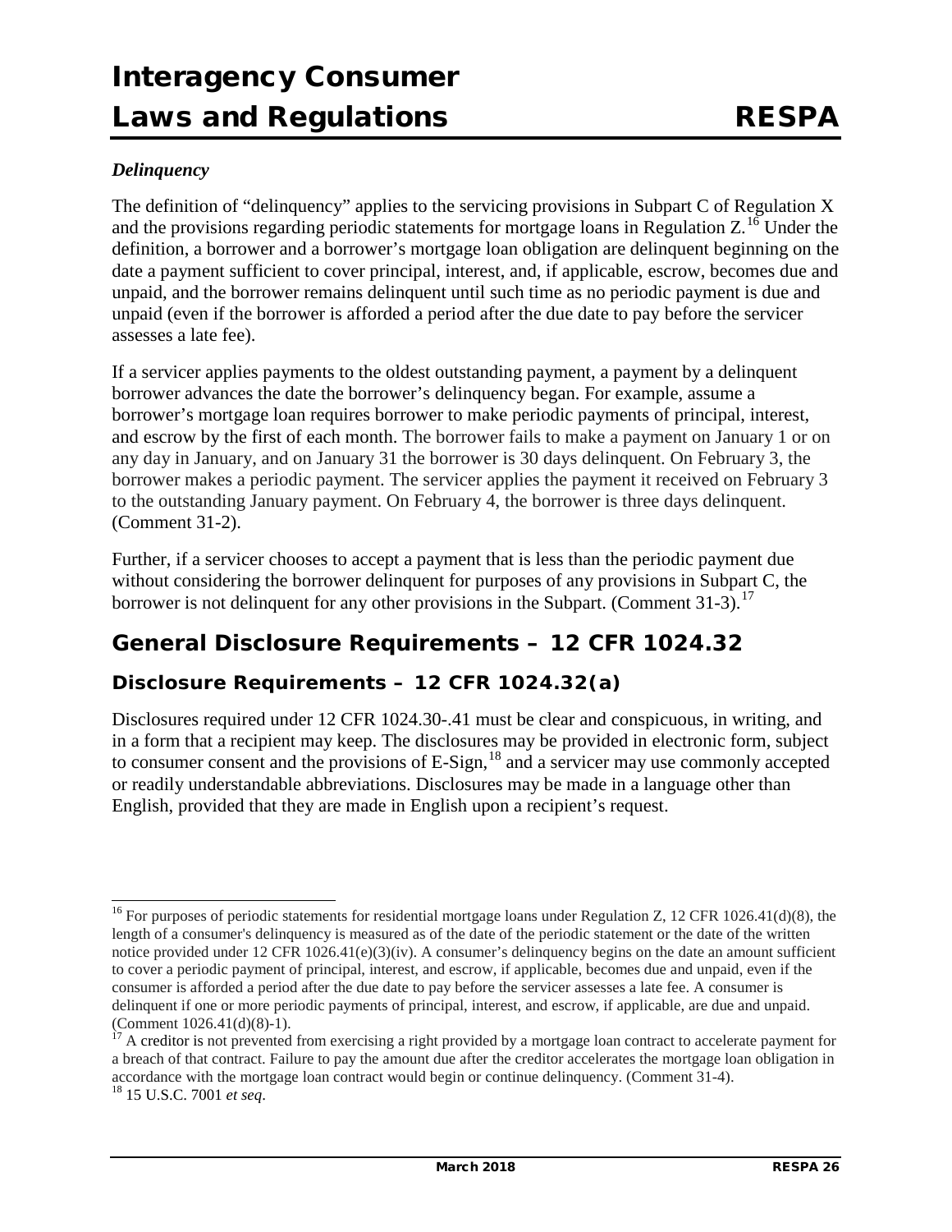### *Delinquency*

The definition of "delinquency" applies to the servicing provisions in Subpart C of Regulation X and the provisions regarding periodic statements for mortgage loans in Regulation Z.[16] Under the definition, a borrower and a borrower's mortgage loan obligation are delinquent beginning on the date a payment sufficient to cover principal, interest, and, if applicable, escrow, becomes due and unpaid, and the borrower remains delinquent until such time as no periodic payment is due and unpaid (even if the borrower is afforded a period after the due date to pay before the servicer assesses a late fee).

If a servicer applies payments to the oldest outstanding payment, a payment by a delinquent borrower advances the date the borrower's delinquency began. For example, assume a borrower's mortgage loan requires borrower to make periodic payments of principal, interest, and escrow by the first of each month. The borrower fails to make a payment on January 1 or on any day in January, and on January 31 the borrower is 30 days delinquent. On February 3, the borrower makes a periodic payment. The servicer applies the payment it received on February 3 to the outstanding January payment. On February 4, the borrower is three days delinquent. (Comment 31-2).

Further, if a servicer chooses to accept a payment that is less than the periodic payment due without considering the borrower delinquent for purposes of any provisions in Subpart C, the borrower is not delinquent for any other provisions in the Subpart. (Comment 31-3).[17]

## General Disclosure Requirements – 12 CFR 1024.32

### Disclosure Requirements – 12 CFR 1024.32(a)

Disclosures required under 12 CFR 1024.30-.41 must be clear and conspicuous, in writing, and in a form that a recipient may keep. The disclosures may be provided in electronic form, subject to consumer consent and the provisions of E-Sign,[18] and a servicer may use commonly accepted or readily understandable abbreviations. Disclosures may be made in a language other than English, provided that they are made in English upon a recipient's request.

---

[16] For purposes of periodic statements for residential mortgage loans under Regulation Z, 12 CFR 1026.41(d)(8), the length of a consumer's delinquency is measured as of the date of the periodic statement or the date of the written notice provided under 12 CFR 1026.41(e)(3)(iv). A consumer's delinquency begins on the date an amount sufficient to cover a periodic payment of principal, interest, and escrow, if applicable, becomes due and unpaid, even if the consumer is afforded a period after the due date to pay before the servicer assesses a late fee. A consumer is delinquent if one or more periodic payments of principal, interest, and escrow, if applicable, are due and unpaid. (Comment 1026.41(d)(8)-1).

[17] A creditor is not prevented from exercising a right provided by a mortgage loan contract to accelerate payment for a breach of that contract. Failure to pay the amount due after the creditor accelerates the mortgage loan obligation in accordance with the mortgage loan contract would begin or continue delinquency. (Comment 31-4).

[18] 15 U.S.C. 7001 *et seq*.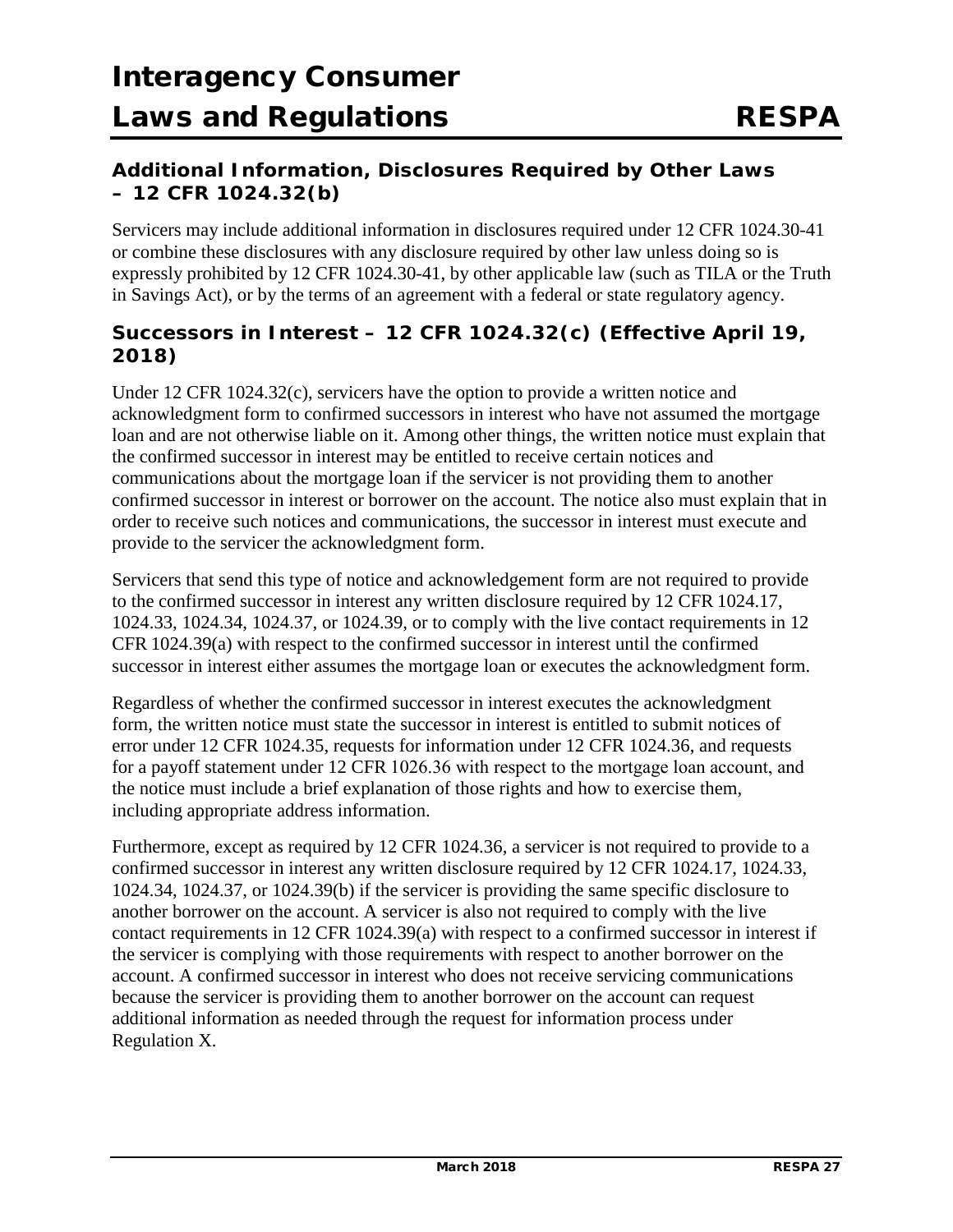### Additional Information, Disclosures Required by Other Laws – 12 CFR 1024.32(b)

Servicers may include additional information in disclosures required under 12 CFR 1024.30-41 or combine these disclosures with any disclosure required by other law unless doing so is expressly prohibited by 12 CFR 1024.30-41, by other applicable law (such as TILA or the Truth in Savings Act), or by the terms of an agreement with a federal or state regulatory agency.

### Successors in Interest – 12 CFR 1024.32(c) (Effective April 19, 2018)

Under 12 CFR 1024.32(c), servicers have the option to provide a written notice and acknowledgment form to confirmed successors in interest who have not assumed the mortgage loan and are not otherwise liable on it. Among other things, the written notice must explain that the confirmed successor in interest may be entitled to receive certain notices and communications about the mortgage loan if the servicer is not providing them to another confirmed successor in interest or borrower on the account. The notice also must explain that in order to receive such notices and communications, the successor in interest must execute and provide to the servicer the acknowledgment form.

Servicers that send this type of notice and acknowledgement form are not required to provide to the confirmed successor in interest any written disclosure required by 12 CFR 1024.17, 1024.33, 1024.34, 1024.37, or 1024.39, or to comply with the live contact requirements in 12 CFR 1024.39(a) with respect to the confirmed successor in interest until the confirmed successor in interest either assumes the mortgage loan or executes the acknowledgment form.

Regardless of whether the confirmed successor in interest executes the acknowledgment form, the written notice must state the successor in interest is entitled to submit notices of error under 12 CFR 1024.35, requests for information under 12 CFR 1024.36, and requests for a payoff statement under 12 CFR 1026.36 with respect to the mortgage loan account, and the notice must include a brief explanation of those rights and how to exercise them, including appropriate address information.

Furthermore, except as required by 12 CFR 1024.36, a servicer is not required to provide to a confirmed successor in interest any written disclosure required by 12 CFR 1024.17, 1024.33, 1024.34, 1024.37, or 1024.39(b) if the servicer is providing the same specific disclosure to another borrower on the account. A servicer is also not required to comply with the live contact requirements in 12 CFR 1024.39(a) with respect to a confirmed successor in interest if the servicer is complying with those requirements with respect to another borrower on the account. A confirmed successor in interest who does not receive servicing communications because the servicer is providing them to another borrower on the account can request additional information as needed through the request for information process under Regulation X.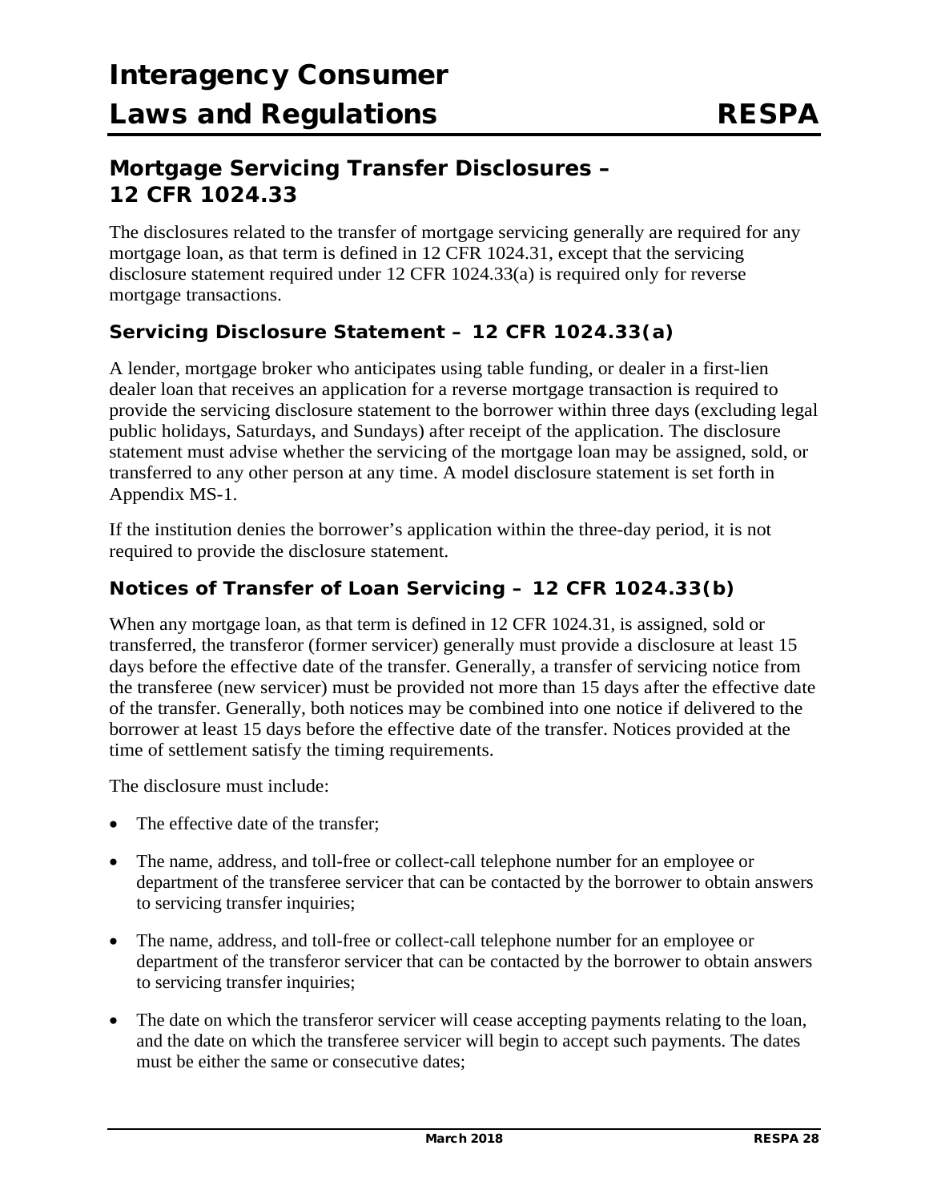## Mortgage Servicing Transfer Disclosures – 12 CFR 1024.33

The disclosures related to the transfer of mortgage servicing generally are required for any mortgage loan, as that term is defined in 12 CFR 1024.31, except that the servicing disclosure statement required under 12 CFR 1024.33(a) is required only for reverse mortgage transactions.

### Servicing Disclosure Statement – 12 CFR 1024.33(a)

A lender, mortgage broker who anticipates using table funding, or dealer in a first-lien dealer loan that receives an application for a reverse mortgage transaction is required to provide the servicing disclosure statement to the borrower within three days (excluding legal public holidays, Saturdays, and Sundays) after receipt of the application. The disclosure statement must advise whether the servicing of the mortgage loan may be assigned, sold, or transferred to any other person at any time. A model disclosure statement is set forth in Appendix MS-1.

If the institution denies the borrower's application within the three-day period, it is not required to provide the disclosure statement.

### Notices of Transfer of Loan Servicing – 12 CFR 1024.33(b)

When any mortgage loan, as that term is defined in 12 CFR 1024.31, is assigned, sold or transferred, the transferor (former servicer) generally must provide a disclosure at least 15 days before the effective date of the transfer. Generally, a transfer of servicing notice from the transferee (new servicer) must be provided not more than 15 days after the effective date of the transfer. Generally, both notices may be combined into one notice if delivered to the borrower at least 15 days before the effective date of the transfer. Notices provided at the time of settlement satisfy the timing requirements.

The disclosure must include:

- The effective date of the transfer;
- The name, address, and toll-free or collect-call telephone number for an employee or department of the transferee servicer that can be contacted by the borrower to obtain answers to servicing transfer inquiries;
- The name, address, and toll-free or collect-call telephone number for an employee or department of the transferor servicer that can be contacted by the borrower to obtain answers to servicing transfer inquiries;
- The date on which the transferor servicer will cease accepting payments relating to the loan, and the date on which the transferee servicer will begin to accept such payments. The dates must be either the same or consecutive dates;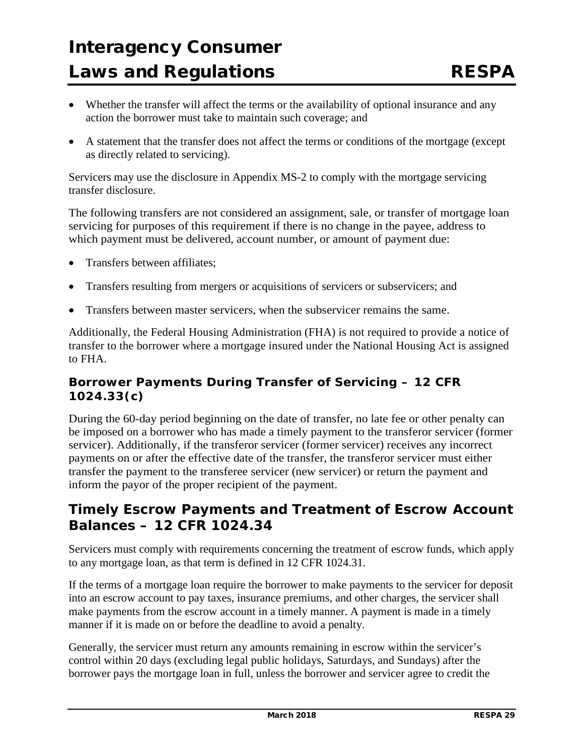- Whether the transfer will affect the terms or the availability of optional insurance and any action the borrower must take to maintain such coverage; and
- A statement that the transfer does not affect the terms or conditions of the mortgage (except as directly related to servicing).

Servicers may use the disclosure in Appendix MS-2 to comply with the mortgage servicing transfer disclosure.

The following transfers are not considered an assignment, sale, or transfer of mortgage loan servicing for purposes of this requirement if there is no change in the payee, address to which payment must be delivered, account number, or amount of payment due:

- Transfers between affiliates;
- Transfers resulting from mergers or acquisitions of servicers or subservicers; and
- Transfers between master servicers, when the subservicer remains the same.

Additionally, the Federal Housing Administration (FHA) is not required to provide a notice of transfer to the borrower where a mortgage insured under the National Housing Act is assigned to FHA.

### Borrower Payments During Transfer of Servicing – 12 CFR 1024.33(c)

During the 60-day period beginning on the date of transfer, no late fee or other penalty can be imposed on a borrower who has made a timely payment to the transferor servicer (former servicer). Additionally, if the transferor servicer (former servicer) receives any incorrect payments on or after the effective date of the transfer, the transferor servicer must either transfer the payment to the transferee servicer (new servicer) or return the payment and inform the payor of the proper recipient of the payment.

## Timely Escrow Payments and Treatment of Escrow Account Balances – 12 CFR 1024.34

Servicers must comply with requirements concerning the treatment of escrow funds, which apply to any mortgage loan, as that term is defined in 12 CFR 1024.31.

If the terms of a mortgage loan require the borrower to make payments to the servicer for deposit into an escrow account to pay taxes, insurance premiums, and other charges, the servicer shall make payments from the escrow account in a timely manner. A payment is made in a timely manner if it is made on or before the deadline to avoid a penalty.

Generally, the servicer must return any amounts remaining in escrow within the servicer's control within 20 days (excluding legal public holidays, Saturdays, and Sundays) after the borrower pays the mortgage loan in full, unless the borrower and servicer agree to credit the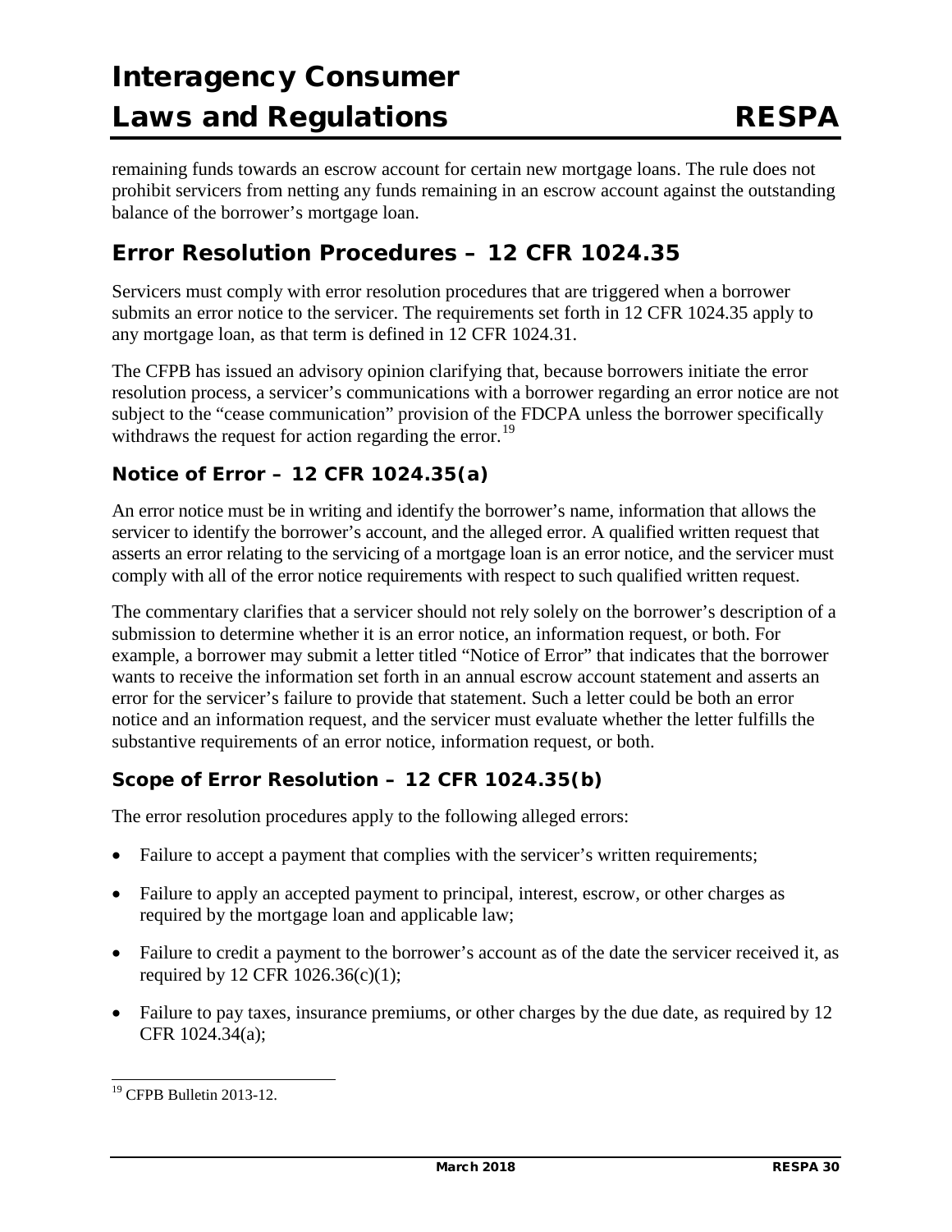remaining funds towards an escrow account for certain new mortgage loans. The rule does not prohibit servicers from netting any funds remaining in an escrow account against the outstanding balance of the borrower's mortgage loan.

## Error Resolution Procedures – 12 CFR 1024.35

Servicers must comply with error resolution procedures that are triggered when a borrower submits an error notice to the servicer. The requirements set forth in 12 CFR 1024.35 apply to any mortgage loan, as that term is defined in 12 CFR 1024.31.

The CFPB has issued an advisory opinion clarifying that, because borrowers initiate the error resolution process, a servicer's communications with a borrower regarding an error notice are not subject to the "cease communication" provision of the FDCPA unless the borrower specifically withdraws the request for action regarding the error.[19]

### Notice of Error – 12 CFR 1024.35(a)

An error notice must be in writing and identify the borrower's name, information that allows the servicer to identify the borrower's account, and the alleged error. A qualified written request that asserts an error relating to the servicing of a mortgage loan is an error notice, and the servicer must comply with all of the error notice requirements with respect to such qualified written request.

The commentary clarifies that a servicer should not rely solely on the borrower's description of a submission to determine whether it is an error notice, an information request, or both. For example, a borrower may submit a letter titled "Notice of Error" that indicates that the borrower wants to receive the information set forth in an annual escrow account statement and asserts an error for the servicer's failure to provide that statement. Such a letter could be both an error notice and an information request, and the servicer must evaluate whether the letter fulfills the substantive requirements of an error notice, information request, or both.

### Scope of Error Resolution – 12 CFR 1024.35(b)

The error resolution procedures apply to the following alleged errors:

- Failure to accept a payment that complies with the servicer's written requirements;
- Failure to apply an accepted payment to principal, interest, escrow, or other charges as required by the mortgage loan and applicable law;
- Failure to credit a payment to the borrower's account as of the date the servicer received it, as required by 12 CFR 1026.36(c)(1);
- Failure to pay taxes, insurance premiums, or other charges by the due date, as required by 12 CFR 1024.34(a);

[19] CFPB Bulletin 2013-12.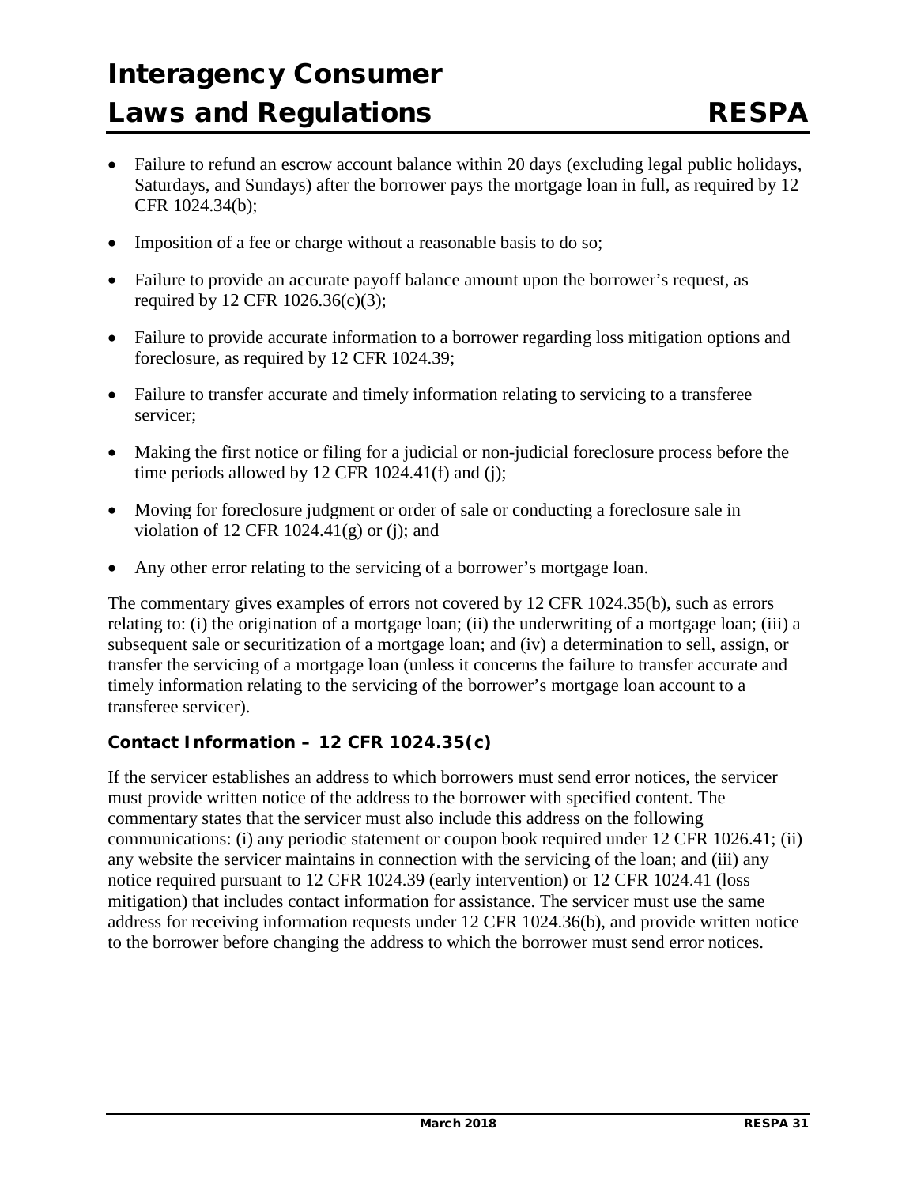- Failure to refund an escrow account balance within 20 days (excluding legal public holidays, Saturdays, and Sundays) after the borrower pays the mortgage loan in full, as required by 12 CFR 1024.34(b);
- Imposition of a fee or charge without a reasonable basis to do so;
- Failure to provide an accurate payoff balance amount upon the borrower's request, as required by 12 CFR 1026.36(c)(3);
- Failure to provide accurate information to a borrower regarding loss mitigation options and foreclosure, as required by 12 CFR 1024.39;
- Failure to transfer accurate and timely information relating to servicing to a transferee servicer;
- Making the first notice or filing for a judicial or non-judicial foreclosure process before the time periods allowed by 12 CFR 1024.41(f) and (j);
- Moving for foreclosure judgment or order of sale or conducting a foreclosure sale in violation of 12 CFR 1024.41(g) or (j); and
- Any other error relating to the servicing of a borrower's mortgage loan.

The commentary gives examples of errors not covered by 12 CFR 1024.35(b), such as errors relating to: (i) the origination of a mortgage loan; (ii) the underwriting of a mortgage loan; (iii) a subsequent sale or securitization of a mortgage loan; and (iv) a determination to sell, assign, or transfer the servicing of a mortgage loan (unless it concerns the failure to transfer accurate and timely information relating to the servicing of the borrower's mortgage loan account to a transferee servicer).

#### Contact Information – 12 CFR 1024.35(c)

If the servicer establishes an address to which borrowers must send error notices, the servicer must provide written notice of the address to the borrower with specified content. The commentary states that the servicer must also include this address on the following communications: (i) any periodic statement or coupon book required under 12 CFR 1026.41; (ii) any website the servicer maintains in connection with the servicing of the loan; and (iii) any notice required pursuant to 12 CFR 1024.39 (early intervention) or 12 CFR 1024.41 (loss mitigation) that includes contact information for assistance. The servicer must use the same address for receiving information requests under 12 CFR 1024.36(b), and provide written notice to the borrower before changing the address to which the borrower must send error notices.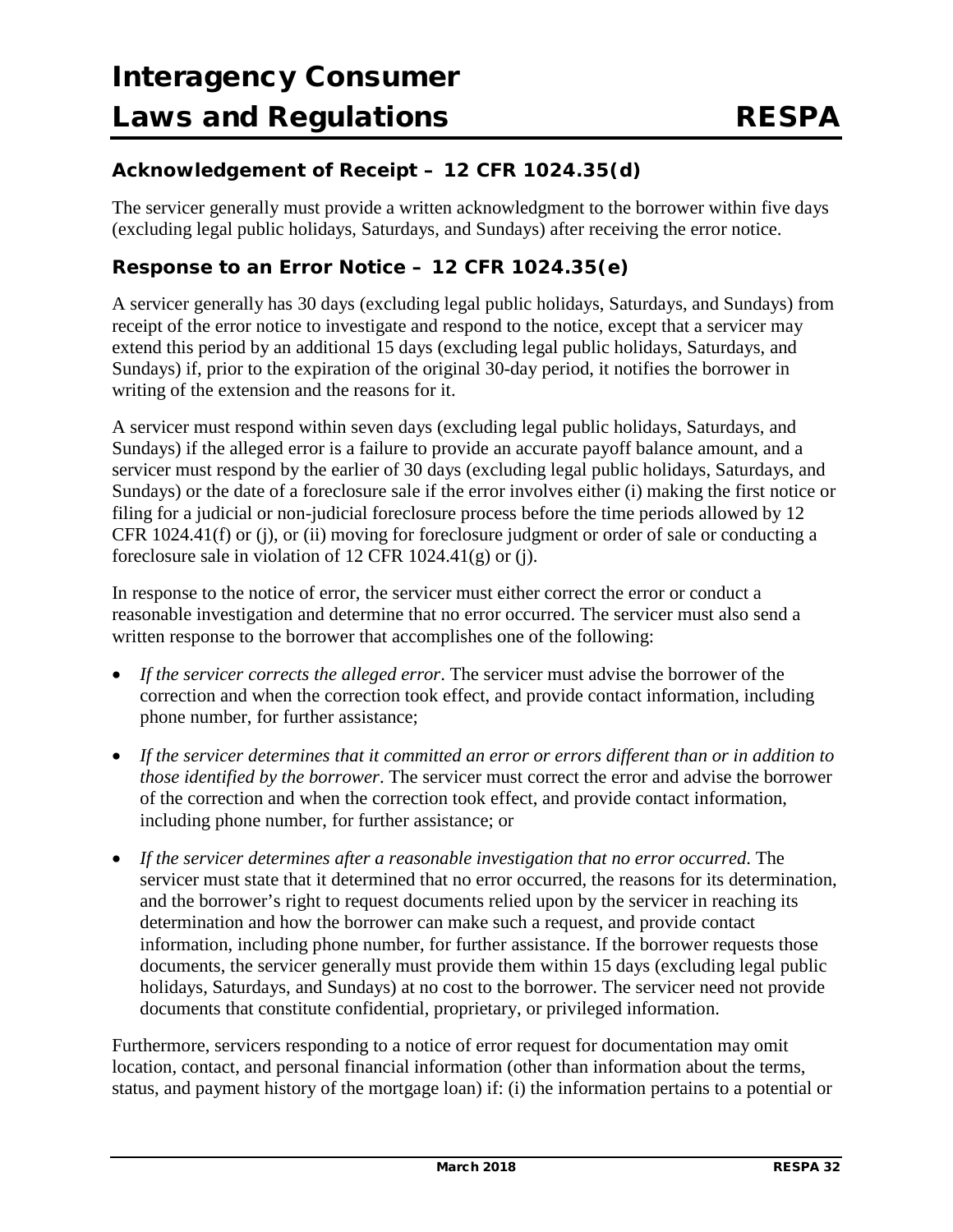### Acknowledgement of Receipt – 12 CFR 1024.35(d)

The servicer generally must provide a written acknowledgment to the borrower within five days (excluding legal public holidays, Saturdays, and Sundays) after receiving the error notice.

### Response to an Error Notice – 12 CFR 1024.35(e)

A servicer generally has 30 days (excluding legal public holidays, Saturdays, and Sundays) from receipt of the error notice to investigate and respond to the notice, except that a servicer may extend this period by an additional 15 days (excluding legal public holidays, Saturdays, and Sundays) if, prior to the expiration of the original 30-day period, it notifies the borrower in writing of the extension and the reasons for it.

A servicer must respond within seven days (excluding legal public holidays, Saturdays, and Sundays) if the alleged error is a failure to provide an accurate payoff balance amount, and a servicer must respond by the earlier of 30 days (excluding legal public holidays, Saturdays, and Sundays) or the date of a foreclosure sale if the error involves either (i) making the first notice or filing for a judicial or non-judicial foreclosure process before the time periods allowed by 12 CFR 1024.41(f) or (j), or (ii) moving for foreclosure judgment or order of sale or conducting a foreclosure sale in violation of 12 CFR 1024.41(g) or (j).

In response to the notice of error, the servicer must either correct the error or conduct a reasonable investigation and determine that no error occurred. The servicer must also send a written response to the borrower that accomplishes one of the following:

- *If the servicer corrects the alleged error*. The servicer must advise the borrower of the correction and when the correction took effect, and provide contact information, including phone number, for further assistance;
- *If the servicer determines that it committed an error or errors different than or in addition to those identified by the borrower*. The servicer must correct the error and advise the borrower of the correction and when the correction took effect, and provide contact information, including phone number, for further assistance; or
- *If the servicer determines after a reasonable investigation that no error occurred*. The servicer must state that it determined that no error occurred, the reasons for its determination, and the borrower's right to request documents relied upon by the servicer in reaching its determination and how the borrower can make such a request, and provide contact information, including phone number, for further assistance. If the borrower requests those documents, the servicer generally must provide them within 15 days (excluding legal public holidays, Saturdays, and Sundays) at no cost to the borrower. The servicer need not provide documents that constitute confidential, proprietary, or privileged information.

Furthermore, servicers responding to a notice of error request for documentation may omit location, contact, and personal financial information (other than information about the terms, status, and payment history of the mortgage loan) if: (i) the information pertains to a potential or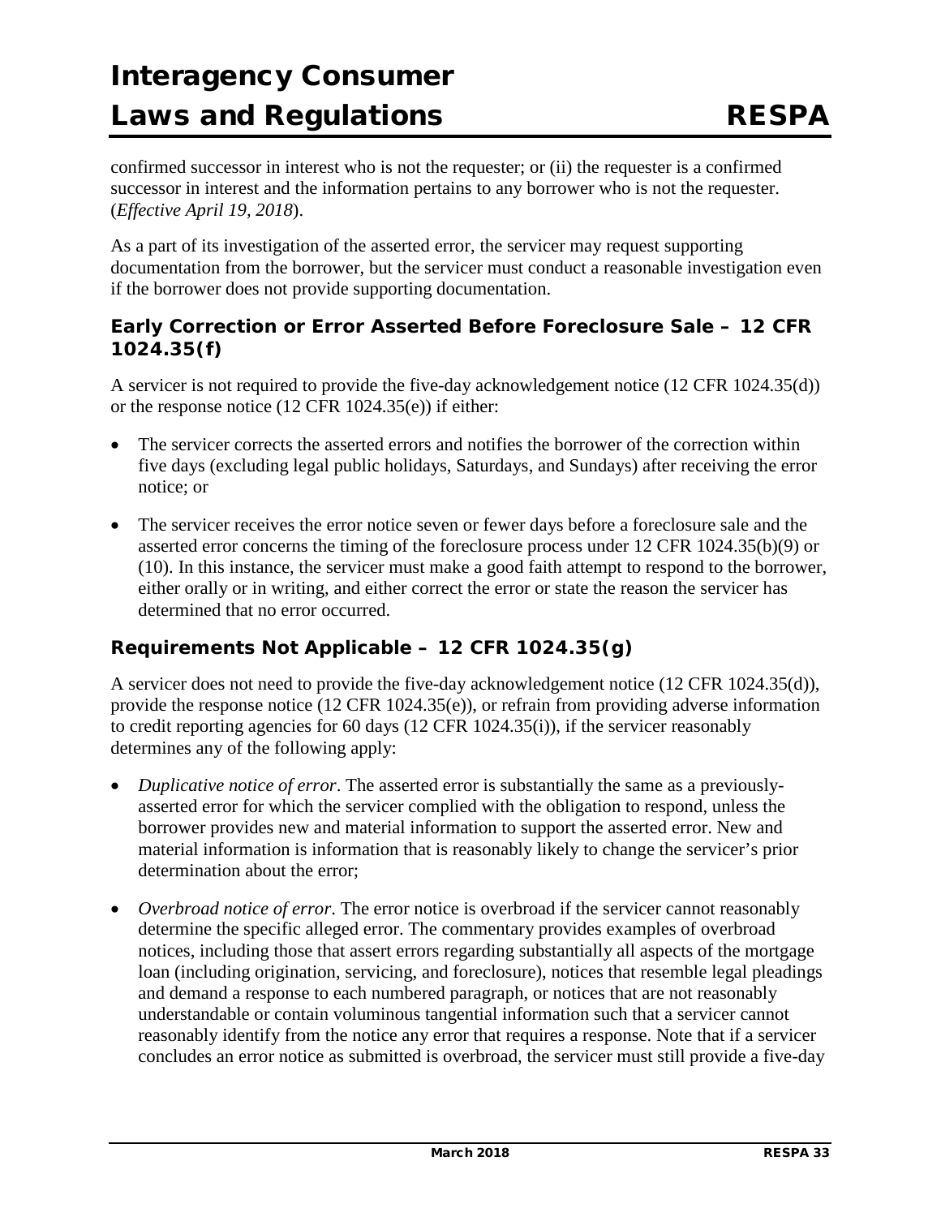confirmed successor in interest who is not the requester; or (ii) the requester is a confirmed successor in interest and the information pertains to any borrower who is not the requester. (*Effective April 19, 2018*).

As a part of its investigation of the asserted error, the servicer may request supporting documentation from the borrower, but the servicer must conduct a reasonable investigation even if the borrower does not provide supporting documentation.

### Early Correction or Error Asserted Before Foreclosure Sale – 12 CFR 1024.35(f)

A servicer is not required to provide the five-day acknowledgement notice (12 CFR 1024.35(d)) or the response notice (12 CFR 1024.35(e)) if either:

- The servicer corrects the asserted errors and notifies the borrower of the correction within five days (excluding legal public holidays, Saturdays, and Sundays) after receiving the error notice; or
- The servicer receives the error notice seven or fewer days before a foreclosure sale and the asserted error concerns the timing of the foreclosure process under 12 CFR 1024.35(b)(9) or (10). In this instance, the servicer must make a good faith attempt to respond to the borrower, either orally or in writing, and either correct the error or state the reason the servicer has determined that no error occurred.

### Requirements Not Applicable – 12 CFR 1024.35(g)

A servicer does not need to provide the five-day acknowledgement notice (12 CFR 1024.35(d)), provide the response notice (12 CFR 1024.35(e)), or refrain from providing adverse information to credit reporting agencies for 60 days (12 CFR 1024.35(i)), if the servicer reasonably determines any of the following apply:

- *Duplicative notice of error*. The asserted error is substantially the same as a previously-asserted error for which the servicer complied with the obligation to respond, unless the borrower provides new and material information to support the asserted error. New and material information is information that is reasonably likely to change the servicer's prior determination about the error;
- *Overbroad notice of error*. The error notice is overbroad if the servicer cannot reasonably determine the specific alleged error. The commentary provides examples of overbroad notices, including those that assert errors regarding substantially all aspects of the mortgage loan (including origination, servicing, and foreclosure), notices that resemble legal pleadings and demand a response to each numbered paragraph, or notices that are not reasonably understandable or contain voluminous tangential information such that a servicer cannot reasonably identify from the notice any error that requires a response. Note that if a servicer concludes an error notice as submitted is overbroad, the servicer must still provide a five-day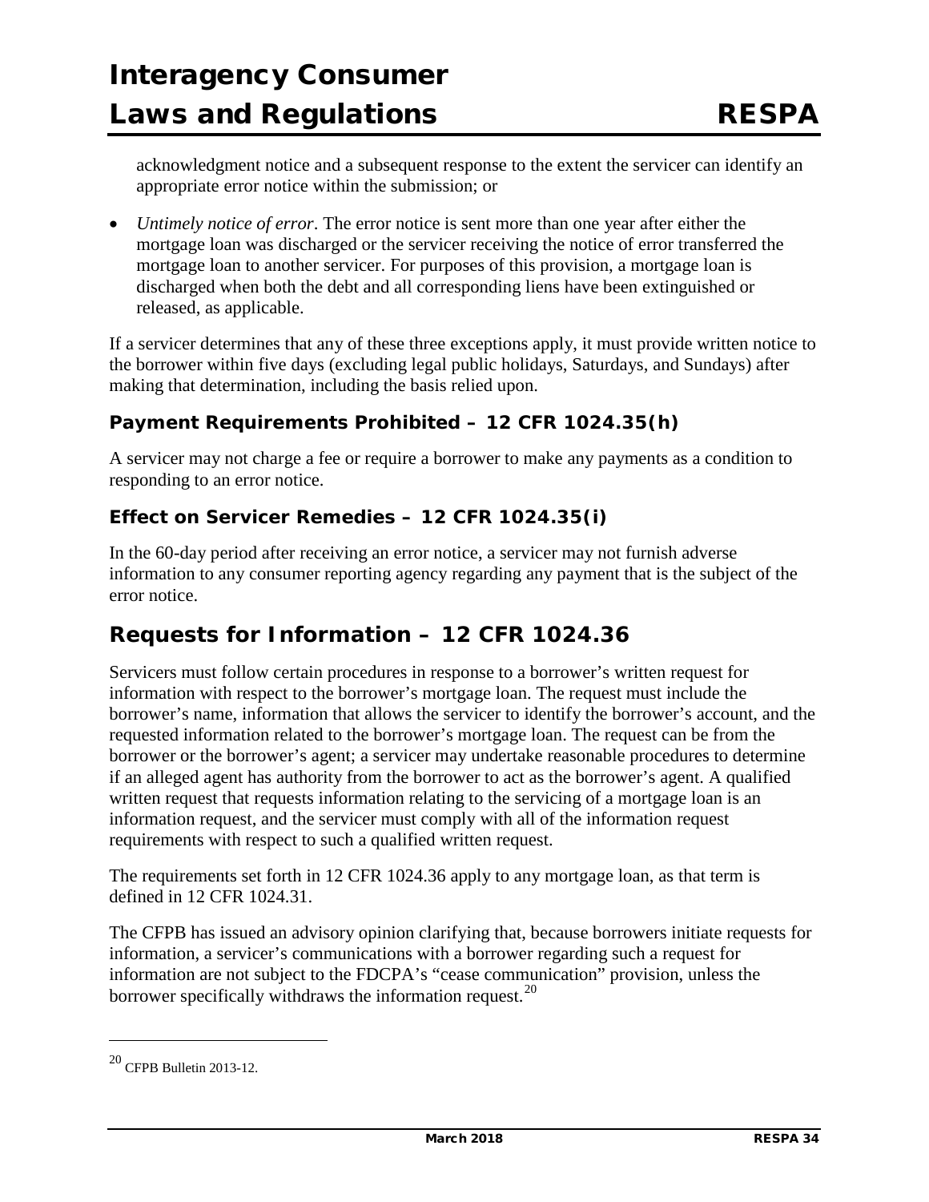acknowledgment notice and a subsequent response to the extent the servicer can identify an appropriate error notice within the submission; or

- *Untimely notice of error*. The error notice is sent more than one year after either the mortgage loan was discharged or the servicer receiving the notice of error transferred the mortgage loan to another servicer. For purposes of this provision, a mortgage loan is discharged when both the debt and all corresponding liens have been extinguished or released, as applicable.

If a servicer determines that any of these three exceptions apply, it must provide written notice to the borrower within five days (excluding legal public holidays, Saturdays, and Sundays) after making that determination, including the basis relied upon.

### Payment Requirements Prohibited – 12 CFR 1024.35(h)

A servicer may not charge a fee or require a borrower to make any payments as a condition to responding to an error notice.

### Effect on Servicer Remedies – 12 CFR 1024.35(i)

In the 60-day period after receiving an error notice, a servicer may not furnish adverse information to any consumer reporting agency regarding any payment that is the subject of the error notice.

## Requests for Information – 12 CFR 1024.36

Servicers must follow certain procedures in response to a borrower's written request for information with respect to the borrower's mortgage loan. The request must include the borrower's name, information that allows the servicer to identify the borrower's account, and the requested information related to the borrower's mortgage loan. The request can be from the borrower or the borrower's agent; a servicer may undertake reasonable procedures to determine if an alleged agent has authority from the borrower to act as the borrower's agent. A qualified written request that requests information relating to the servicing of a mortgage loan is an information request, and the servicer must comply with all of the information request requirements with respect to such a qualified written request.

The requirements set forth in 12 CFR 1024.36 apply to any mortgage loan, as that term is defined in 12 CFR 1024.31.

The CFPB has issued an advisory opinion clarifying that, because borrowers initiate requests for information, a servicer's communications with a borrower regarding such a request for information are not subject to the FDCPA's "cease communication" provision, unless the borrower specifically withdraws the information request.[20]

---

[20] CFPB Bulletin 2013-12.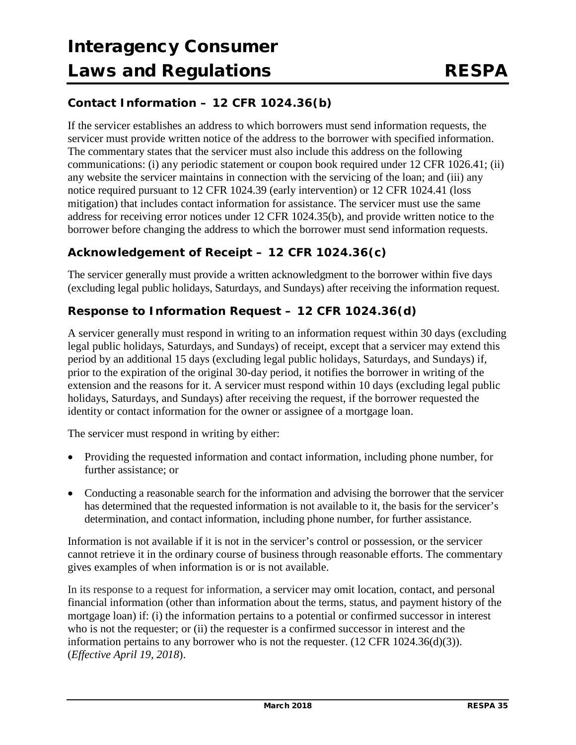### Contact Information – 12 CFR 1024.36(b)

If the servicer establishes an address to which borrowers must send information requests, the servicer must provide written notice of the address to the borrower with specified information. The commentary states that the servicer must also include this address on the following communications: (i) any periodic statement or coupon book required under 12 CFR 1026.41; (ii) any website the servicer maintains in connection with the servicing of the loan; and (iii) any notice required pursuant to 12 CFR 1024.39 (early intervention) or 12 CFR 1024.41 (loss mitigation) that includes contact information for assistance. The servicer must use the same address for receiving error notices under 12 CFR 1024.35(b), and provide written notice to the borrower before changing the address to which the borrower must send information requests.

### Acknowledgement of Receipt – 12 CFR 1024.36(c)

The servicer generally must provide a written acknowledgment to the borrower within five days (excluding legal public holidays, Saturdays, and Sundays) after receiving the information request.

### Response to Information Request – 12 CFR 1024.36(d)

A servicer generally must respond in writing to an information request within 30 days (excluding legal public holidays, Saturdays, and Sundays) of receipt, except that a servicer may extend this period by an additional 15 days (excluding legal public holidays, Saturdays, and Sundays) if, prior to the expiration of the original 30-day period, it notifies the borrower in writing of the extension and the reasons for it. A servicer must respond within 10 days (excluding legal public holidays, Saturdays, and Sundays) after receiving the request, if the borrower requested the identity or contact information for the owner or assignee of a mortgage loan.

The servicer must respond in writing by either:

- Providing the requested information and contact information, including phone number, for further assistance; or
- Conducting a reasonable search for the information and advising the borrower that the servicer has determined that the requested information is not available to it, the basis for the servicer's determination, and contact information, including phone number, for further assistance.

Information is not available if it is not in the servicer's control or possession, or the servicer cannot retrieve it in the ordinary course of business through reasonable efforts. The commentary gives examples of when information is or is not available.

In its response to a request for information, a servicer may omit location, contact, and personal financial information (other than information about the terms, status, and payment history of the mortgage loan) if: (i) the information pertains to a potential or confirmed successor in interest who is not the requester; or (ii) the requester is a confirmed successor in interest and the information pertains to any borrower who is not the requester. (12 CFR 1024.36(d)(3)). (*Effective April 19, 2018*).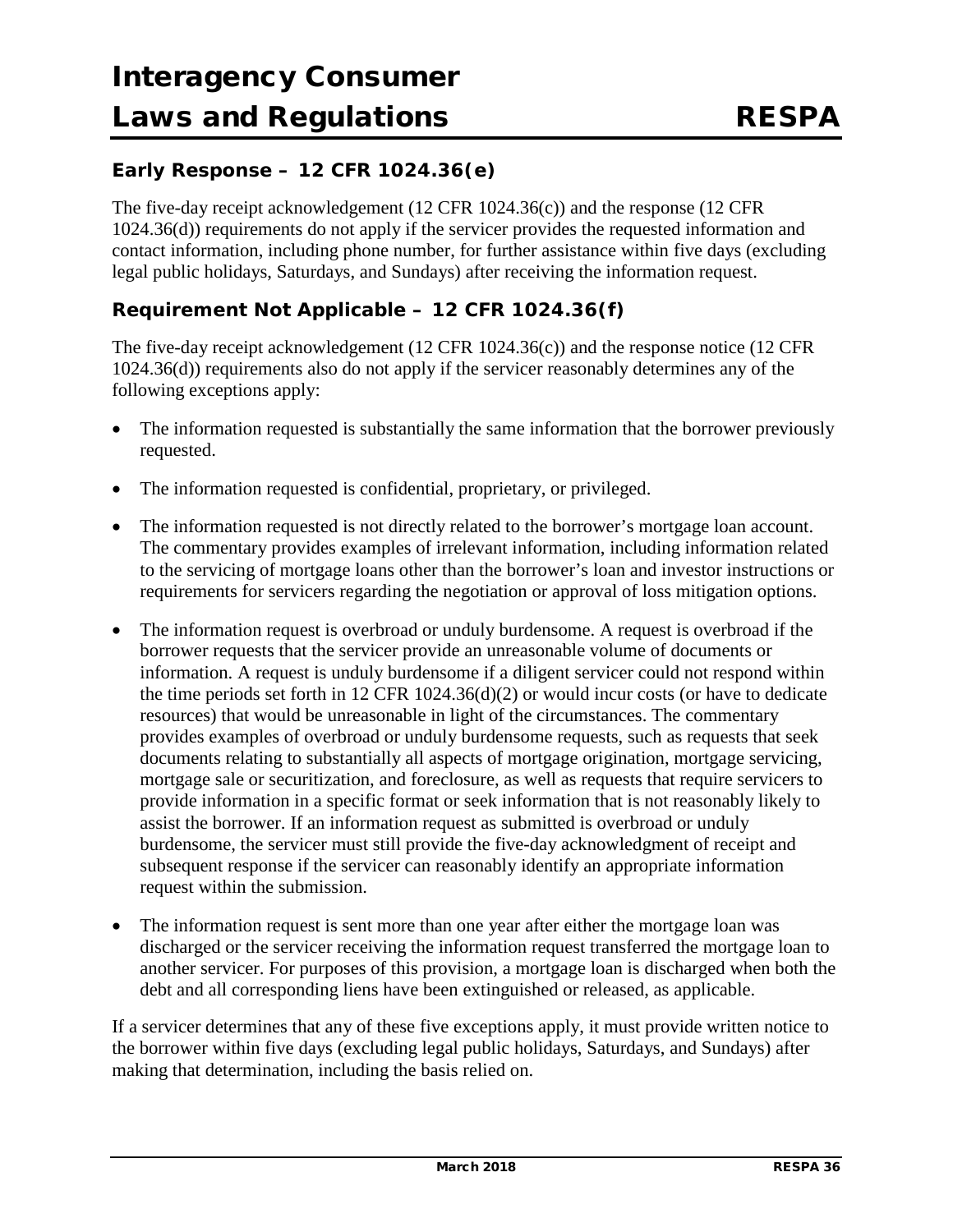### Early Response – 12 CFR 1024.36(e)

The five-day receipt acknowledgement (12 CFR 1024.36(c)) and the response (12 CFR 1024.36(d)) requirements do not apply if the servicer provides the requested information and contact information, including phone number, for further assistance within five days (excluding legal public holidays, Saturdays, and Sundays) after receiving the information request.

### Requirement Not Applicable – 12 CFR 1024.36(f)

The five-day receipt acknowledgement (12 CFR 1024.36(c)) and the response notice (12 CFR 1024.36(d)) requirements also do not apply if the servicer reasonably determines any of the following exceptions apply:

- The information requested is substantially the same information that the borrower previously requested.
- The information requested is confidential, proprietary, or privileged.
- The information requested is not directly related to the borrower's mortgage loan account. The commentary provides examples of irrelevant information, including information related to the servicing of mortgage loans other than the borrower's loan and investor instructions or requirements for servicers regarding the negotiation or approval of loss mitigation options.
- The information request is overbroad or unduly burdensome. A request is overbroad if the borrower requests that the servicer provide an unreasonable volume of documents or information. A request is unduly burdensome if a diligent servicer could not respond within the time periods set forth in 12 CFR 1024.36(d)(2) or would incur costs (or have to dedicate resources) that would be unreasonable in light of the circumstances. The commentary provides examples of overbroad or unduly burdensome requests, such as requests that seek documents relating to substantially all aspects of mortgage origination, mortgage servicing, mortgage sale or securitization, and foreclosure, as well as requests that require servicers to provide information in a specific format or seek information that is not reasonably likely to assist the borrower. If an information request as submitted is overbroad or unduly burdensome, the servicer must still provide the five-day acknowledgment of receipt and subsequent response if the servicer can reasonably identify an appropriate information request within the submission.
- The information request is sent more than one year after either the mortgage loan was discharged or the servicer receiving the information request transferred the mortgage loan to another servicer. For purposes of this provision, a mortgage loan is discharged when both the debt and all corresponding liens have been extinguished or released, as applicable.

If a servicer determines that any of these five exceptions apply, it must provide written notice to the borrower within five days (excluding legal public holidays, Saturdays, and Sundays) after making that determination, including the basis relied on.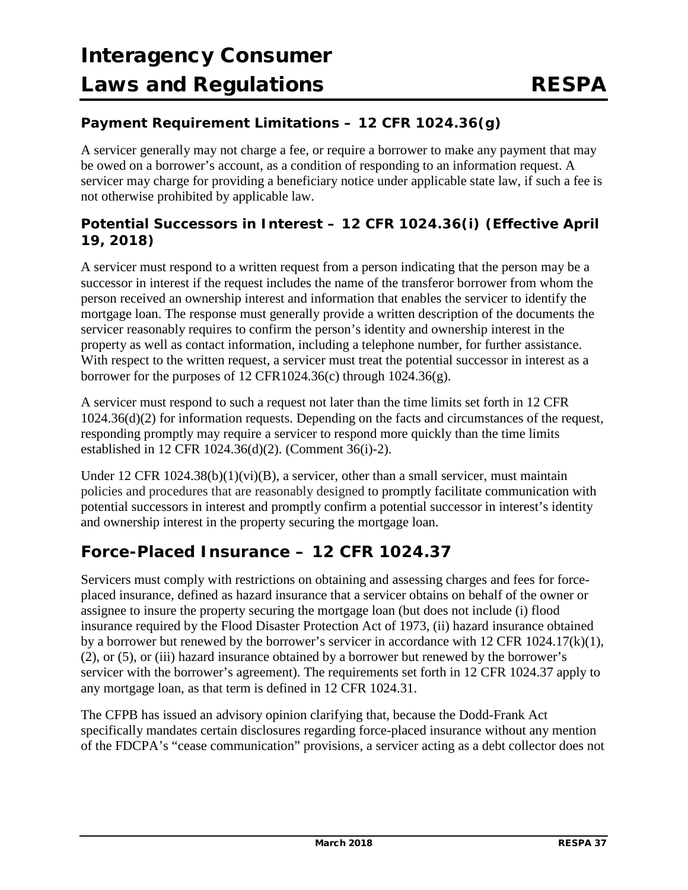### Payment Requirement Limitations – 12 CFR 1024.36(g)

A servicer generally may not charge a fee, or require a borrower to make any payment that may be owed on a borrower's account, as a condition of responding to an information request. A servicer may charge for providing a beneficiary notice under applicable state law, if such a fee is not otherwise prohibited by applicable law.

### Potential Successors in Interest – 12 CFR 1024.36(i) (Effective April 19, 2018)

A servicer must respond to a written request from a person indicating that the person may be a successor in interest if the request includes the name of the transferor borrower from whom the person received an ownership interest and information that enables the servicer to identify the mortgage loan. The response must generally provide a written description of the documents the servicer reasonably requires to confirm the person's identity and ownership interest in the property as well as contact information, including a telephone number, for further assistance. With respect to the written request, a servicer must treat the potential successor in interest as a borrower for the purposes of 12 CFR1024.36(c) through 1024.36(g).

A servicer must respond to such a request not later than the time limits set forth in 12 CFR 1024.36(d)(2) for information requests. Depending on the facts and circumstances of the request, responding promptly may require a servicer to respond more quickly than the time limits established in 12 CFR 1024.36(d)(2). (Comment 36(i)-2).

Under 12 CFR 1024.38(b)(1)(vi)(B), a servicer, other than a small servicer, must maintain policies and procedures that are reasonably designed to promptly facilitate communication with potential successors in interest and promptly confirm a potential successor in interest's identity and ownership interest in the property securing the mortgage loan.

## Force-Placed Insurance – 12 CFR 1024.37

Servicers must comply with restrictions on obtaining and assessing charges and fees for force-placed insurance, defined as hazard insurance that a servicer obtains on behalf of the owner or assignee to insure the property securing the mortgage loan (but does not include (i) flood insurance required by the Flood Disaster Protection Act of 1973, (ii) hazard insurance obtained by a borrower but renewed by the borrower's servicer in accordance with 12 CFR 1024.17(k)(1), (2), or (5), or (iii) hazard insurance obtained by a borrower but renewed by the borrower's servicer with the borrower's agreement). The requirements set forth in 12 CFR 1024.37 apply to any mortgage loan, as that term is defined in 12 CFR 1024.31.

The CFPB has issued an advisory opinion clarifying that, because the Dodd-Frank Act specifically mandates certain disclosures regarding force-placed insurance without any mention of the FDCPA's "cease communication" provisions, a servicer acting as a debt collector does not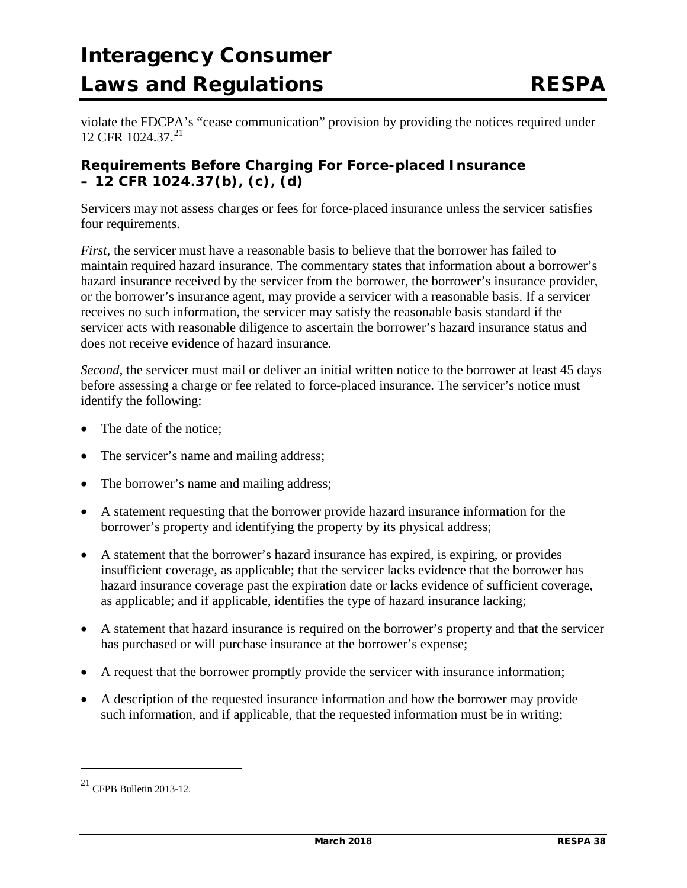violate the FDCPA's "cease communication" provision by providing the notices required under 12 CFR 1024.37.[21]

### Requirements Before Charging For Force-placed Insurance – 12 CFR 1024.37(b), (c), (d)

Servicers may not assess charges or fees for force-placed insurance unless the servicer satisfies four requirements.

*First*, the servicer must have a reasonable basis to believe that the borrower has failed to maintain required hazard insurance. The commentary states that information about a borrower's hazard insurance received by the servicer from the borrower, the borrower's insurance provider, or the borrower's insurance agent, may provide a servicer with a reasonable basis. If a servicer receives no such information, the servicer may satisfy the reasonable basis standard if the servicer acts with reasonable diligence to ascertain the borrower's hazard insurance status and does not receive evidence of hazard insurance.

*Second*, the servicer must mail or deliver an initial written notice to the borrower at least 45 days before assessing a charge or fee related to force-placed insurance. The servicer's notice must identify the following:

- The date of the notice;
- The servicer's name and mailing address;
- The borrower's name and mailing address;
- A statement requesting that the borrower provide hazard insurance information for the borrower's property and identifying the property by its physical address;
- A statement that the borrower's hazard insurance has expired, is expiring, or provides insufficient coverage, as applicable; that the servicer lacks evidence that the borrower has hazard insurance coverage past the expiration date or lacks evidence of sufficient coverage, as applicable; and if applicable, identifies the type of hazard insurance lacking;
- A statement that hazard insurance is required on the borrower's property and that the servicer has purchased or will purchase insurance at the borrower's expense;
- A request that the borrower promptly provide the servicer with insurance information;
- A description of the requested insurance information and how the borrower may provide such information, and if applicable, that the requested information must be in writing;

[21] CFPB Bulletin 2013-12.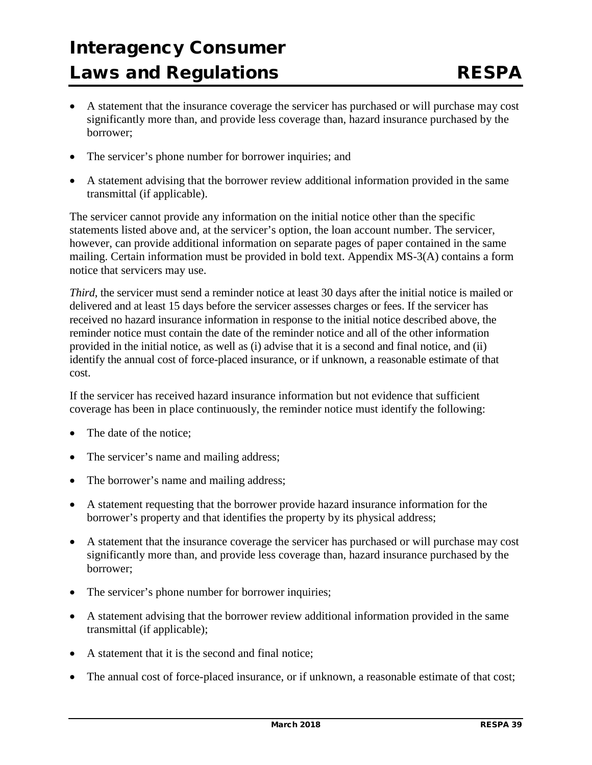- A statement that the insurance coverage the servicer has purchased or will purchase may cost significantly more than, and provide less coverage than, hazard insurance purchased by the borrower;
- The servicer's phone number for borrower inquiries; and
- A statement advising that the borrower review additional information provided in the same transmittal (if applicable).

The servicer cannot provide any information on the initial notice other than the specific statements listed above and, at the servicer's option, the loan account number. The servicer, however, can provide additional information on separate pages of paper contained in the same mailing. Certain information must be provided in bold text. Appendix MS-3(A) contains a form notice that servicers may use.

*Third*, the servicer must send a reminder notice at least 30 days after the initial notice is mailed or delivered and at least 15 days before the servicer assesses charges or fees. If the servicer has received no hazard insurance information in response to the initial notice described above, the reminder notice must contain the date of the reminder notice and all of the other information provided in the initial notice, as well as (i) advise that it is a second and final notice, and (ii) identify the annual cost of force-placed insurance, or if unknown, a reasonable estimate of that cost.

If the servicer has received hazard insurance information but not evidence that sufficient coverage has been in place continuously, the reminder notice must identify the following:

- The date of the notice;
- The servicer's name and mailing address;
- The borrower's name and mailing address;
- A statement requesting that the borrower provide hazard insurance information for the borrower's property and that identifies the property by its physical address;
- A statement that the insurance coverage the servicer has purchased or will purchase may cost significantly more than, and provide less coverage than, hazard insurance purchased by the borrower;
- The servicer's phone number for borrower inquiries;
- A statement advising that the borrower review additional information provided in the same transmittal (if applicable);
- A statement that it is the second and final notice;
- The annual cost of force-placed insurance, or if unknown, a reasonable estimate of that cost;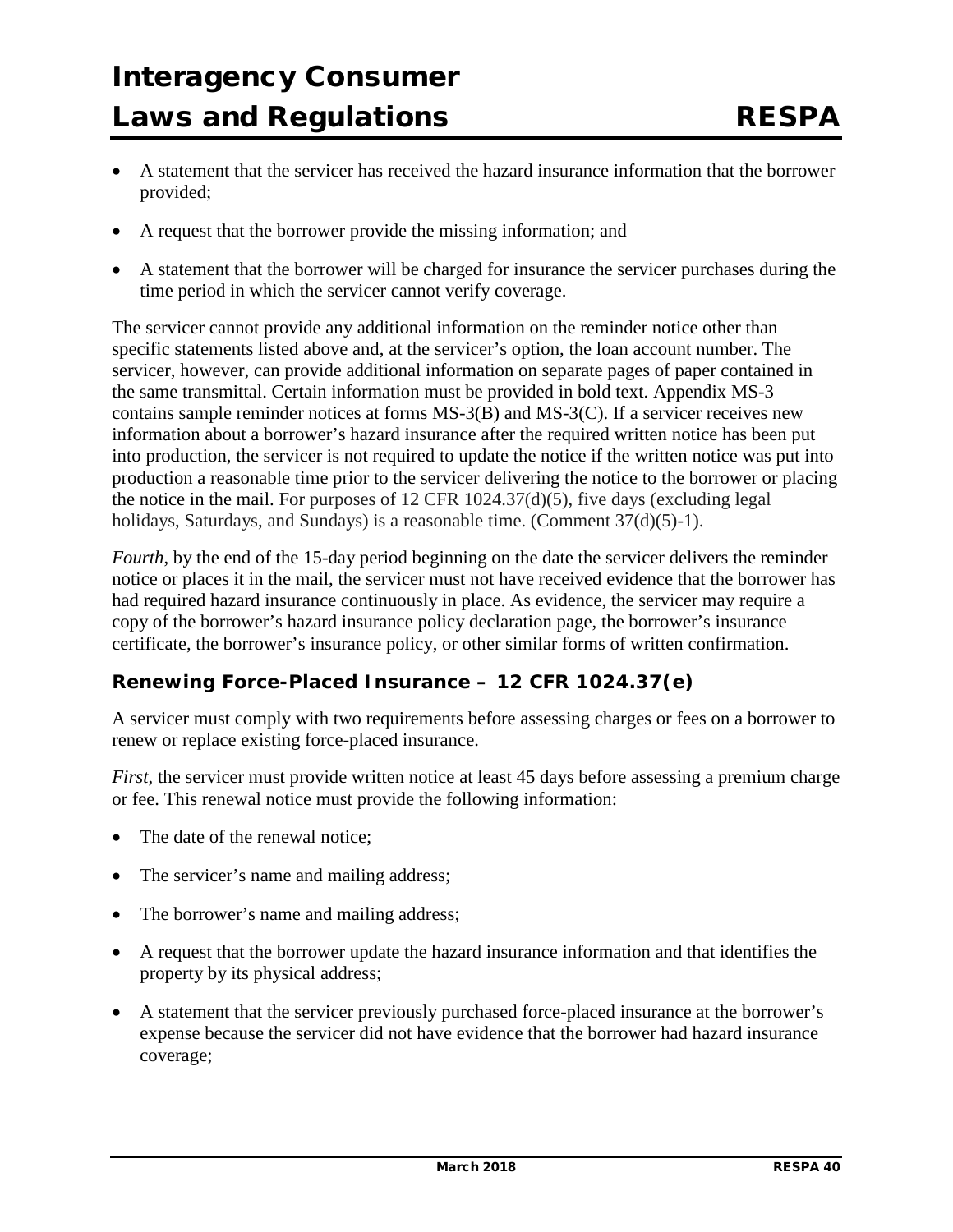- A statement that the servicer has received the hazard insurance information that the borrower provided;
- A request that the borrower provide the missing information; and
- A statement that the borrower will be charged for insurance the servicer purchases during the time period in which the servicer cannot verify coverage.

The servicer cannot provide any additional information on the reminder notice other than specific statements listed above and, at the servicer's option, the loan account number. The servicer, however, can provide additional information on separate pages of paper contained in the same transmittal. Certain information must be provided in bold text. Appendix MS-3 contains sample reminder notices at forms MS-3(B) and MS-3(C). If a servicer receives new information about a borrower's hazard insurance after the required written notice has been put into production, the servicer is not required to update the notice if the written notice was put into production a reasonable time prior to the servicer delivering the notice to the borrower or placing the notice in the mail. For purposes of 12 CFR 1024.37(d)(5), five days (excluding legal holidays, Saturdays, and Sundays) is a reasonable time. (Comment 37(d)(5)-1).

*Fourth*, by the end of the 15-day period beginning on the date the servicer delivers the reminder notice or places it in the mail, the servicer must not have received evidence that the borrower has had required hazard insurance continuously in place. As evidence, the servicer may require a copy of the borrower's hazard insurance policy declaration page, the borrower's insurance certificate, the borrower's insurance policy, or other similar forms of written confirmation.

### Renewing Force-Placed Insurance – 12 CFR 1024.37(e)

A servicer must comply with two requirements before assessing charges or fees on a borrower to renew or replace existing force-placed insurance.

*First*, the servicer must provide written notice at least 45 days before assessing a premium charge or fee. This renewal notice must provide the following information:

- The date of the renewal notice;
- The servicer's name and mailing address;
- The borrower's name and mailing address;
- A request that the borrower update the hazard insurance information and that identifies the property by its physical address;
- A statement that the servicer previously purchased force-placed insurance at the borrower's expense because the servicer did not have evidence that the borrower had hazard insurance coverage;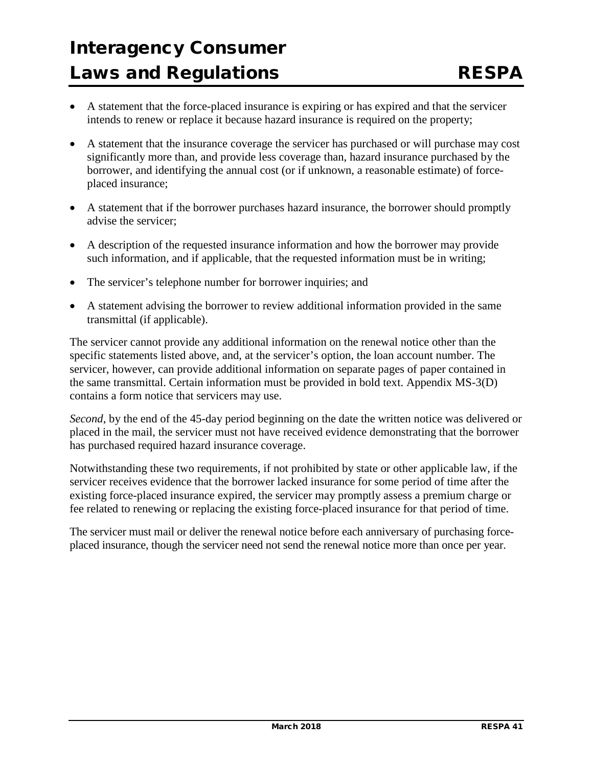- A statement that the force-placed insurance is expiring or has expired and that the servicer intends to renew or replace it because hazard insurance is required on the property;
- A statement that the insurance coverage the servicer has purchased or will purchase may cost significantly more than, and provide less coverage than, hazard insurance purchased by the borrower, and identifying the annual cost (or if unknown, a reasonable estimate) of force-placed insurance;
- A statement that if the borrower purchases hazard insurance, the borrower should promptly advise the servicer;
- A description of the requested insurance information and how the borrower may provide such information, and if applicable, that the requested information must be in writing;
- The servicer's telephone number for borrower inquiries; and
- A statement advising the borrower to review additional information provided in the same transmittal (if applicable).

The servicer cannot provide any additional information on the renewal notice other than the specific statements listed above, and, at the servicer's option, the loan account number. The servicer, however, can provide additional information on separate pages of paper contained in the same transmittal. Certain information must be provided in bold text. Appendix MS-3(D) contains a form notice that servicers may use.

*Second*, by the end of the 45-day period beginning on the date the written notice was delivered or placed in the mail, the servicer must not have received evidence demonstrating that the borrower has purchased required hazard insurance coverage.

Notwithstanding these two requirements, if not prohibited by state or other applicable law, if the servicer receives evidence that the borrower lacked insurance for some period of time after the existing force-placed insurance expired, the servicer may promptly assess a premium charge or fee related to renewing or replacing the existing force-placed insurance for that period of time.

The servicer must mail or deliver the renewal notice before each anniversary of purchasing force-placed insurance, though the servicer need not send the renewal notice more than once per year.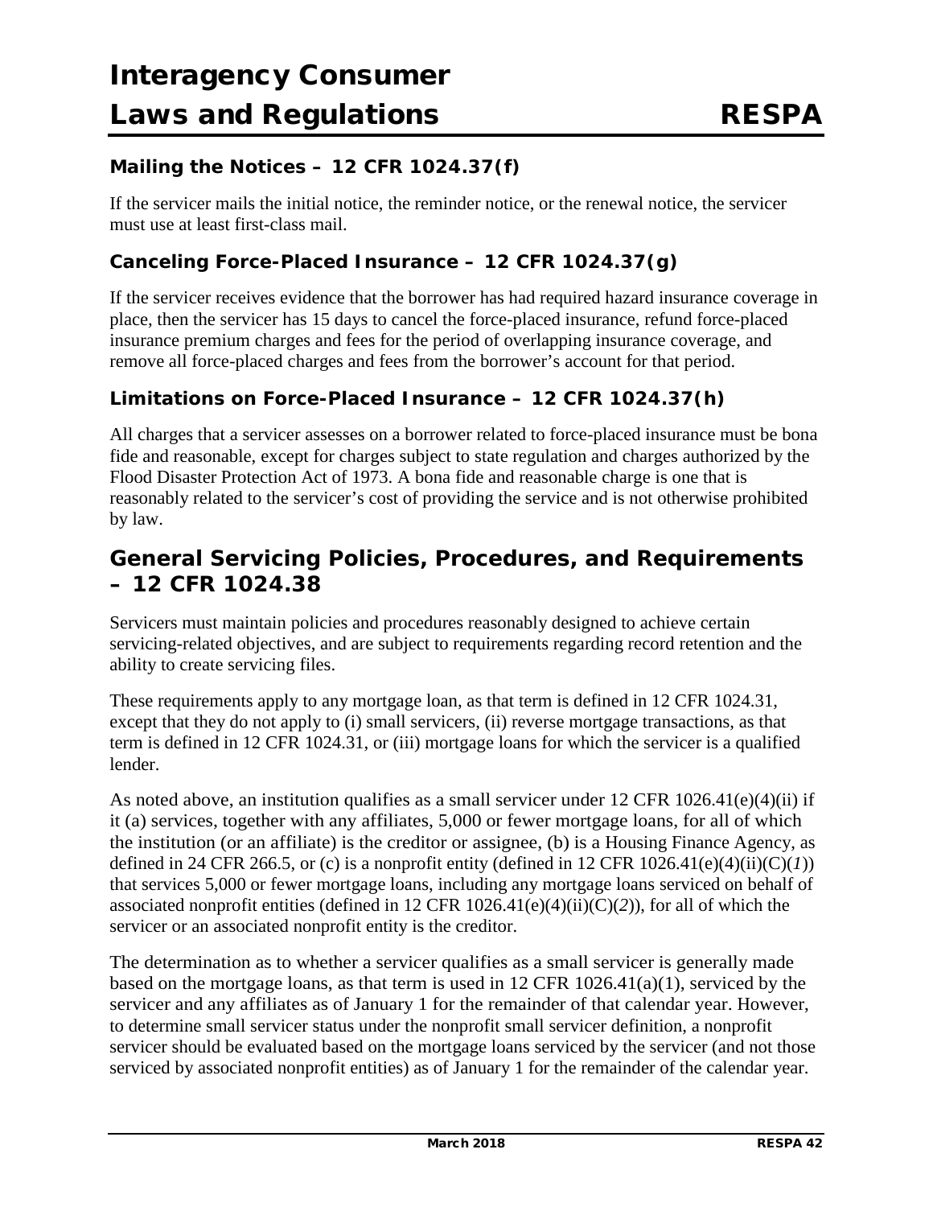### Mailing the Notices – 12 CFR 1024.37(f)

If the servicer mails the initial notice, the reminder notice, or the renewal notice, the servicer must use at least first-class mail.

### Canceling Force-Placed Insurance – 12 CFR 1024.37(g)

If the servicer receives evidence that the borrower has had required hazard insurance coverage in place, then the servicer has 15 days to cancel the force-placed insurance, refund force-placed insurance premium charges and fees for the period of overlapping insurance coverage, and remove all force-placed charges and fees from the borrower's account for that period.

### Limitations on Force-Placed Insurance – 12 CFR 1024.37(h)

All charges that a servicer assesses on a borrower related to force-placed insurance must be bona fide and reasonable, except for charges subject to state regulation and charges authorized by the Flood Disaster Protection Act of 1973. A bona fide and reasonable charge is one that is reasonably related to the servicer's cost of providing the service and is not otherwise prohibited by law.

## General Servicing Policies, Procedures, and Requirements – 12 CFR 1024.38

Servicers must maintain policies and procedures reasonably designed to achieve certain servicing-related objectives, and are subject to requirements regarding record retention and the ability to create servicing files.

These requirements apply to any mortgage loan, as that term is defined in 12 CFR 1024.31, except that they do not apply to (i) small servicers, (ii) reverse mortgage transactions, as that term is defined in 12 CFR 1024.31, or (iii) mortgage loans for which the servicer is a qualified lender.

As noted above, an institution qualifies as a small servicer under 12 CFR 1026.41(e)(4)(ii) if it (a) services, together with any affiliates, 5,000 or fewer mortgage loans, for all of which the institution (or an affiliate) is the creditor or assignee, (b) is a Housing Finance Agency, as defined in 24 CFR 266.5, or (c) is a nonprofit entity (defined in 12 CFR 1026.41(e)(4)(ii)(C)(*1*)) that services 5,000 or fewer mortgage loans, including any mortgage loans serviced on behalf of associated nonprofit entities (defined in 12 CFR 1026.41(e)(4)(ii)(C)(*2*)), for all of which the servicer or an associated nonprofit entity is the creditor.

The determination as to whether a servicer qualifies as a small servicer is generally made based on the mortgage loans, as that term is used in 12 CFR 1026.41(a)(1), serviced by the servicer and any affiliates as of January 1 for the remainder of that calendar year. However, to determine small servicer status under the nonprofit small servicer definition, a nonprofit servicer should be evaluated based on the mortgage loans serviced by the servicer (and not those serviced by associated nonprofit entities) as of January 1 for the remainder of the calendar year.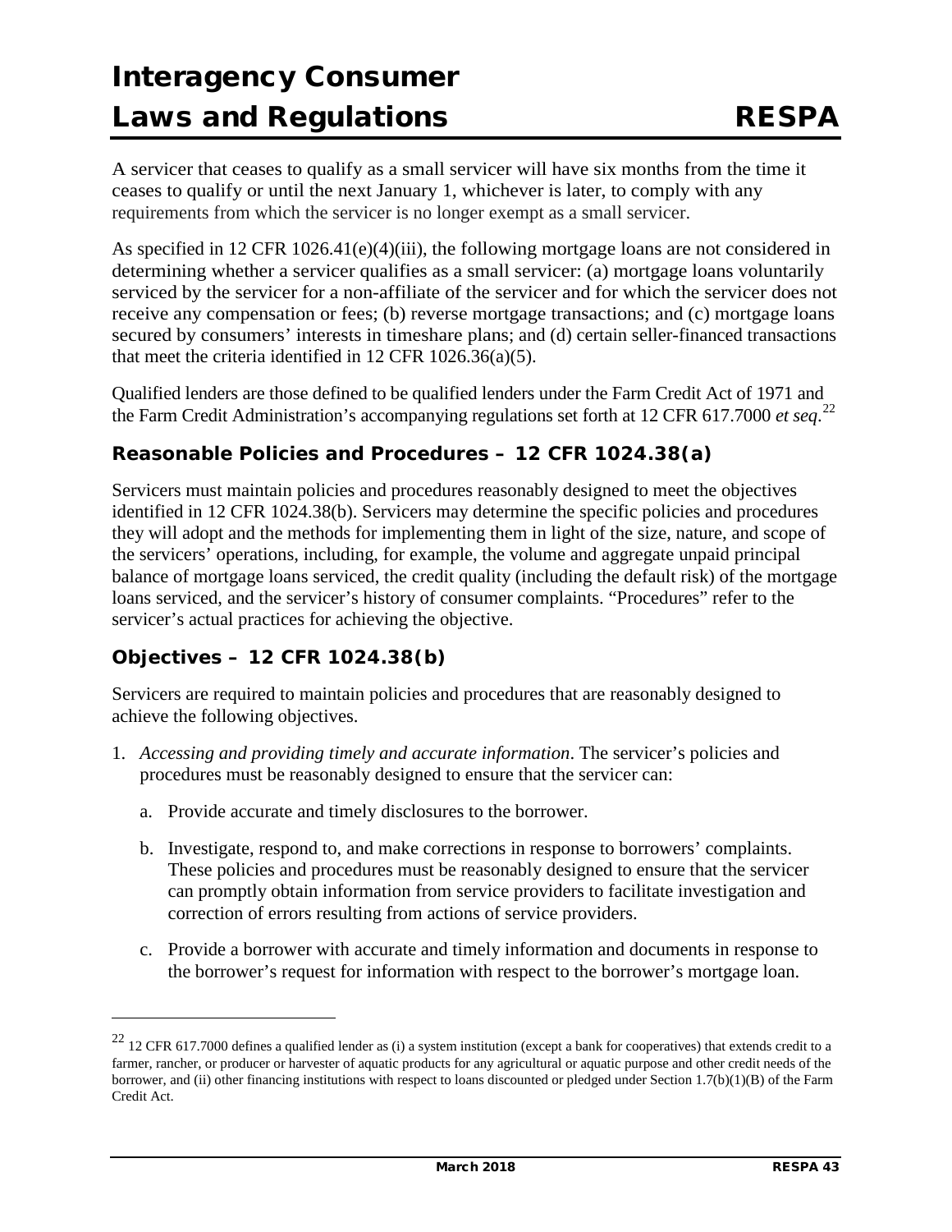A servicer that ceases to qualify as a small servicer will have six months from the time it ceases to qualify or until the next January 1, whichever is later, to comply with any requirements from which the servicer is no longer exempt as a small servicer.

As specified in 12 CFR 1026.41(e)(4)(iii), the following mortgage loans are not considered in determining whether a servicer qualifies as a small servicer: (a) mortgage loans voluntarily serviced by the servicer for a non-affiliate of the servicer and for which the servicer does not receive any compensation or fees; (b) reverse mortgage transactions; and (c) mortgage loans secured by consumers' interests in timeshare plans; and (d) certain seller-financed transactions that meet the criteria identified in 12 CFR 1026.36(a)(5).

Qualified lenders are those defined to be qualified lenders under the Farm Credit Act of 1971 and the Farm Credit Administration's accompanying regulations set forth at 12 CFR 617.7000 *et seq.*[22]

### Reasonable Policies and Procedures – 12 CFR 1024.38(a)

Servicers must maintain policies and procedures reasonably designed to meet the objectives identified in 12 CFR 1024.38(b). Servicers may determine the specific policies and procedures they will adopt and the methods for implementing them in light of the size, nature, and scope of the servicers' operations, including, for example, the volume and aggregate unpaid principal balance of mortgage loans serviced, the credit quality (including the default risk) of the mortgage loans serviced, and the servicer's history of consumer complaints. "Procedures" refer to the servicer's actual practices for achieving the objective.

### Objectives – 12 CFR 1024.38(b)

Servicers are required to maintain policies and procedures that are reasonably designed to achieve the following objectives.

1. *Accessing and providing timely and accurate information*. The servicer's policies and procedures must be reasonably designed to ensure that the servicer can:
   a. Provide accurate and timely disclosures to the borrower.
   b. Investigate, respond to, and make corrections in response to borrowers' complaints. These policies and procedures must be reasonably designed to ensure that the servicer can promptly obtain information from service providers to facilitate investigation and correction of errors resulting from actions of service providers.
   c. Provide a borrower with accurate and timely information and documents in response to the borrower's request for information with respect to the borrower's mortgage loan.

---

[22] 12 CFR 617.7000 defines a qualified lender as (i) a system institution (except a bank for cooperatives) that extends credit to a farmer, rancher, or producer or harvester of aquatic products for any agricultural or aquatic purpose and other credit needs of the borrower, and (ii) other financing institutions with respect to loans discounted or pledged under Section 1.7(b)(1)(B) of the Farm Credit Act.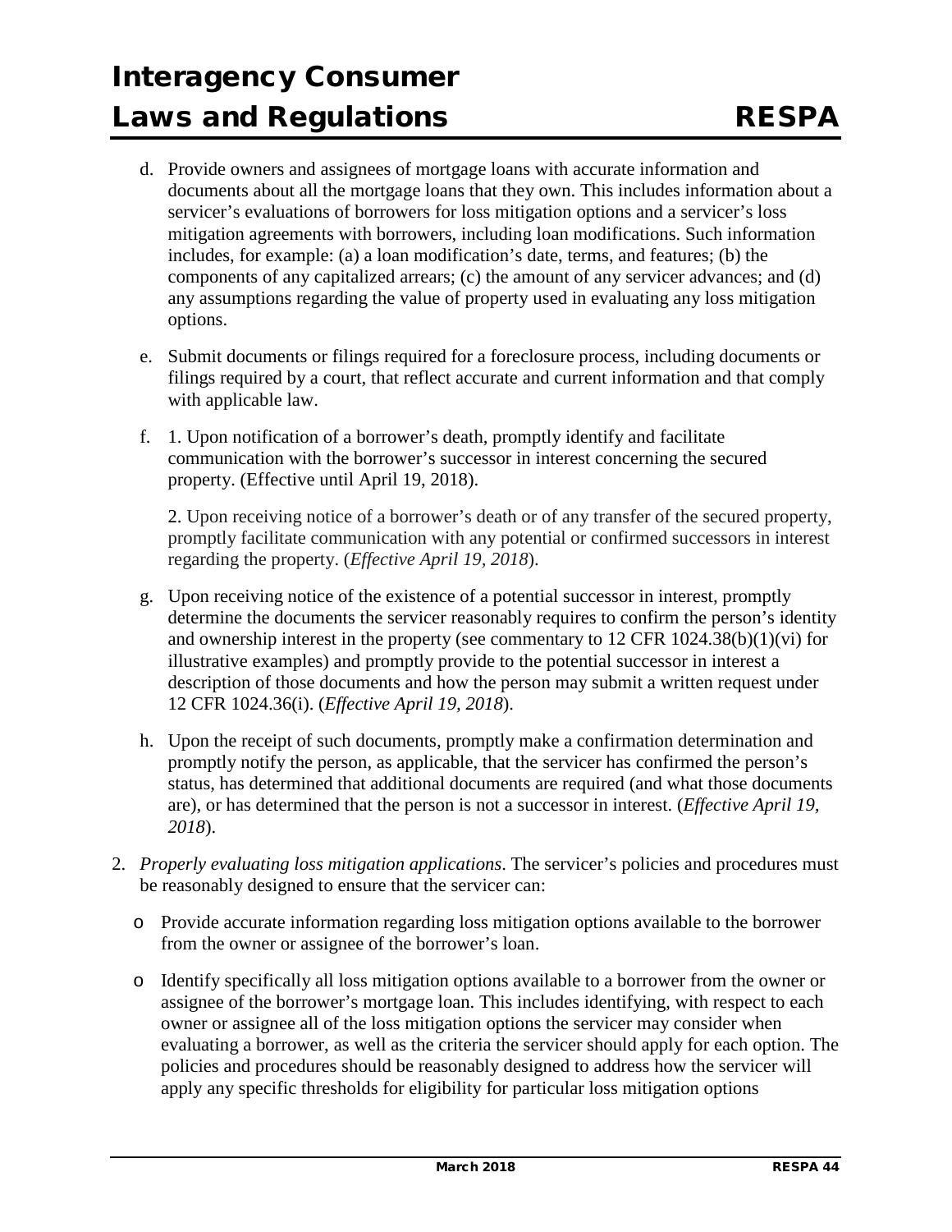d. Provide owners and assignees of mortgage loans with accurate information and documents about all the mortgage loans that they own. This includes information about a servicer's evaluations of borrowers for loss mitigation options and a servicer's loss mitigation agreements with borrowers, including loan modifications. Such information includes, for example: (a) a loan modification's date, terms, and features; (b) the components of any capitalized arrears; (c) the amount of any servicer advances; and (d) any assumptions regarding the value of property used in evaluating any loss mitigation options.

e. Submit documents or filings required for a foreclosure process, including documents or filings required by a court, that reflect accurate and current information and that comply with applicable law.

f. 1. Upon notification of a borrower's death, promptly identify and facilitate communication with the borrower's successor in interest concerning the secured property. (Effective until April 19, 2018).

   2. Upon receiving notice of a borrower's death or of any transfer of the secured property, promptly facilitate communication with any potential or confirmed successors in interest regarding the property. (*Effective April 19, 2018*).

g. Upon receiving notice of the existence of a potential successor in interest, promptly determine the documents the servicer reasonably requires to confirm the person's identity and ownership interest in the property (see commentary to 12 CFR 1024.38(b)(1)(vi) for illustrative examples) and promptly provide to the potential successor in interest a description of those documents and how the person may submit a written request under 12 CFR 1024.36(i). (*Effective April 19, 2018*).

h. Upon the receipt of such documents, promptly make a confirmation determination and promptly notify the person, as applicable, that the servicer has confirmed the person's status, has determined that additional documents are required (and what those documents are), or has determined that the person is not a successor in interest. (*Effective April 19, 2018*).

2. *Properly evaluating loss mitigation applications*. The servicer's policies and procedures must be reasonably designed to ensure that the servicer can:

   - Provide accurate information regarding loss mitigation options available to the borrower from the owner or assignee of the borrower's loan.

   - Identify specifically all loss mitigation options available to a borrower from the owner or assignee of the borrower's mortgage loan. This includes identifying, with respect to each owner or assignee all of the loss mitigation options the servicer may consider when evaluating a borrower, as well as the criteria the servicer should apply for each option. The policies and procedures should be reasonably designed to address how the servicer will apply any specific thresholds for eligibility for particular loss mitigation options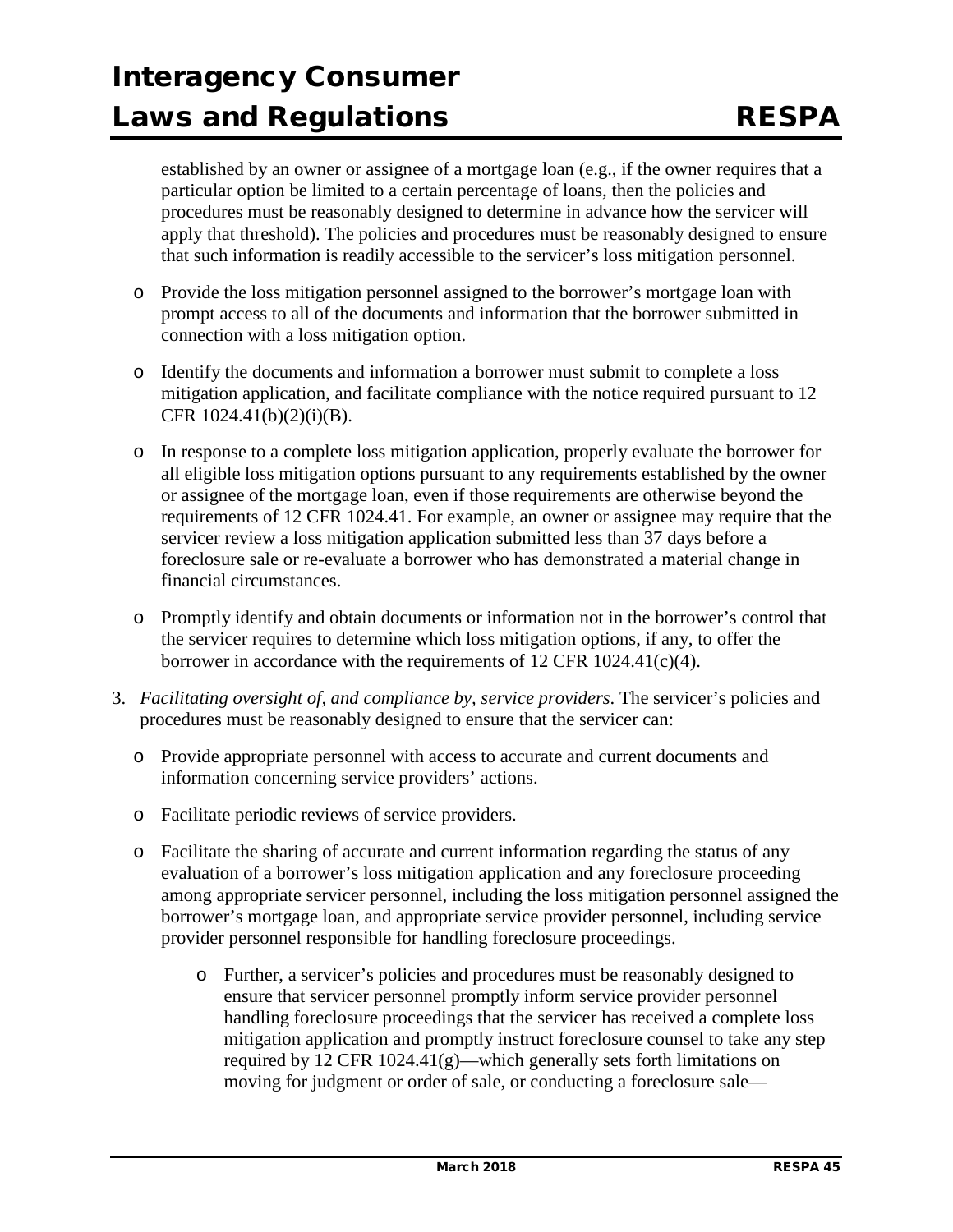established by an owner or assignee of a mortgage loan (e.g., if the owner requires that a particular option be limited to a certain percentage of loans, then the policies and procedures must be reasonably designed to determine in advance how the servicer will apply that threshold). The policies and procedures must be reasonably designed to ensure that such information is readily accessible to the servicer's loss mitigation personnel.

- Provide the loss mitigation personnel assigned to the borrower's mortgage loan with prompt access to all of the documents and information that the borrower submitted in connection with a loss mitigation option.
- Identify the documents and information a borrower must submit to complete a loss mitigation application, and facilitate compliance with the notice required pursuant to 12 CFR 1024.41(b)(2)(i)(B).
- In response to a complete loss mitigation application, properly evaluate the borrower for all eligible loss mitigation options pursuant to any requirements established by the owner or assignee of the mortgage loan, even if those requirements are otherwise beyond the requirements of 12 CFR 1024.41. For example, an owner or assignee may require that the servicer review a loss mitigation application submitted less than 37 days before a foreclosure sale or re-evaluate a borrower who has demonstrated a material change in financial circumstances.
- Promptly identify and obtain documents or information not in the borrower's control that the servicer requires to determine which loss mitigation options, if any, to offer the borrower in accordance with the requirements of 12 CFR 1024.41(c)(4).

3. *Facilitating oversight of, and compliance by, service providers*. The servicer's policies and procedures must be reasonably designed to ensure that the servicer can:
   - Provide appropriate personnel with access to accurate and current documents and information concerning service providers' actions.
   - Facilitate periodic reviews of service providers.
   - Facilitate the sharing of accurate and current information regarding the status of any evaluation of a borrower's loss mitigation application and any foreclosure proceeding among appropriate servicer personnel, including the loss mitigation personnel assigned the borrower's mortgage loan, and appropriate service provider personnel, including service provider personnel responsible for handling foreclosure proceedings.
     - Further, a servicer's policies and procedures must be reasonably designed to ensure that servicer personnel promptly inform service provider personnel handling foreclosure proceedings that the servicer has received a complete loss mitigation application and promptly instruct foreclosure counsel to take any step required by 12 CFR 1024.41(g)—which generally sets forth limitations on moving for judgment or order of sale, or conducting a foreclosure sale—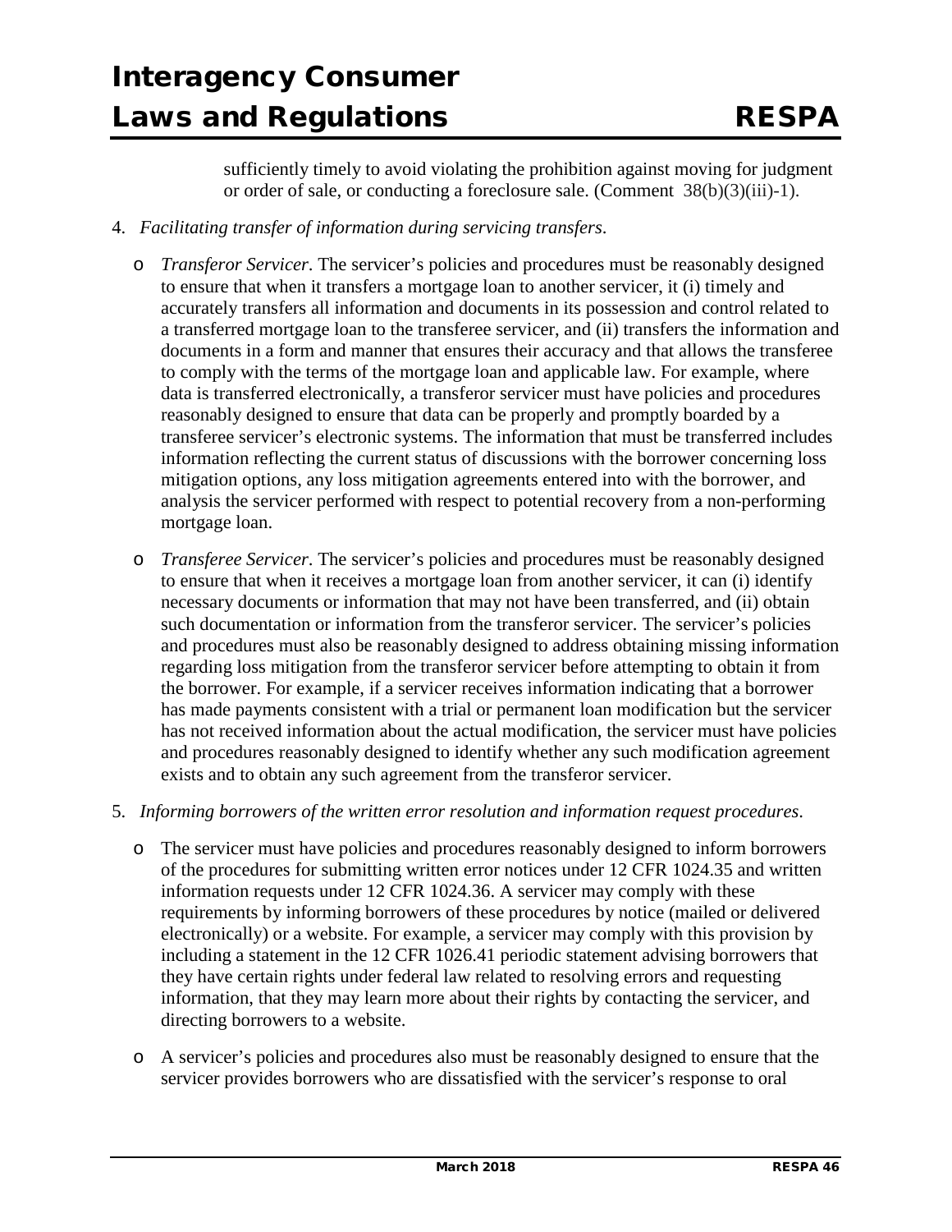sufficiently timely to avoid violating the prohibition against moving for judgment or order of sale, or conducting a foreclosure sale. (Comment 38(b)(3)(iii)-1).

4. *Facilitating transfer of information during servicing transfers*.

   - *Transferor Servicer*. The servicer's policies and procedures must be reasonably designed to ensure that when it transfers a mortgage loan to another servicer, it (i) timely and accurately transfers all information and documents in its possession and control related to a transferred mortgage loan to the transferee servicer, and (ii) transfers the information and documents in a form and manner that ensures their accuracy and that allows the transferee to comply with the terms of the mortgage loan and applicable law. For example, where data is transferred electronically, a transferor servicer must have policies and procedures reasonably designed to ensure that data can be properly and promptly boarded by a transferee servicer's electronic systems. The information that must be transferred includes information reflecting the current status of discussions with the borrower concerning loss mitigation options, any loss mitigation agreements entered into with the borrower, and analysis the servicer performed with respect to potential recovery from a non-performing mortgage loan.

   - *Transferee Servicer*. The servicer's policies and procedures must be reasonably designed to ensure that when it receives a mortgage loan from another servicer, it can (i) identify necessary documents or information that may not have been transferred, and (ii) obtain such documentation or information from the transferor servicer. The servicer's policies and procedures must also be reasonably designed to address obtaining missing information regarding loss mitigation from the transferor servicer before attempting to obtain it from the borrower. For example, if a servicer receives information indicating that a borrower has made payments consistent with a trial or permanent loan modification but the servicer has not received information about the actual modification, the servicer must have policies and procedures reasonably designed to identify whether any such modification agreement exists and to obtain any such agreement from the transferor servicer.

5. *Informing borrowers of the written error resolution and information request procedures*.

   - The servicer must have policies and procedures reasonably designed to inform borrowers of the procedures for submitting written error notices under 12 CFR 1024.35 and written information requests under 12 CFR 1024.36. A servicer may comply with these requirements by informing borrowers of these procedures by notice (mailed or delivered electronically) or a website. For example, a servicer may comply with this provision by including a statement in the 12 CFR 1026.41 periodic statement advising borrowers that they have certain rights under federal law related to resolving errors and requesting information, that they may learn more about their rights by contacting the servicer, and directing borrowers to a website.

   - A servicer's policies and procedures also must be reasonably designed to ensure that the servicer provides borrowers who are dissatisfied with the servicer's response to oral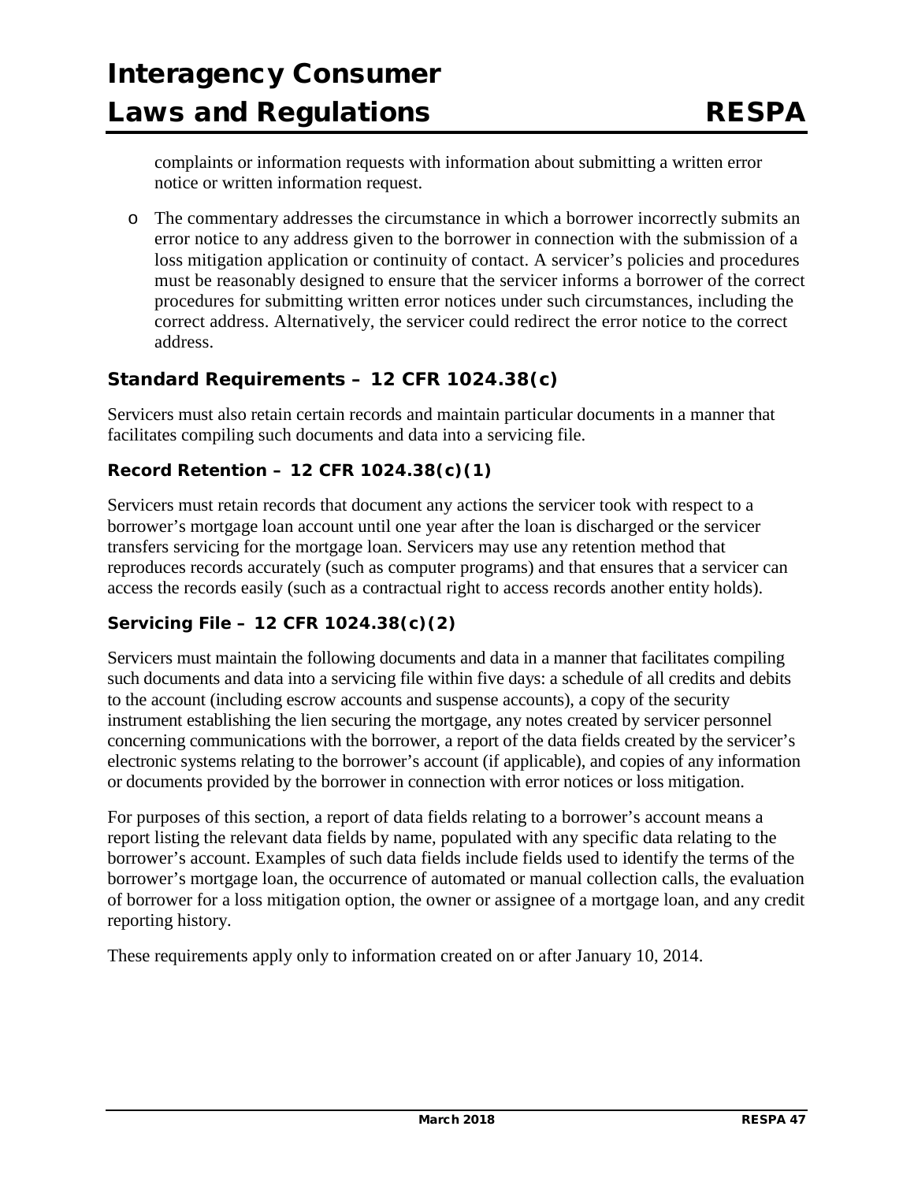complaints or information requests with information about submitting a written error notice or written information request.

- The commentary addresses the circumstance in which a borrower incorrectly submits an error notice to any address given to the borrower in connection with the submission of a loss mitigation application or continuity of contact. A servicer's policies and procedures must be reasonably designed to ensure that the servicer informs a borrower of the correct procedures for submitting written error notices under such circumstances, including the correct address. Alternatively, the servicer could redirect the error notice to the correct address.

### Standard Requirements – 12 CFR 1024.38(c)

Servicers must also retain certain records and maintain particular documents in a manner that facilitates compiling such documents and data into a servicing file.

#### Record Retention – 12 CFR 1024.38(c)(1)

Servicers must retain records that document any actions the servicer took with respect to a borrower's mortgage loan account until one year after the loan is discharged or the servicer transfers servicing for the mortgage loan. Servicers may use any retention method that reproduces records accurately (such as computer programs) and that ensures that a servicer can access the records easily (such as a contractual right to access records another entity holds).

#### Servicing File – 12 CFR 1024.38(c)(2)

Servicers must maintain the following documents and data in a manner that facilitates compiling such documents and data into a servicing file within five days: a schedule of all credits and debits to the account (including escrow accounts and suspense accounts), a copy of the security instrument establishing the lien securing the mortgage, any notes created by servicer personnel concerning communications with the borrower, a report of the data fields created by the servicer's electronic systems relating to the borrower's account (if applicable), and copies of any information or documents provided by the borrower in connection with error notices or loss mitigation.

For purposes of this section, a report of data fields relating to a borrower's account means a report listing the relevant data fields by name, populated with any specific data relating to the borrower's account. Examples of such data fields include fields used to identify the terms of the borrower's mortgage loan, the occurrence of automated or manual collection calls, the evaluation of borrower for a loss mitigation option, the owner or assignee of a mortgage loan, and any credit reporting history.

These requirements apply only to information created on or after January 10, 2014.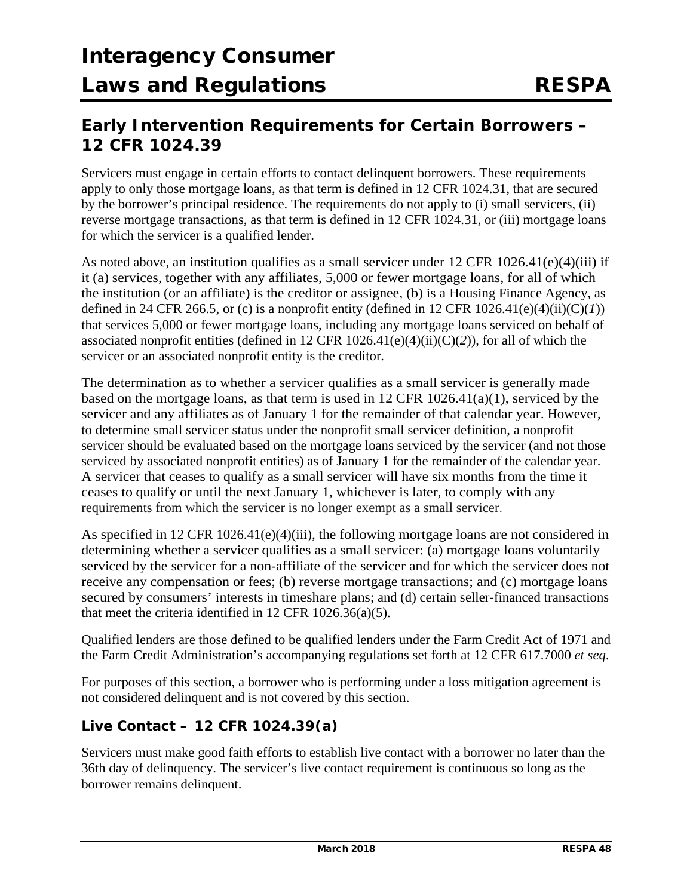## Early Intervention Requirements for Certain Borrowers – 12 CFR 1024.39

Servicers must engage in certain efforts to contact delinquent borrowers. These requirements apply to only those mortgage loans, as that term is defined in 12 CFR 1024.31, that are secured by the borrower's principal residence. The requirements do not apply to (i) small servicers, (ii) reverse mortgage transactions, as that term is defined in 12 CFR 1024.31, or (iii) mortgage loans for which the servicer is a qualified lender.

As noted above, an institution qualifies as a small servicer under 12 CFR 1026.41(e)(4)(iii) if it (a) services, together with any affiliates, 5,000 or fewer mortgage loans, for all of which the institution (or an affiliate) is the creditor or assignee, (b) is a Housing Finance Agency, as defined in 24 CFR 266.5, or (c) is a nonprofit entity (defined in 12 CFR 1026.41(e)(4)(ii)(C)(*1*)) that services 5,000 or fewer mortgage loans, including any mortgage loans serviced on behalf of associated nonprofit entities (defined in 12 CFR 1026.41(e)(4)(ii)(C)(*2*)), for all of which the servicer or an associated nonprofit entity is the creditor.

The determination as to whether a servicer qualifies as a small servicer is generally made based on the mortgage loans, as that term is used in 12 CFR 1026.41(a)(1), serviced by the servicer and any affiliates as of January 1 for the remainder of that calendar year. However, to determine small servicer status under the nonprofit small servicer definition, a nonprofit servicer should be evaluated based on the mortgage loans serviced by the servicer (and not those serviced by associated nonprofit entities) as of January 1 for the remainder of the calendar year. A servicer that ceases to qualify as a small servicer will have six months from the time it ceases to qualify or until the next January 1, whichever is later, to comply with any requirements from which the servicer is no longer exempt as a small servicer.

As specified in 12 CFR 1026.41(e)(4)(iii), the following mortgage loans are not considered in determining whether a servicer qualifies as a small servicer: (a) mortgage loans voluntarily serviced by the servicer for a non-affiliate of the servicer and for which the servicer does not receive any compensation or fees; (b) reverse mortgage transactions; and (c) mortgage loans secured by consumers' interests in timeshare plans; and (d) certain seller-financed transactions that meet the criteria identified in 12 CFR 1026.36(a)(5).

Qualified lenders are those defined to be qualified lenders under the Farm Credit Act of 1971 and the Farm Credit Administration's accompanying regulations set forth at 12 CFR 617.7000 *et seq*.

For purposes of this section, a borrower who is performing under a loss mitigation agreement is not considered delinquent and is not covered by this section.

### Live Contact – 12 CFR 1024.39(a)

Servicers must make good faith efforts to establish live contact with a borrower no later than the 36th day of delinquency. The servicer's live contact requirement is continuous so long as the borrower remains delinquent.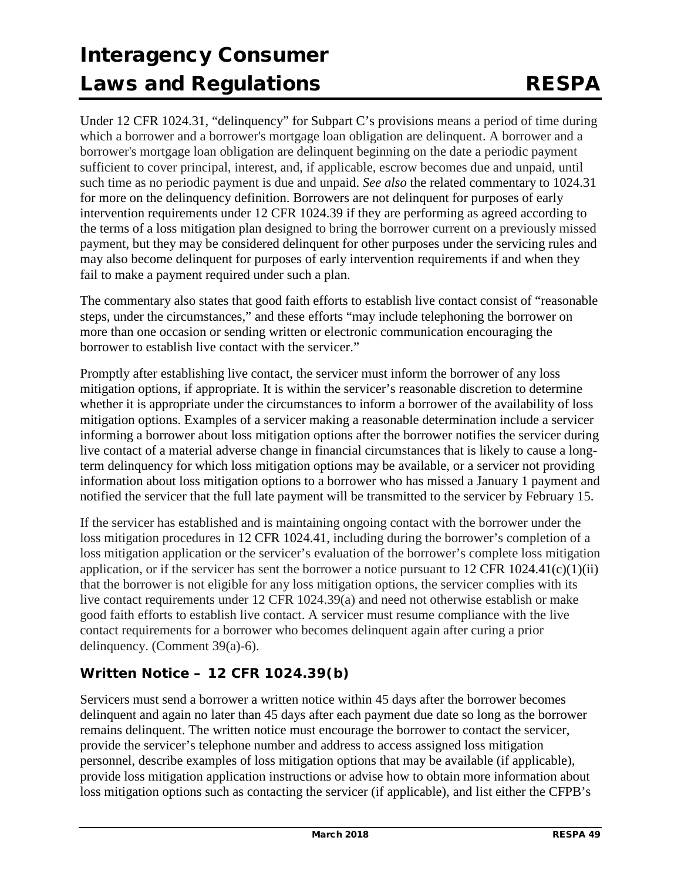Under 12 CFR 1024.31, "delinquency" for Subpart C's provisions means a period of time during which a borrower and a borrower's mortgage loan obligation are delinquent. A borrower and a borrower's mortgage loan obligation are delinquent beginning on the date a periodic payment sufficient to cover principal, interest, and, if applicable, escrow becomes due and unpaid, until such time as no periodic payment is due and unpaid. *See also* the related commentary to 1024.31 for more on the delinquency definition. Borrowers are not delinquent for purposes of early intervention requirements under 12 CFR 1024.39 if they are performing as agreed according to the terms of a loss mitigation plan designed to bring the borrower current on a previously missed payment, but they may be considered delinquent for other purposes under the servicing rules and may also become delinquent for purposes of early intervention requirements if and when they fail to make a payment required under such a plan.

The commentary also states that good faith efforts to establish live contact consist of "reasonable steps, under the circumstances," and these efforts "may include telephoning the borrower on more than one occasion or sending written or electronic communication encouraging the borrower to establish live contact with the servicer."

Promptly after establishing live contact, the servicer must inform the borrower of any loss mitigation options, if appropriate. It is within the servicer's reasonable discretion to determine whether it is appropriate under the circumstances to inform a borrower of the availability of loss mitigation options. Examples of a servicer making a reasonable determination include a servicer informing a borrower about loss mitigation options after the borrower notifies the servicer during live contact of a material adverse change in financial circumstances that is likely to cause a long-term delinquency for which loss mitigation options may be available, or a servicer not providing information about loss mitigation options to a borrower who has missed a January 1 payment and notified the servicer that the full late payment will be transmitted to the servicer by February 15.

If the servicer has established and is maintaining ongoing contact with the borrower under the loss mitigation procedures in 12 CFR 1024.41, including during the borrower's completion of a loss mitigation application or the servicer's evaluation of the borrower's complete loss mitigation application, or if the servicer has sent the borrower a notice pursuant to 12 CFR 1024.41(c)(1)(ii) that the borrower is not eligible for any loss mitigation options, the servicer complies with its live contact requirements under 12 CFR 1024.39(a) and need not otherwise establish or make good faith efforts to establish live contact. A servicer must resume compliance with the live contact requirements for a borrower who becomes delinquent again after curing a prior delinquency. (Comment 39(a)-6).

### Written Notice – 12 CFR 1024.39(b)

Servicers must send a borrower a written notice within 45 days after the borrower becomes delinquent and again no later than 45 days after each payment due date so long as the borrower remains delinquent. The written notice must encourage the borrower to contact the servicer, provide the servicer's telephone number and address to access assigned loss mitigation personnel, describe examples of loss mitigation options that may be available (if applicable), provide loss mitigation application instructions or advise how to obtain more information about loss mitigation options such as contacting the servicer (if applicable), and list either the CFPB's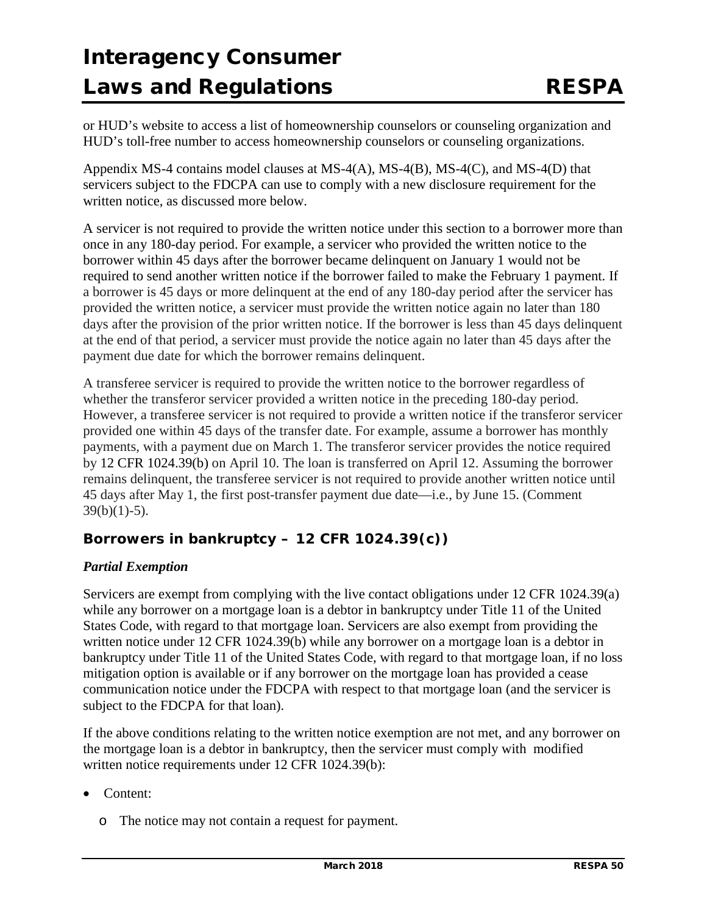or HUD's website to access a list of homeownership counselors or counseling organization and HUD's toll-free number to access homeownership counselors or counseling organizations.

Appendix MS-4 contains model clauses at MS-4(A), MS-4(B), MS-4(C), and MS-4(D) that servicers subject to the FDCPA can use to comply with a new disclosure requirement for the written notice, as discussed more below.

A servicer is not required to provide the written notice under this section to a borrower more than once in any 180-day period. For example, a servicer who provided the written notice to the borrower within 45 days after the borrower became delinquent on January 1 would not be required to send another written notice if the borrower failed to make the February 1 payment. If a borrower is 45 days or more delinquent at the end of any 180-day period after the servicer has provided the written notice, a servicer must provide the written notice again no later than 180 days after the provision of the prior written notice. If the borrower is less than 45 days delinquent at the end of that period, a servicer must provide the notice again no later than 45 days after the payment due date for which the borrower remains delinquent.

A transferee servicer is required to provide the written notice to the borrower regardless of whether the transferor servicer provided a written notice in the preceding 180-day period. However, a transferee servicer is not required to provide a written notice if the transferor servicer provided one within 45 days of the transfer date. For example, assume a borrower has monthly payments, with a payment due on March 1. The transferor servicer provides the notice required by 12 CFR 1024.39(b) on April 10. The loan is transferred on April 12. Assuming the borrower remains delinquent, the transferee servicer is not required to provide another written notice until 45 days after May 1, the first post-transfer payment due date—i.e., by June 15. (Comment 39(b)(1)-5).

### Borrowers in bankruptcy – 12 CFR 1024.39(c))

***Partial Exemption***

Servicers are exempt from complying with the live contact obligations under 12 CFR 1024.39(a) while any borrower on a mortgage loan is a debtor in bankruptcy under Title 11 of the United States Code, with regard to that mortgage loan. Servicers are also exempt from providing the written notice under 12 CFR 1024.39(b) while any borrower on a mortgage loan is a debtor in bankruptcy under Title 11 of the United States Code, with regard to that mortgage loan, if no loss mitigation option is available or if any borrower on the mortgage loan has provided a cease communication notice under the FDCPA with respect to that mortgage loan (and the servicer is subject to the FDCPA for that loan).

If the above conditions relating to the written notice exemption are not met, and any borrower on the mortgage loan is a debtor in bankruptcy, then the servicer must comply with modified written notice requirements under 12 CFR 1024.39(b):

- Content:
  - The notice may not contain a request for payment.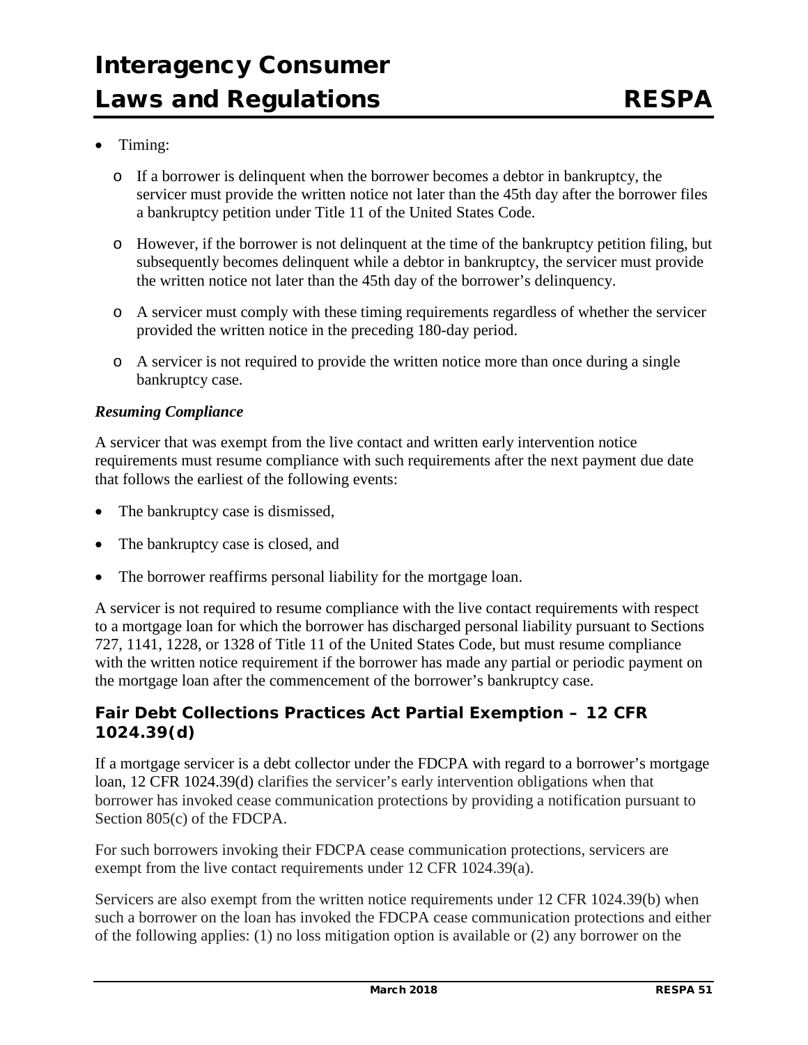- Timing:
  - If a borrower is delinquent when the borrower becomes a debtor in bankruptcy, the servicer must provide the written notice not later than the 45th day after the borrower files a bankruptcy petition under Title 11 of the United States Code.
  - However, if the borrower is not delinquent at the time of the bankruptcy petition filing, but subsequently becomes delinquent while a debtor in bankruptcy, the servicer must provide the written notice not later than the 45th day of the borrower's delinquency.
  - A servicer must comply with these timing requirements regardless of whether the servicer provided the written notice in the preceding 180-day period.
  - A servicer is not required to provide the written notice more than once during a single bankruptcy case.

***Resuming Compliance***

A servicer that was exempt from the live contact and written early intervention notice requirements must resume compliance with such requirements after the next payment due date that follows the earliest of the following events:

- The bankruptcy case is dismissed,
- The bankruptcy case is closed, and
- The borrower reaffirms personal liability for the mortgage loan.

A servicer is not required to resume compliance with the live contact requirements with respect to a mortgage loan for which the borrower has discharged personal liability pursuant to Sections 727, 1141, 1228, or 1328 of Title 11 of the United States Code, but must resume compliance with the written notice requirement if the borrower has made any partial or periodic payment on the mortgage loan after the commencement of the borrower's bankruptcy case.

### Fair Debt Collections Practices Act Partial Exemption – 12 CFR 1024.39(d)

If a mortgage servicer is a debt collector under the FDCPA with regard to a borrower's mortgage loan, 12 CFR 1024.39(d) clarifies the servicer's early intervention obligations when that borrower has invoked cease communication protections by providing a notification pursuant to Section 805(c) of the FDCPA.

For such borrowers invoking their FDCPA cease communication protections, servicers are exempt from the live contact requirements under 12 CFR 1024.39(a).

Servicers are also exempt from the written notice requirements under 12 CFR 1024.39(b) when such a borrower on the loan has invoked the FDCPA cease communication protections and either of the following applies: (1) no loss mitigation option is available or (2) any borrower on the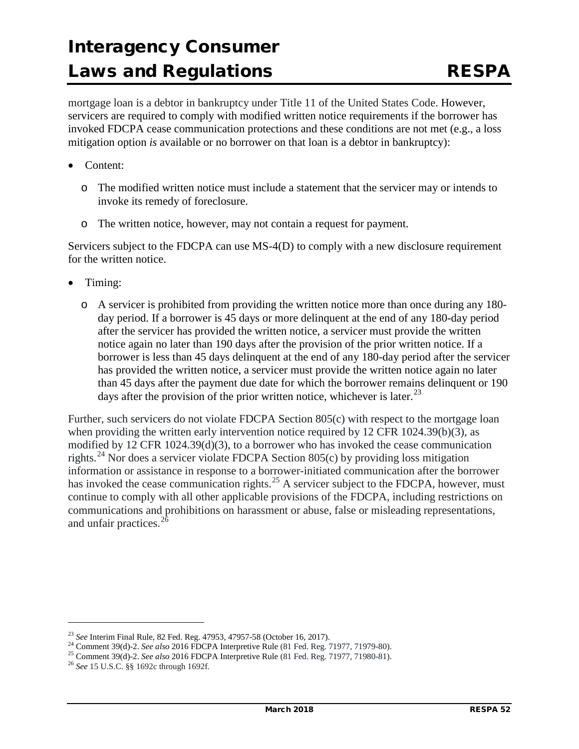mortgage loan is a debtor in bankruptcy under Title 11 of the United States Code. However, servicers are required to comply with modified written notice requirements if the borrower has invoked FDCPA cease communication protections and these conditions are not met (e.g., a loss mitigation option *is* available or no borrower on that loan is a debtor in bankruptcy):

- Content:
  - The modified written notice must include a statement that the servicer may or intends to invoke its remedy of foreclosure.
  - The written notice, however, may not contain a request for payment.

Servicers subject to the FDCPA can use MS-4(D) to comply with a new disclosure requirement for the written notice.

- Timing:
  - A servicer is prohibited from providing the written notice more than once during any 180-day period. If a borrower is 45 days or more delinquent at the end of any 180-day period after the servicer has provided the written notice, a servicer must provide the written notice again no later than 190 days after the provision of the prior written notice. If a borrower is less than 45 days delinquent at the end of any 180-day period after the servicer has provided the written notice, a servicer must provide the written notice again no later than 45 days after the payment due date for which the borrower remains delinquent or 190 days after the provision of the prior written notice, whichever is later.[23]

Further, such servicers do not violate FDCPA Section 805(c) with respect to the mortgage loan when providing the written early intervention notice required by 12 CFR 1024.39(b)(3), as modified by 12 CFR 1024.39(d)(3), to a borrower who has invoked the cease communication rights.[24] Nor does a servicer violate FDCPA Section 805(c) by providing loss mitigation information or assistance in response to a borrower-initiated communication after the borrower has invoked the cease communication rights.[25] A servicer subject to the FDCPA, however, must continue to comply with all other applicable provisions of the FDCPA, including restrictions on communications and prohibitions on harassment or abuse, false or misleading representations, and unfair practices.[26]

---

[23] *See* Interim Final Rule, 82 Fed. Reg. 47953, 47957-58 (October 16, 2017).

[24] Comment 39(d)-2. *See also* 2016 FDCPA Interpretive Rule (81 Fed. Reg. 71977, 71979-80).

[25] Comment 39(d)-2. *See also* 2016 FDCPA Interpretive Rule (81 Fed. Reg. 71977, 71980-81).

[26] *See* 15 U.S.C. §§ 1692c through 1692f.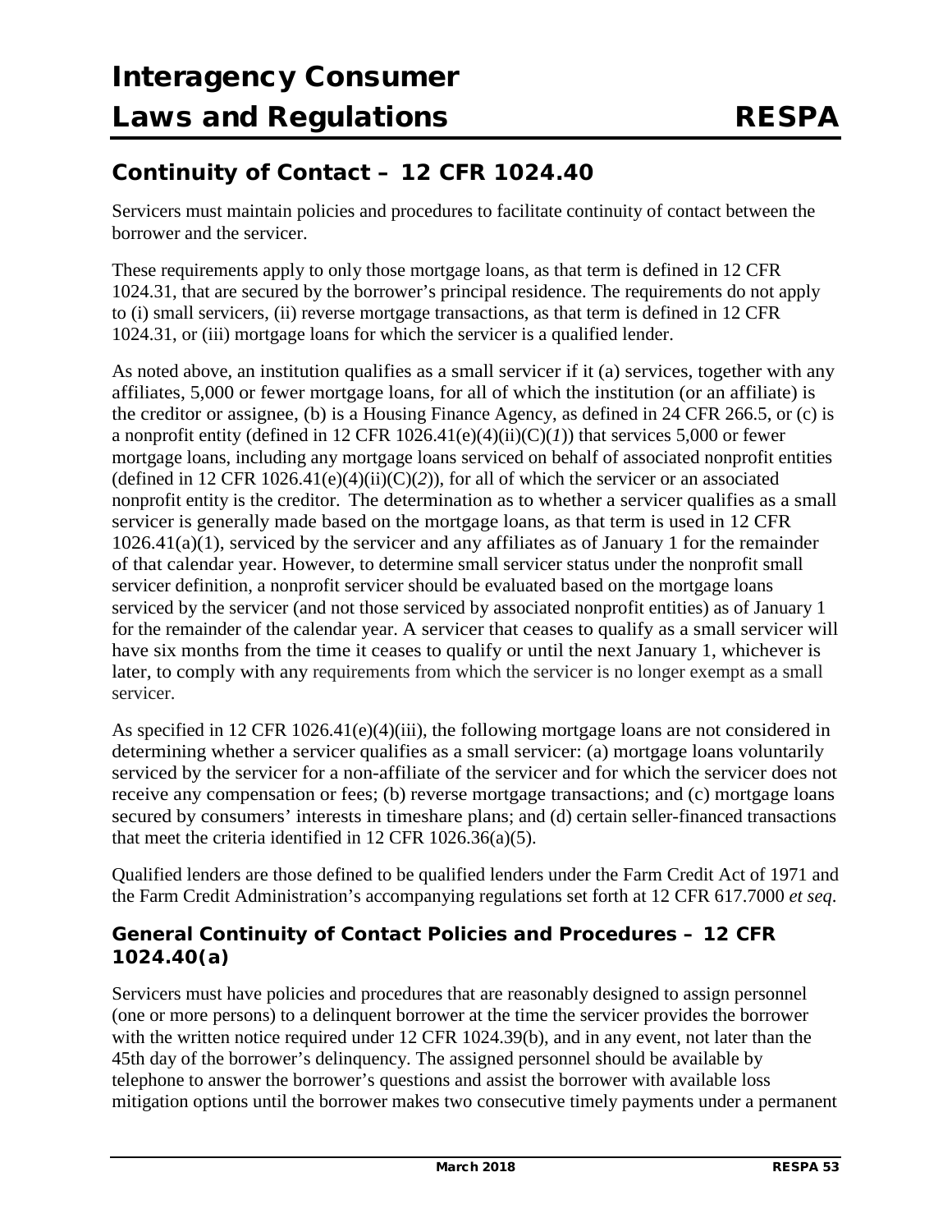## Continuity of Contact – 12 CFR 1024.40

Servicers must maintain policies and procedures to facilitate continuity of contact between the borrower and the servicer.

These requirements apply to only those mortgage loans, as that term is defined in 12 CFR 1024.31, that are secured by the borrower's principal residence. The requirements do not apply to (i) small servicers, (ii) reverse mortgage transactions, as that term is defined in 12 CFR 1024.31, or (iii) mortgage loans for which the servicer is a qualified lender.

As noted above, an institution qualifies as a small servicer if it (a) services, together with any affiliates, 5,000 or fewer mortgage loans, for all of which the institution (or an affiliate) is the creditor or assignee, (b) is a Housing Finance Agency, as defined in 24 CFR 266.5, or (c) is a nonprofit entity (defined in 12 CFR 1026.41(e)(4)(ii)(C)(*1*)) that services 5,000 or fewer mortgage loans, including any mortgage loans serviced on behalf of associated nonprofit entities (defined in 12 CFR 1026.41(e)(4)(ii)(C)(*2*)), for all of which the servicer or an associated nonprofit entity is the creditor. The determination as to whether a servicer qualifies as a small servicer is generally made based on the mortgage loans, as that term is used in 12 CFR 1026.41(a)(1), serviced by the servicer and any affiliates as of January 1 for the remainder of that calendar year. However, to determine small servicer status under the nonprofit small servicer definition, a nonprofit servicer should be evaluated based on the mortgage loans serviced by the servicer (and not those serviced by associated nonprofit entities) as of January 1 for the remainder of the calendar year. A servicer that ceases to qualify as a small servicer will have six months from the time it ceases to qualify or until the next January 1, whichever is later, to comply with any requirements from which the servicer is no longer exempt as a small servicer.

As specified in 12 CFR 1026.41(e)(4)(iii), the following mortgage loans are not considered in determining whether a servicer qualifies as a small servicer: (a) mortgage loans voluntarily serviced by the servicer for a non-affiliate of the servicer and for which the servicer does not receive any compensation or fees; (b) reverse mortgage transactions; and (c) mortgage loans secured by consumers' interests in timeshare plans; and (d) certain seller-financed transactions that meet the criteria identified in 12 CFR 1026.36(a)(5).

Qualified lenders are those defined to be qualified lenders under the Farm Credit Act of 1971 and the Farm Credit Administration's accompanying regulations set forth at 12 CFR 617.7000 *et seq*.

### General Continuity of Contact Policies and Procedures – 12 CFR 1024.40(a)

Servicers must have policies and procedures that are reasonably designed to assign personnel (one or more persons) to a delinquent borrower at the time the servicer provides the borrower with the written notice required under 12 CFR 1024.39(b), and in any event, not later than the 45th day of the borrower's delinquency. The assigned personnel should be available by telephone to answer the borrower's questions and assist the borrower with available loss mitigation options until the borrower makes two consecutive timely payments under a permanent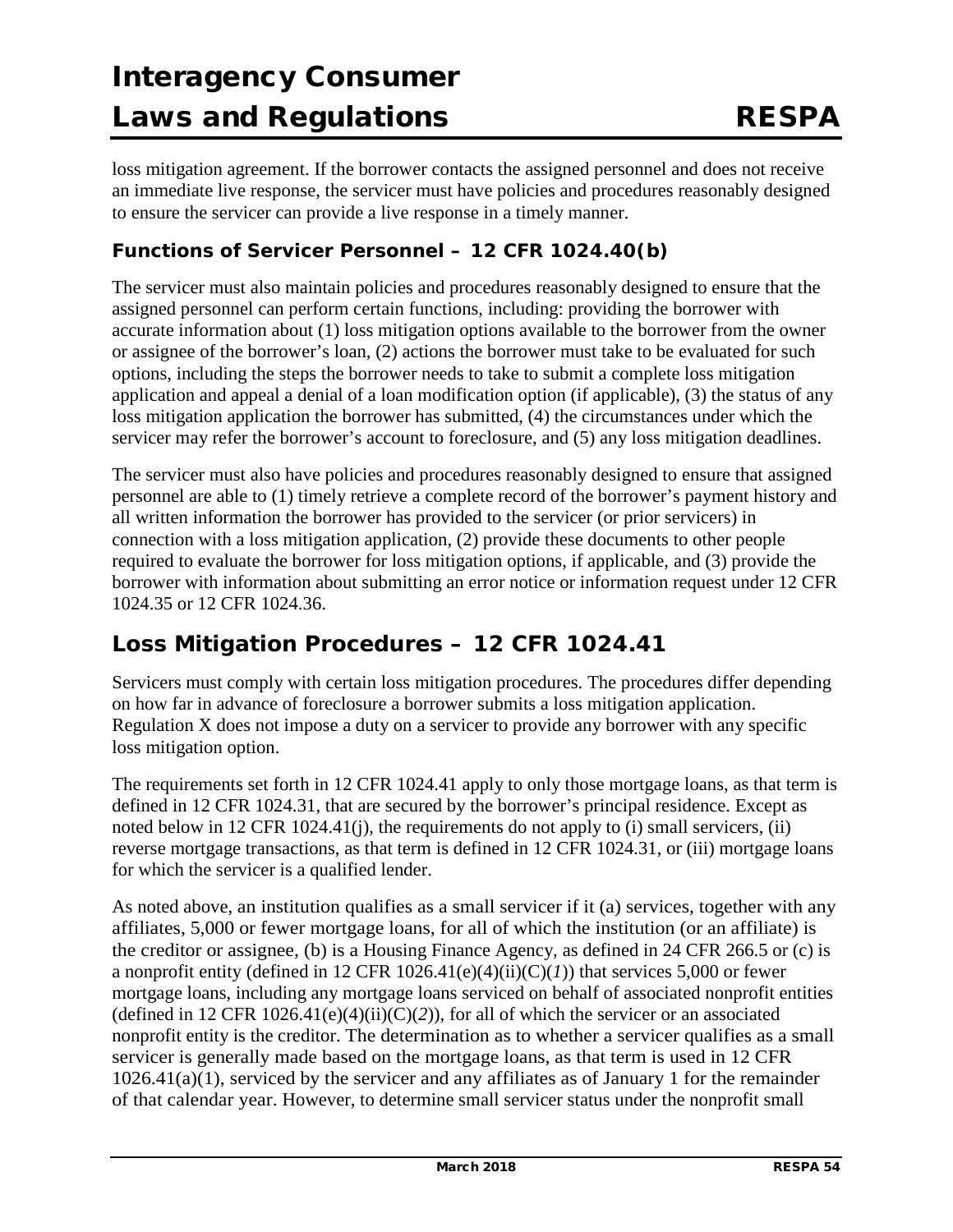loss mitigation agreement. If the borrower contacts the assigned personnel and does not receive an immediate live response, the servicer must have policies and procedures reasonably designed to ensure the servicer can provide a live response in a timely manner.

### Functions of Servicer Personnel – 12 CFR 1024.40(b)

The servicer must also maintain policies and procedures reasonably designed to ensure that the assigned personnel can perform certain functions, including: providing the borrower with accurate information about (1) loss mitigation options available to the borrower from the owner or assignee of the borrower's loan, (2) actions the borrower must take to be evaluated for such options, including the steps the borrower needs to take to submit a complete loss mitigation application and appeal a denial of a loan modification option (if applicable), (3) the status of any loss mitigation application the borrower has submitted, (4) the circumstances under which the servicer may refer the borrower's account to foreclosure, and (5) any loss mitigation deadlines.

The servicer must also have policies and procedures reasonably designed to ensure that assigned personnel are able to (1) timely retrieve a complete record of the borrower's payment history and all written information the borrower has provided to the servicer (or prior servicers) in connection with a loss mitigation application, (2) provide these documents to other people required to evaluate the borrower for loss mitigation options, if applicable, and (3) provide the borrower with information about submitting an error notice or information request under 12 CFR 1024.35 or 12 CFR 1024.36.

## Loss Mitigation Procedures – 12 CFR 1024.41

Servicers must comply with certain loss mitigation procedures. The procedures differ depending on how far in advance of foreclosure a borrower submits a loss mitigation application. Regulation X does not impose a duty on a servicer to provide any borrower with any specific loss mitigation option.

The requirements set forth in 12 CFR 1024.41 apply to only those mortgage loans, as that term is defined in 12 CFR 1024.31, that are secured by the borrower's principal residence. Except as noted below in 12 CFR 1024.41(j), the requirements do not apply to (i) small servicers, (ii) reverse mortgage transactions, as that term is defined in 12 CFR 1024.31, or (iii) mortgage loans for which the servicer is a qualified lender.

As noted above, an institution qualifies as a small servicer if it (a) services, together with any affiliates, 5,000 or fewer mortgage loans, for all of which the institution (or an affiliate) is the creditor or assignee, (b) is a Housing Finance Agency, as defined in 24 CFR 266.5 or (c) is a nonprofit entity (defined in 12 CFR 1026.41(e)(4)(ii)(C)(*1*)) that services 5,000 or fewer mortgage loans, including any mortgage loans serviced on behalf of associated nonprofit entities (defined in 12 CFR 1026.41(e)(4)(ii)(C)(*2*)), for all of which the servicer or an associated nonprofit entity is the creditor. The determination as to whether a servicer qualifies as a small servicer is generally made based on the mortgage loans, as that term is used in 12 CFR 1026.41(a)(1), serviced by the servicer and any affiliates as of January 1 for the remainder of that calendar year. However, to determine small servicer status under the nonprofit small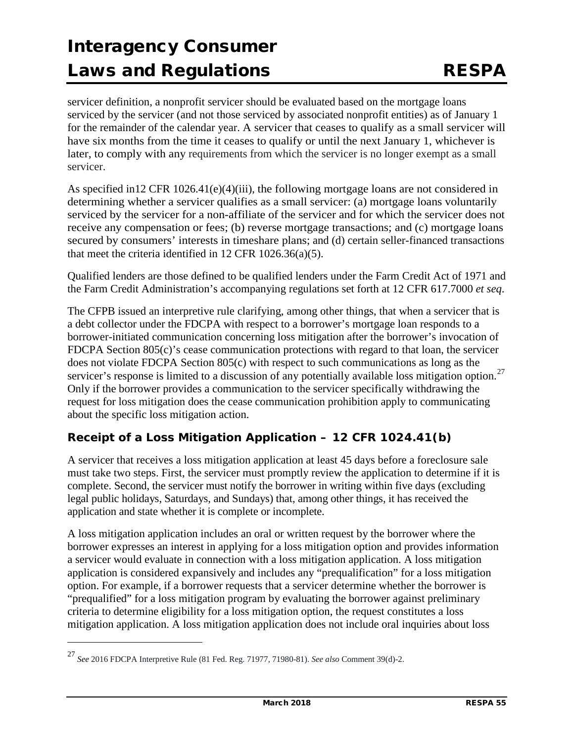servicer definition, a nonprofit servicer should be evaluated based on the mortgage loans serviced by the servicer (and not those serviced by associated nonprofit entities) as of January 1 for the remainder of the calendar year. A servicer that ceases to qualify as a small servicer will have six months from the time it ceases to qualify or until the next January 1, whichever is later, to comply with any requirements from which the servicer is no longer exempt as a small servicer.

As specified in12 CFR 1026.41(e)(4)(iii), the following mortgage loans are not considered in determining whether a servicer qualifies as a small servicer: (a) mortgage loans voluntarily serviced by the servicer for a non-affiliate of the servicer and for which the servicer does not receive any compensation or fees; (b) reverse mortgage transactions; and (c) mortgage loans secured by consumers' interests in timeshare plans; and (d) certain seller-financed transactions that meet the criteria identified in 12 CFR 1026.36(a)(5).

Qualified lenders are those defined to be qualified lenders under the Farm Credit Act of 1971 and the Farm Credit Administration's accompanying regulations set forth at 12 CFR 617.7000 *et seq*.

The CFPB issued an interpretive rule clarifying, among other things, that when a servicer that is a debt collector under the FDCPA with respect to a borrower's mortgage loan responds to a borrower-initiated communication concerning loss mitigation after the borrower's invocation of FDCPA Section 805(c)'s cease communication protections with regard to that loan, the servicer does not violate FDCPA Section 805(c) with respect to such communications as long as the servicer's response is limited to a discussion of any potentially available loss mitigation option.[27] Only if the borrower provides a communication to the servicer specifically withdrawing the request for loss mitigation does the cease communication prohibition apply to communicating about the specific loss mitigation action.

### Receipt of a Loss Mitigation Application – 12 CFR 1024.41(b)

A servicer that receives a loss mitigation application at least 45 days before a foreclosure sale must take two steps. First, the servicer must promptly review the application to determine if it is complete. Second, the servicer must notify the borrower in writing within five days (excluding legal public holidays, Saturdays, and Sundays) that, among other things, it has received the application and state whether it is complete or incomplete.

A loss mitigation application includes an oral or written request by the borrower where the borrower expresses an interest in applying for a loss mitigation option and provides information a servicer would evaluate in connection with a loss mitigation application. A loss mitigation application is considered expansively and includes any "prequalification" for a loss mitigation option. For example, if a borrower requests that a servicer determine whether the borrower is "prequalified" for a loss mitigation program by evaluating the borrower against preliminary criteria to determine eligibility for a loss mitigation option, the request constitutes a loss mitigation application. A loss mitigation application does not include oral inquiries about loss

---

[27] *See* 2016 FDCPA Interpretive Rule (81 Fed. Reg. 71977, 71980-81). *See also* Comment 39(d)-2.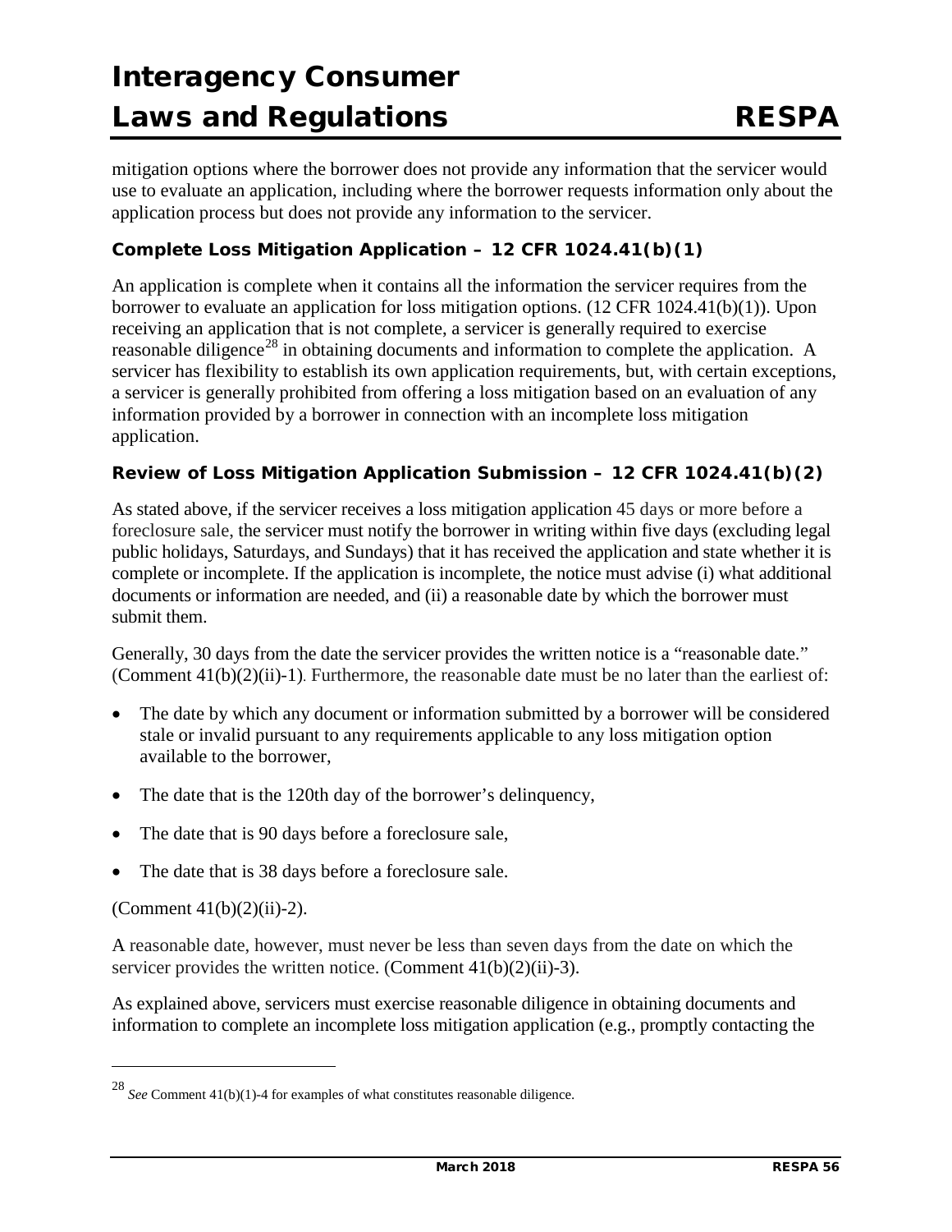mitigation options where the borrower does not provide any information that the servicer would use to evaluate an application, including where the borrower requests information only about the application process but does not provide any information to the servicer.

### Complete Loss Mitigation Application – 12 CFR 1024.41(b)(1)

An application is complete when it contains all the information the servicer requires from the borrower to evaluate an application for loss mitigation options. (12 CFR 1024.41(b)(1)). Upon receiving an application that is not complete, a servicer is generally required to exercise reasonable diligence[28] in obtaining documents and information to complete the application. A servicer has flexibility to establish its own application requirements, but, with certain exceptions, a servicer is generally prohibited from offering a loss mitigation based on an evaluation of any information provided by a borrower in connection with an incomplete loss mitigation application.

### Review of Loss Mitigation Application Submission – 12 CFR 1024.41(b)(2)

As stated above, if the servicer receives a loss mitigation application 45 days or more before a foreclosure sale, the servicer must notify the borrower in writing within five days (excluding legal public holidays, Saturdays, and Sundays) that it has received the application and state whether it is complete or incomplete. If the application is incomplete, the notice must advise (i) what additional documents or information are needed, and (ii) a reasonable date by which the borrower must submit them.

Generally, 30 days from the date the servicer provides the written notice is a "reasonable date." (Comment 41(b)(2)(ii)-1). Furthermore, the reasonable date must be no later than the earliest of:

- The date by which any document or information submitted by a borrower will be considered stale or invalid pursuant to any requirements applicable to any loss mitigation option available to the borrower,
- The date that is the 120th day of the borrower's delinquency,
- The date that is 90 days before a foreclosure sale,
- The date that is 38 days before a foreclosure sale.

(Comment 41(b)(2)(ii)-2).

A reasonable date, however, must never be less than seven days from the date on which the servicer provides the written notice. (Comment 41(b)(2)(ii)-3).

As explained above, servicers must exercise reasonable diligence in obtaining documents and information to complete an incomplete loss mitigation application (e.g., promptly contacting the

[28] *See* Comment 41(b)(1)-4 for examples of what constitutes reasonable diligence.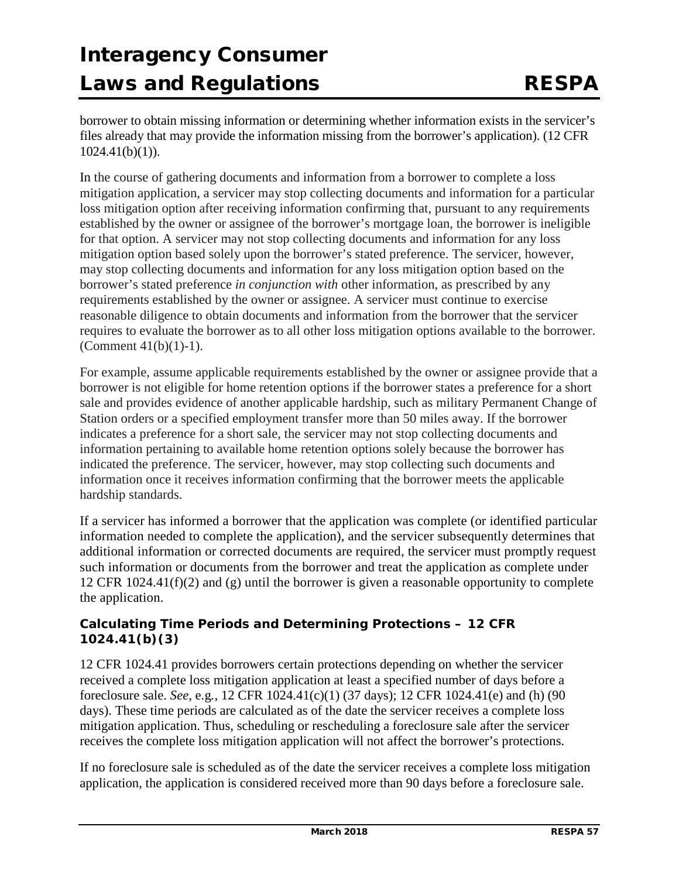borrower to obtain missing information or determining whether information exists in the servicer's files already that may provide the information missing from the borrower's application). (12 CFR 1024.41(b)(1)).

In the course of gathering documents and information from a borrower to complete a loss mitigation application, a servicer may stop collecting documents and information for a particular loss mitigation option after receiving information confirming that, pursuant to any requirements established by the owner or assignee of the borrower's mortgage loan, the borrower is ineligible for that option. A servicer may not stop collecting documents and information for any loss mitigation option based solely upon the borrower's stated preference. The servicer, however, may stop collecting documents and information for any loss mitigation option based on the borrower's stated preference *in conjunction with* other information, as prescribed by any requirements established by the owner or assignee. A servicer must continue to exercise reasonable diligence to obtain documents and information from the borrower that the servicer requires to evaluate the borrower as to all other loss mitigation options available to the borrower. (Comment 41(b)(1)-1).

For example, assume applicable requirements established by the owner or assignee provide that a borrower is not eligible for home retention options if the borrower states a preference for a short sale and provides evidence of another applicable hardship, such as military Permanent Change of Station orders or a specified employment transfer more than 50 miles away. If the borrower indicates a preference for a short sale, the servicer may not stop collecting documents and information pertaining to available home retention options solely because the borrower has indicated the preference. The servicer, however, may stop collecting such documents and information once it receives information confirming that the borrower meets the applicable hardship standards.

If a servicer has informed a borrower that the application was complete (or identified particular information needed to complete the application), and the servicer subsequently determines that additional information or corrected documents are required, the servicer must promptly request such information or documents from the borrower and treat the application as complete under 12 CFR 1024.41(f)(2) and (g) until the borrower is given a reasonable opportunity to complete the application.

### Calculating Time Periods and Determining Protections – 12 CFR 1024.41(b)(3)

12 CFR 1024.41 provides borrowers certain protections depending on whether the servicer received a complete loss mitigation application at least a specified number of days before a foreclosure sale. *See*, e.g., 12 CFR 1024.41(c)(1) (37 days); 12 CFR 1024.41(e) and (h) (90 days). These time periods are calculated as of the date the servicer receives a complete loss mitigation application. Thus, scheduling or rescheduling a foreclosure sale after the servicer receives the complete loss mitigation application will not affect the borrower's protections.

If no foreclosure sale is scheduled as of the date the servicer receives a complete loss mitigation application, the application is considered received more than 90 days before a foreclosure sale.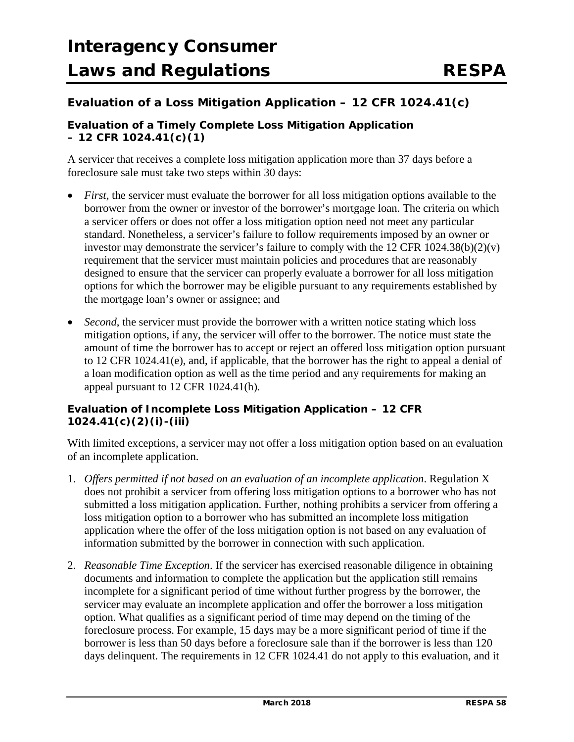## Evaluation of a Loss Mitigation Application – 12 CFR 1024.41(c)

### Evaluation of a Timely Complete Loss Mitigation Application – 12 CFR 1024.41(c)(1)

A servicer that receives a complete loss mitigation application more than 37 days before a foreclosure sale must take two steps within 30 days:

- *First*, the servicer must evaluate the borrower for all loss mitigation options available to the borrower from the owner or investor of the borrower's mortgage loan. The criteria on which a servicer offers or does not offer a loss mitigation option need not meet any particular standard. Nonetheless, a servicer's failure to follow requirements imposed by an owner or investor may demonstrate the servicer's failure to comply with the 12 CFR 1024.38(b)(2)(v) requirement that the servicer must maintain policies and procedures that are reasonably designed to ensure that the servicer can properly evaluate a borrower for all loss mitigation options for which the borrower may be eligible pursuant to any requirements established by the mortgage loan's owner or assignee; and

- *Second,* the servicer must provide the borrower with a written notice stating which loss mitigation options, if any, the servicer will offer to the borrower. The notice must state the amount of time the borrower has to accept or reject an offered loss mitigation option pursuant to 12 CFR 1024.41(e), and, if applicable, that the borrower has the right to appeal a denial of a loan modification option as well as the time period and any requirements for making an appeal pursuant to 12 CFR 1024.41(h).

### Evaluation of Incomplete Loss Mitigation Application – 12 CFR 1024.41(c)(2)(i)-(iii)

With limited exceptions, a servicer may not offer a loss mitigation option based on an evaluation of an incomplete application.

1. *Offers permitted if not based on an evaluation of an incomplete application*. Regulation X does not prohibit a servicer from offering loss mitigation options to a borrower who has not submitted a loss mitigation application. Further, nothing prohibits a servicer from offering a loss mitigation option to a borrower who has submitted an incomplete loss mitigation application where the offer of the loss mitigation option is not based on any evaluation of information submitted by the borrower in connection with such application.

2. *Reasonable Time Exception*. If the servicer has exercised reasonable diligence in obtaining documents and information to complete the application but the application still remains incomplete for a significant period of time without further progress by the borrower, the servicer may evaluate an incomplete application and offer the borrower a loss mitigation option. What qualifies as a significant period of time may depend on the timing of the foreclosure process. For example, 15 days may be a more significant period of time if the borrower is less than 50 days before a foreclosure sale than if the borrower is less than 120 days delinquent. The requirements in 12 CFR 1024.41 do not apply to this evaluation, and it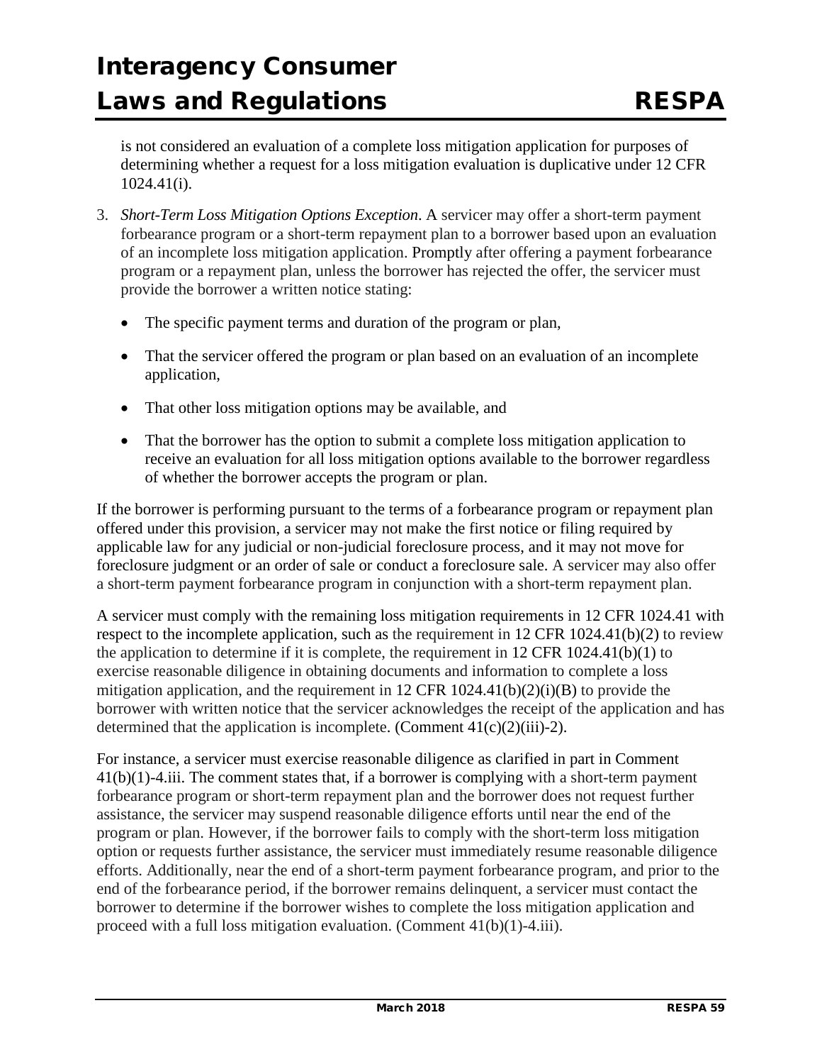is not considered an evaluation of a complete loss mitigation application for purposes of determining whether a request for a loss mitigation evaluation is duplicative under 12 CFR 1024.41(i).

3. *Short-Term Loss Mitigation Options Exception*. A servicer may offer a short-term payment forbearance program or a short-term repayment plan to a borrower based upon an evaluation of an incomplete loss mitigation application. Promptly after offering a payment forbearance program or a repayment plan, unless the borrower has rejected the offer, the servicer must provide the borrower a written notice stating:

   - The specific payment terms and duration of the program or plan,
   - That the servicer offered the program or plan based on an evaluation of an incomplete application,
   - That other loss mitigation options may be available, and
   - That the borrower has the option to submit a complete loss mitigation application to receive an evaluation for all loss mitigation options available to the borrower regardless of whether the borrower accepts the program or plan.

If the borrower is performing pursuant to the terms of a forbearance program or repayment plan offered under this provision, a servicer may not make the first notice or filing required by applicable law for any judicial or non-judicial foreclosure process, and it may not move for foreclosure judgment or an order of sale or conduct a foreclosure sale. A servicer may also offer a short-term payment forbearance program in conjunction with a short-term repayment plan.

A servicer must comply with the remaining loss mitigation requirements in 12 CFR 1024.41 with respect to the incomplete application, such as the requirement in 12 CFR 1024.41(b)(2) to review the application to determine if it is complete, the requirement in 12 CFR 1024.41(b)(1) to exercise reasonable diligence in obtaining documents and information to complete a loss mitigation application, and the requirement in 12 CFR 1024.41(b)(2)(i)(B) to provide the borrower with written notice that the servicer acknowledges the receipt of the application and has determined that the application is incomplete. (Comment 41(c)(2)(iii)-2).

For instance, a servicer must exercise reasonable diligence as clarified in part in Comment 41(b)(1)-4.iii. The comment states that, if a borrower is complying with a short-term payment forbearance program or short-term repayment plan and the borrower does not request further assistance, the servicer may suspend reasonable diligence efforts until near the end of the program or plan. However, if the borrower fails to comply with the short-term loss mitigation option or requests further assistance, the servicer must immediately resume reasonable diligence efforts. Additionally, near the end of a short-term payment forbearance program, and prior to the end of the forbearance period, if the borrower remains delinquent, a servicer must contact the borrower to determine if the borrower wishes to complete the loss mitigation application and proceed with a full loss mitigation evaluation. (Comment 41(b)(1)-4.iii).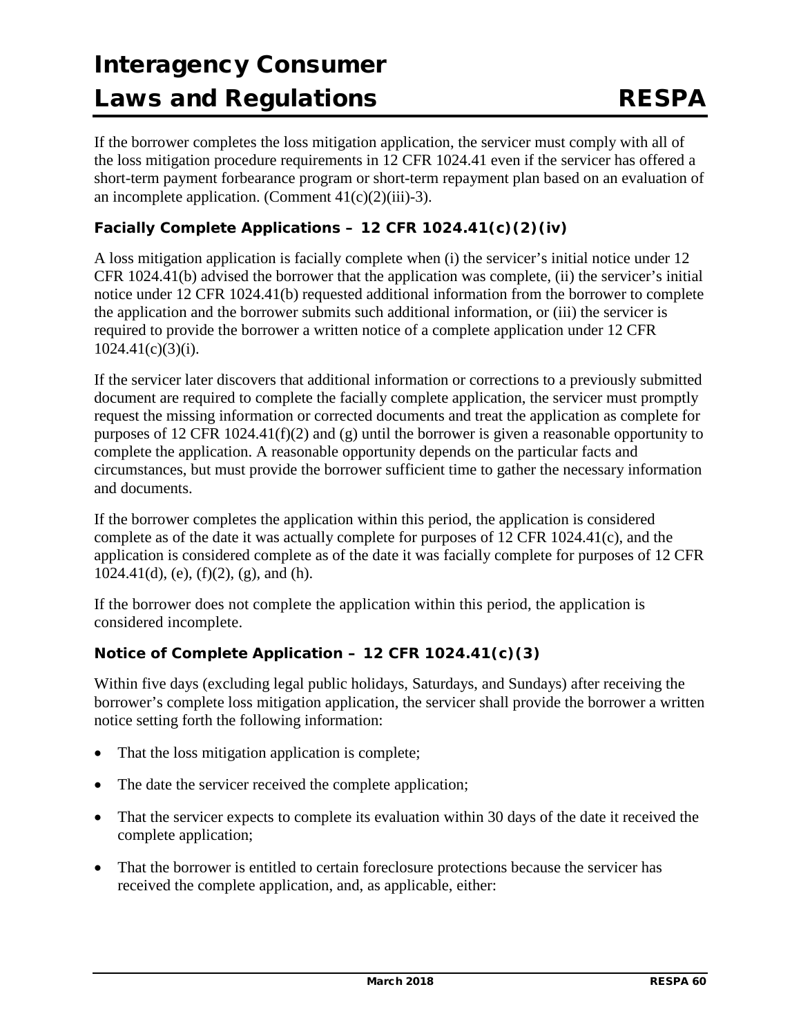If the borrower completes the loss mitigation application, the servicer must comply with all of the loss mitigation procedure requirements in 12 CFR 1024.41 even if the servicer has offered a short-term payment forbearance program or short-term repayment plan based on an evaluation of an incomplete application. (Comment 41(c)(2)(iii)-3).

### Facially Complete Applications – 12 CFR 1024.41(c)(2)(iv)

A loss mitigation application is facially complete when (i) the servicer's initial notice under 12 CFR 1024.41(b) advised the borrower that the application was complete, (ii) the servicer's initial notice under 12 CFR 1024.41(b) requested additional information from the borrower to complete the application and the borrower submits such additional information, or (iii) the servicer is required to provide the borrower a written notice of a complete application under 12 CFR 1024.41(c)(3)(i).

If the servicer later discovers that additional information or corrections to a previously submitted document are required to complete the facially complete application, the servicer must promptly request the missing information or corrected documents and treat the application as complete for purposes of 12 CFR 1024.41(f)(2) and (g) until the borrower is given a reasonable opportunity to complete the application. A reasonable opportunity depends on the particular facts and circumstances, but must provide the borrower sufficient time to gather the necessary information and documents.

If the borrower completes the application within this period, the application is considered complete as of the date it was actually complete for purposes of 12 CFR 1024.41(c), and the application is considered complete as of the date it was facially complete for purposes of 12 CFR 1024.41(d), (e), (f)(2), (g), and (h).

If the borrower does not complete the application within this period, the application is considered incomplete.

### Notice of Complete Application – 12 CFR 1024.41(c)(3)

Within five days (excluding legal public holidays, Saturdays, and Sundays) after receiving the borrower's complete loss mitigation application, the servicer shall provide the borrower a written notice setting forth the following information:

- That the loss mitigation application is complete;
- The date the servicer received the complete application;
- That the servicer expects to complete its evaluation within 30 days of the date it received the complete application;
- That the borrower is entitled to certain foreclosure protections because the servicer has received the complete application, and, as applicable, either: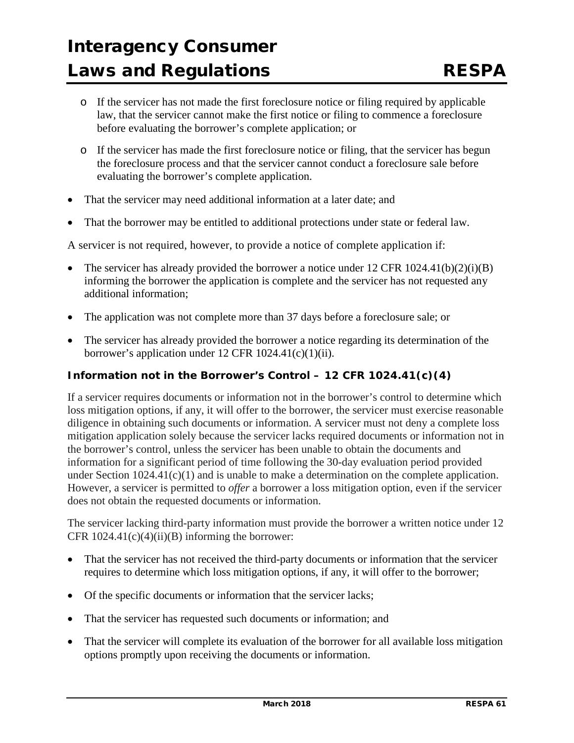- If the servicer has not made the first foreclosure notice or filing required by applicable law, that the servicer cannot make the first notice or filing to commence a foreclosure before evaluating the borrower's complete application; or
  - If the servicer has made the first foreclosure notice or filing, that the servicer has begun the foreclosure process and that the servicer cannot conduct a foreclosure sale before evaluating the borrower's complete application.
- That the servicer may need additional information at a later date; and
- That the borrower may be entitled to additional protections under state or federal law.

A servicer is not required, however, to provide a notice of complete application if:

- The servicer has already provided the borrower a notice under 12 CFR 1024.41(b)(2)(i)(B) informing the borrower the application is complete and the servicer has not requested any additional information;
- The application was not complete more than 37 days before a foreclosure sale; or
- The servicer has already provided the borrower a notice regarding its determination of the borrower's application under 12 CFR 1024.41(c)(1)(ii).

### Information not in the Borrower's Control – 12 CFR 1024.41(c)(4)

If a servicer requires documents or information not in the borrower's control to determine which loss mitigation options, if any, it will offer to the borrower, the servicer must exercise reasonable diligence in obtaining such documents or information. A servicer must not deny a complete loss mitigation application solely because the servicer lacks required documents or information not in the borrower's control, unless the servicer has been unable to obtain the documents and information for a significant period of time following the 30-day evaluation period provided under Section 1024.41(c)(1) and is unable to make a determination on the complete application. However, a servicer is permitted to *offer* a borrower a loss mitigation option, even if the servicer does not obtain the requested documents or information.

The servicer lacking third-party information must provide the borrower a written notice under 12 CFR 1024.41(c)(4)(ii)(B) informing the borrower:

- That the servicer has not received the third-party documents or information that the servicer requires to determine which loss mitigation options, if any, it will offer to the borrower;
- Of the specific documents or information that the servicer lacks;
- That the servicer has requested such documents or information; and
- That the servicer will complete its evaluation of the borrower for all available loss mitigation options promptly upon receiving the documents or information.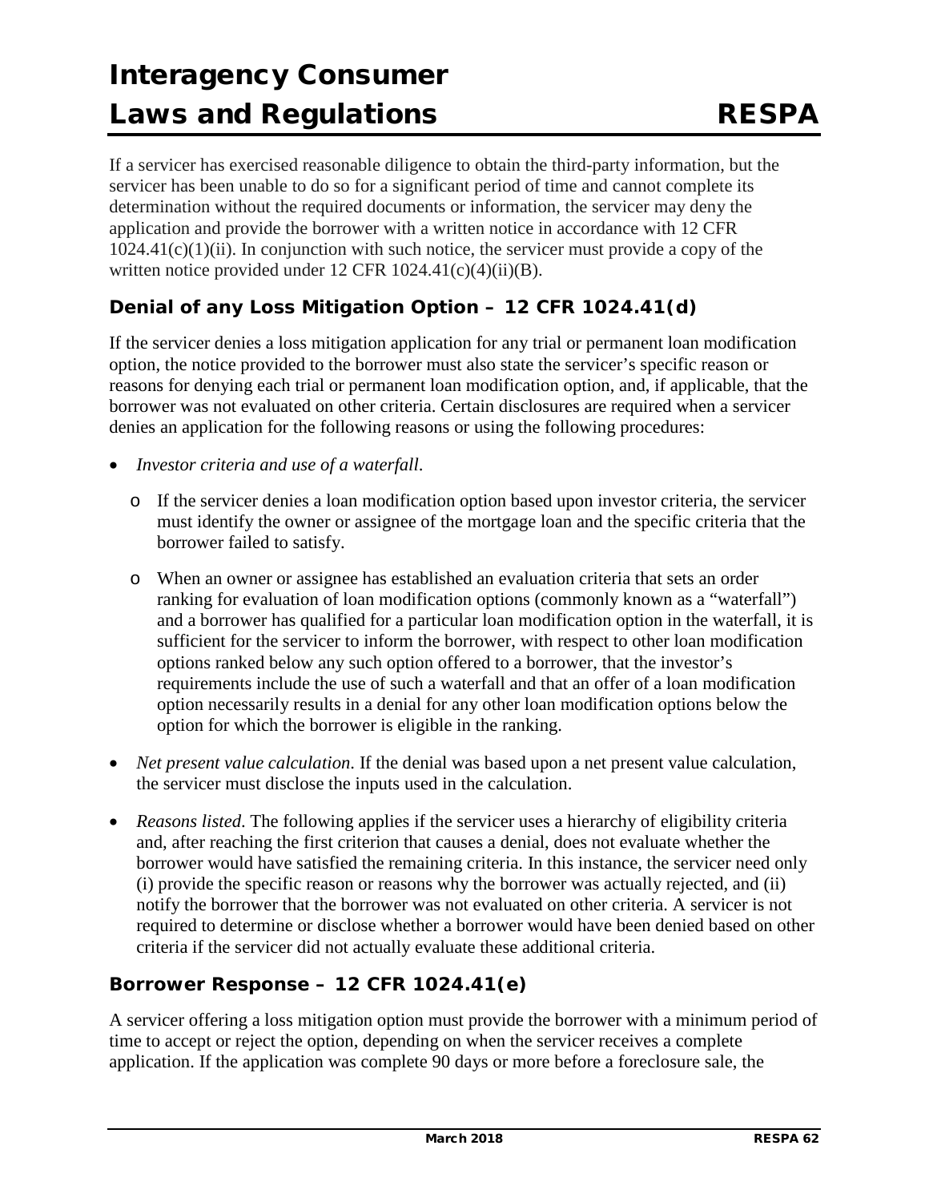If a servicer has exercised reasonable diligence to obtain the third-party information, but the servicer has been unable to do so for a significant period of time and cannot complete its determination without the required documents or information, the servicer may deny the application and provide the borrower with a written notice in accordance with 12 CFR 1024.41(c)(1)(ii). In conjunction with such notice, the servicer must provide a copy of the written notice provided under 12 CFR 1024.41(c)(4)(ii)(B).

### Denial of any Loss Mitigation Option – 12 CFR 1024.41(d)

If the servicer denies a loss mitigation application for any trial or permanent loan modification option, the notice provided to the borrower must also state the servicer's specific reason or reasons for denying each trial or permanent loan modification option, and, if applicable, that the borrower was not evaluated on other criteria. Certain disclosures are required when a servicer denies an application for the following reasons or using the following procedures:

- *Investor criteria and use of a waterfall.*
  - If the servicer denies a loan modification option based upon investor criteria, the servicer must identify the owner or assignee of the mortgage loan and the specific criteria that the borrower failed to satisfy.
  - When an owner or assignee has established an evaluation criteria that sets an order ranking for evaluation of loan modification options (commonly known as a "waterfall") and a borrower has qualified for a particular loan modification option in the waterfall, it is sufficient for the servicer to inform the borrower, with respect to other loan modification options ranked below any such option offered to a borrower, that the investor's requirements include the use of such a waterfall and that an offer of a loan modification option necessarily results in a denial for any other loan modification options below the option for which the borrower is eligible in the ranking.
- *Net present value calculation*. If the denial was based upon a net present value calculation, the servicer must disclose the inputs used in the calculation.
- *Reasons listed*. The following applies if the servicer uses a hierarchy of eligibility criteria and, after reaching the first criterion that causes a denial, does not evaluate whether the borrower would have satisfied the remaining criteria. In this instance, the servicer need only (i) provide the specific reason or reasons why the borrower was actually rejected, and (ii) notify the borrower that the borrower was not evaluated on other criteria. A servicer is not required to determine or disclose whether a borrower would have been denied based on other criteria if the servicer did not actually evaluate these additional criteria.

### Borrower Response – 12 CFR 1024.41(e)

A servicer offering a loss mitigation option must provide the borrower with a minimum period of time to accept or reject the option, depending on when the servicer receives a complete application. If the application was complete 90 days or more before a foreclosure sale, the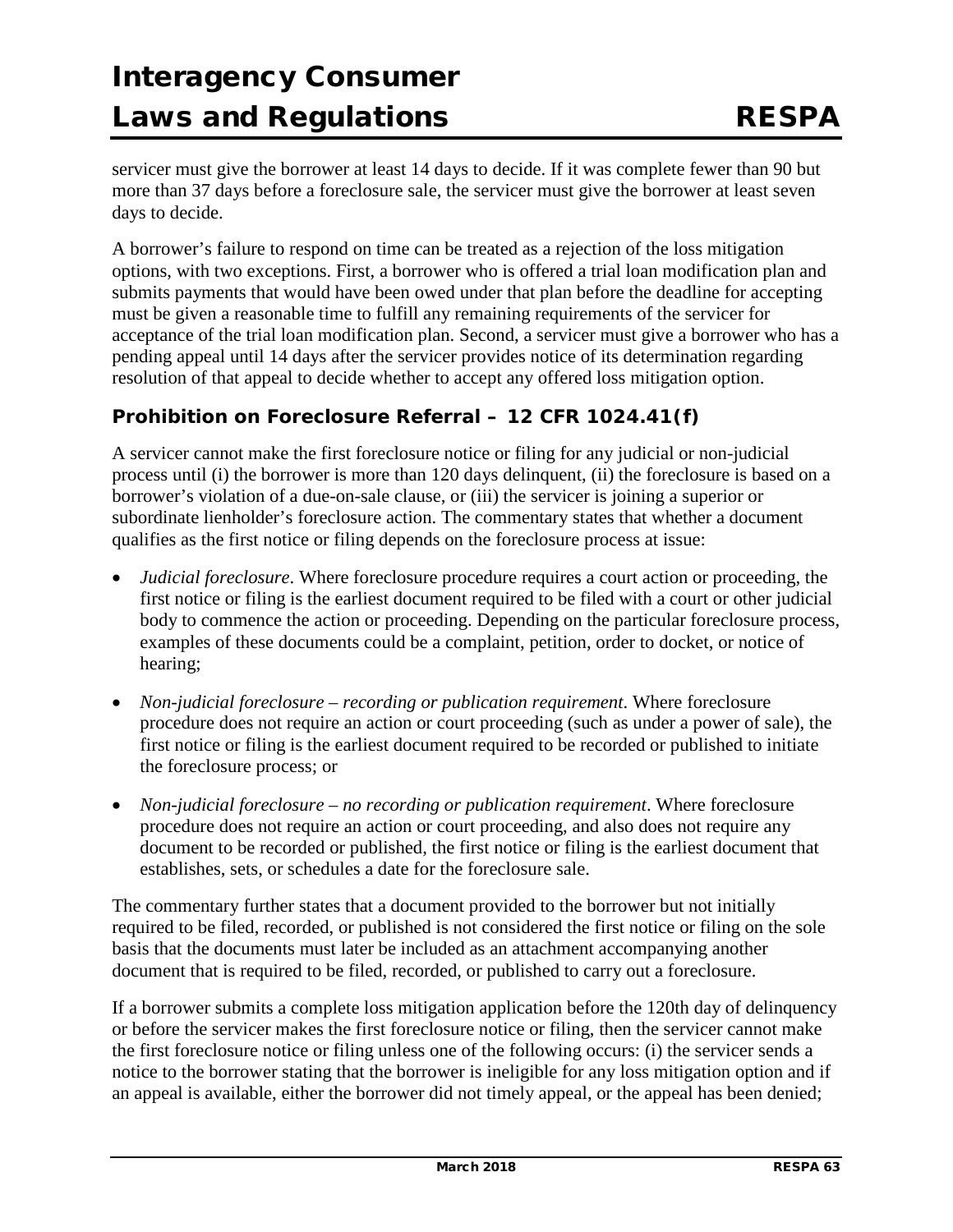servicer must give the borrower at least 14 days to decide. If it was complete fewer than 90 but more than 37 days before a foreclosure sale, the servicer must give the borrower at least seven days to decide.

A borrower's failure to respond on time can be treated as a rejection of the loss mitigation options, with two exceptions. First, a borrower who is offered a trial loan modification plan and submits payments that would have been owed under that plan before the deadline for accepting must be given a reasonable time to fulfill any remaining requirements of the servicer for acceptance of the trial loan modification plan. Second, a servicer must give a borrower who has a pending appeal until 14 days after the servicer provides notice of its determination regarding resolution of that appeal to decide whether to accept any offered loss mitigation option.

### Prohibition on Foreclosure Referral – 12 CFR 1024.41(f)

A servicer cannot make the first foreclosure notice or filing for any judicial or non-judicial process until (i) the borrower is more than 120 days delinquent, (ii) the foreclosure is based on a borrower's violation of a due-on-sale clause, or (iii) the servicer is joining a superior or subordinate lienholder's foreclosure action. The commentary states that whether a document qualifies as the first notice or filing depends on the foreclosure process at issue:

- *Judicial foreclosure*. Where foreclosure procedure requires a court action or proceeding, the first notice or filing is the earliest document required to be filed with a court or other judicial body to commence the action or proceeding. Depending on the particular foreclosure process, examples of these documents could be a complaint, petition, order to docket, or notice of hearing;
- *Non-judicial foreclosure – recording or publication requirement*. Where foreclosure procedure does not require an action or court proceeding (such as under a power of sale), the first notice or filing is the earliest document required to be recorded or published to initiate the foreclosure process; or
- *Non-judicial foreclosure – no recording or publication requirement*. Where foreclosure procedure does not require an action or court proceeding, and also does not require any document to be recorded or published, the first notice or filing is the earliest document that establishes, sets, or schedules a date for the foreclosure sale.

The commentary further states that a document provided to the borrower but not initially required to be filed, recorded, or published is not considered the first notice or filing on the sole basis that the documents must later be included as an attachment accompanying another document that is required to be filed, recorded, or published to carry out a foreclosure.

If a borrower submits a complete loss mitigation application before the 120th day of delinquency or before the servicer makes the first foreclosure notice or filing, then the servicer cannot make the first foreclosure notice or filing unless one of the following occurs: (i) the servicer sends a notice to the borrower stating that the borrower is ineligible for any loss mitigation option and if an appeal is available, either the borrower did not timely appeal, or the appeal has been denied;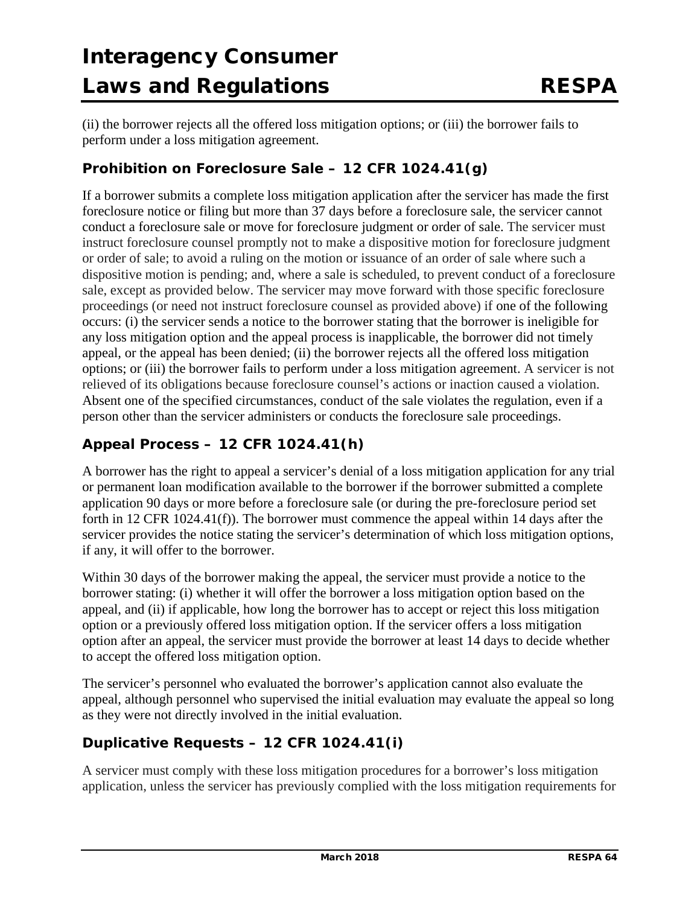(ii) the borrower rejects all the offered loss mitigation options; or (iii) the borrower fails to perform under a loss mitigation agreement.

### Prohibition on Foreclosure Sale – 12 CFR 1024.41(g)

If a borrower submits a complete loss mitigation application after the servicer has made the first foreclosure notice or filing but more than 37 days before a foreclosure sale, the servicer cannot conduct a foreclosure sale or move for foreclosure judgment or order of sale. The servicer must instruct foreclosure counsel promptly not to make a dispositive motion for foreclosure judgment or order of sale; to avoid a ruling on the motion or issuance of an order of sale where such a dispositive motion is pending; and, where a sale is scheduled, to prevent conduct of a foreclosure sale, except as provided below. The servicer may move forward with those specific foreclosure proceedings (or need not instruct foreclosure counsel as provided above) if one of the following occurs: (i) the servicer sends a notice to the borrower stating that the borrower is ineligible for any loss mitigation option and the appeal process is inapplicable, the borrower did not timely appeal, or the appeal has been denied; (ii) the borrower rejects all the offered loss mitigation options; or (iii) the borrower fails to perform under a loss mitigation agreement. A servicer is not relieved of its obligations because foreclosure counsel's actions or inaction caused a violation. Absent one of the specified circumstances, conduct of the sale violates the regulation, even if a person other than the servicer administers or conducts the foreclosure sale proceedings.

### Appeal Process – 12 CFR 1024.41(h)

A borrower has the right to appeal a servicer's denial of a loss mitigation application for any trial or permanent loan modification available to the borrower if the borrower submitted a complete application 90 days or more before a foreclosure sale (or during the pre-foreclosure period set forth in 12 CFR 1024.41(f)). The borrower must commence the appeal within 14 days after the servicer provides the notice stating the servicer's determination of which loss mitigation options, if any, it will offer to the borrower.

Within 30 days of the borrower making the appeal, the servicer must provide a notice to the borrower stating: (i) whether it will offer the borrower a loss mitigation option based on the appeal, and (ii) if applicable, how long the borrower has to accept or reject this loss mitigation option or a previously offered loss mitigation option. If the servicer offers a loss mitigation option after an appeal, the servicer must provide the borrower at least 14 days to decide whether to accept the offered loss mitigation option.

The servicer's personnel who evaluated the borrower's application cannot also evaluate the appeal, although personnel who supervised the initial evaluation may evaluate the appeal so long as they were not directly involved in the initial evaluation.

### Duplicative Requests – 12 CFR 1024.41(i)

A servicer must comply with these loss mitigation procedures for a borrower's loss mitigation application, unless the servicer has previously complied with the loss mitigation requirements for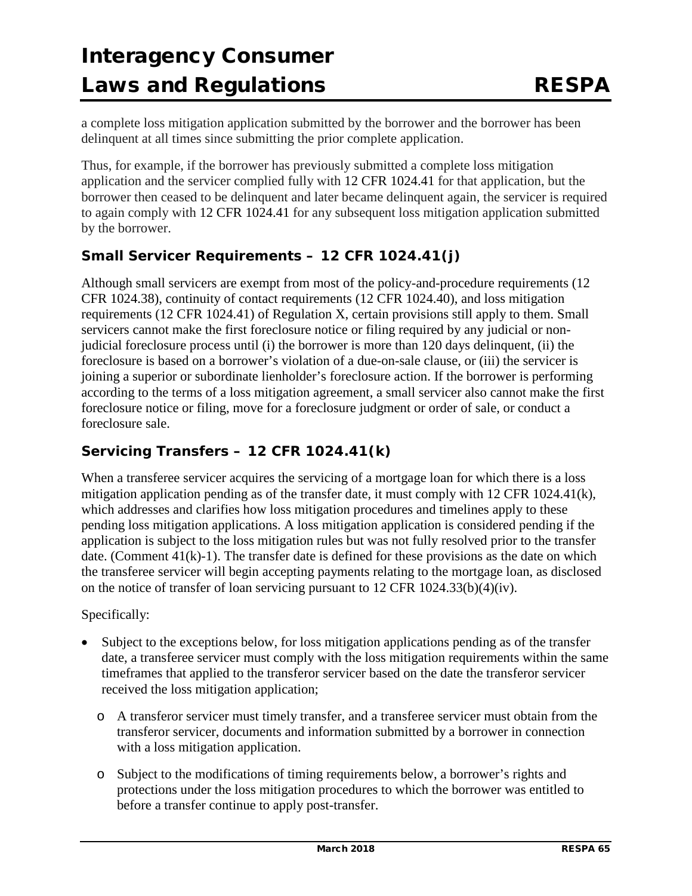a complete loss mitigation application submitted by the borrower and the borrower has been delinquent at all times since submitting the prior complete application.

Thus, for example, if the borrower has previously submitted a complete loss mitigation application and the servicer complied fully with 12 CFR 1024.41 for that application, but the borrower then ceased to be delinquent and later became delinquent again, the servicer is required to again comply with 12 CFR 1024.41 for any subsequent loss mitigation application submitted by the borrower.

### Small Servicer Requirements – 12 CFR 1024.41(j)

Although small servicers are exempt from most of the policy-and-procedure requirements (12 CFR 1024.38), continuity of contact requirements (12 CFR 1024.40), and loss mitigation requirements (12 CFR 1024.41) of Regulation X, certain provisions still apply to them. Small servicers cannot make the first foreclosure notice or filing required by any judicial or non-judicial foreclosure process until (i) the borrower is more than 120 days delinquent, (ii) the foreclosure is based on a borrower's violation of a due-on-sale clause, or (iii) the servicer is joining a superior or subordinate lienholder's foreclosure action. If the borrower is performing according to the terms of a loss mitigation agreement, a small servicer also cannot make the first foreclosure notice or filing, move for a foreclosure judgment or order of sale, or conduct a foreclosure sale.

### Servicing Transfers – 12 CFR 1024.41(k)

When a transferee servicer acquires the servicing of a mortgage loan for which there is a loss mitigation application pending as of the transfer date, it must comply with 12 CFR 1024.41(k), which addresses and clarifies how loss mitigation procedures and timelines apply to these pending loss mitigation applications. A loss mitigation application is considered pending if the application is subject to the loss mitigation rules but was not fully resolved prior to the transfer date. (Comment 41(k)-1). The transfer date is defined for these provisions as the date on which the transferee servicer will begin accepting payments relating to the mortgage loan, as disclosed on the notice of transfer of loan servicing pursuant to 12 CFR 1024.33(b)(4)(iv).

Specifically:

- Subject to the exceptions below, for loss mitigation applications pending as of the transfer date, a transferee servicer must comply with the loss mitigation requirements within the same timeframes that applied to the transferor servicer based on the date the transferor servicer received the loss mitigation application;
  - A transferor servicer must timely transfer, and a transferee servicer must obtain from the transferor servicer, documents and information submitted by a borrower in connection with a loss mitigation application.
  - Subject to the modifications of timing requirements below, a borrower's rights and protections under the loss mitigation procedures to which the borrower was entitled to before a transfer continue to apply post-transfer.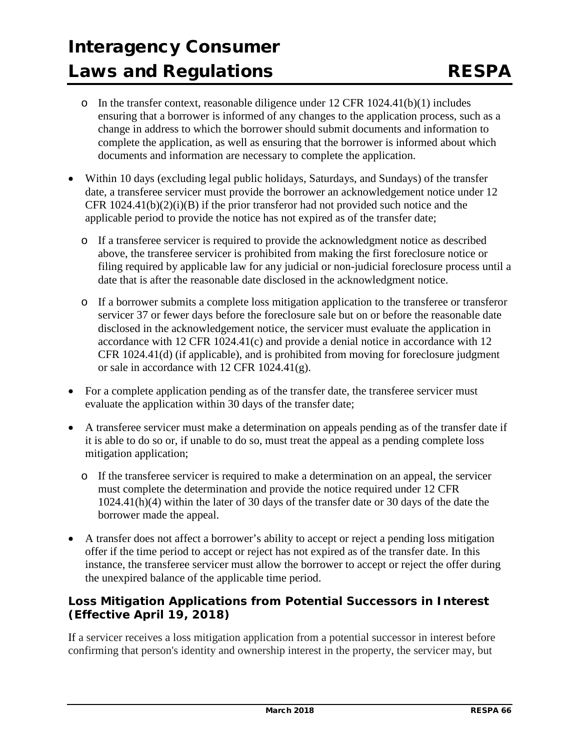- In the transfer context, reasonable diligence under 12 CFR 1024.41(b)(1) includes ensuring that a borrower is informed of any changes to the application process, such as a change in address to which the borrower should submit documents and information to complete the application, as well as ensuring that the borrower is informed about which documents and information are necessary to complete the application.

- Within 10 days (excluding legal public holidays, Saturdays, and Sundays) of the transfer date, a transferee servicer must provide the borrower an acknowledgement notice under 12 CFR 1024.41(b)(2)(i)(B) if the prior transferor had not provided such notice and the applicable period to provide the notice has not expired as of the transfer date;
  - If a transferee servicer is required to provide the acknowledgment notice as described above, the transferee servicer is prohibited from making the first foreclosure notice or filing required by applicable law for any judicial or non-judicial foreclosure process until a date that is after the reasonable date disclosed in the acknowledgment notice.
  - If a borrower submits a complete loss mitigation application to the transferee or transferor servicer 37 or fewer days before the foreclosure sale but on or before the reasonable date disclosed in the acknowledgement notice, the servicer must evaluate the application in accordance with 12 CFR 1024.41(c) and provide a denial notice in accordance with 12 CFR 1024.41(d) (if applicable), and is prohibited from moving for foreclosure judgment or sale in accordance with 12 CFR 1024.41(g).

- For a complete application pending as of the transfer date, the transferee servicer must evaluate the application within 30 days of the transfer date;

- A transferee servicer must make a determination on appeals pending as of the transfer date if it is able to do so or, if unable to do so, must treat the appeal as a pending complete loss mitigation application;
  - If the transferee servicer is required to make a determination on an appeal, the servicer must complete the determination and provide the notice required under 12 CFR 1024.41(h)(4) within the later of 30 days of the transfer date or 30 days of the date the borrower made the appeal.

- A transfer does not affect a borrower's ability to accept or reject a pending loss mitigation offer if the time period to accept or reject has not expired as of the transfer date. In this instance, the transferee servicer must allow the borrower to accept or reject the offer during the unexpired balance of the applicable time period.

### Loss Mitigation Applications from Potential Successors in Interest (Effective April 19, 2018)

If a servicer receives a loss mitigation application from a potential successor in interest before confirming that person's identity and ownership interest in the property, the servicer may, but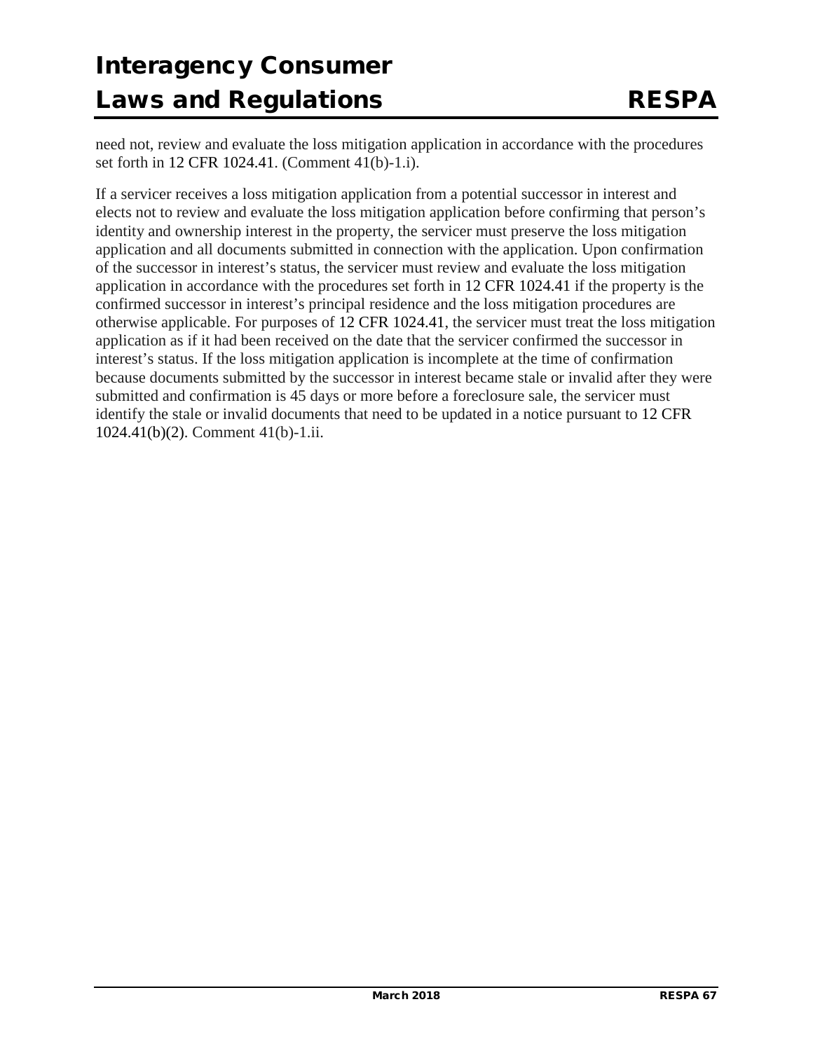need not, review and evaluate the loss mitigation application in accordance with the procedures set forth in 12 CFR 1024.41. (Comment 41(b)-1.i).

If a servicer receives a loss mitigation application from a potential successor in interest and elects not to review and evaluate the loss mitigation application before confirming that person's identity and ownership interest in the property, the servicer must preserve the loss mitigation application and all documents submitted in connection with the application. Upon confirmation of the successor in interest's status, the servicer must review and evaluate the loss mitigation application in accordance with the procedures set forth in 12 CFR 1024.41 if the property is the confirmed successor in interest's principal residence and the loss mitigation procedures are otherwise applicable. For purposes of 12 CFR 1024.41, the servicer must treat the loss mitigation application as if it had been received on the date that the servicer confirmed the successor in interest's status. If the loss mitigation application is incomplete at the time of confirmation because documents submitted by the successor in interest became stale or invalid after they were submitted and confirmation is 45 days or more before a foreclosure sale, the servicer must identify the stale or invalid documents that need to be updated in a notice pursuant to 12 CFR 1024.41(b)(2). Comment 41(b)-1.ii.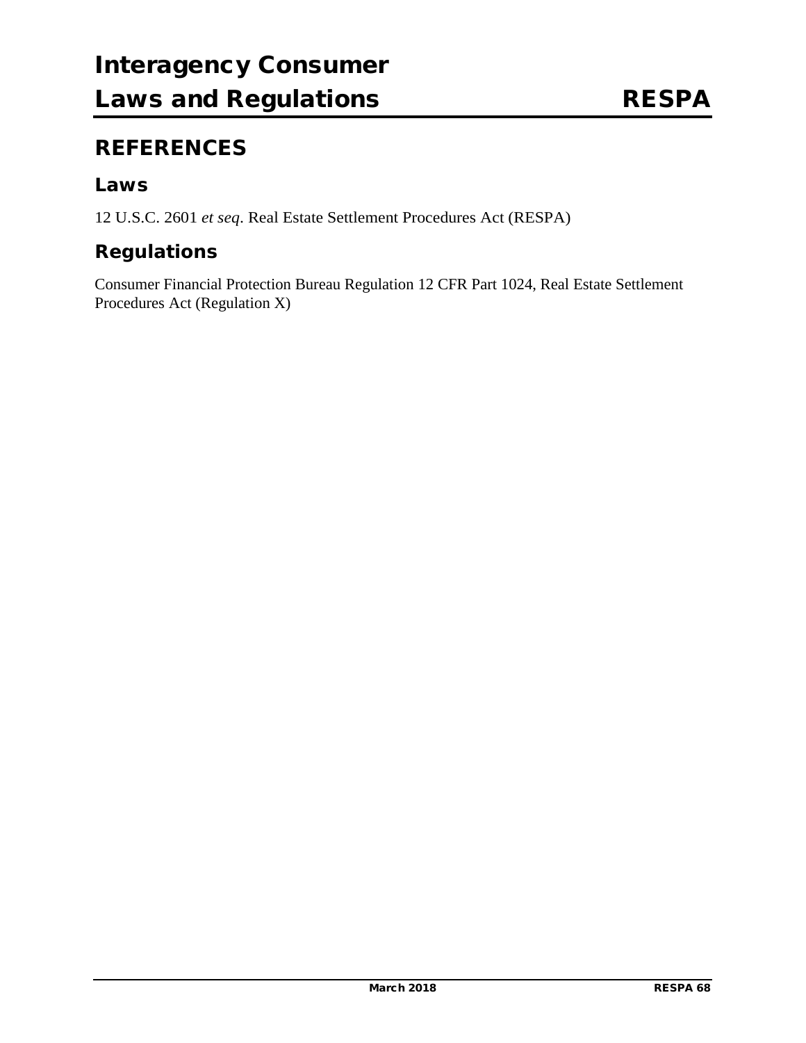## REFERENCES

### Laws

12 U.S.C. 2601 *et seq*. Real Estate Settlement Procedures Act (RESPA)

### Regulations

Consumer Financial Protection Bureau Regulation 12 CFR Part 1024, Real Estate Settlement Procedures Act (Regulation X)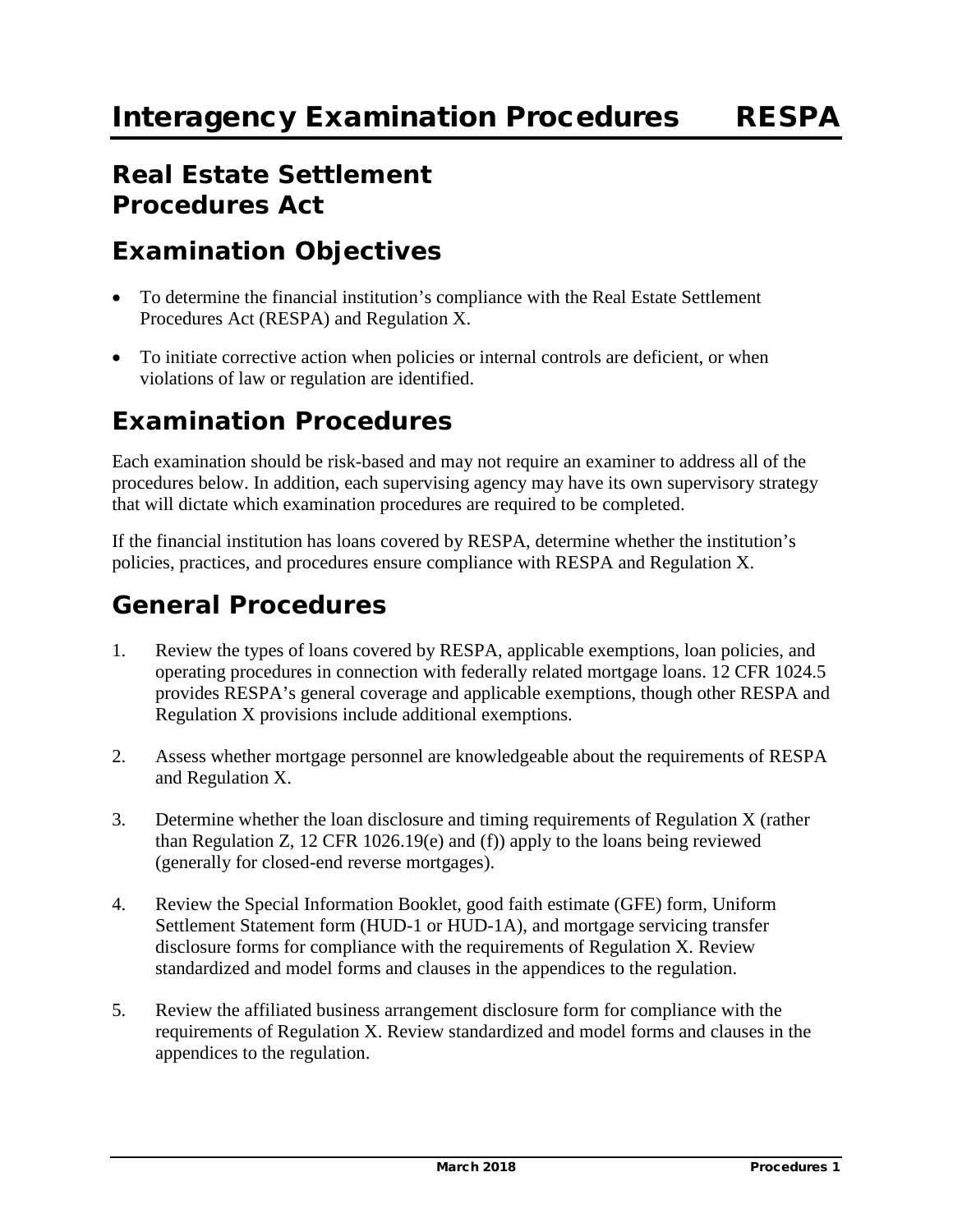# Interagency Examination Procedures RESPA

## Real Estate Settlement Procedures Act

## Examination Objectives

- To determine the financial institution's compliance with the Real Estate Settlement Procedures Act (RESPA) and Regulation X.
- To initiate corrective action when policies or internal controls are deficient, or when violations of law or regulation are identified.

## Examination Procedures

Each examination should be risk-based and may not require an examiner to address all of the procedures below. In addition, each supervising agency may have its own supervisory strategy that will dictate which examination procedures are required to be completed.

If the financial institution has loans covered by RESPA, determine whether the institution's policies, practices, and procedures ensure compliance with RESPA and Regulation X.

## General Procedures

1. Review the types of loans covered by RESPA, applicable exemptions, loan policies, and operating procedures in connection with federally related mortgage loans. 12 CFR 1024.5 provides RESPA's general coverage and applicable exemptions, though other RESPA and Regulation X provisions include additional exemptions.

2. Assess whether mortgage personnel are knowledgeable about the requirements of RESPA and Regulation X.

3. Determine whether the loan disclosure and timing requirements of Regulation X (rather than Regulation Z, 12 CFR 1026.19(e) and (f)) apply to the loans being reviewed (generally for closed-end reverse mortgages).

4. Review the Special Information Booklet, good faith estimate (GFE) form, Uniform Settlement Statement form (HUD-1 or HUD-1A), and mortgage servicing transfer disclosure forms for compliance with the requirements of Regulation X. Review standardized and model forms and clauses in the appendices to the regulation.

5. Review the affiliated business arrangement disclosure form for compliance with the requirements of Regulation X. Review standardized and model forms and clauses in the appendices to the regulation.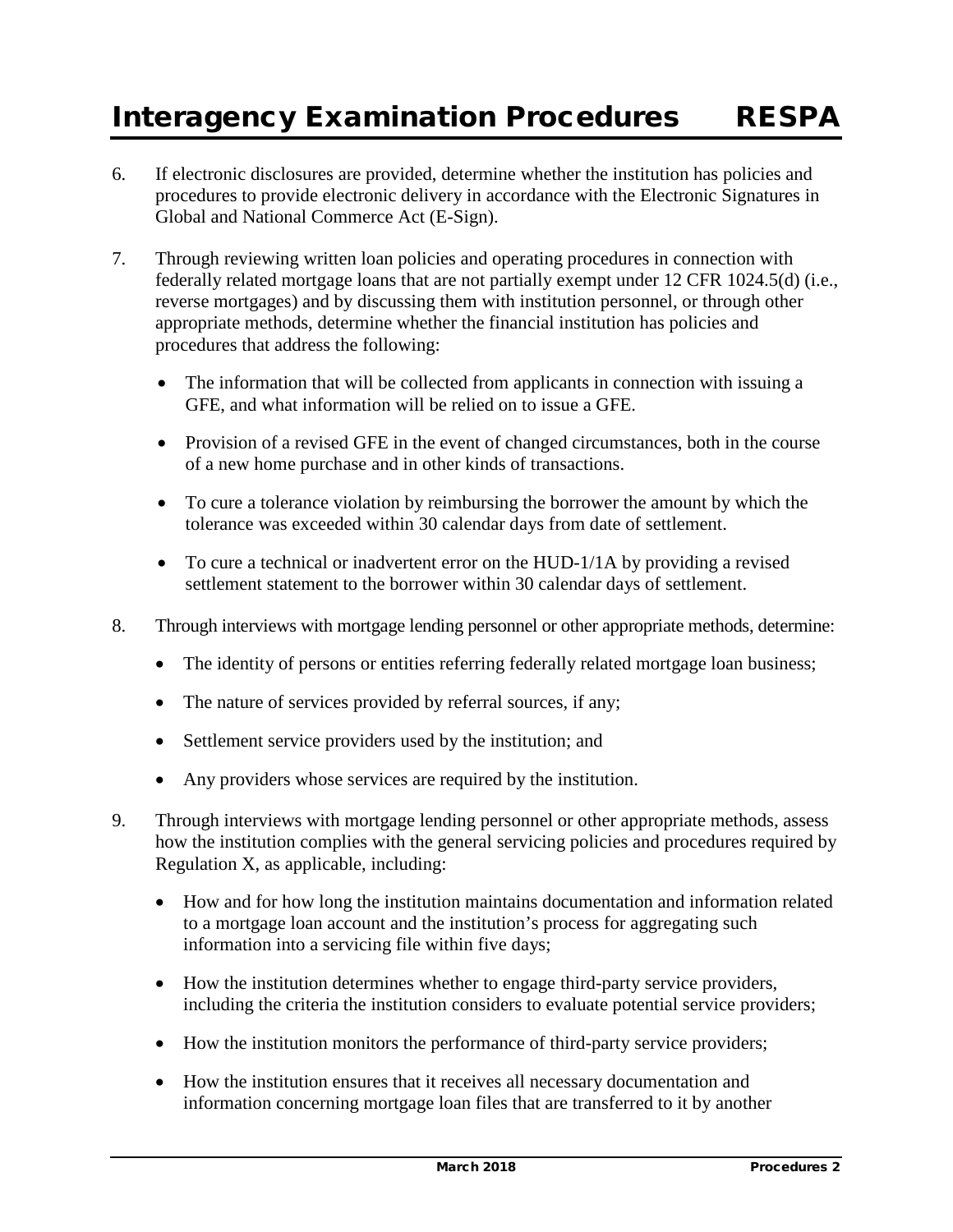6. If electronic disclosures are provided, determine whether the institution has policies and procedures to provide electronic delivery in accordance with the Electronic Signatures in Global and National Commerce Act (E-Sign).

7. Through reviewing written loan policies and operating procedures in connection with federally related mortgage loans that are not partially exempt under 12 CFR 1024.5(d) (i.e., reverse mortgages) and by discussing them with institution personnel, or through other appropriate methods, determine whether the financial institution has policies and procedures that address the following:

   - The information that will be collected from applicants in connection with issuing a GFE, and what information will be relied on to issue a GFE.
   - Provision of a revised GFE in the event of changed circumstances, both in the course of a new home purchase and in other kinds of transactions.
   - To cure a tolerance violation by reimbursing the borrower the amount by which the tolerance was exceeded within 30 calendar days from date of settlement.
   - To cure a technical or inadvertent error on the HUD-1/1A by providing a revised settlement statement to the borrower within 30 calendar days of settlement.

8. Through interviews with mortgage lending personnel or other appropriate methods, determine:

   - The identity of persons or entities referring federally related mortgage loan business;
   - The nature of services provided by referral sources, if any;
   - Settlement service providers used by the institution; and
   - Any providers whose services are required by the institution.

9. Through interviews with mortgage lending personnel or other appropriate methods, assess how the institution complies with the general servicing policies and procedures required by Regulation X, as applicable, including:

   - How and for how long the institution maintains documentation and information related to a mortgage loan account and the institution's process for aggregating such information into a servicing file within five days;
   - How the institution determines whether to engage third-party service providers, including the criteria the institution considers to evaluate potential service providers;
   - How the institution monitors the performance of third-party service providers;
   - How the institution ensures that it receives all necessary documentation and information concerning mortgage loan files that are transferred to it by another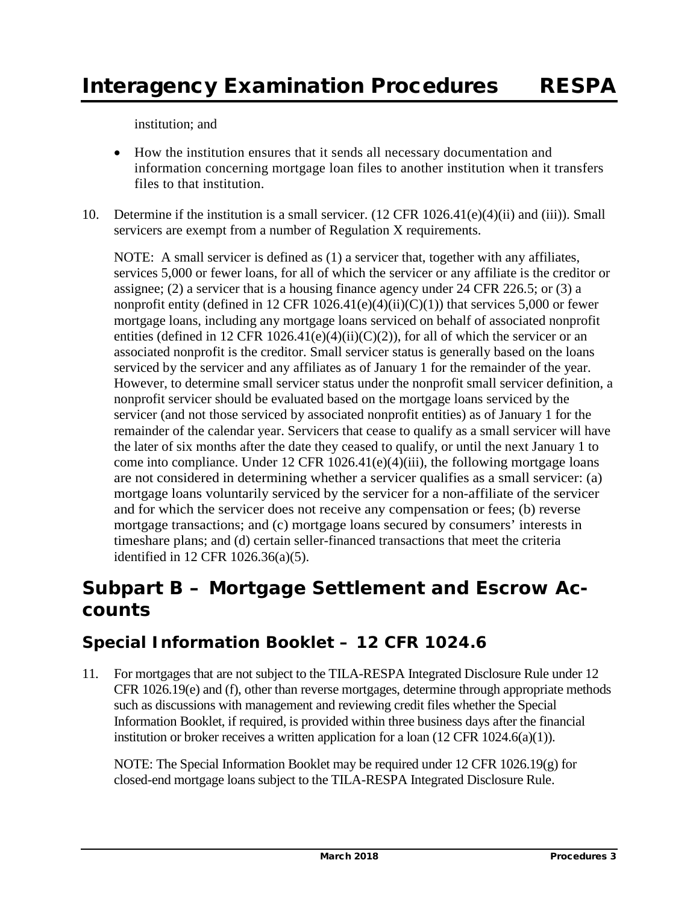institution; and

- How the institution ensures that it sends all necessary documentation and information concerning mortgage loan files to another institution when it transfers files to that institution.

10. Determine if the institution is a small servicer. (12 CFR 1026.41(e)(4)(ii) and (iii)). Small servicers are exempt from a number of Regulation X requirements.

    NOTE: A small servicer is defined as (1) a servicer that, together with any affiliates, services 5,000 or fewer loans, for all of which the servicer or any affiliate is the creditor or assignee; (2) a servicer that is a housing finance agency under 24 CFR 226.5; or (3) a nonprofit entity (defined in 12 CFR 1026.41(e)(4)(ii)(C)(1)) that services 5,000 or fewer mortgage loans, including any mortgage loans serviced on behalf of associated nonprofit entities (defined in 12 CFR 1026.41(e)(4)(ii)(C)(2)), for all of which the servicer or an associated nonprofit is the creditor. Small servicer status is generally based on the loans serviced by the servicer and any affiliates as of January 1 for the remainder of the year. However, to determine small servicer status under the nonprofit small servicer definition, a nonprofit servicer should be evaluated based on the mortgage loans serviced by the servicer (and not those serviced by associated nonprofit entities) as of January 1 for the remainder of the calendar year. Servicers that cease to qualify as a small servicer will have the later of six months after the date they ceased to qualify, or until the next January 1 to come into compliance. Under 12 CFR 1026.41(e)(4)(iii), the following mortgage loans are not considered in determining whether a servicer qualifies as a small servicer: (a) mortgage loans voluntarily serviced by the servicer for a non-affiliate of the servicer and for which the servicer does not receive any compensation or fees; (b) reverse mortgage transactions; and (c) mortgage loans secured by consumers' interests in timeshare plans; and (d) certain seller-financed transactions that meet the criteria identified in 12 CFR 1026.36(a)(5).

## Subpart B – Mortgage Settlement and Escrow Accounts

### Special Information Booklet – 12 CFR 1024.6

11. For mortgages that are not subject to the TILA-RESPA Integrated Disclosure Rule under 12 CFR 1026.19(e) and (f), other than reverse mortgages, determine through appropriate methods such as discussions with management and reviewing credit files whether the Special Information Booklet, if required, is provided within three business days after the financial institution or broker receives a written application for a loan (12 CFR 1024.6(a)(1)).

    NOTE: The Special Information Booklet may be required under 12 CFR 1026.19(g) for closed-end mortgage loans subject to the TILA-RESPA Integrated Disclosure Rule.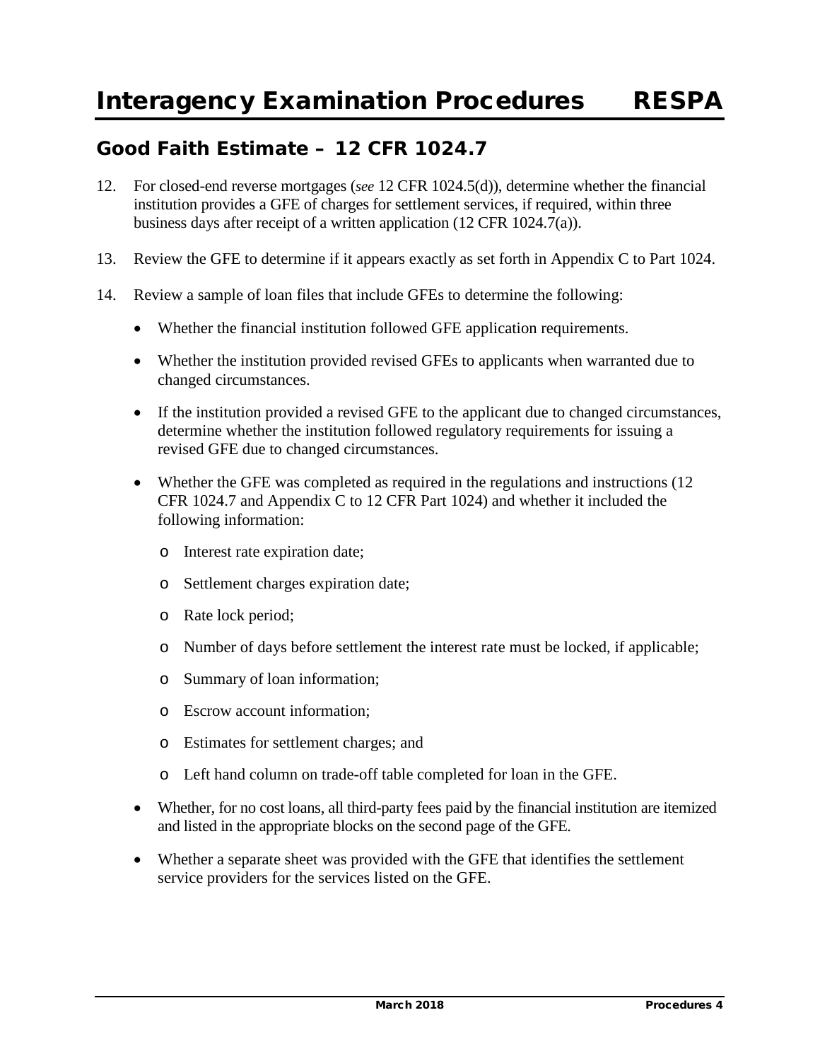## Good Faith Estimate – 12 CFR 1024.7

12. For closed-end reverse mortgages (*see* 12 CFR 1024.5(d)), determine whether the financial institution provides a GFE of charges for settlement services, if required, within three business days after receipt of a written application (12 CFR 1024.7(a)).

13. Review the GFE to determine if it appears exactly as set forth in Appendix C to Part 1024.

14. Review a sample of loan files that include GFEs to determine the following:

    - Whether the financial institution followed GFE application requirements.
    - Whether the institution provided revised GFEs to applicants when warranted due to changed circumstances.
    - If the institution provided a revised GFE to the applicant due to changed circumstances, determine whether the institution followed regulatory requirements for issuing a revised GFE due to changed circumstances.
    - Whether the GFE was completed as required in the regulations and instructions (12 CFR 1024.7 and Appendix C to 12 CFR Part 1024) and whether it included the following information:
        - Interest rate expiration date;
        - Settlement charges expiration date;
        - Rate lock period;
        - Number of days before settlement the interest rate must be locked, if applicable;
        - Summary of loan information;
        - Escrow account information;
        - Estimates for settlement charges; and
        - Left hand column on trade-off table completed for loan in the GFE.
    - Whether, for no cost loans, all third-party fees paid by the financial institution are itemized and listed in the appropriate blocks on the second page of the GFE.
    - Whether a separate sheet was provided with the GFE that identifies the settlement service providers for the services listed on the GFE.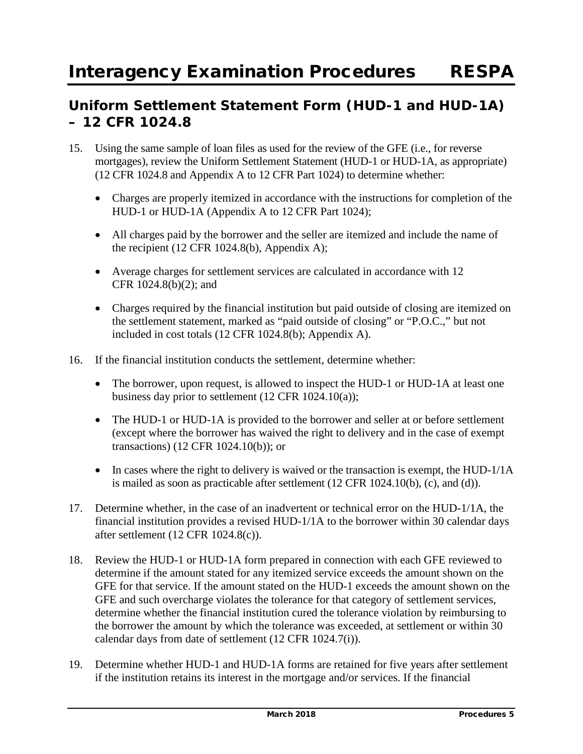## Uniform Settlement Statement Form (HUD-1 and HUD-1A) – 12 CFR 1024.8

15. Using the same sample of loan files as used for the review of the GFE (i.e., for reverse mortgages), review the Uniform Settlement Statement (HUD-1 or HUD-1A, as appropriate) (12 CFR 1024.8 and Appendix A to 12 CFR Part 1024) to determine whether:

    - Charges are properly itemized in accordance with the instructions for completion of the HUD-1 or HUD-1A (Appendix A to 12 CFR Part 1024);
    - All charges paid by the borrower and the seller are itemized and include the name of the recipient (12 CFR 1024.8(b), Appendix A);
    - Average charges for settlement services are calculated in accordance with 12 CFR 1024.8(b)(2); and
    - Charges required by the financial institution but paid outside of closing are itemized on the settlement statement, marked as "paid outside of closing" or "P.O.C.," but not included in cost totals (12 CFR 1024.8(b); Appendix A).

16. If the financial institution conducts the settlement, determine whether:

    - The borrower, upon request, is allowed to inspect the HUD-1 or HUD-1A at least one business day prior to settlement (12 CFR 1024.10(a));
    - The HUD-1 or HUD-1A is provided to the borrower and seller at or before settlement (except where the borrower has waived the right to delivery and in the case of exempt transactions) (12 CFR 1024.10(b)); or
    - In cases where the right to delivery is waived or the transaction is exempt, the HUD-1/1A is mailed as soon as practicable after settlement (12 CFR 1024.10(b), (c), and (d)).

17. Determine whether, in the case of an inadvertent or technical error on the HUD-1/1A, the financial institution provides a revised HUD-1/1A to the borrower within 30 calendar days after settlement (12 CFR 1024.8(c)).

18. Review the HUD-1 or HUD-1A form prepared in connection with each GFE reviewed to determine if the amount stated for any itemized service exceeds the amount shown on the GFE for that service. If the amount stated on the HUD-1 exceeds the amount shown on the GFE and such overcharge violates the tolerance for that category of settlement services, determine whether the financial institution cured the tolerance violation by reimbursing to the borrower the amount by which the tolerance was exceeded, at settlement or within 30 calendar days from date of settlement (12 CFR 1024.7(i)).

19. Determine whether HUD-1 and HUD-1A forms are retained for five years after settlement if the institution retains its interest in the mortgage and/or services. If the financial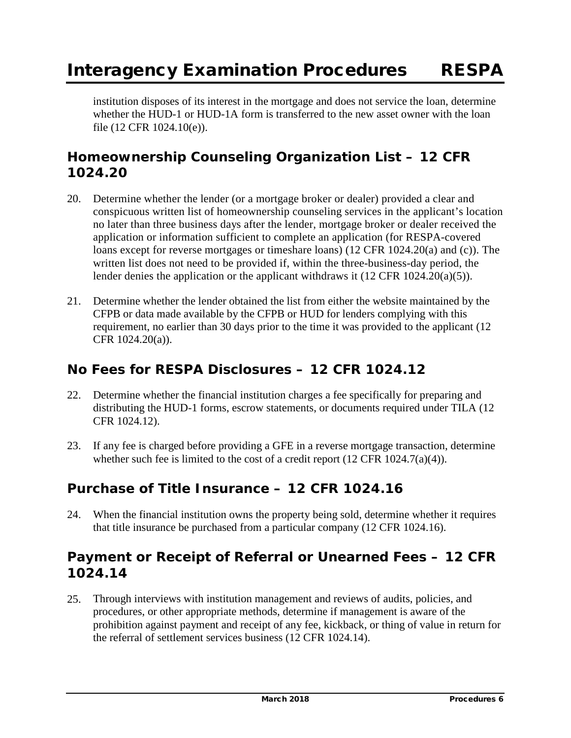institution disposes of its interest in the mortgage and does not service the loan, determine whether the HUD-1 or HUD-1A form is transferred to the new asset owner with the loan file (12 CFR 1024.10(e)).

## Homeownership Counseling Organization List – 12 CFR 1024.20

20. Determine whether the lender (or a mortgage broker or dealer) provided a clear and conspicuous written list of homeownership counseling services in the applicant's location no later than three business days after the lender, mortgage broker or dealer received the application or information sufficient to complete an application (for RESPA-covered loans except for reverse mortgages or timeshare loans) (12 CFR 1024.20(a) and (c)). The written list does not need to be provided if, within the three-business-day period, the lender denies the application or the applicant withdraws it (12 CFR 1024.20(a)(5)).

21. Determine whether the lender obtained the list from either the website maintained by the CFPB or data made available by the CFPB or HUD for lenders complying with this requirement, no earlier than 30 days prior to the time it was provided to the applicant (12 CFR 1024.20(a)).

## No Fees for RESPA Disclosures – 12 CFR 1024.12

22. Determine whether the financial institution charges a fee specifically for preparing and distributing the HUD-1 forms, escrow statements, or documents required under TILA (12 CFR 1024.12).

23. If any fee is charged before providing a GFE in a reverse mortgage transaction, determine whether such fee is limited to the cost of a credit report (12 CFR 1024.7(a)(4)).

## Purchase of Title Insurance – 12 CFR 1024.16

24. When the financial institution owns the property being sold, determine whether it requires that title insurance be purchased from a particular company (12 CFR 1024.16).

## Payment or Receipt of Referral or Unearned Fees – 12 CFR 1024.14

25. Through interviews with institution management and reviews of audits, policies, and procedures, or other appropriate methods, determine if management is aware of the prohibition against payment and receipt of any fee, kickback, or thing of value in return for the referral of settlement services business (12 CFR 1024.14).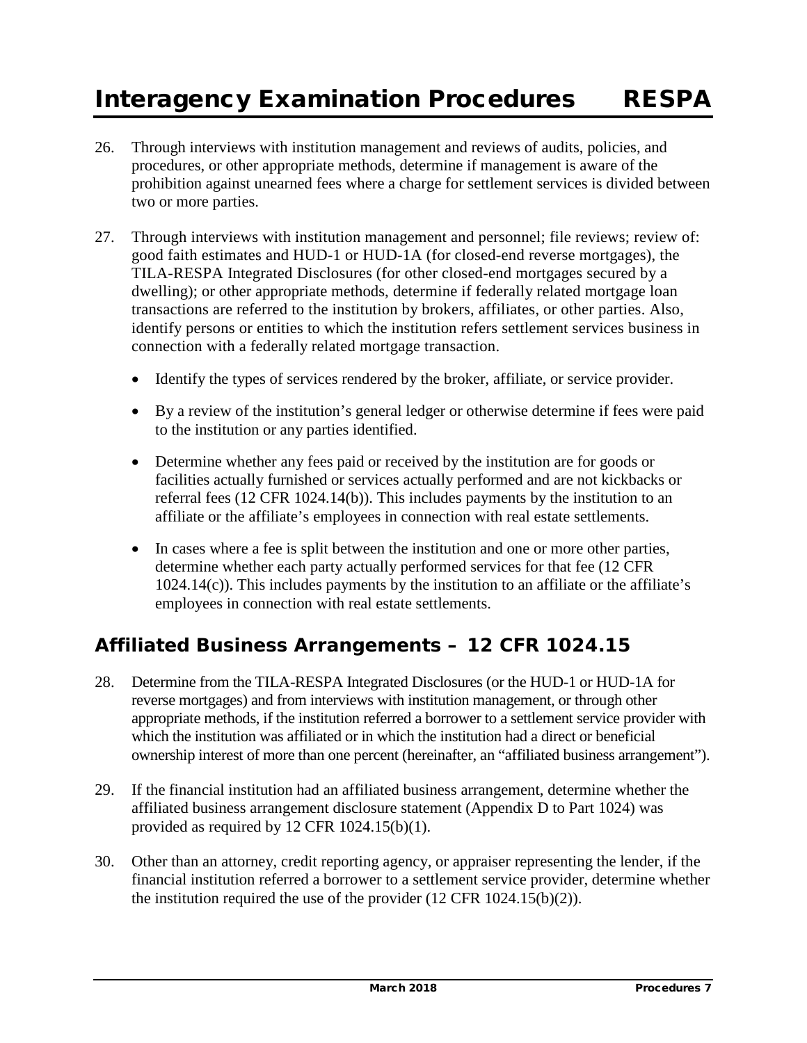26. Through interviews with institution management and reviews of audits, policies, and procedures, or other appropriate methods, determine if management is aware of the prohibition against unearned fees where a charge for settlement services is divided between two or more parties.

27. Through interviews with institution management and personnel; file reviews; review of: good faith estimates and HUD-1 or HUD-1A (for closed-end reverse mortgages), the TILA-RESPA Integrated Disclosures (for other closed-end mortgages secured by a dwelling); or other appropriate methods, determine if federally related mortgage loan transactions are referred to the institution by brokers, affiliates, or other parties. Also, identify persons or entities to which the institution refers settlement services business in connection with a federally related mortgage transaction.

   - Identify the types of services rendered by the broker, affiliate, or service provider.
   - By a review of the institution's general ledger or otherwise determine if fees were paid to the institution or any parties identified.
   - Determine whether any fees paid or received by the institution are for goods or facilities actually furnished or services actually performed and are not kickbacks or referral fees (12 CFR 1024.14(b)). This includes payments by the institution to an affiliate or the affiliate's employees in connection with real estate settlements.
   - In cases where a fee is split between the institution and one or more other parties, determine whether each party actually performed services for that fee (12 CFR 1024.14(c)). This includes payments by the institution to an affiliate or the affiliate's employees in connection with real estate settlements.

## Affiliated Business Arrangements – 12 CFR 1024.15

28. Determine from the TILA-RESPA Integrated Disclosures (or the HUD-1 or HUD-1A for reverse mortgages) and from interviews with institution management, or through other appropriate methods, if the institution referred a borrower to a settlement service provider with which the institution was affiliated or in which the institution had a direct or beneficial ownership interest of more than one percent (hereinafter, an "affiliated business arrangement").

29. If the financial institution had an affiliated business arrangement, determine whether the affiliated business arrangement disclosure statement (Appendix D to Part 1024) was provided as required by 12 CFR 1024.15(b)(1).

30. Other than an attorney, credit reporting agency, or appraiser representing the lender, if the financial institution referred a borrower to a settlement service provider, determine whether the institution required the use of the provider (12 CFR 1024.15(b)(2)).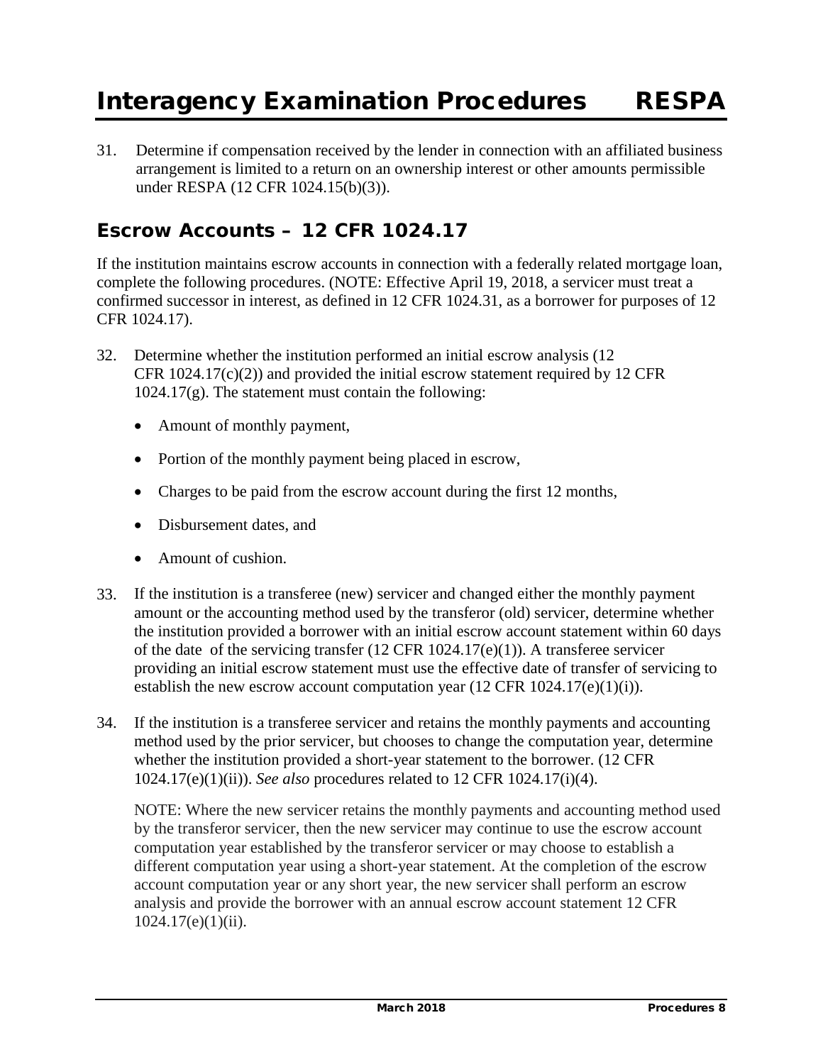31. Determine if compensation received by the lender in connection with an affiliated business arrangement is limited to a return on an ownership interest or other amounts permissible under RESPA (12 CFR 1024.15(b)(3)).

## Escrow Accounts – 12 CFR 1024.17

If the institution maintains escrow accounts in connection with a federally related mortgage loan, complete the following procedures. (NOTE: Effective April 19, 2018, a servicer must treat a confirmed successor in interest, as defined in 12 CFR 1024.31, as a borrower for purposes of 12 CFR 1024.17).

32. Determine whether the institution performed an initial escrow analysis (12 CFR 1024.17(c)(2)) and provided the initial escrow statement required by 12 CFR 1024.17(g). The statement must contain the following:

    - Amount of monthly payment,
    - Portion of the monthly payment being placed in escrow,
    - Charges to be paid from the escrow account during the first 12 months,
    - Disbursement dates, and
    - Amount of cushion.

33. If the institution is a transferee (new) servicer and changed either the monthly payment amount or the accounting method used by the transferor (old) servicer, determine whether the institution provided a borrower with an initial escrow account statement within 60 days of the date of the servicing transfer (12 CFR 1024.17(e)(1)). A transferee servicer providing an initial escrow statement must use the effective date of transfer of servicing to establish the new escrow account computation year (12 CFR 1024.17(e)(1)(i)).

34. If the institution is a transferee servicer and retains the monthly payments and accounting method used by the prior servicer, but chooses to change the computation year, determine whether the institution provided a short-year statement to the borrower. (12 CFR 1024.17(e)(1)(ii)). *See also* procedures related to 12 CFR 1024.17(i)(4).

    NOTE: Where the new servicer retains the monthly payments and accounting method used by the transferor servicer, then the new servicer may continue to use the escrow account computation year established by the transferor servicer or may choose to establish a different computation year using a short-year statement. At the completion of the escrow account computation year or any short year, the new servicer shall perform an escrow analysis and provide the borrower with an annual escrow account statement 12 CFR 1024.17(e)(1)(ii).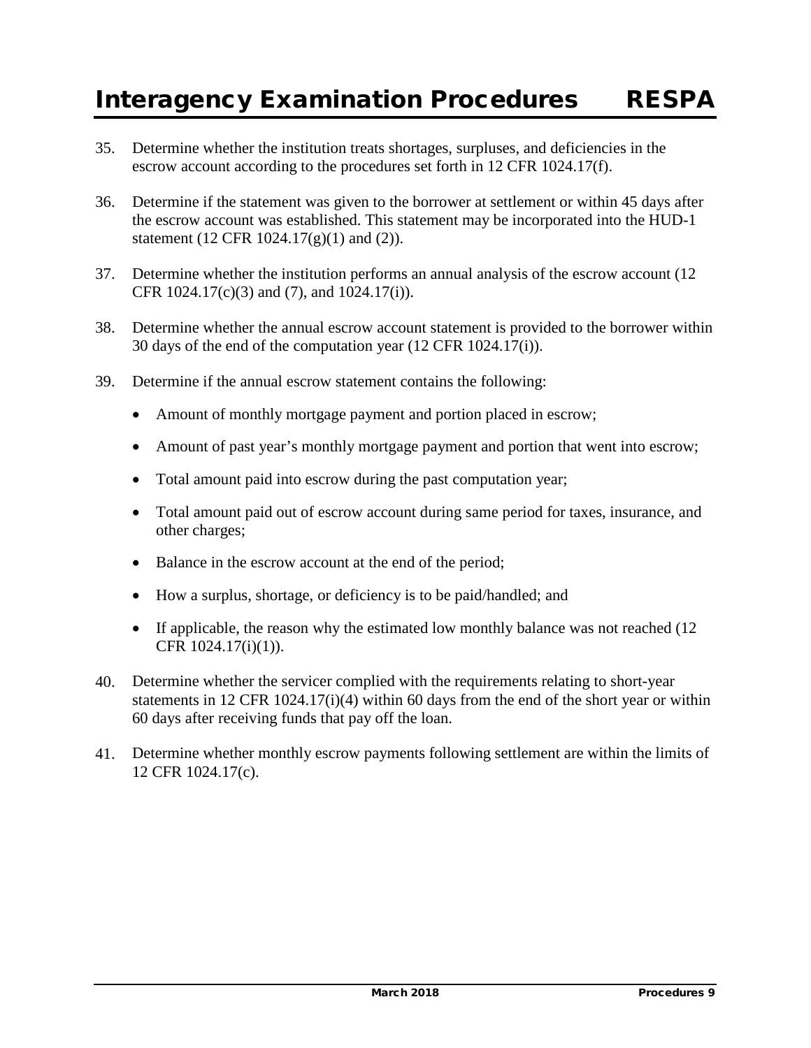35. Determine whether the institution treats shortages, surpluses, and deficiencies in the escrow account according to the procedures set forth in 12 CFR 1024.17(f).

36. Determine if the statement was given to the borrower at settlement or within 45 days after the escrow account was established. This statement may be incorporated into the HUD-1 statement (12 CFR 1024.17(g)(1) and (2)).

37. Determine whether the institution performs an annual analysis of the escrow account (12 CFR 1024.17(c)(3) and (7), and 1024.17(i)).

38. Determine whether the annual escrow account statement is provided to the borrower within 30 days of the end of the computation year (12 CFR 1024.17(i)).

39. Determine if the annual escrow statement contains the following:

    - Amount of monthly mortgage payment and portion placed in escrow;
    - Amount of past year's monthly mortgage payment and portion that went into escrow;
    - Total amount paid into escrow during the past computation year;
    - Total amount paid out of escrow account during same period for taxes, insurance, and other charges;
    - Balance in the escrow account at the end of the period;
    - How a surplus, shortage, or deficiency is to be paid/handled; and
    - If applicable, the reason why the estimated low monthly balance was not reached (12 CFR 1024.17(i)(1)).

40. Determine whether the servicer complied with the requirements relating to short-year statements in 12 CFR 1024.17(i)(4) within 60 days from the end of the short year or within 60 days after receiving funds that pay off the loan.

41. Determine whether monthly escrow payments following settlement are within the limits of 12 CFR 1024.17(c).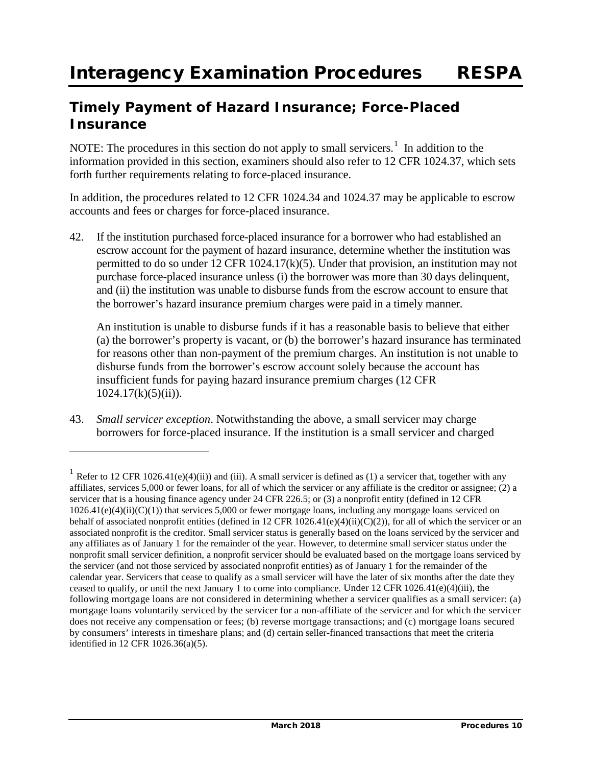## Timely Payment of Hazard Insurance; Force-Placed Insurance

NOTE: The procedures in this section do not apply to small servicers.[1] In addition to the information provided in this section, examiners should also refer to 12 CFR 1024.37, which sets forth further requirements relating to force-placed insurance.

In addition, the procedures related to 12 CFR 1024.34 and 1024.37 may be applicable to escrow accounts and fees or charges for force-placed insurance.

42. If the institution purchased force-placed insurance for a borrower who had established an escrow account for the payment of hazard insurance, determine whether the institution was permitted to do so under 12 CFR 1024.17(k)(5). Under that provision, an institution may not purchase force-placed insurance unless (i) the borrower was more than 30 days delinquent, and (ii) the institution was unable to disburse funds from the escrow account to ensure that the borrower's hazard insurance premium charges were paid in a timely manner.

    An institution is unable to disburse funds if it has a reasonable basis to believe that either (a) the borrower's property is vacant, or (b) the borrower's hazard insurance has terminated for reasons other than non-payment of the premium charges. An institution is not unable to disburse funds from the borrower's escrow account solely because the account has insufficient funds for paying hazard insurance premium charges (12 CFR 1024.17(k)(5)(ii)).

43. *Small servicer exception*. Notwithstanding the above, a small servicer may charge borrowers for force-placed insurance. If the institution is a small servicer and charged

---

[1] Refer to 12 CFR 1026.41(e)(4)(ii)) and (iii). A small servicer is defined as (1) a servicer that, together with any affiliates, services 5,000 or fewer loans, for all of which the servicer or any affiliate is the creditor or assignee; (2) a servicer that is a housing finance agency under 24 CFR 226.5; or (3) a nonprofit entity (defined in 12 CFR 1026.41(e)(4)(ii)(C)(1)) that services 5,000 or fewer mortgage loans, including any mortgage loans serviced on behalf of associated nonprofit entities (defined in 12 CFR 1026.41(e)(4)(ii)(C)(2)), for all of which the servicer or an associated nonprofit is the creditor. Small servicer status is generally based on the loans serviced by the servicer and any affiliates as of January 1 for the remainder of the year. However, to determine small servicer status under the nonprofit small servicer definition, a nonprofit servicer should be evaluated based on the mortgage loans serviced by the servicer (and not those serviced by associated nonprofit entities) as of January 1 for the remainder of the calendar year. Servicers that cease to qualify as a small servicer will have the later of six months after the date they ceased to qualify, or until the next January 1 to come into compliance. Under 12 CFR 1026.41(e)(4)(iii), the following mortgage loans are not considered in determining whether a servicer qualifies as a small servicer: (a) mortgage loans voluntarily serviced by the servicer for a non-affiliate of the servicer and for which the servicer does not receive any compensation or fees; (b) reverse mortgage transactions; and (c) mortgage loans secured by consumers' interests in timeshare plans; and (d) certain seller-financed transactions that meet the criteria identified in 12 CFR 1026.36(a)(5).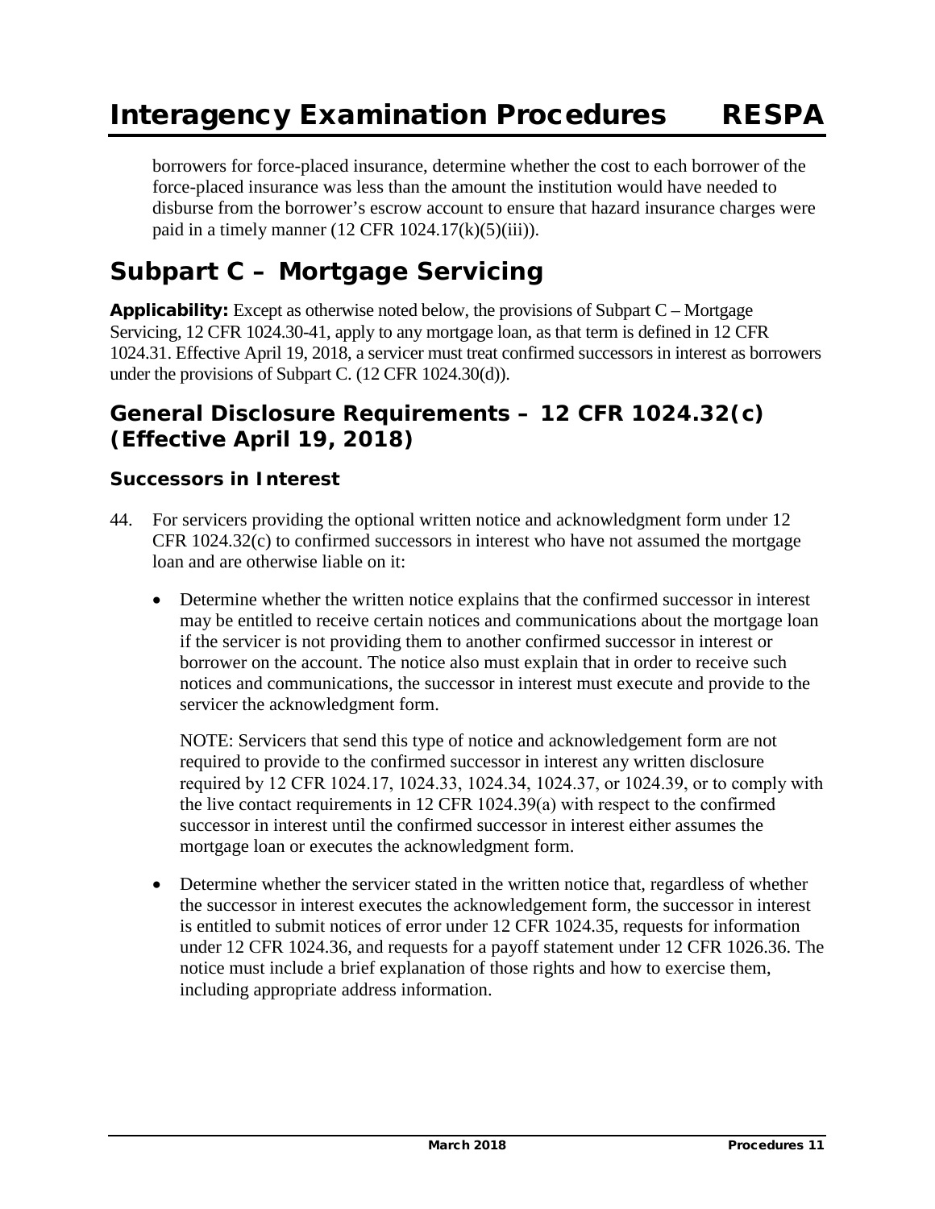borrowers for force-placed insurance, determine whether the cost to each borrower of the force-placed insurance was less than the amount the institution would have needed to disburse from the borrower's escrow account to ensure that hazard insurance charges were paid in a timely manner (12 CFR 1024.17(k)(5)(iii)).

## Subpart C – Mortgage Servicing

**Applicability:** Except as otherwise noted below, the provisions of Subpart C – Mortgage Servicing, 12 CFR 1024.30-41, apply to any mortgage loan, as that term is defined in 12 CFR 1024.31. Effective April 19, 2018, a servicer must treat confirmed successors in interest as borrowers under the provisions of Subpart C. (12 CFR 1024.30(d)).

### General Disclosure Requirements – 12 CFR 1024.32(c) (Effective April 19, 2018)

#### Successors in Interest

44. For servicers providing the optional written notice and acknowledgment form under 12 CFR 1024.32(c) to confirmed successors in interest who have not assumed the mortgage loan and are otherwise liable on it:

    - Determine whether the written notice explains that the confirmed successor in interest may be entitled to receive certain notices and communications about the mortgage loan if the servicer is not providing them to another confirmed successor in interest or borrower on the account. The notice also must explain that in order to receive such notices and communications, the successor in interest must execute and provide to the servicer the acknowledgment form.

      NOTE: Servicers that send this type of notice and acknowledgement form are not required to provide to the confirmed successor in interest any written disclosure required by 12 CFR 1024.17, 1024.33, 1024.34, 1024.37, or 1024.39, or to comply with the live contact requirements in 12 CFR 1024.39(a) with respect to the confirmed successor in interest until the confirmed successor in interest either assumes the mortgage loan or executes the acknowledgment form.

    - Determine whether the servicer stated in the written notice that, regardless of whether the successor in interest executes the acknowledgement form, the successor in interest is entitled to submit notices of error under 12 CFR 1024.35, requests for information under 12 CFR 1024.36, and requests for a payoff statement under 12 CFR 1026.36. The notice must include a brief explanation of those rights and how to exercise them, including appropriate address information.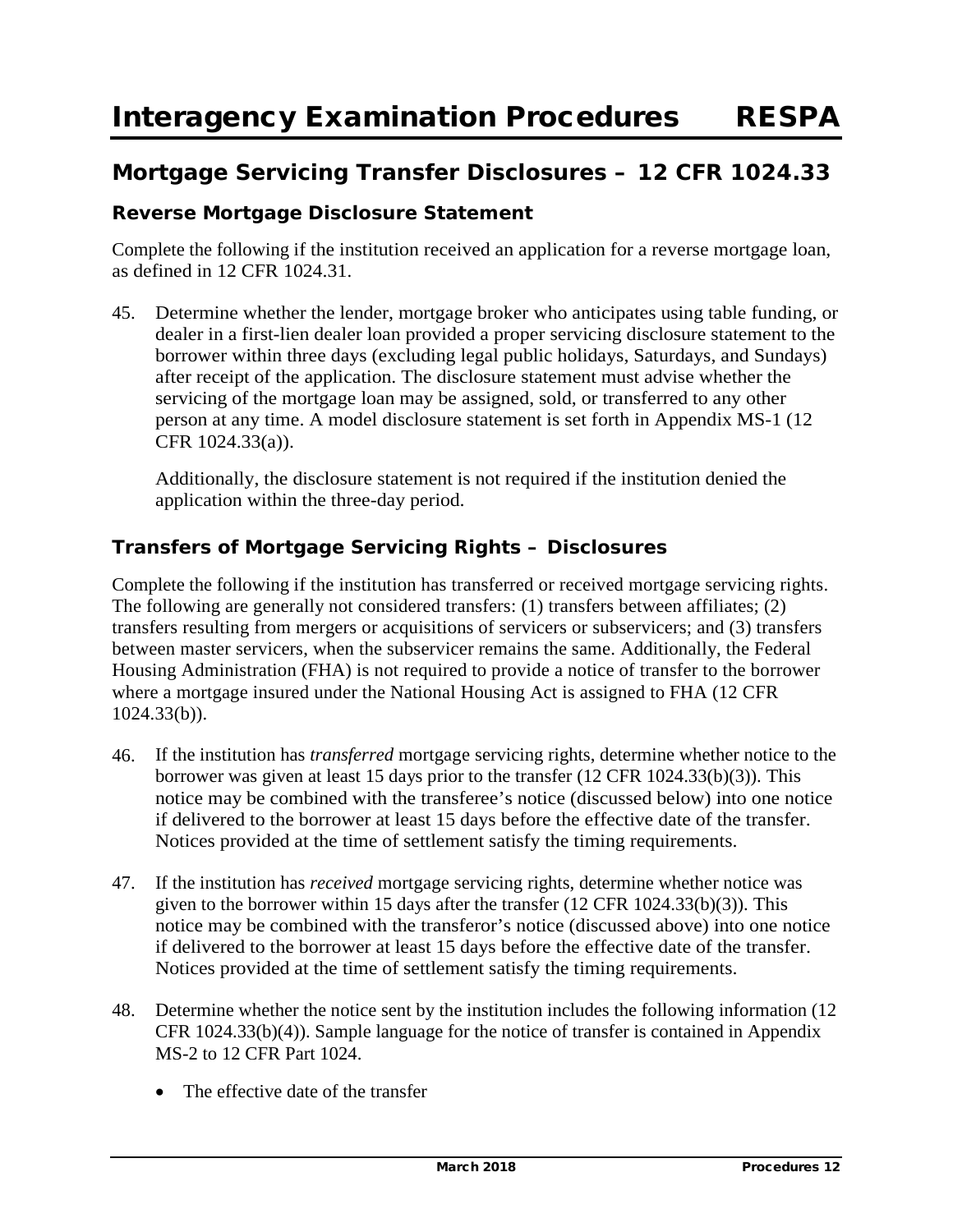## Mortgage Servicing Transfer Disclosures – 12 CFR 1024.33

### Reverse Mortgage Disclosure Statement

Complete the following if the institution received an application for a reverse mortgage loan, as defined in 12 CFR 1024.31.

45. Determine whether the lender, mortgage broker who anticipates using table funding, or dealer in a first-lien dealer loan provided a proper servicing disclosure statement to the borrower within three days (excluding legal public holidays, Saturdays, and Sundays) after receipt of the application. The disclosure statement must advise whether the servicing of the mortgage loan may be assigned, sold, or transferred to any other person at any time. A model disclosure statement is set forth in Appendix MS-1 (12 CFR 1024.33(a)).

    Additionally, the disclosure statement is not required if the institution denied the application within the three-day period.

### Transfers of Mortgage Servicing Rights – Disclosures

Complete the following if the institution has transferred or received mortgage servicing rights. The following are generally not considered transfers: (1) transfers between affiliates; (2) transfers resulting from mergers or acquisitions of servicers or subservicers; and (3) transfers between master servicers, when the subservicer remains the same. Additionally, the Federal Housing Administration (FHA) is not required to provide a notice of transfer to the borrower where a mortgage insured under the National Housing Act is assigned to FHA (12 CFR 1024.33(b)).

46. If the institution has *transferred* mortgage servicing rights, determine whether notice to the borrower was given at least 15 days prior to the transfer (12 CFR 1024.33(b)(3)). This notice may be combined with the transferee's notice (discussed below) into one notice if delivered to the borrower at least 15 days before the effective date of the transfer. Notices provided at the time of settlement satisfy the timing requirements.

47. If the institution has *received* mortgage servicing rights, determine whether notice was given to the borrower within 15 days after the transfer (12 CFR 1024.33(b)(3)). This notice may be combined with the transferor's notice (discussed above) into one notice if delivered to the borrower at least 15 days before the effective date of the transfer. Notices provided at the time of settlement satisfy the timing requirements.

48. Determine whether the notice sent by the institution includes the following information (12 CFR 1024.33(b)(4)). Sample language for the notice of transfer is contained in Appendix MS-2 to 12 CFR Part 1024.

    - The effective date of the transfer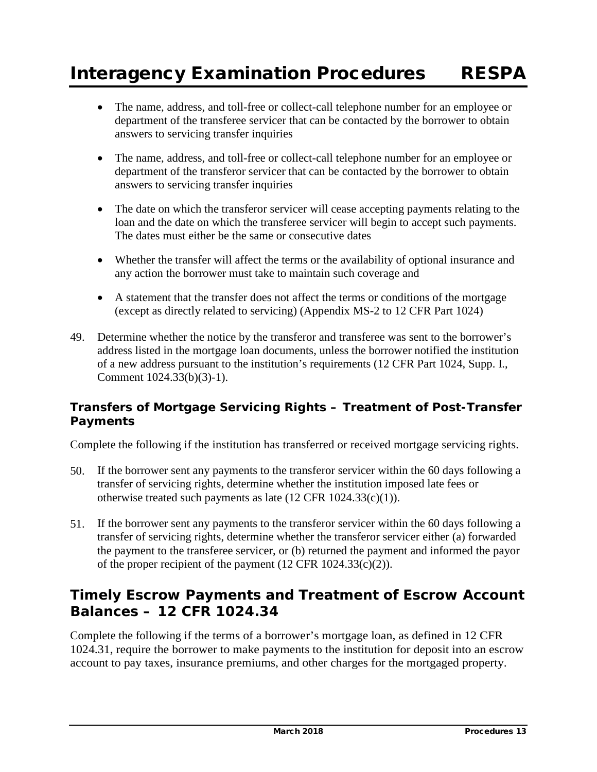- The name, address, and toll-free or collect-call telephone number for an employee or department of the transferee servicer that can be contacted by the borrower to obtain answers to servicing transfer inquiries

- The name, address, and toll-free or collect-call telephone number for an employee or department of the transferor servicer that can be contacted by the borrower to obtain answers to servicing transfer inquiries

- The date on which the transferor servicer will cease accepting payments relating to the loan and the date on which the transferee servicer will begin to accept such payments. The dates must either be the same or consecutive dates

- Whether the transfer will affect the terms or the availability of optional insurance and any action the borrower must take to maintain such coverage and

- A statement that the transfer does not affect the terms or conditions of the mortgage (except as directly related to servicing) (Appendix MS-2 to 12 CFR Part 1024)

49. Determine whether the notice by the transferor and transferee was sent to the borrower's address listed in the mortgage loan documents, unless the borrower notified the institution of a new address pursuant to the institution's requirements (12 CFR Part 1024, Supp. I., Comment 1024.33(b)(3)-1).

### Transfers of Mortgage Servicing Rights – Treatment of Post-Transfer Payments

Complete the following if the institution has transferred or received mortgage servicing rights.

50. If the borrower sent any payments to the transferor servicer within the 60 days following a transfer of servicing rights, determine whether the institution imposed late fees or otherwise treated such payments as late (12 CFR 1024.33(c)(1)).

51. If the borrower sent any payments to the transferor servicer within the 60 days following a transfer of servicing rights, determine whether the transferor servicer either (a) forwarded the payment to the transferee servicer, or (b) returned the payment and informed the payor of the proper recipient of the payment (12 CFR 1024.33(c)(2)).

## Timely Escrow Payments and Treatment of Escrow Account Balances – 12 CFR 1024.34

Complete the following if the terms of a borrower's mortgage loan, as defined in 12 CFR 1024.31, require the borrower to make payments to the institution for deposit into an escrow account to pay taxes, insurance premiums, and other charges for the mortgaged property.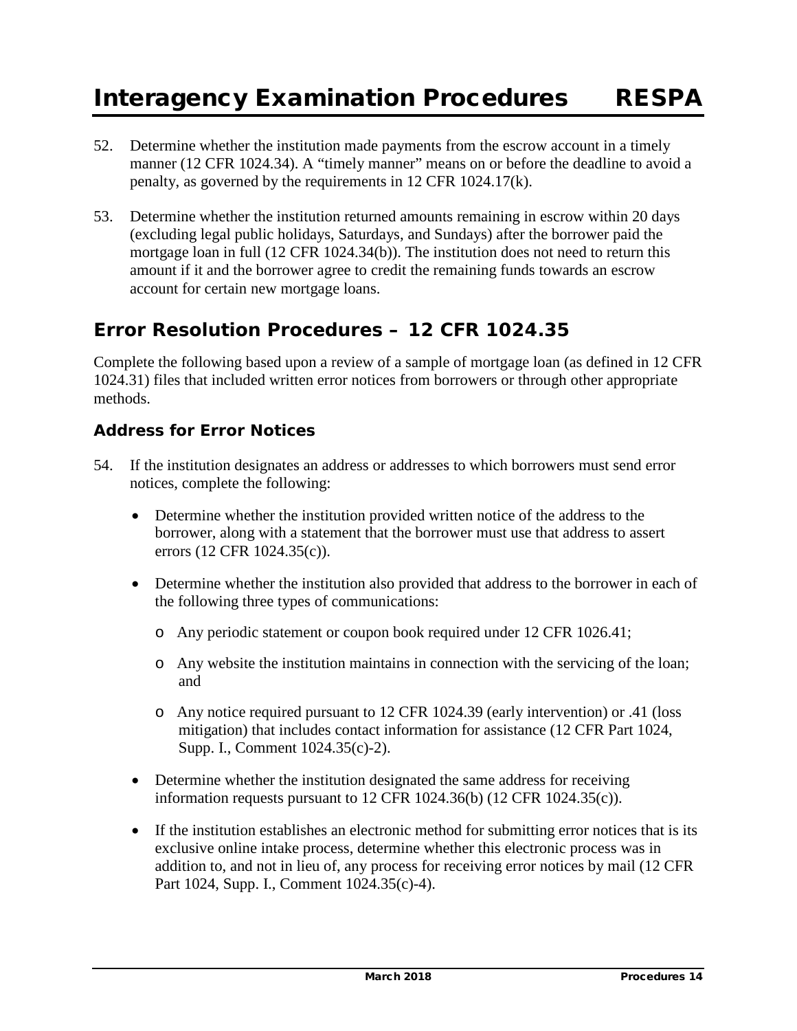52. Determine whether the institution made payments from the escrow account in a timely manner (12 CFR 1024.34). A "timely manner" means on or before the deadline to avoid a penalty, as governed by the requirements in 12 CFR 1024.17(k).

53. Determine whether the institution returned amounts remaining in escrow within 20 days (excluding legal public holidays, Saturdays, and Sundays) after the borrower paid the mortgage loan in full (12 CFR 1024.34(b)). The institution does not need to return this amount if it and the borrower agree to credit the remaining funds towards an escrow account for certain new mortgage loans.

## Error Resolution Procedures – 12 CFR 1024.35

Complete the following based upon a review of a sample of mortgage loan (as defined in 12 CFR 1024.31) files that included written error notices from borrowers or through other appropriate methods.

### Address for Error Notices

54. If the institution designates an address or addresses to which borrowers must send error notices, complete the following:

   - Determine whether the institution provided written notice of the address to the borrower, along with a statement that the borrower must use that address to assert errors (12 CFR 1024.35(c)).
   - Determine whether the institution also provided that address to the borrower in each of the following three types of communications:
     - Any periodic statement or coupon book required under 12 CFR 1026.41;
     - Any website the institution maintains in connection with the servicing of the loan; and
     - Any notice required pursuant to 12 CFR 1024.39 (early intervention) or .41 (loss mitigation) that includes contact information for assistance (12 CFR Part 1024, Supp. I., Comment 1024.35(c)-2).
   - Determine whether the institution designated the same address for receiving information requests pursuant to 12 CFR 1024.36(b) (12 CFR 1024.35(c)).
   - If the institution establishes an electronic method for submitting error notices that is its exclusive online intake process, determine whether this electronic process was in addition to, and not in lieu of, any process for receiving error notices by mail (12 CFR Part 1024, Supp. I., Comment 1024.35(c)-4).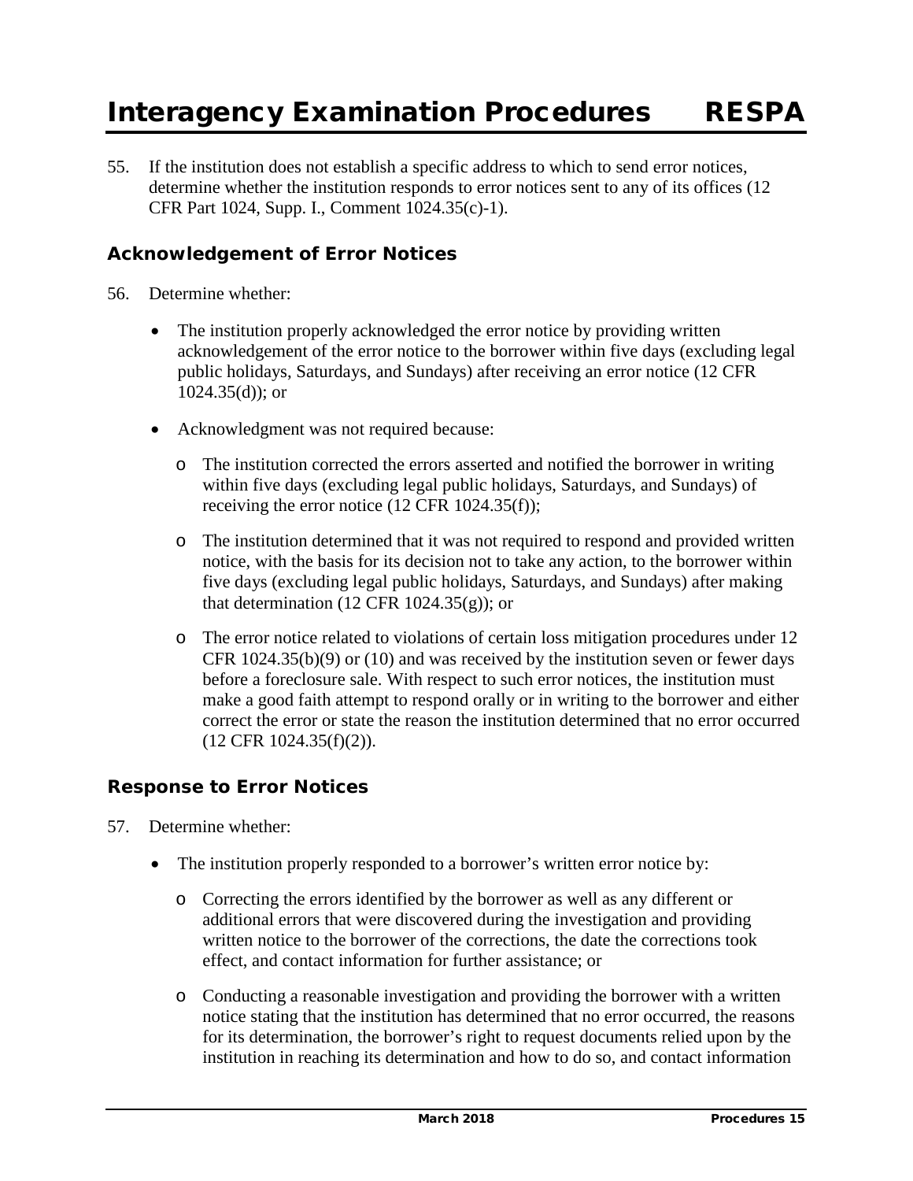55. If the institution does not establish a specific address to which to send error notices, determine whether the institution responds to error notices sent to any of its offices (12 CFR Part 1024, Supp. I., Comment 1024.35(c)-1).

### Acknowledgement of Error Notices

56. Determine whether:

   - The institution properly acknowledged the error notice by providing written acknowledgement of the error notice to the borrower within five days (excluding legal public holidays, Saturdays, and Sundays) after receiving an error notice (12 CFR 1024.35(d)); or
   - Acknowledgment was not required because:
     - The institution corrected the errors asserted and notified the borrower in writing within five days (excluding legal public holidays, Saturdays, and Sundays) of receiving the error notice (12 CFR 1024.35(f));
     - The institution determined that it was not required to respond and provided written notice, with the basis for its decision not to take any action, to the borrower within five days (excluding legal public holidays, Saturdays, and Sundays) after making that determination (12 CFR 1024.35(g)); or
     - The error notice related to violations of certain loss mitigation procedures under 12 CFR 1024.35(b)(9) or (10) and was received by the institution seven or fewer days before a foreclosure sale. With respect to such error notices, the institution must make a good faith attempt to respond orally or in writing to the borrower and either correct the error or state the reason the institution determined that no error occurred (12 CFR 1024.35(f)(2)).

### Response to Error Notices

57. Determine whether:

   - The institution properly responded to a borrower's written error notice by:
     - Correcting the errors identified by the borrower as well as any different or additional errors that were discovered during the investigation and providing written notice to the borrower of the corrections, the date the corrections took effect, and contact information for further assistance; or
     - Conducting a reasonable investigation and providing the borrower with a written notice stating that the institution has determined that no error occurred, the reasons for its determination, the borrower's right to request documents relied upon by the institution in reaching its determination and how to do so, and contact information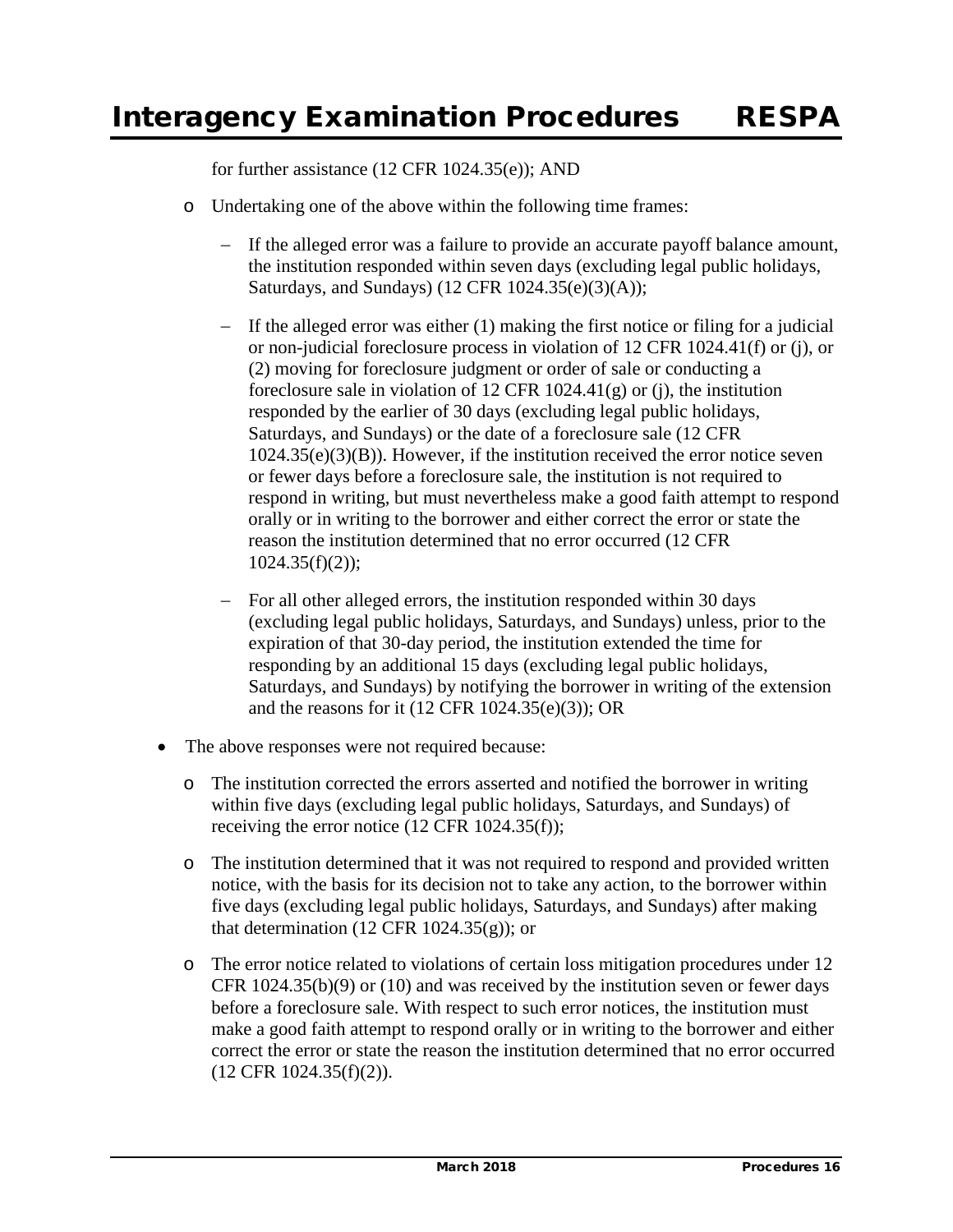for further assistance (12 CFR 1024.35(e)); AND

  - Undertaking one of the above within the following time frames:
    - If the alleged error was a failure to provide an accurate payoff balance amount, the institution responded within seven days (excluding legal public holidays, Saturdays, and Sundays) (12 CFR 1024.35(e)(3)(A));
    - If the alleged error was either (1) making the first notice or filing for a judicial or non-judicial foreclosure process in violation of 12 CFR 1024.41(f) or (j), or (2) moving for foreclosure judgment or order of sale or conducting a foreclosure sale in violation of 12 CFR 1024.41(g) or (j), the institution responded by the earlier of 30 days (excluding legal public holidays, Saturdays, and Sundays) or the date of a foreclosure sale (12 CFR 1024.35(e)(3)(B)). However, if the institution received the error notice seven or fewer days before a foreclosure sale, the institution is not required to respond in writing, but must nevertheless make a good faith attempt to respond orally or in writing to the borrower and either correct the error or state the reason the institution determined that no error occurred (12 CFR 1024.35(f)(2));
    - For all other alleged errors, the institution responded within 30 days (excluding legal public holidays, Saturdays, and Sundays) unless, prior to the expiration of that 30-day period, the institution extended the time for responding by an additional 15 days (excluding legal public holidays, Saturdays, and Sundays) by notifying the borrower in writing of the extension and the reasons for it (12 CFR 1024.35(e)(3)); OR

- The above responses were not required because:
  - The institution corrected the errors asserted and notified the borrower in writing within five days (excluding legal public holidays, Saturdays, and Sundays) of receiving the error notice (12 CFR 1024.35(f));
  - The institution determined that it was not required to respond and provided written notice, with the basis for its decision not to take any action, to the borrower within five days (excluding legal public holidays, Saturdays, and Sundays) after making that determination (12 CFR 1024.35(g)); or
  - The error notice related to violations of certain loss mitigation procedures under 12 CFR 1024.35(b)(9) or (10) and was received by the institution seven or fewer days before a foreclosure sale. With respect to such error notices, the institution must make a good faith attempt to respond orally or in writing to the borrower and either correct the error or state the reason the institution determined that no error occurred (12 CFR 1024.35(f)(2)).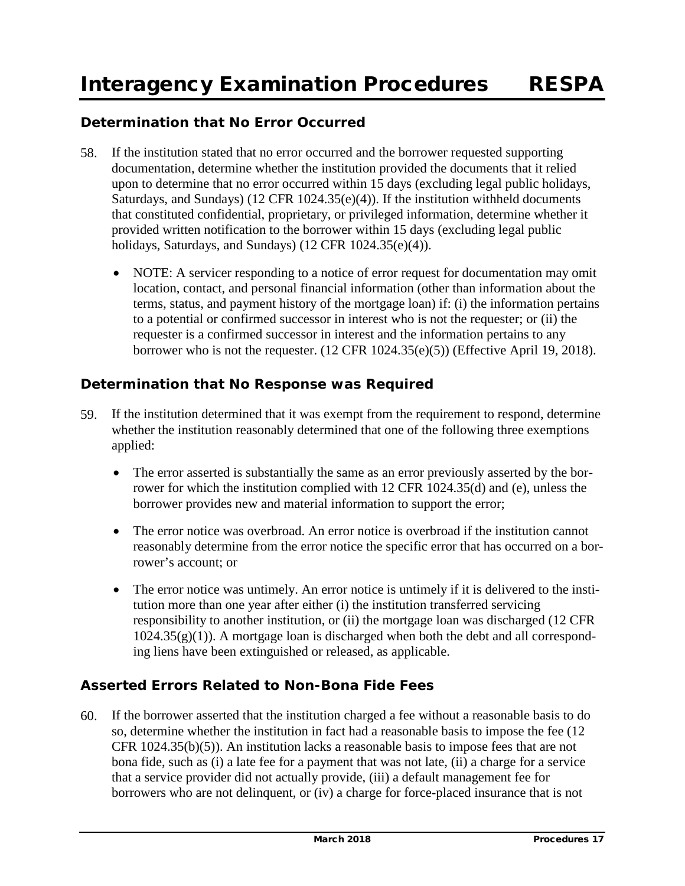## Determination that No Error Occurred

58. If the institution stated that no error occurred and the borrower requested supporting documentation, determine whether the institution provided the documents that it relied upon to determine that no error occurred within 15 days (excluding legal public holidays, Saturdays, and Sundays) (12 CFR 1024.35(e)(4)). If the institution withheld documents that constituted confidential, proprietary, or privileged information, determine whether it provided written notification to the borrower within 15 days (excluding legal public holidays, Saturdays, and Sundays) (12 CFR 1024.35(e)(4)).

   - NOTE: A servicer responding to a notice of error request for documentation may omit location, contact, and personal financial information (other than information about the terms, status, and payment history of the mortgage loan) if: (i) the information pertains to a potential or confirmed successor in interest who is not the requester; or (ii) the requester is a confirmed successor in interest and the information pertains to any borrower who is not the requester. (12 CFR 1024.35(e)(5)) (Effective April 19, 2018).

## Determination that No Response was Required

59. If the institution determined that it was exempt from the requirement to respond, determine whether the institution reasonably determined that one of the following three exemptions applied:

   - The error asserted is substantially the same as an error previously asserted by the borrower for which the institution complied with 12 CFR 1024.35(d) and (e), unless the borrower provides new and material information to support the error;
   - The error notice was overbroad. An error notice is overbroad if the institution cannot reasonably determine from the error notice the specific error that has occurred on a borrower's account; or
   - The error notice was untimely. An error notice is untimely if it is delivered to the institution more than one year after either (i) the institution transferred servicing responsibility to another institution, or (ii) the mortgage loan was discharged (12 CFR 1024.35(g)(1)). A mortgage loan is discharged when both the debt and all corresponding liens have been extinguished or released, as applicable.

## Asserted Errors Related to Non-Bona Fide Fees

60. If the borrower asserted that the institution charged a fee without a reasonable basis to do so, determine whether the institution in fact had a reasonable basis to impose the fee (12 CFR 1024.35(b)(5)). An institution lacks a reasonable basis to impose fees that are not bona fide, such as (i) a late fee for a payment that was not late, (ii) a charge for a service that a service provider did not actually provide, (iii) a default management fee for borrowers who are not delinquent, or (iv) a charge for force-placed insurance that is not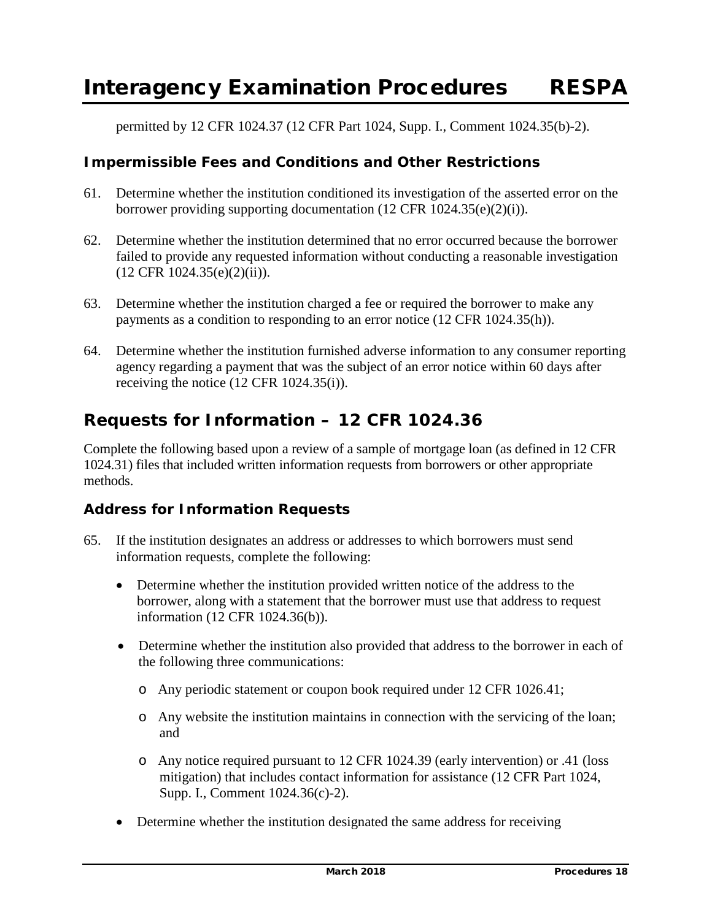permitted by 12 CFR 1024.37 (12 CFR Part 1024, Supp. I., Comment 1024.35(b)-2).

### Impermissible Fees and Conditions and Other Restrictions

61. Determine whether the institution conditioned its investigation of the asserted error on the borrower providing supporting documentation (12 CFR 1024.35(e)(2)(i)).

62. Determine whether the institution determined that no error occurred because the borrower failed to provide any requested information without conducting a reasonable investigation (12 CFR 1024.35(e)(2)(ii)).

63. Determine whether the institution charged a fee or required the borrower to make any payments as a condition to responding to an error notice (12 CFR 1024.35(h)).

64. Determine whether the institution furnished adverse information to any consumer reporting agency regarding a payment that was the subject of an error notice within 60 days after receiving the notice (12 CFR 1024.35(i)).

## Requests for Information – 12 CFR 1024.36

Complete the following based upon a review of a sample of mortgage loan (as defined in 12 CFR 1024.31) files that included written information requests from borrowers or other appropriate methods.

### Address for Information Requests

65. If the institution designates an address or addresses to which borrowers must send information requests, complete the following:

    - Determine whether the institution provided written notice of the address to the borrower, along with a statement that the borrower must use that address to request information (12 CFR 1024.36(b)).

    - Determine whether the institution also provided that address to the borrower in each of the following three communications:

        - Any periodic statement or coupon book required under 12 CFR 1026.41;

        - Any website the institution maintains in connection with the servicing of the loan; and

        - Any notice required pursuant to 12 CFR 1024.39 (early intervention) or .41 (loss mitigation) that includes contact information for assistance (12 CFR Part 1024, Supp. I., Comment 1024.36(c)-2).

    - Determine whether the institution designated the same address for receiving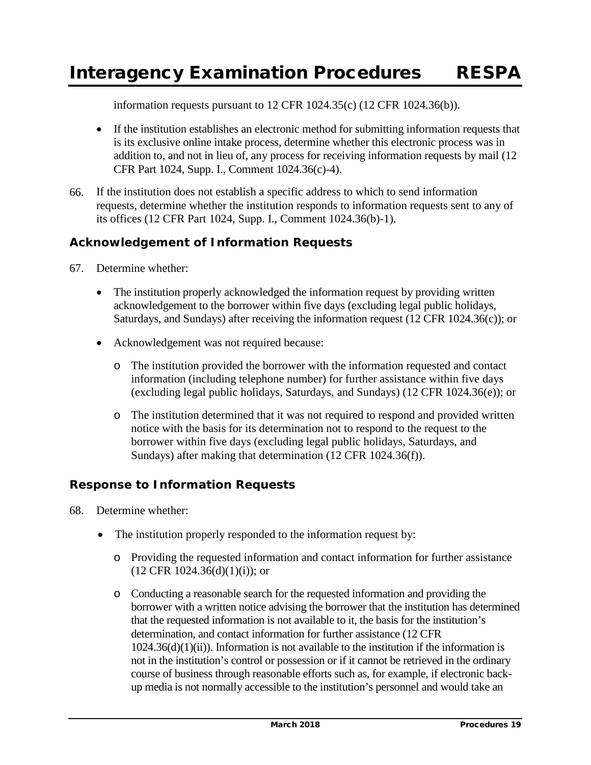information requests pursuant to 12 CFR 1024.35(c) (12 CFR 1024.36(b)).

- If the institution establishes an electronic method for submitting information requests that is its exclusive online intake process, determine whether this electronic process was in addition to, and not in lieu of, any process for receiving information requests by mail (12 CFR Part 1024, Supp. I., Comment 1024.36(c)-4).

66. If the institution does not establish a specific address to which to send information requests, determine whether the institution responds to information requests sent to any of its offices (12 CFR Part 1024, Supp. I., Comment 1024.36(b)-1).

### Acknowledgement of Information Requests

67. Determine whether:

    - The institution properly acknowledged the information request by providing written acknowledgement to the borrower within five days (excluding legal public holidays, Saturdays, and Sundays) after receiving the information request (12 CFR 1024.36(c)); or
    - Acknowledgement was not required because:
        - The institution provided the borrower with the information requested and contact information (including telephone number) for further assistance within five days (excluding legal public holidays, Saturdays, and Sundays) (12 CFR 1024.36(e)); or
        - The institution determined that it was not required to respond and provided written notice with the basis for its determination not to respond to the request to the borrower within five days (excluding legal public holidays, Saturdays, and Sundays) after making that determination (12 CFR 1024.36(f)).

### Response to Information Requests

68. Determine whether:

    - The institution properly responded to the information request by:
        - Providing the requested information and contact information for further assistance (12 CFR 1024.36(d)(1)(i)); or
        - Conducting a reasonable search for the requested information and providing the borrower with a written notice advising the borrower that the institution has determined that the requested information is not available to it, the basis for the institution's determination, and contact information for further assistance (12 CFR 1024.36(d)(1)(ii)). Information is not available to the institution if the information is not in the institution's control or possession or if it cannot be retrieved in the ordinary course of business through reasonable efforts such as, for example, if electronic back-up media is not normally accessible to the institution's personnel and would take an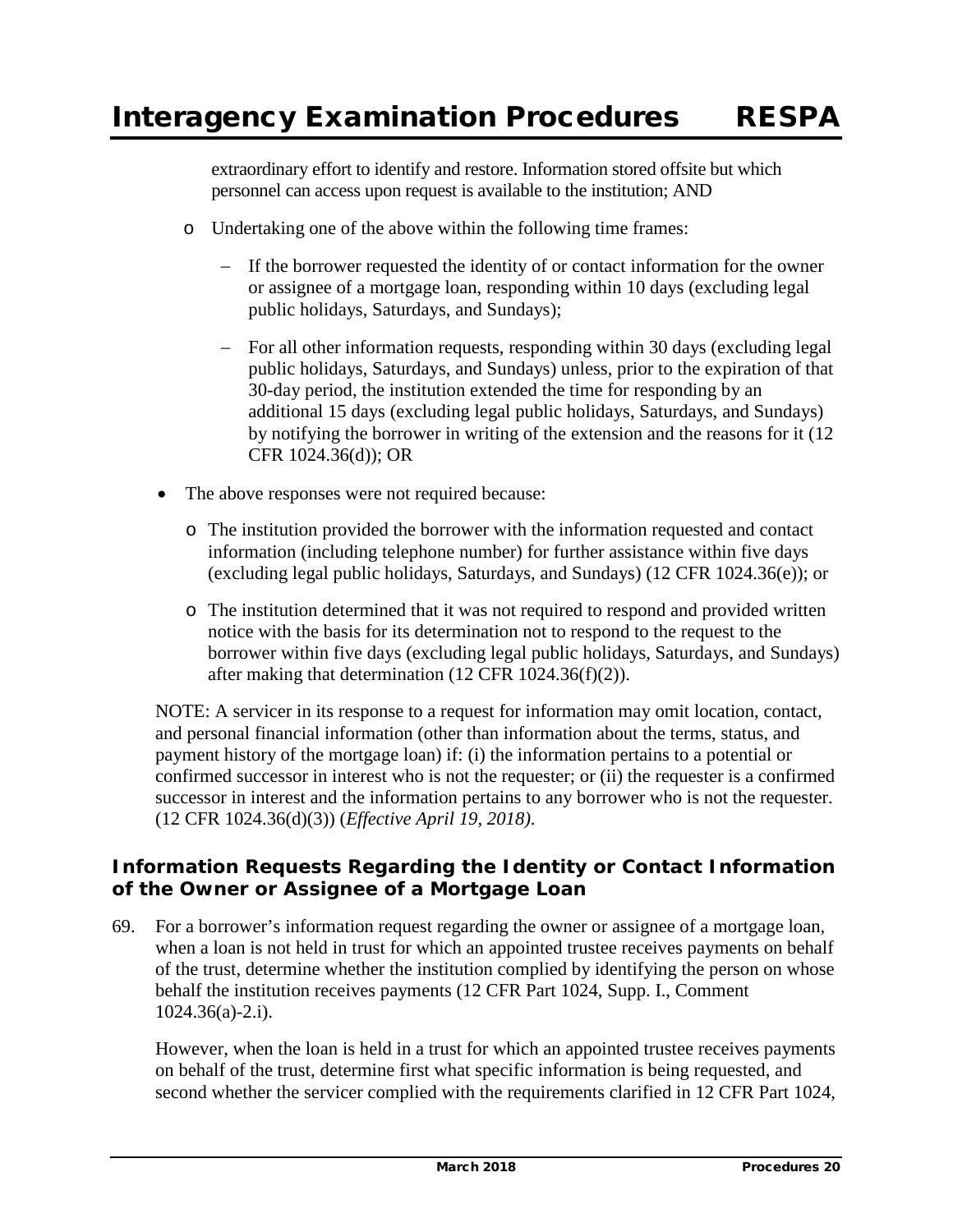extraordinary effort to identify and restore. Information stored offsite but which personnel can access upon request is available to the institution; AND

- o Undertaking one of the above within the following time frames:
  - – If the borrower requested the identity of or contact information for the owner or assignee of a mortgage loan, responding within 10 days (excluding legal public holidays, Saturdays, and Sundays);
  - – For all other information requests, responding within 30 days (excluding legal public holidays, Saturdays, and Sundays) unless, prior to the expiration of that 30-day period, the institution extended the time for responding by an additional 15 days (excluding legal public holidays, Saturdays, and Sundays) by notifying the borrower in writing of the extension and the reasons for it (12 CFR 1024.36(d)); OR

- The above responses were not required because:
  - o The institution provided the borrower with the information requested and contact information (including telephone number) for further assistance within five days (excluding legal public holidays, Saturdays, and Sundays) (12 CFR 1024.36(e)); or
  - o The institution determined that it was not required to respond and provided written notice with the basis for its determination not to respond to the request to the borrower within five days (excluding legal public holidays, Saturdays, and Sundays) after making that determination (12 CFR 1024.36(f)(2)).

NOTE: A servicer in its response to a request for information may omit location, contact, and personal financial information (other than information about the terms, status, and payment history of the mortgage loan) if: (i) the information pertains to a potential or confirmed successor in interest who is not the requester; or (ii) the requester is a confirmed successor in interest and the information pertains to any borrower who is not the requester. (12 CFR 1024.36(d)(3)) (*Effective April 19, 2018)*.

### Information Requests Regarding the Identity or Contact Information of the Owner or Assignee of a Mortgage Loan

69. For a borrower's information request regarding the owner or assignee of a mortgage loan, when a loan is not held in trust for which an appointed trustee receives payments on behalf of the trust, determine whether the institution complied by identifying the person on whose behalf the institution receives payments (12 CFR Part 1024, Supp. I., Comment 1024.36(a)-2.i).

    However, when the loan is held in a trust for which an appointed trustee receives payments on behalf of the trust, determine first what specific information is being requested, and second whether the servicer complied with the requirements clarified in 12 CFR Part 1024,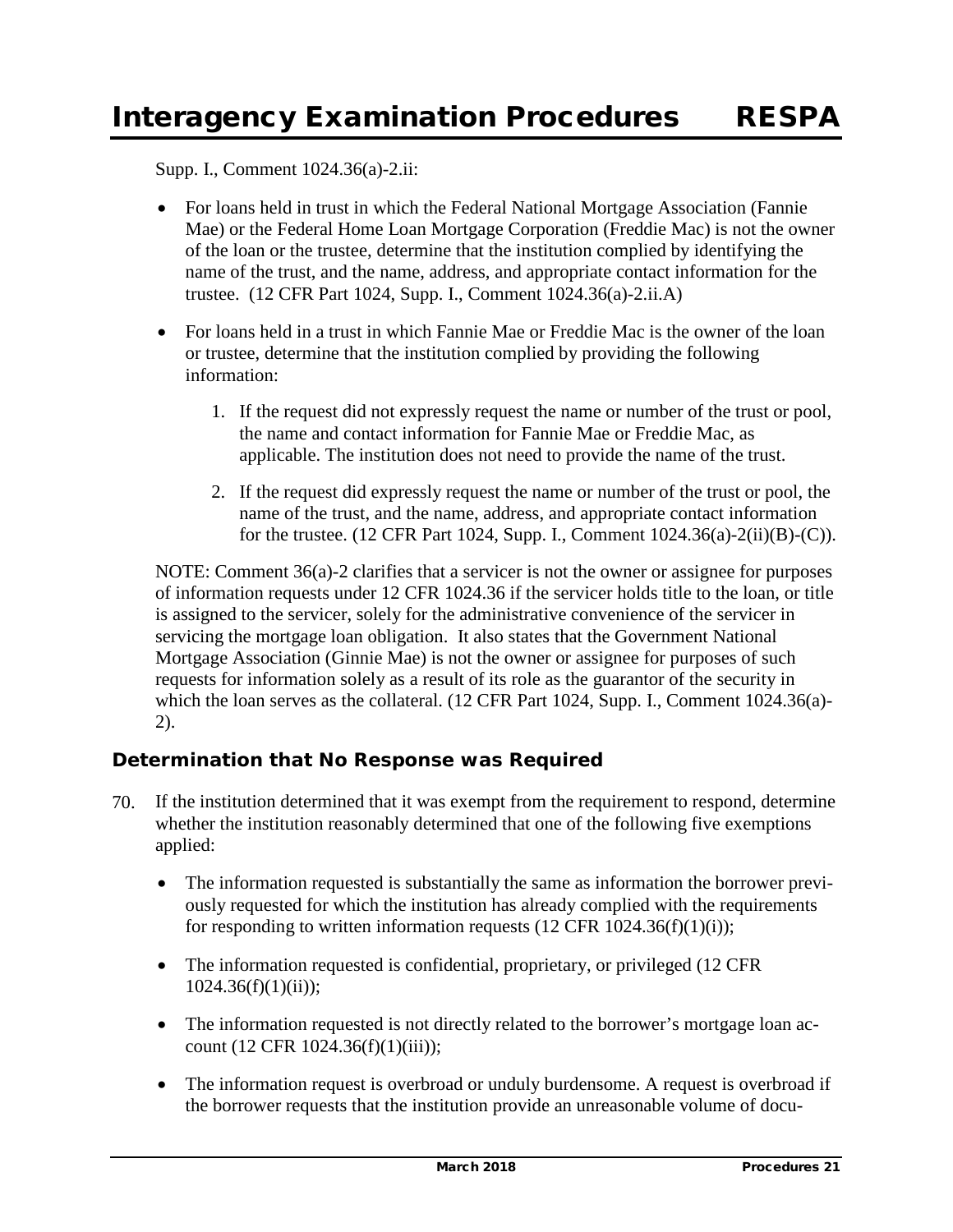Supp. I., Comment 1024.36(a)-2.ii:

- For loans held in trust in which the Federal National Mortgage Association (Fannie Mae) or the Federal Home Loan Mortgage Corporation (Freddie Mac) is not the owner of the loan or the trustee, determine that the institution complied by identifying the name of the trust, and the name, address, and appropriate contact information for the trustee. (12 CFR Part 1024, Supp. I., Comment 1024.36(a)-2.ii.A)

- For loans held in a trust in which Fannie Mae or Freddie Mac is the owner of the loan or trustee, determine that the institution complied by providing the following information:

    1. If the request did not expressly request the name or number of the trust or pool, the name and contact information for Fannie Mae or Freddie Mac, as applicable. The institution does not need to provide the name of the trust.

    2. If the request did expressly request the name or number of the trust or pool, the name of the trust, and the name, address, and appropriate contact information for the trustee. (12 CFR Part 1024, Supp. I., Comment 1024.36(a)-2(ii)(B)-(C)).

NOTE: Comment 36(a)-2 clarifies that a servicer is not the owner or assignee for purposes of information requests under 12 CFR 1024.36 if the servicer holds title to the loan, or title is assigned to the servicer, solely for the administrative convenience of the servicer in servicing the mortgage loan obligation. It also states that the Government National Mortgage Association (Ginnie Mae) is not the owner or assignee for purposes of such requests for information solely as a result of its role as the guarantor of the security in which the loan serves as the collateral. (12 CFR Part 1024, Supp. I., Comment 1024.36(a)-2).

### Determination that No Response was Required

70. If the institution determined that it was exempt from the requirement to respond, determine whether the institution reasonably determined that one of the following five exemptions applied:

    - The information requested is substantially the same as information the borrower previously requested for which the institution has already complied with the requirements for responding to written information requests (12 CFR 1024.36(f)(1)(i));

    - The information requested is confidential, proprietary, or privileged (12 CFR 1024.36(f)(1)(ii));

    - The information requested is not directly related to the borrower's mortgage loan account (12 CFR 1024.36(f)(1)(iii));

    - The information request is overbroad or unduly burdensome. A request is overbroad if the borrower requests that the institution provide an unreasonable volume of docu-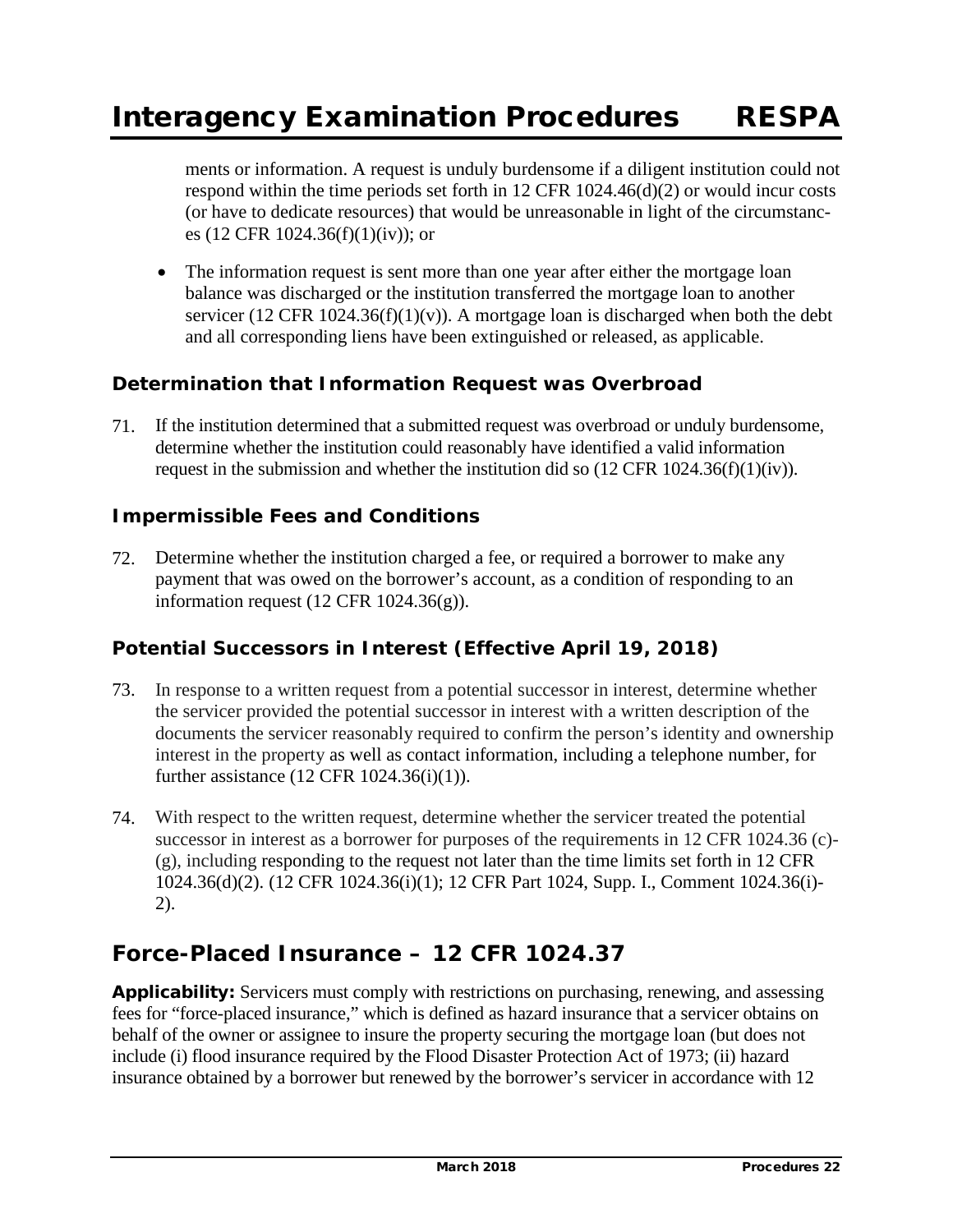ments or information. A request is unduly burdensome if a diligent institution could not respond within the time periods set forth in 12 CFR 1024.46(d)(2) or would incur costs (or have to dedicate resources) that would be unreasonable in light of the circumstances (12 CFR 1024.36(f)(1)(iv)); or

- The information request is sent more than one year after either the mortgage loan balance was discharged or the institution transferred the mortgage loan to another servicer (12 CFR 1024.36(f)(1)(v)). A mortgage loan is discharged when both the debt and all corresponding liens have been extinguished or released, as applicable.

### Determination that Information Request was Overbroad

71. If the institution determined that a submitted request was overbroad or unduly burdensome, determine whether the institution could reasonably have identified a valid information request in the submission and whether the institution did so (12 CFR 1024.36(f)(1)(iv)).

### Impermissible Fees and Conditions

72. Determine whether the institution charged a fee, or required a borrower to make any payment that was owed on the borrower's account, as a condition of responding to an information request (12 CFR 1024.36(g)).

### Potential Successors in Interest (Effective April 19, 2018)

73. In response to a written request from a potential successor in interest, determine whether the servicer provided the potential successor in interest with a written description of the documents the servicer reasonably required to confirm the person's identity and ownership interest in the property as well as contact information, including a telephone number, for further assistance (12 CFR 1024.36(i)(1)).

74. With respect to the written request, determine whether the servicer treated the potential successor in interest as a borrower for purposes of the requirements in 12 CFR 1024.36 (c)-(g), including responding to the request not later than the time limits set forth in 12 CFR 1024.36(d)(2). (12 CFR 1024.36(i)(1); 12 CFR Part 1024, Supp. I., Comment 1024.36(i)-2).

## Force-Placed Insurance – 12 CFR 1024.37

**Applicability:** Servicers must comply with restrictions on purchasing, renewing, and assessing fees for "force-placed insurance," which is defined as hazard insurance that a servicer obtains on behalf of the owner or assignee to insure the property securing the mortgage loan (but does not include (i) flood insurance required by the Flood Disaster Protection Act of 1973; (ii) hazard insurance obtained by a borrower but renewed by the borrower's servicer in accordance with 12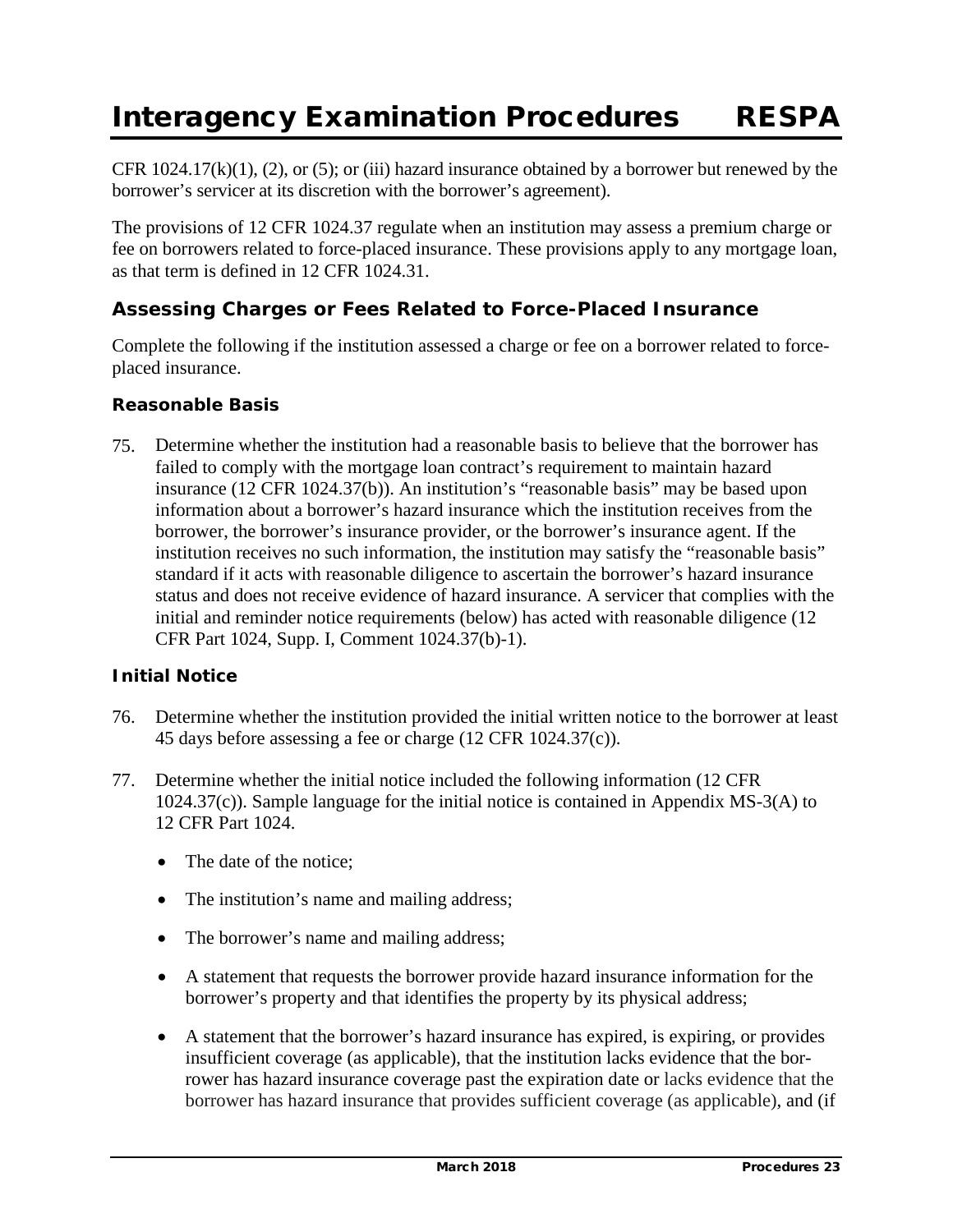CFR 1024.17(k)(1), (2), or (5); or (iii) hazard insurance obtained by a borrower but renewed by the borrower's servicer at its discretion with the borrower's agreement).

The provisions of 12 CFR 1024.37 regulate when an institution may assess a premium charge or fee on borrowers related to force-placed insurance. These provisions apply to any mortgage loan, as that term is defined in 12 CFR 1024.31.

## Assessing Charges or Fees Related to Force-Placed Insurance

Complete the following if the institution assessed a charge or fee on a borrower related to force-placed insurance.

### Reasonable Basis

75. Determine whether the institution had a reasonable basis to believe that the borrower has failed to comply with the mortgage loan contract's requirement to maintain hazard insurance (12 CFR 1024.37(b)). An institution's "reasonable basis" may be based upon information about a borrower's hazard insurance which the institution receives from the borrower, the borrower's insurance provider, or the borrower's insurance agent. If the institution receives no such information, the institution may satisfy the "reasonable basis" standard if it acts with reasonable diligence to ascertain the borrower's hazard insurance status and does not receive evidence of hazard insurance. A servicer that complies with the initial and reminder notice requirements (below) has acted with reasonable diligence (12 CFR Part 1024, Supp. I, Comment 1024.37(b)-1).

### Initial Notice

76. Determine whether the institution provided the initial written notice to the borrower at least 45 days before assessing a fee or charge (12 CFR 1024.37(c)).

77. Determine whether the initial notice included the following information (12 CFR 1024.37(c)). Sample language for the initial notice is contained in Appendix MS-3(A) to 12 CFR Part 1024.

    - The date of the notice;
    - The institution's name and mailing address;
    - The borrower's name and mailing address;
    - A statement that requests the borrower provide hazard insurance information for the borrower's property and that identifies the property by its physical address;
    - A statement that the borrower's hazard insurance has expired, is expiring, or provides insufficient coverage (as applicable), that the institution lacks evidence that the borrower has hazard insurance coverage past the expiration date or lacks evidence that the borrower has hazard insurance that provides sufficient coverage (as applicable), and (if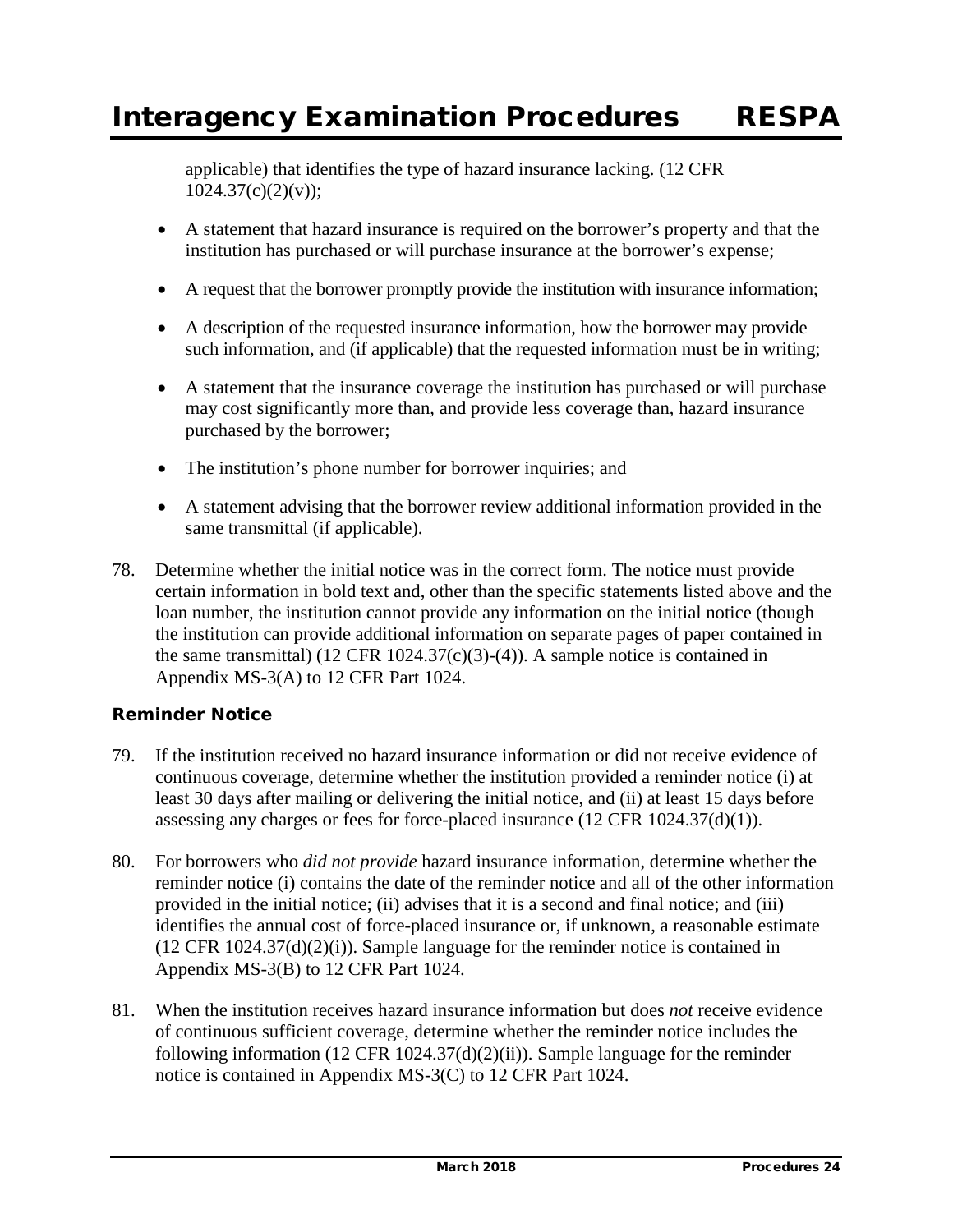applicable) that identifies the type of hazard insurance lacking. (12 CFR 1024.37(c)(2)(v));

- A statement that hazard insurance is required on the borrower's property and that the institution has purchased or will purchase insurance at the borrower's expense;
- A request that the borrower promptly provide the institution with insurance information;
- A description of the requested insurance information, how the borrower may provide such information, and (if applicable) that the requested information must be in writing;
- A statement that the insurance coverage the institution has purchased or will purchase may cost significantly more than, and provide less coverage than, hazard insurance purchased by the borrower;
- The institution's phone number for borrower inquiries; and
- A statement advising that the borrower review additional information provided in the same transmittal (if applicable).

78. Determine whether the initial notice was in the correct form. The notice must provide certain information in bold text and, other than the specific statements listed above and the loan number, the institution cannot provide any information on the initial notice (though the institution can provide additional information on separate pages of paper contained in the same transmittal) (12 CFR 1024.37(c)(3)-(4)). A sample notice is contained in Appendix MS-3(A) to 12 CFR Part 1024.

#### Reminder Notice

79. If the institution received no hazard insurance information or did not receive evidence of continuous coverage, determine whether the institution provided a reminder notice (i) at least 30 days after mailing or delivering the initial notice, and (ii) at least 15 days before assessing any charges or fees for force-placed insurance (12 CFR 1024.37(d)(1)).

80. For borrowers who *did not provide* hazard insurance information, determine whether the reminder notice (i) contains the date of the reminder notice and all of the other information provided in the initial notice; (ii) advises that it is a second and final notice; and (iii) identifies the annual cost of force-placed insurance or, if unknown, a reasonable estimate (12 CFR 1024.37(d)(2)(i)). Sample language for the reminder notice is contained in Appendix MS-3(B) to 12 CFR Part 1024.

81. When the institution receives hazard insurance information but does *not* receive evidence of continuous sufficient coverage, determine whether the reminder notice includes the following information (12 CFR 1024.37(d)(2)(ii)). Sample language for the reminder notice is contained in Appendix MS-3(C) to 12 CFR Part 1024.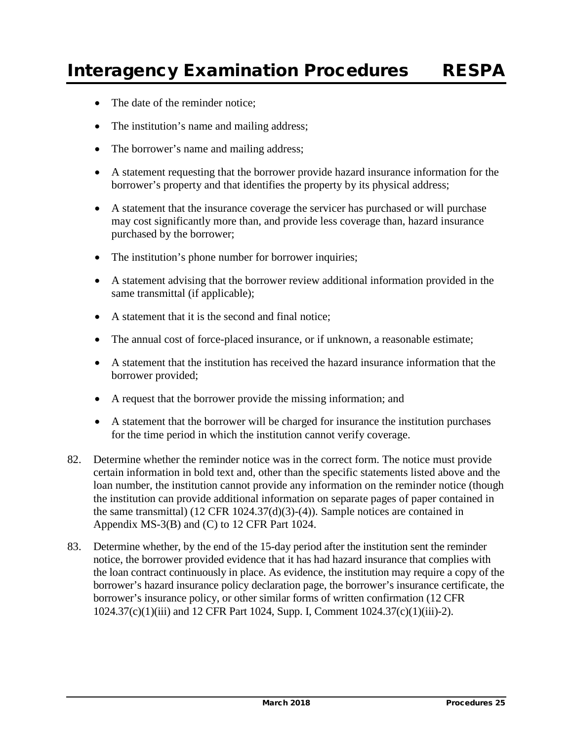- The date of the reminder notice;
- The institution's name and mailing address;
- The borrower's name and mailing address;
- A statement requesting that the borrower provide hazard insurance information for the borrower's property and that identifies the property by its physical address;
- A statement that the insurance coverage the servicer has purchased or will purchase may cost significantly more than, and provide less coverage than, hazard insurance purchased by the borrower;
- The institution's phone number for borrower inquiries;
- A statement advising that the borrower review additional information provided in the same transmittal (if applicable);
- A statement that it is the second and final notice;
- The annual cost of force-placed insurance, or if unknown, a reasonable estimate;
- A statement that the institution has received the hazard insurance information that the borrower provided;
- A request that the borrower provide the missing information; and
- A statement that the borrower will be charged for insurance the institution purchases for the time period in which the institution cannot verify coverage.

82. Determine whether the reminder notice was in the correct form. The notice must provide certain information in bold text and, other than the specific statements listed above and the loan number, the institution cannot provide any information on the reminder notice (though the institution can provide additional information on separate pages of paper contained in the same transmittal) (12 CFR 1024.37(d)(3)-(4)). Sample notices are contained in Appendix MS-3(B) and (C) to 12 CFR Part 1024.

83. Determine whether, by the end of the 15-day period after the institution sent the reminder notice, the borrower provided evidence that it has had hazard insurance that complies with the loan contract continuously in place. As evidence, the institution may require a copy of the borrower's hazard insurance policy declaration page, the borrower's insurance certificate, the borrower's insurance policy, or other similar forms of written confirmation (12 CFR 1024.37(c)(1)(iii) and 12 CFR Part 1024, Supp. I, Comment 1024.37(c)(1)(iii)-2).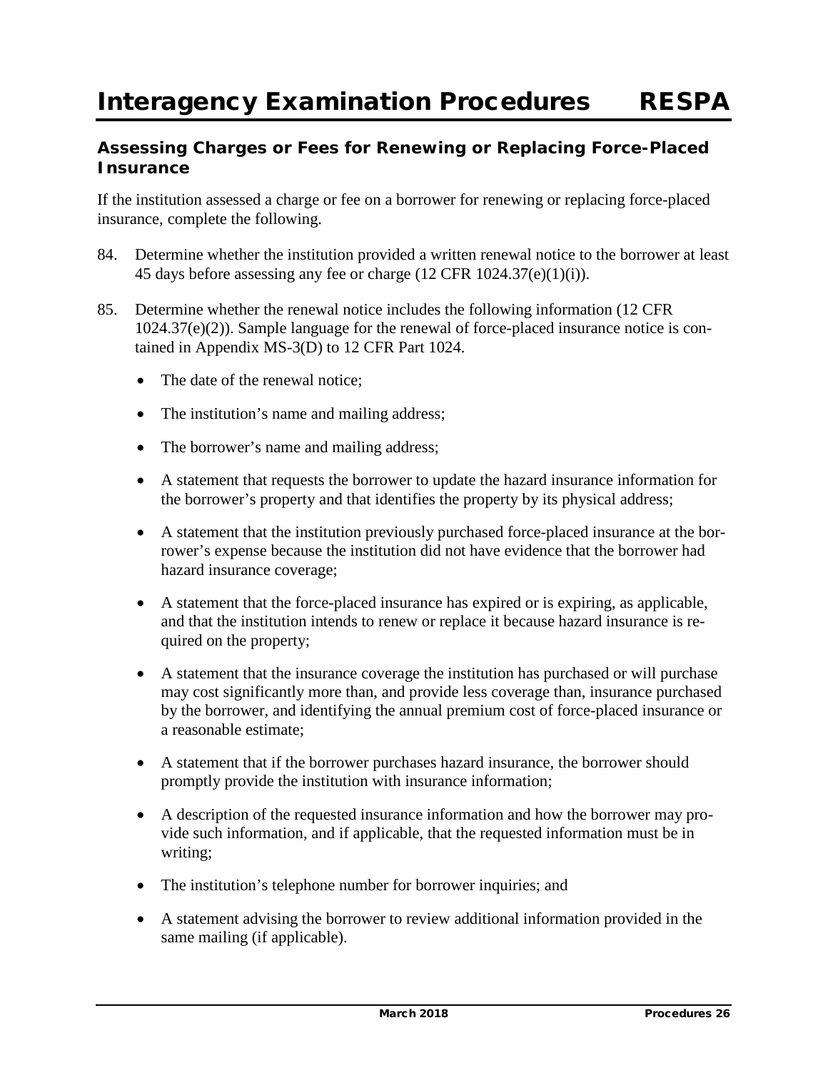## Assessing Charges or Fees for Renewing or Replacing Force-Placed Insurance

If the institution assessed a charge or fee on a borrower for renewing or replacing force-placed insurance, complete the following.

84. Determine whether the institution provided a written renewal notice to the borrower at least 45 days before assessing any fee or charge (12 CFR 1024.37(e)(1)(i)).

85. Determine whether the renewal notice includes the following information (12 CFR 1024.37(e)(2)). Sample language for the renewal of force-placed insurance notice is contained in Appendix MS-3(D) to 12 CFR Part 1024.

    - The date of the renewal notice;
    - The institution's name and mailing address;
    - The borrower's name and mailing address;
    - A statement that requests the borrower to update the hazard insurance information for the borrower's property and that identifies the property by its physical address;
    - A statement that the institution previously purchased force-placed insurance at the borrower's expense because the institution did not have evidence that the borrower had hazard insurance coverage;
    - A statement that the force-placed insurance has expired or is expiring, as applicable, and that the institution intends to renew or replace it because hazard insurance is required on the property;
    - A statement that the insurance coverage the institution has purchased or will purchase may cost significantly more than, and provide less coverage than, insurance purchased by the borrower, and identifying the annual premium cost of force-placed insurance or a reasonable estimate;
    - A statement that if the borrower purchases hazard insurance, the borrower should promptly provide the institution with insurance information;
    - A description of the requested insurance information and how the borrower may provide such information, and if applicable, that the requested information must be in writing;
    - The institution's telephone number for borrower inquiries; and
    - A statement advising the borrower to review additional information provided in the same mailing (if applicable).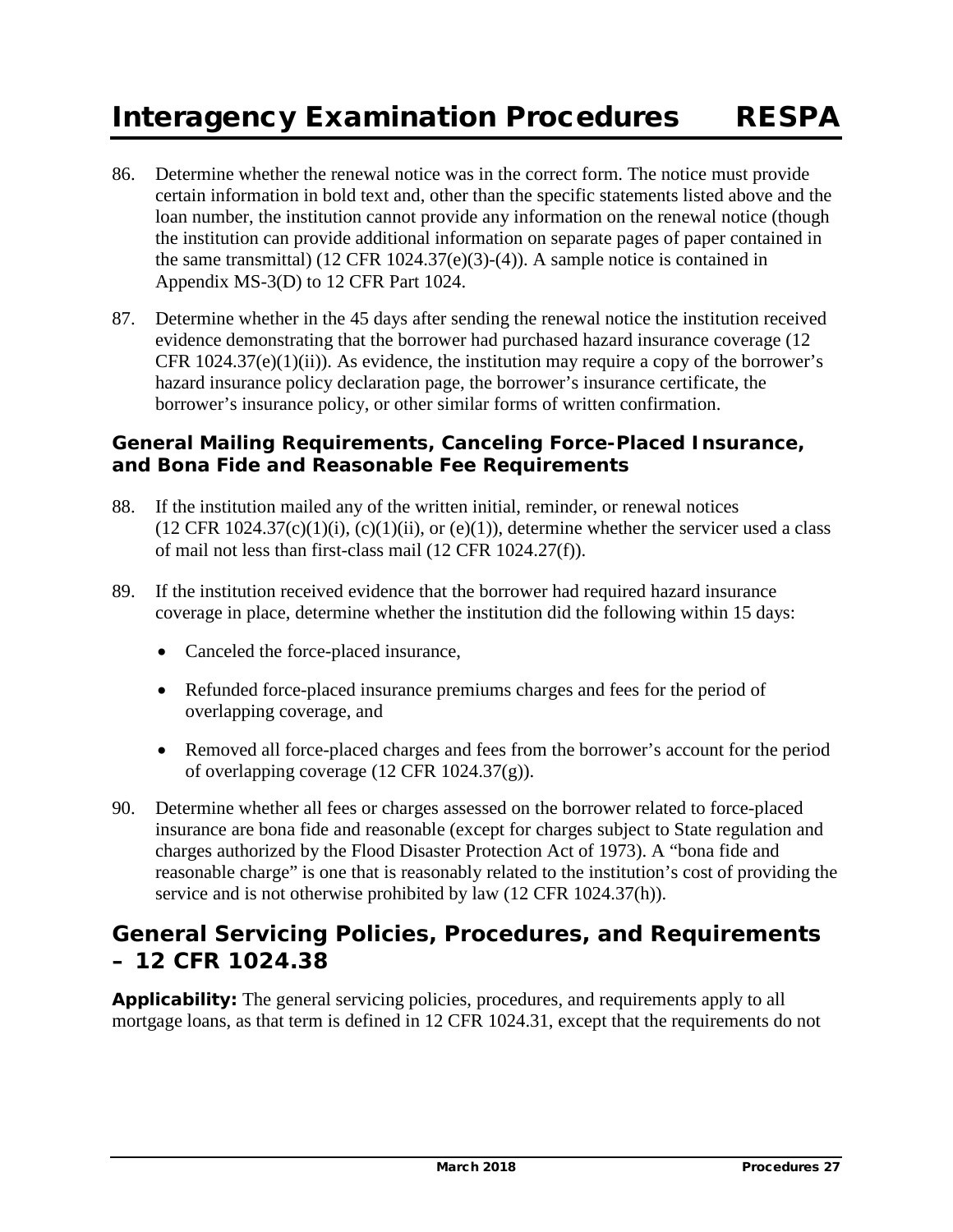86. Determine whether the renewal notice was in the correct form. The notice must provide certain information in bold text and, other than the specific statements listed above and the loan number, the institution cannot provide any information on the renewal notice (though the institution can provide additional information on separate pages of paper contained in the same transmittal) (12 CFR 1024.37(e)(3)-(4)). A sample notice is contained in Appendix MS-3(D) to 12 CFR Part 1024.

87. Determine whether in the 45 days after sending the renewal notice the institution received evidence demonstrating that the borrower had purchased hazard insurance coverage (12 CFR 1024.37(e)(1)(ii)). As evidence, the institution may require a copy of the borrower's hazard insurance policy declaration page, the borrower's insurance certificate, the borrower's insurance policy, or other similar forms of written confirmation.

### General Mailing Requirements, Canceling Force-Placed Insurance, and Bona Fide and Reasonable Fee Requirements

88. If the institution mailed any of the written initial, reminder, or renewal notices (12 CFR 1024.37(c)(1)(i), (c)(1)(ii), or (e)(1)), determine whether the servicer used a class of mail not less than first-class mail (12 CFR 1024.27(f)).

89. If the institution received evidence that the borrower had required hazard insurance coverage in place, determine whether the institution did the following within 15 days:

    - Canceled the force-placed insurance,
    - Refunded force-placed insurance premiums charges and fees for the period of overlapping coverage, and
    - Removed all force-placed charges and fees from the borrower's account for the period of overlapping coverage (12 CFR 1024.37(g)).

90. Determine whether all fees or charges assessed on the borrower related to force-placed insurance are bona fide and reasonable (except for charges subject to State regulation and charges authorized by the Flood Disaster Protection Act of 1973). A "bona fide and reasonable charge" is one that is reasonably related to the institution's cost of providing the service and is not otherwise prohibited by law (12 CFR 1024.37(h)).

## General Servicing Policies, Procedures, and Requirements – 12 CFR 1024.38

**Applicability:** The general servicing policies, procedures, and requirements apply to all mortgage loans, as that term is defined in 12 CFR 1024.31, except that the requirements do not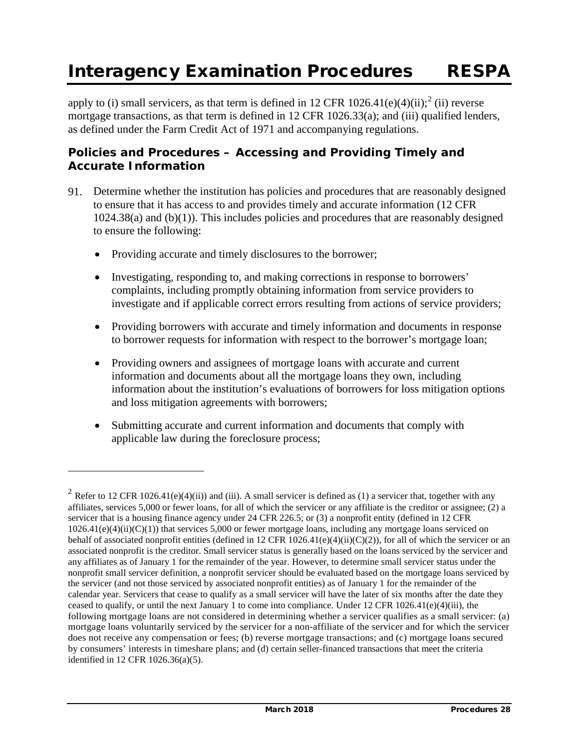apply to (i) small servicers, as that term is defined in 12 CFR 1026.41(e)(4)(ii);[2] (ii) reverse mortgage transactions, as that term is defined in 12 CFR 1026.33(a); and (iii) qualified lenders, as defined under the Farm Credit Act of 1971 and accompanying regulations.

### Policies and Procedures – Accessing and Providing Timely and Accurate Information

91. Determine whether the institution has policies and procedures that are reasonably designed to ensure that it has access to and provides timely and accurate information (12 CFR 1024.38(a) and (b)(1)). This includes policies and procedures that are reasonably designed to ensure the following:

    - Providing accurate and timely disclosures to the borrower;
    - Investigating, responding to, and making corrections in response to borrowers' complaints, including promptly obtaining information from service providers to investigate and if applicable correct errors resulting from actions of service providers;
    - Providing borrowers with accurate and timely information and documents in response to borrower requests for information with respect to the borrower's mortgage loan;
    - Providing owners and assignees of mortgage loans with accurate and current information and documents about all the mortgage loans they own, including information about the institution's evaluations of borrowers for loss mitigation options and loss mitigation agreements with borrowers;
    - Submitting accurate and current information and documents that comply with applicable law during the foreclosure process;

---

[2] Refer to 12 CFR 1026.41(e)(4)(ii)) and (iii). A small servicer is defined as (1) a servicer that, together with any affiliates, services 5,000 or fewer loans, for all of which the servicer or any affiliate is the creditor or assignee; (2) a servicer that is a housing finance agency under 24 CFR 226.5; or (3) a nonprofit entity (defined in 12 CFR 1026.41(e)(4)(ii)(C)(1)) that services 5,000 or fewer mortgage loans, including any mortgage loans serviced on behalf of associated nonprofit entities (defined in 12 CFR 1026.41(e)(4)(ii)(C)(2)), for all of which the servicer or an associated nonprofit is the creditor. Small servicer status is generally based on the loans serviced by the servicer and any affiliates as of January 1 for the remainder of the year. However, to determine small servicer status under the nonprofit small servicer definition, a nonprofit servicer should be evaluated based on the mortgage loans serviced by the servicer (and not those serviced by associated nonprofit entities) as of January 1 for the remainder of the calendar year. Servicers that cease to qualify as a small servicer will have the later of six months after the date they ceased to qualify, or until the next January 1 to come into compliance. Under 12 CFR 1026.41(e)(4)(iii), the following mortgage loans are not considered in determining whether a servicer qualifies as a small servicer: (a) mortgage loans voluntarily serviced by the servicer for a non-affiliate of the servicer and for which the servicer does not receive any compensation or fees; (b) reverse mortgage transactions; and (c) mortgage loans secured by consumers' interests in timeshare plans; and (d) certain seller-financed transactions that meet the criteria identified in 12 CFR 1026.36(a)(5).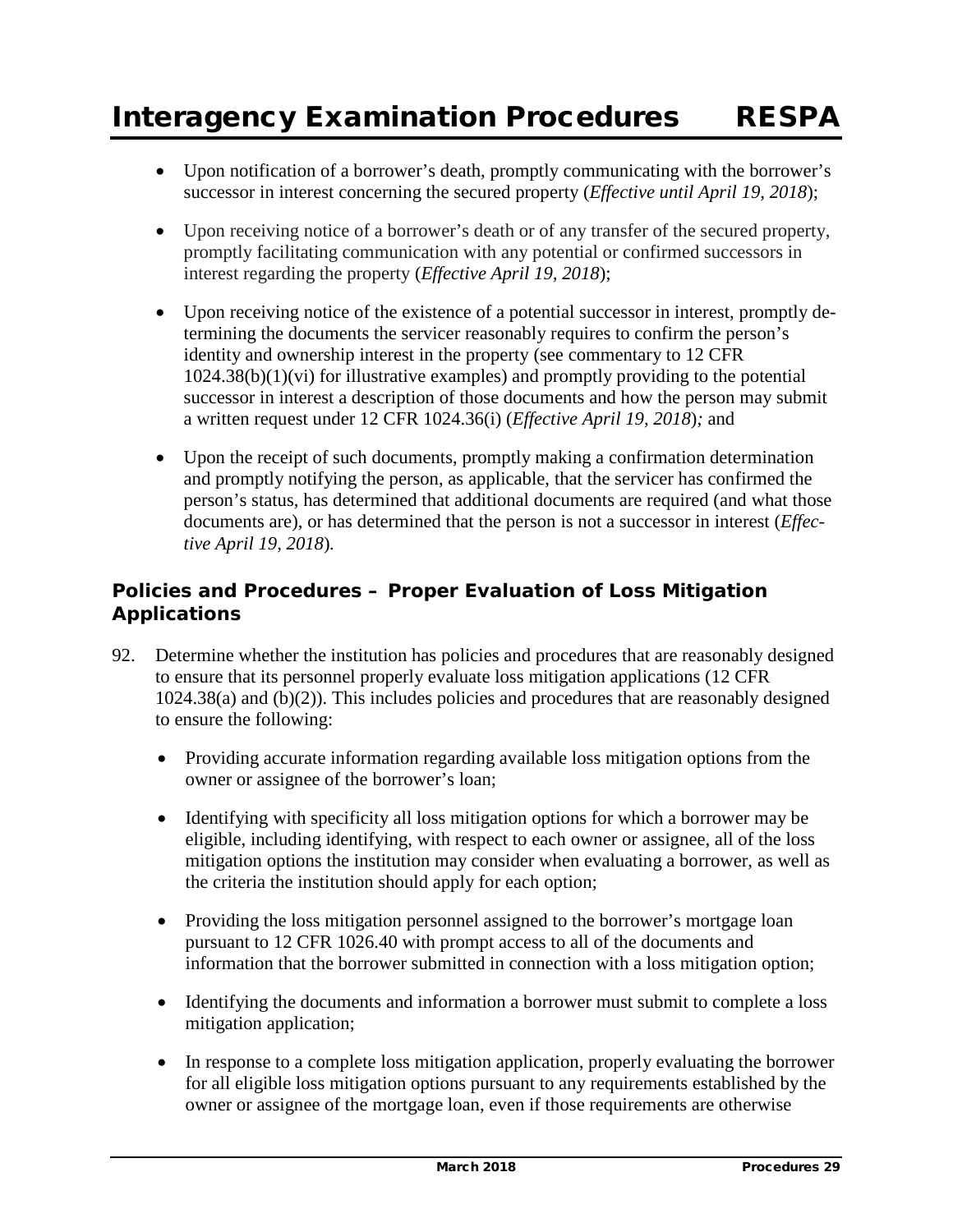- Upon notification of a borrower's death, promptly communicating with the borrower's successor in interest concerning the secured property (*Effective until April 19, 2018*);

- Upon receiving notice of a borrower's death or of any transfer of the secured property, promptly facilitating communication with any potential or confirmed successors in interest regarding the property (*Effective April 19, 2018*);

- Upon receiving notice of the existence of a potential successor in interest, promptly determining the documents the servicer reasonably requires to confirm the person's identity and ownership interest in the property (see commentary to 12 CFR 1024.38(b)(1)(vi) for illustrative examples) and promptly providing to the potential successor in interest a description of those documents and how the person may submit a written request under 12 CFR 1024.36(i) (*Effective April 19, 2018*); and

- Upon the receipt of such documents, promptly making a confirmation determination and promptly notifying the person, as applicable, that the servicer has confirmed the person's status, has determined that additional documents are required (and what those documents are), or has determined that the person is not a successor in interest (*Effective April 19, 2018*).

### Policies and Procedures – Proper Evaluation of Loss Mitigation Applications

92. Determine whether the institution has policies and procedures that are reasonably designed to ensure that its personnel properly evaluate loss mitigation applications (12 CFR 1024.38(a) and (b)(2)). This includes policies and procedures that are reasonably designed to ensure the following:

    - Providing accurate information regarding available loss mitigation options from the owner or assignee of the borrower's loan;

    - Identifying with specificity all loss mitigation options for which a borrower may be eligible, including identifying, with respect to each owner or assignee, all of the loss mitigation options the institution may consider when evaluating a borrower, as well as the criteria the institution should apply for each option;

    - Providing the loss mitigation personnel assigned to the borrower's mortgage loan pursuant to 12 CFR 1026.40 with prompt access to all of the documents and information that the borrower submitted in connection with a loss mitigation option;

    - Identifying the documents and information a borrower must submit to complete a loss mitigation application;

    - In response to a complete loss mitigation application, properly evaluating the borrower for all eligible loss mitigation options pursuant to any requirements established by the owner or assignee of the mortgage loan, even if those requirements are otherwise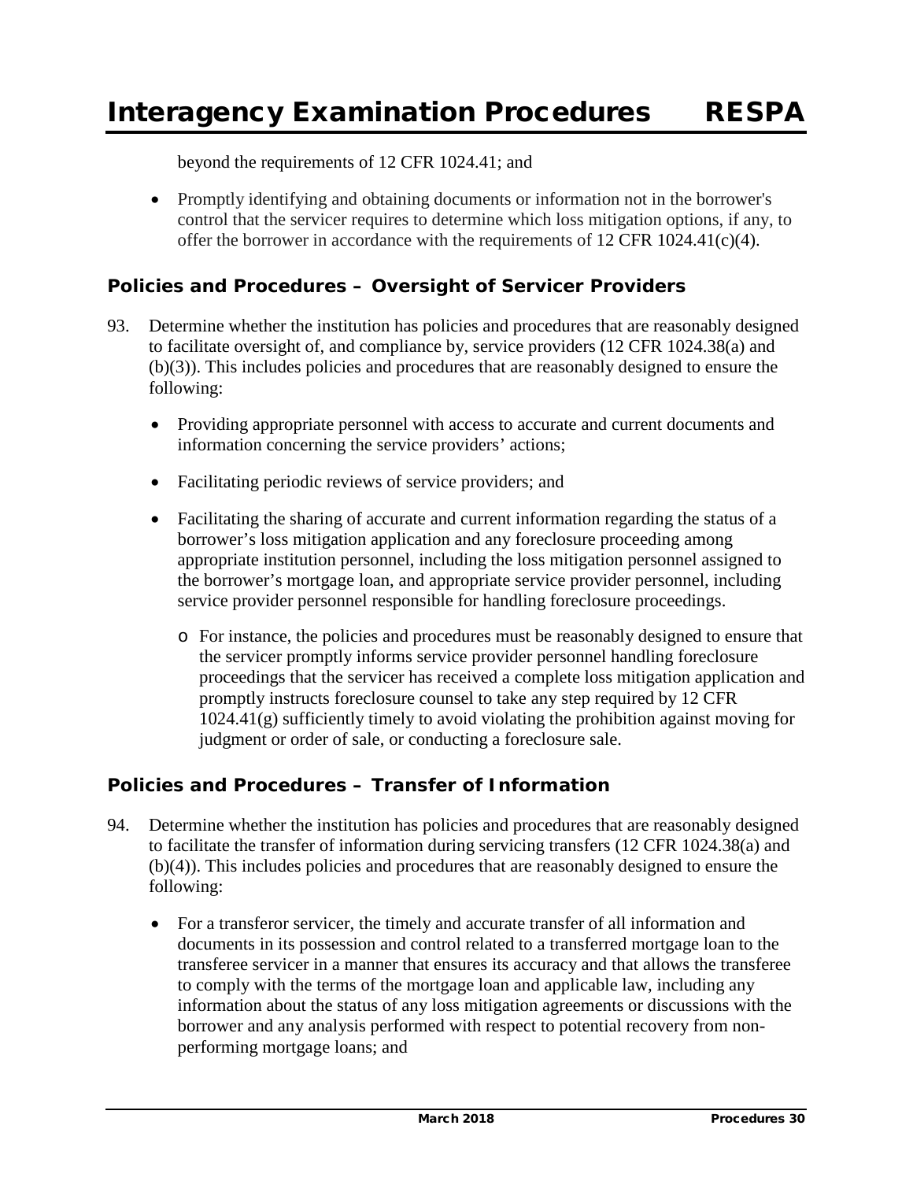beyond the requirements of 12 CFR 1024.41; and

- Promptly identifying and obtaining documents or information not in the borrower's control that the servicer requires to determine which loss mitigation options, if any, to offer the borrower in accordance with the requirements of 12 CFR 1024.41(c)(4).

### Policies and Procedures – Oversight of Servicer Providers

93. Determine whether the institution has policies and procedures that are reasonably designed to facilitate oversight of, and compliance by, service providers (12 CFR 1024.38(a) and (b)(3)). This includes policies and procedures that are reasonably designed to ensure the following:

    - Providing appropriate personnel with access to accurate and current documents and information concerning the service providers' actions;
    - Facilitating periodic reviews of service providers; and
    - Facilitating the sharing of accurate and current information regarding the status of a borrower's loss mitigation application and any foreclosure proceeding among appropriate institution personnel, including the loss mitigation personnel assigned to the borrower's mortgage loan, and appropriate service provider personnel, including service provider personnel responsible for handling foreclosure proceedings.
        - For instance, the policies and procedures must be reasonably designed to ensure that the servicer promptly informs service provider personnel handling foreclosure proceedings that the servicer has received a complete loss mitigation application and promptly instructs foreclosure counsel to take any step required by 12 CFR 1024.41(g) sufficiently timely to avoid violating the prohibition against moving for judgment or order of sale, or conducting a foreclosure sale.

### Policies and Procedures – Transfer of Information

94. Determine whether the institution has policies and procedures that are reasonably designed to facilitate the transfer of information during servicing transfers (12 CFR 1024.38(a) and (b)(4)). This includes policies and procedures that are reasonably designed to ensure the following:

    - For a transferor servicer, the timely and accurate transfer of all information and documents in its possession and control related to a transferred mortgage loan to the transferee servicer in a manner that ensures its accuracy and that allows the transferee to comply with the terms of the mortgage loan and applicable law, including any information about the status of any loss mitigation agreements or discussions with the borrower and any analysis performed with respect to potential recovery from non-performing mortgage loans; and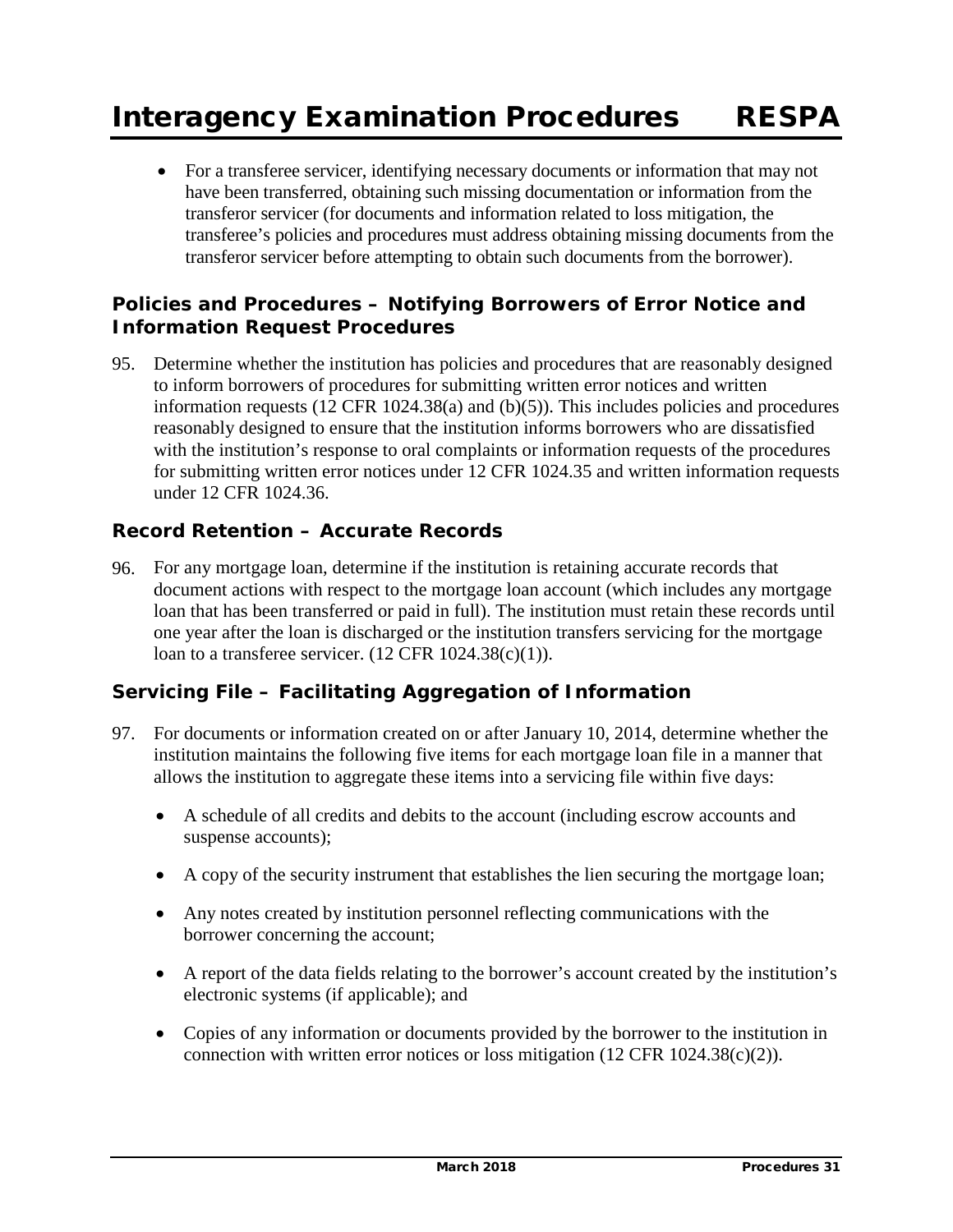- For a transferee servicer, identifying necessary documents or information that may not have been transferred, obtaining such missing documentation or information from the transferor servicer (for documents and information related to loss mitigation, the transferee's policies and procedures must address obtaining missing documents from the transferor servicer before attempting to obtain such documents from the borrower).

### Policies and Procedures – Notifying Borrowers of Error Notice and Information Request Procedures

95. Determine whether the institution has policies and procedures that are reasonably designed to inform borrowers of procedures for submitting written error notices and written information requests (12 CFR 1024.38(a) and (b)(5)). This includes policies and procedures reasonably designed to ensure that the institution informs borrowers who are dissatisfied with the institution's response to oral complaints or information requests of the procedures for submitting written error notices under 12 CFR 1024.35 and written information requests under 12 CFR 1024.36.

### Record Retention – Accurate Records

96. For any mortgage loan, determine if the institution is retaining accurate records that document actions with respect to the mortgage loan account (which includes any mortgage loan that has been transferred or paid in full). The institution must retain these records until one year after the loan is discharged or the institution transfers servicing for the mortgage loan to a transferee servicer. (12 CFR 1024.38(c)(1)).

### Servicing File – Facilitating Aggregation of Information

97. For documents or information created on or after January 10, 2014, determine whether the institution maintains the following five items for each mortgage loan file in a manner that allows the institution to aggregate these items into a servicing file within five days:

    - A schedule of all credits and debits to the account (including escrow accounts and suspense accounts);
    - A copy of the security instrument that establishes the lien securing the mortgage loan;
    - Any notes created by institution personnel reflecting communications with the borrower concerning the account;
    - A report of the data fields relating to the borrower's account created by the institution's electronic systems (if applicable); and
    - Copies of any information or documents provided by the borrower to the institution in connection with written error notices or loss mitigation (12 CFR 1024.38(c)(2)).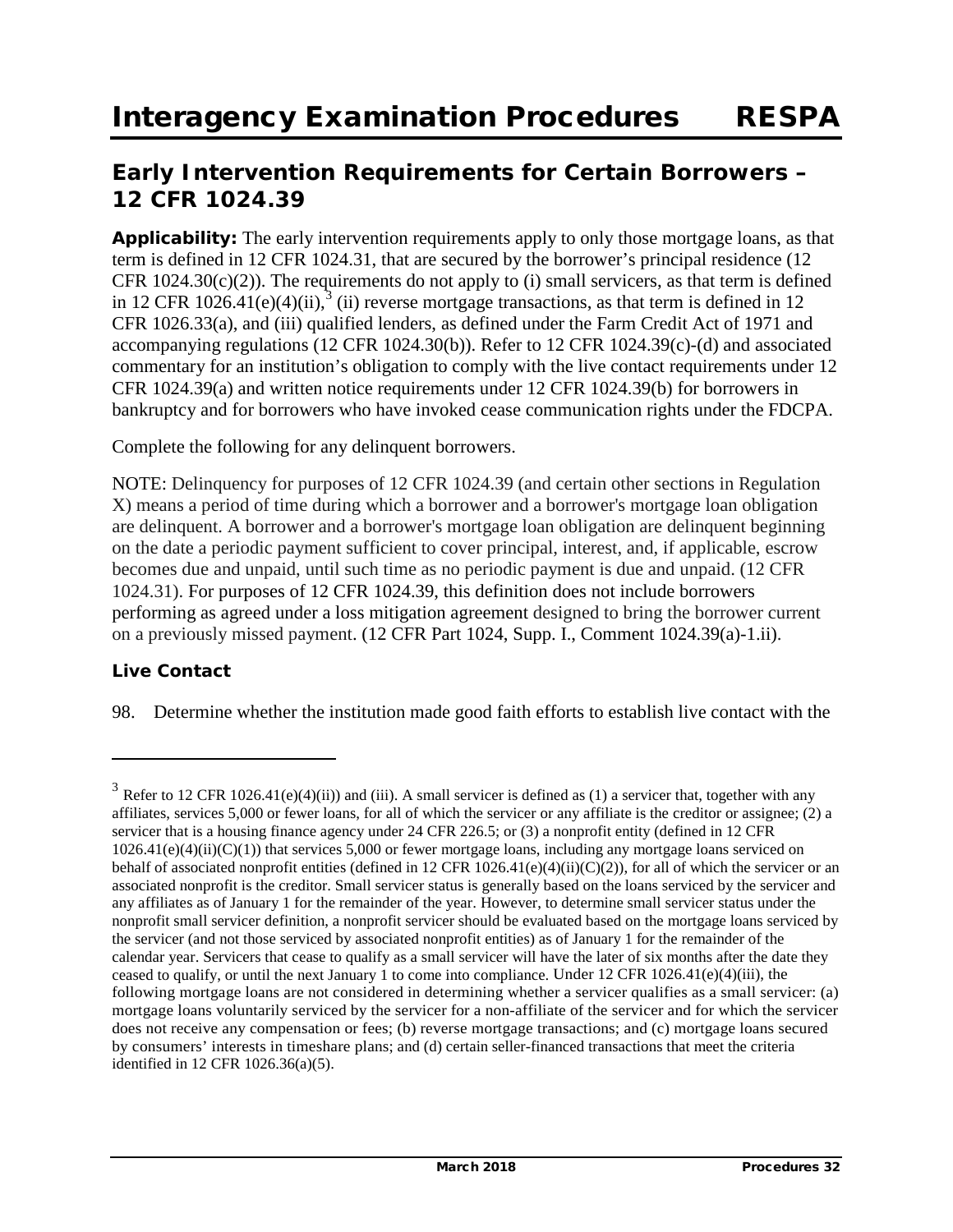## Early Intervention Requirements for Certain Borrowers – 12 CFR 1024.39

**Applicability:** The early intervention requirements apply to only those mortgage loans, as that term is defined in 12 CFR 1024.31, that are secured by the borrower's principal residence (12 CFR 1024.30(c)(2)). The requirements do not apply to (i) small servicers, as that term is defined in 12 CFR 1026.41(e)(4)(ii),[3] (ii) reverse mortgage transactions, as that term is defined in 12 CFR 1026.33(a), and (iii) qualified lenders, as defined under the Farm Credit Act of 1971 and accompanying regulations (12 CFR 1024.30(b)). Refer to 12 CFR 1024.39(c)-(d) and associated commentary for an institution's obligation to comply with the live contact requirements under 12 CFR 1024.39(a) and written notice requirements under 12 CFR 1024.39(b) for borrowers in bankruptcy and for borrowers who have invoked cease communication rights under the FDCPA.

Complete the following for any delinquent borrowers.

NOTE: Delinquency for purposes of 12 CFR 1024.39 (and certain other sections in Regulation X) means a period of time during which a borrower and a borrower's mortgage loan obligation are delinquent. A borrower and a borrower's mortgage loan obligation are delinquent beginning on the date a periodic payment sufficient to cover principal, interest, and, if applicable, escrow becomes due and unpaid, until such time as no periodic payment is due and unpaid. (12 CFR 1024.31). For purposes of 12 CFR 1024.39, this definition does not include borrowers performing as agreed under a loss mitigation agreement designed to bring the borrower current on a previously missed payment. (12 CFR Part 1024, Supp. I., Comment 1024.39(a)-1.ii).

### Live Contact

98. Determine whether the institution made good faith efforts to establish live contact with the

---

[3] Refer to 12 CFR 1026.41(e)(4)(ii)) and (iii). A small servicer is defined as (1) a servicer that, together with any affiliates, services 5,000 or fewer loans, for all of which the servicer or any affiliate is the creditor or assignee; (2) a servicer that is a housing finance agency under 24 CFR 226.5; or (3) a nonprofit entity (defined in 12 CFR 1026.41(e)(4)(ii)(C)(1)) that services 5,000 or fewer mortgage loans, including any mortgage loans serviced on behalf of associated nonprofit entities (defined in 12 CFR 1026.41(e)(4)(ii)(C)(2)), for all of which the servicer or an associated nonprofit is the creditor. Small servicer status is generally based on the loans serviced by the servicer and any affiliates as of January 1 for the remainder of the year. However, to determine small servicer status under the nonprofit small servicer definition, a nonprofit servicer should be evaluated based on the mortgage loans serviced by the servicer (and not those serviced by associated nonprofit entities) as of January 1 for the remainder of the calendar year. Servicers that cease to qualify as a small servicer will have the later of six months after the date they ceased to qualify, or until the next January 1 to come into compliance. Under 12 CFR 1026.41(e)(4)(iii), the following mortgage loans are not considered in determining whether a servicer qualifies as a small servicer: (a) mortgage loans voluntarily serviced by the servicer for a non-affiliate of the servicer and for which the servicer does not receive any compensation or fees; (b) reverse mortgage transactions; and (c) mortgage loans secured by consumers' interests in timeshare plans; and (d) certain seller-financed transactions that meet the criteria identified in 12 CFR 1026.36(a)(5).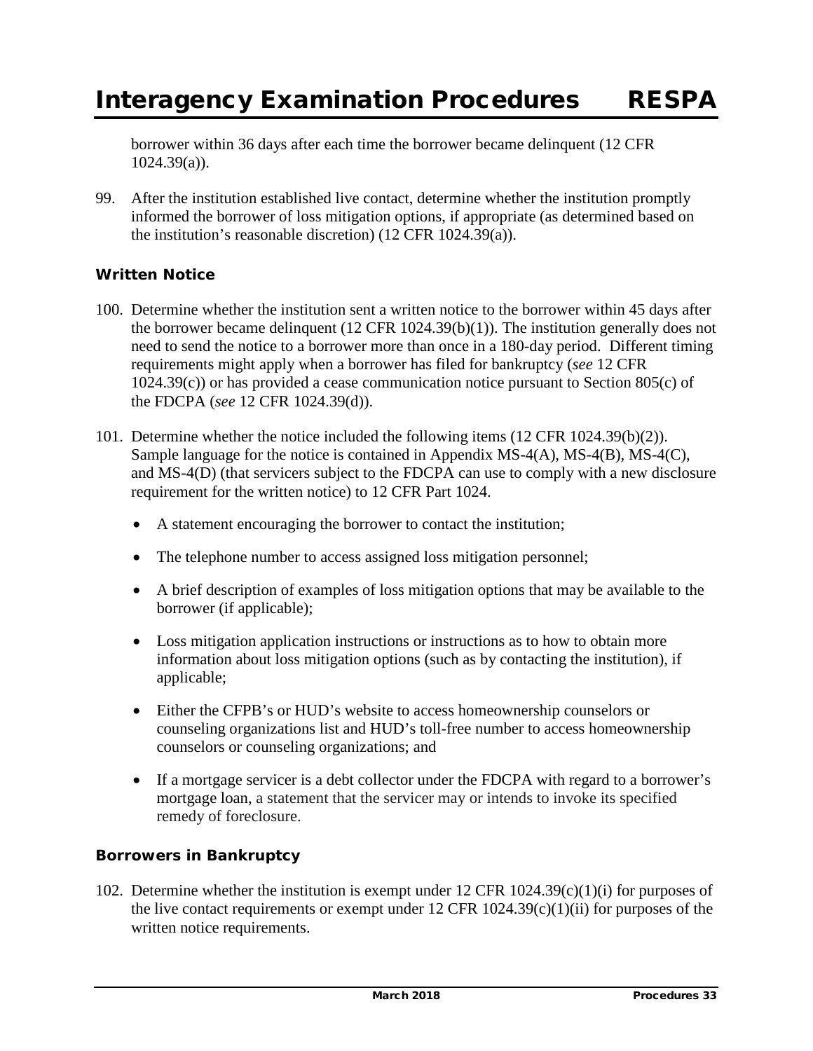borrower within 36 days after each time the borrower became delinquent (12 CFR 1024.39(a)).

99. After the institution established live contact, determine whether the institution promptly informed the borrower of loss mitigation options, if appropriate (as determined based on the institution's reasonable discretion) (12 CFR 1024.39(a)).

### Written Notice

100. Determine whether the institution sent a written notice to the borrower within 45 days after the borrower became delinquent (12 CFR 1024.39(b)(1)). The institution generally does not need to send the notice to a borrower more than once in a 180-day period. Different timing requirements might apply when a borrower has filed for bankruptcy (*see* 12 CFR 1024.39(c)) or has provided a cease communication notice pursuant to Section 805(c) of the FDCPA (*see* 12 CFR 1024.39(d)).

101. Determine whether the notice included the following items (12 CFR 1024.39(b)(2)). Sample language for the notice is contained in Appendix MS-4(A), MS-4(B), MS-4(C), and MS-4(D) (that servicers subject to the FDCPA can use to comply with a new disclosure requirement for the written notice) to 12 CFR Part 1024.

    - A statement encouraging the borrower to contact the institution;
    - The telephone number to access assigned loss mitigation personnel;
    - A brief description of examples of loss mitigation options that may be available to the borrower (if applicable);
    - Loss mitigation application instructions or instructions as to how to obtain more information about loss mitigation options (such as by contacting the institution), if applicable;
    - Either the CFPB's or HUD's website to access homeownership counselors or counseling organizations list and HUD's toll-free number to access homeownership counselors or counseling organizations; and
    - If a mortgage servicer is a debt collector under the FDCPA with regard to a borrower's mortgage loan, a statement that the servicer may or intends to invoke its specified remedy of foreclosure.

### Borrowers in Bankruptcy

102. Determine whether the institution is exempt under 12 CFR 1024.39(c)(1)(i) for purposes of the live contact requirements or exempt under 12 CFR 1024.39(c)(1)(ii) for purposes of the written notice requirements.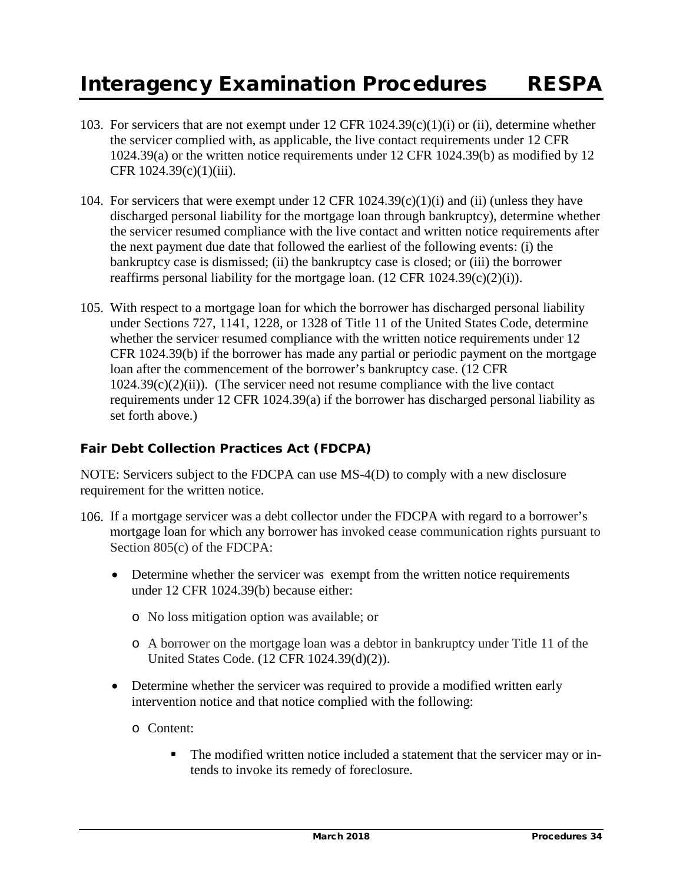103. For servicers that are not exempt under 12 CFR 1024.39(c)(1)(i) or (ii), determine whether the servicer complied with, as applicable, the live contact requirements under 12 CFR 1024.39(a) or the written notice requirements under 12 CFR 1024.39(b) as modified by 12 CFR 1024.39(c)(1)(iii).

104. For servicers that were exempt under 12 CFR 1024.39(c)(1)(i) and (ii) (unless they have discharged personal liability for the mortgage loan through bankruptcy), determine whether the servicer resumed compliance with the live contact and written notice requirements after the next payment due date that followed the earliest of the following events: (i) the bankruptcy case is dismissed; (ii) the bankruptcy case is closed; or (iii) the borrower reaffirms personal liability for the mortgage loan. (12 CFR 1024.39(c)(2)(i)).

105. With respect to a mortgage loan for which the borrower has discharged personal liability under Sections 727, 1141, 1228, or 1328 of Title 11 of the United States Code, determine whether the servicer resumed compliance with the written notice requirements under 12 CFR 1024.39(b) if the borrower has made any partial or periodic payment on the mortgage loan after the commencement of the borrower's bankruptcy case. (12 CFR 1024.39(c)(2)(ii)). (The servicer need not resume compliance with the live contact requirements under 12 CFR 1024.39(a) if the borrower has discharged personal liability as set forth above.)

### Fair Debt Collection Practices Act (FDCPA)

NOTE: Servicers subject to the FDCPA can use MS-4(D) to comply with a new disclosure requirement for the written notice.

106. If a mortgage servicer was a debt collector under the FDCPA with regard to a borrower's mortgage loan for which any borrower has invoked cease communication rights pursuant to Section 805(c) of the FDCPA:

- Determine whether the servicer was exempt from the written notice requirements under 12 CFR 1024.39(b) because either:
  - No loss mitigation option was available; or
  - A borrower on the mortgage loan was a debtor in bankruptcy under Title 11 of the United States Code. (12 CFR 1024.39(d)(2)).
- Determine whether the servicer was required to provide a modified written early intervention notice and that notice complied with the following:
  - Content:
    - The modified written notice included a statement that the servicer may or intends to invoke its remedy of foreclosure.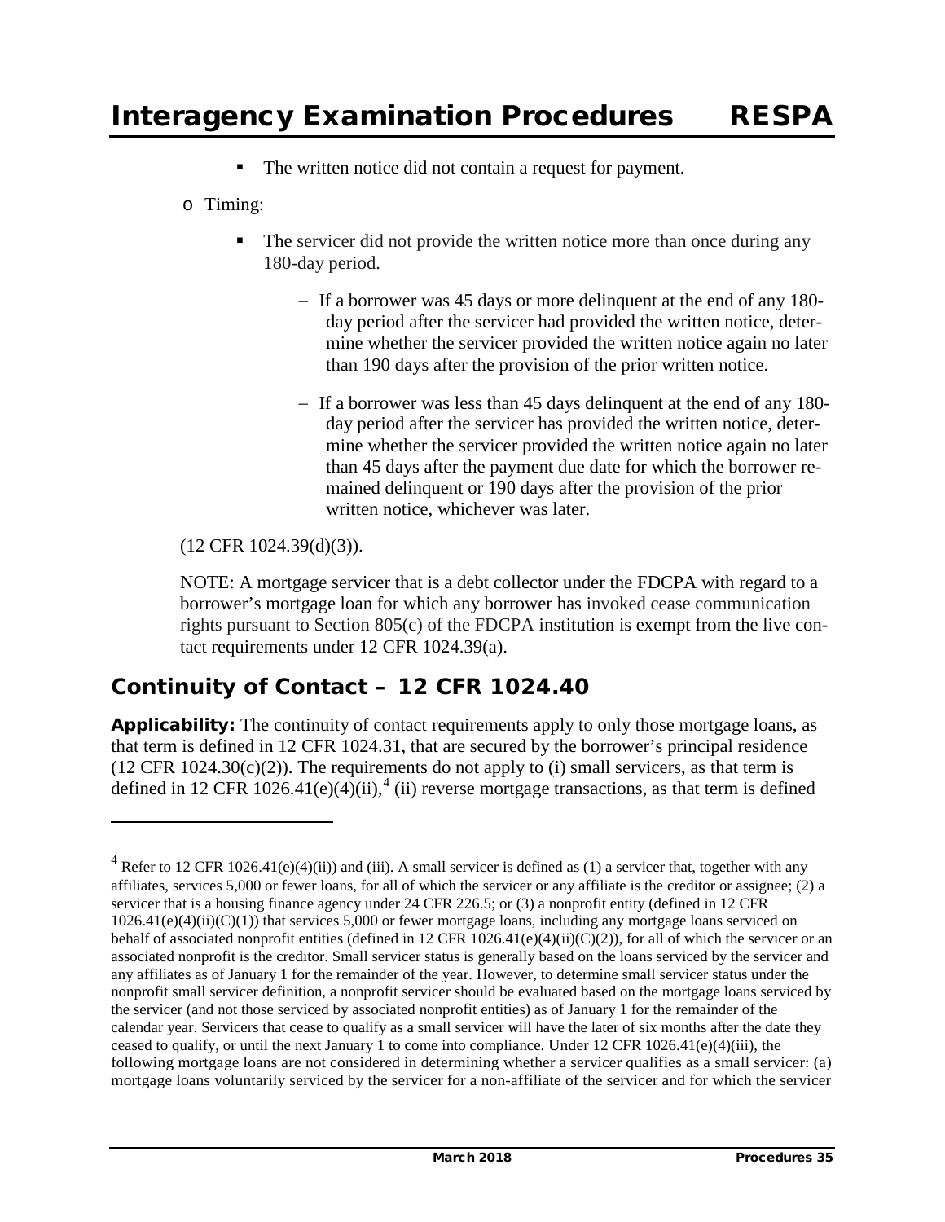- The written notice did not contain a request for payment.

- Timing:
  - The servicer did not provide the written notice more than once during any 180-day period.
    - If a borrower was 45 days or more delinquent at the end of any 180-day period after the servicer had provided the written notice, determine whether the servicer provided the written notice again no later than 190 days after the provision of the prior written notice.
    - If a borrower was less than 45 days delinquent at the end of any 180-day period after the servicer has provided the written notice, determine whether the servicer provided the written notice again no later than 45 days after the payment due date for which the borrower remained delinquent or 190 days after the provision of the prior written notice, whichever was later.

(12 CFR 1024.39(d)(3)).

NOTE: A mortgage servicer that is a debt collector under the FDCPA with regard to a borrower's mortgage loan for which any borrower has invoked cease communication rights pursuant to Section 805(c) of the FDCPA institution is exempt from the live contact requirements under 12 CFR 1024.39(a).

## Continuity of Contact – 12 CFR 1024.40

**Applicability:** The continuity of contact requirements apply to only those mortgage loans, as that term is defined in 12 CFR 1024.31, that are secured by the borrower's principal residence (12 CFR 1024.30(c)(2)). The requirements do not apply to (i) small servicers, as that term is defined in 12 CFR 1026.41(e)(4)(ii),[4] (ii) reverse mortgage transactions, as that term is defined

---

[4] Refer to 12 CFR 1026.41(e)(4)(ii)) and (iii). A small servicer is defined as (1) a servicer that, together with any affiliates, services 5,000 or fewer loans, for all of which the servicer or any affiliate is the creditor or assignee; (2) a servicer that is a housing finance agency under 24 CFR 226.5; or (3) a nonprofit entity (defined in 12 CFR 1026.41(e)(4)(ii)(C)(1)) that services 5,000 or fewer mortgage loans, including any mortgage loans serviced on behalf of associated nonprofit entities (defined in 12 CFR 1026.41(e)(4)(ii)(C)(2)), for all of which the servicer or an associated nonprofit is the creditor. Small servicer status is generally based on the loans serviced by the servicer and any affiliates as of January 1 for the remainder of the year. However, to determine small servicer status under the nonprofit small servicer definition, a nonprofit servicer should be evaluated based on the mortgage loans serviced by the servicer (and not those serviced by associated nonprofit entities) as of January 1 for the remainder of the calendar year. Servicers that cease to qualify as a small servicer will have the later of six months after the date they ceased to qualify, or until the next January 1 to come into compliance. Under 12 CFR 1026.41(e)(4)(iii), the following mortgage loans are not considered in determining whether a servicer qualifies as a small servicer: (a) mortgage loans voluntarily serviced by the servicer for a non-affiliate of the servicer and for which the servicer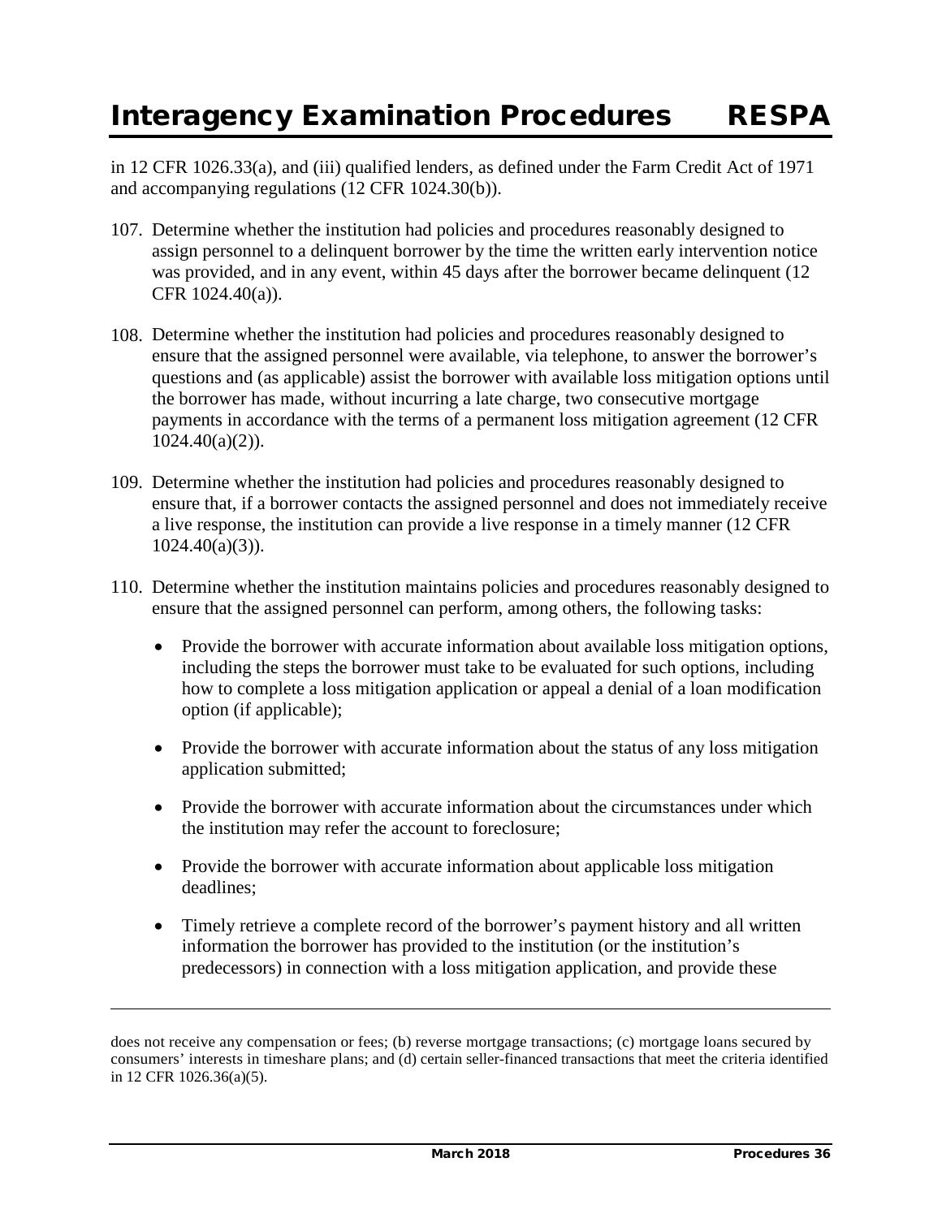in 12 CFR 1026.33(a), and (iii) qualified lenders, as defined under the Farm Credit Act of 1971 and accompanying regulations (12 CFR 1024.30(b)).

107. Determine whether the institution had policies and procedures reasonably designed to assign personnel to a delinquent borrower by the time the written early intervention notice was provided, and in any event, within 45 days after the borrower became delinquent (12 CFR 1024.40(a)).

108. Determine whether the institution had policies and procedures reasonably designed to ensure that the assigned personnel were available, via telephone, to answer the borrower's questions and (as applicable) assist the borrower with available loss mitigation options until the borrower has made, without incurring a late charge, two consecutive mortgage payments in accordance with the terms of a permanent loss mitigation agreement (12 CFR 1024.40(a)(2)).

109. Determine whether the institution had policies and procedures reasonably designed to ensure that, if a borrower contacts the assigned personnel and does not immediately receive a live response, the institution can provide a live response in a timely manner (12 CFR 1024.40(a)(3)).

110. Determine whether the institution maintains policies and procedures reasonably designed to ensure that the assigned personnel can perform, among others, the following tasks:

    - Provide the borrower with accurate information about available loss mitigation options, including the steps the borrower must take to be evaluated for such options, including how to complete a loss mitigation application or appeal a denial of a loan modification option (if applicable);
    - Provide the borrower with accurate information about the status of any loss mitigation application submitted;
    - Provide the borrower with accurate information about the circumstances under which the institution may refer the account to foreclosure;
    - Provide the borrower with accurate information about applicable loss mitigation deadlines;
    - Timely retrieve a complete record of the borrower's payment history and all written information the borrower has provided to the institution (or the institution's predecessors) in connection with a loss mitigation application, and provide these

---

does not receive any compensation or fees; (b) reverse mortgage transactions; (c) mortgage loans secured by consumers' interests in timeshare plans; and (d) certain seller-financed transactions that meet the criteria identified in 12 CFR 1026.36(a)(5).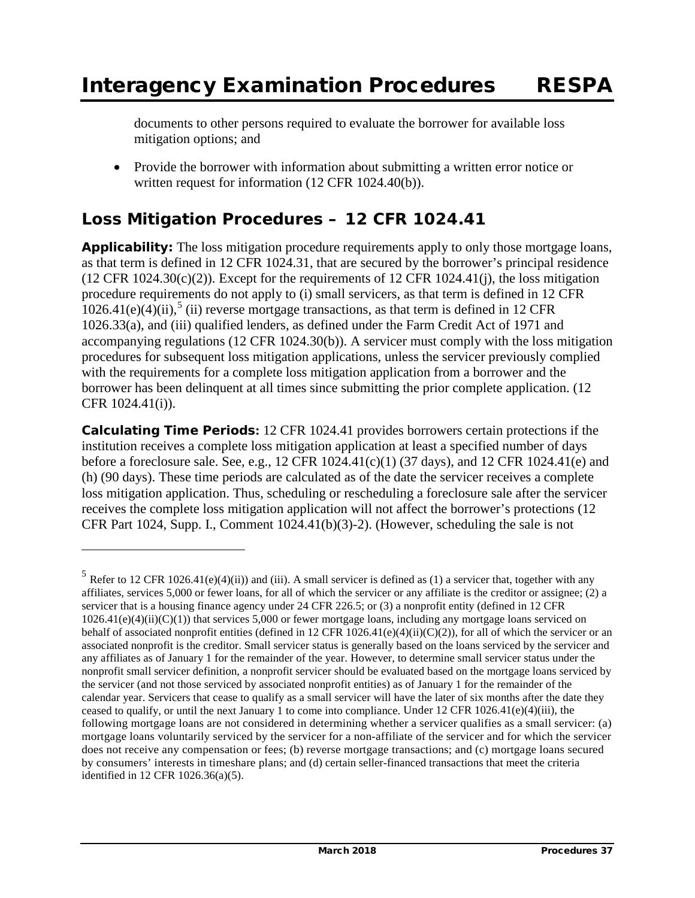documents to other persons required to evaluate the borrower for available loss mitigation options; and

- Provide the borrower with information about submitting a written error notice or written request for information (12 CFR 1024.40(b)).

## Loss Mitigation Procedures – 12 CFR 1024.41

**Applicability:** The loss mitigation procedure requirements apply to only those mortgage loans, as that term is defined in 12 CFR 1024.31, that are secured by the borrower's principal residence (12 CFR 1024.30(c)(2)). Except for the requirements of 12 CFR 1024.41(j), the loss mitigation procedure requirements do not apply to (i) small servicers, as that term is defined in 12 CFR 1026.41(e)(4)(ii),[5] (ii) reverse mortgage transactions, as that term is defined in 12 CFR 1026.33(a), and (iii) qualified lenders, as defined under the Farm Credit Act of 1971 and accompanying regulations (12 CFR 1024.30(b)). A servicer must comply with the loss mitigation procedures for subsequent loss mitigation applications, unless the servicer previously complied with the requirements for a complete loss mitigation application from a borrower and the borrower has been delinquent at all times since submitting the prior complete application. (12 CFR 1024.41(i)).

**Calculating Time Periods:** 12 CFR 1024.41 provides borrowers certain protections if the institution receives a complete loss mitigation application at least a specified number of days before a foreclosure sale. See, e.g., 12 CFR 1024.41(c)(1) (37 days), and 12 CFR 1024.41(e) and (h) (90 days). These time periods are calculated as of the date the servicer receives a complete loss mitigation application. Thus, scheduling or rescheduling a foreclosure sale after the servicer receives the complete loss mitigation application will not affect the borrower's protections (12 CFR Part 1024, Supp. I., Comment 1024.41(b)(3)-2). (However, scheduling the sale is not

---

[5] Refer to 12 CFR 1026.41(e)(4)(ii)) and (iii). A small servicer is defined as (1) a servicer that, together with any affiliates, services 5,000 or fewer loans, for all of which the servicer or any affiliate is the creditor or assignee; (2) a servicer that is a housing finance agency under 24 CFR 226.5; or (3) a nonprofit entity (defined in 12 CFR 1026.41(e)(4)(ii)(C)(1)) that services 5,000 or fewer mortgage loans, including any mortgage loans serviced on behalf of associated nonprofit entities (defined in 12 CFR 1026.41(e)(4)(ii)(C)(2)), for all of which the servicer or an associated nonprofit is the creditor. Small servicer status is generally based on the loans serviced by the servicer and any affiliates as of January 1 for the remainder of the year. However, to determine small servicer status under the nonprofit small servicer definition, a nonprofit servicer should be evaluated based on the mortgage loans serviced by the servicer (and not those serviced by associated nonprofit entities) as of January 1 for the remainder of the calendar year. Servicers that cease to qualify as a small servicer will have the later of six months after the date they ceased to qualify, or until the next January 1 to come into compliance. Under 12 CFR 1026.41(e)(4)(iii), the following mortgage loans are not considered in determining whether a servicer qualifies as a small servicer: (a) mortgage loans voluntarily serviced by the servicer for a non-affiliate of the servicer and for which the servicer does not receive any compensation or fees; (b) reverse mortgage transactions; and (c) mortgage loans secured by consumers' interests in timeshare plans; and (d) certain seller-financed transactions that meet the criteria identified in 12 CFR 1026.36(a)(5).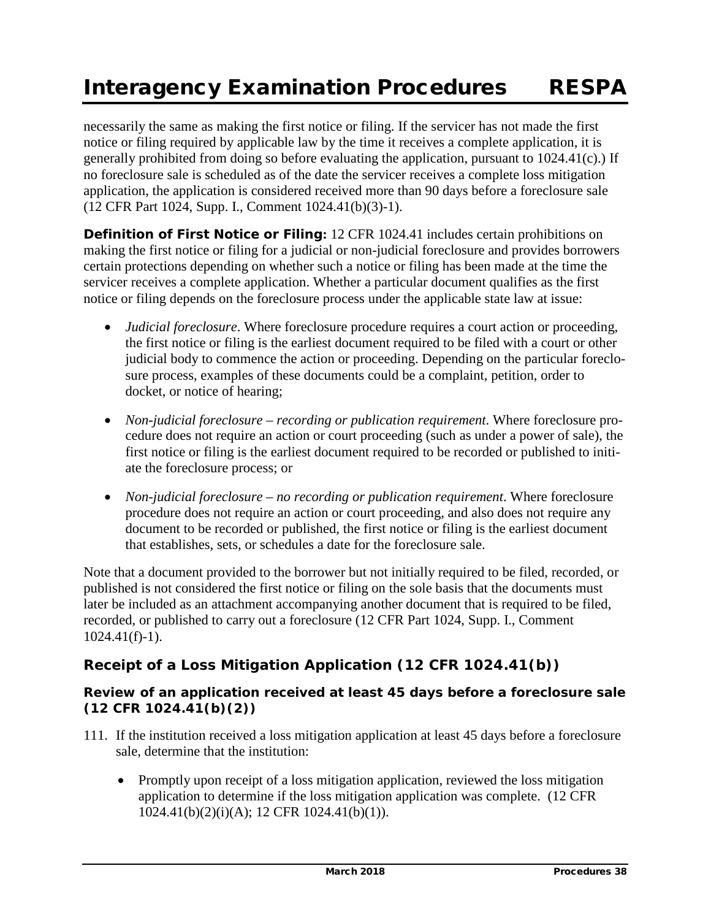necessarily the same as making the first notice or filing. If the servicer has not made the first notice or filing required by applicable law by the time it receives a complete application, it is generally prohibited from doing so before evaluating the application, pursuant to 1024.41(c).) If no foreclosure sale is scheduled as of the date the servicer receives a complete loss mitigation application, the application is considered received more than 90 days before a foreclosure sale (12 CFR Part 1024, Supp. I., Comment 1024.41(b)(3)-1).

**Definition of First Notice or Filing:** 12 CFR 1024.41 includes certain prohibitions on making the first notice or filing for a judicial or non-judicial foreclosure and provides borrowers certain protections depending on whether such a notice or filing has been made at the time the servicer receives a complete application. Whether a particular document qualifies as the first notice or filing depends on the foreclosure process under the applicable state law at issue:

- *Judicial foreclosure*. Where foreclosure procedure requires a court action or proceeding, the first notice or filing is the earliest document required to be filed with a court or other judicial body to commence the action or proceeding. Depending on the particular foreclosure process, examples of these documents could be a complaint, petition, order to docket, or notice of hearing;
- *Non-judicial foreclosure – recording or publication requirement*. Where foreclosure procedure does not require an action or court proceeding (such as under a power of sale), the first notice or filing is the earliest document required to be recorded or published to initiate the foreclosure process; or
- *Non-judicial foreclosure – no recording or publication requirement*. Where foreclosure procedure does not require an action or court proceeding, and also does not require any document to be recorded or published, the first notice or filing is the earliest document that establishes, sets, or schedules a date for the foreclosure sale.

Note that a document provided to the borrower but not initially required to be filed, recorded, or published is not considered the first notice or filing on the sole basis that the documents must later be included as an attachment accompanying another document that is required to be filed, recorded, or published to carry out a foreclosure (12 CFR Part 1024, Supp. I., Comment 1024.41(f)-1).

## Receipt of a Loss Mitigation Application (12 CFR 1024.41(b))

### Review of an application received at least 45 days before a foreclosure sale (12 CFR 1024.41(b)(2))

111. If the institution received a loss mitigation application at least 45 days before a foreclosure sale, determine that the institution:

    - Promptly upon receipt of a loss mitigation application, reviewed the loss mitigation application to determine if the loss mitigation application was complete. (12 CFR 1024.41(b)(2)(i)(A); 12 CFR 1024.41(b)(1)).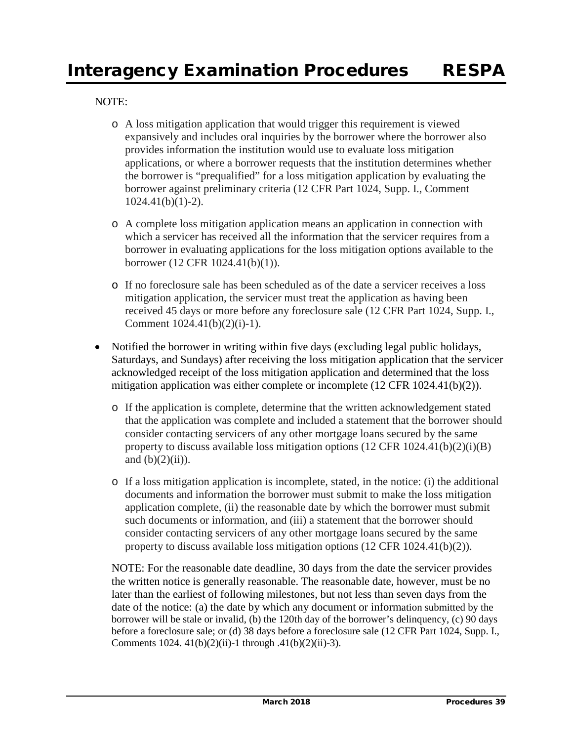NOTE:

- o A loss mitigation application that would trigger this requirement is viewed expansively and includes oral inquiries by the borrower where the borrower also provides information the institution would use to evaluate loss mitigation applications, or where a borrower requests that the institution determines whether the borrower is "prequalified" for a loss mitigation application by evaluating the borrower against preliminary criteria (12 CFR Part 1024, Supp. I., Comment 1024.41(b)(1)-2).
- o A complete loss mitigation application means an application in connection with which a servicer has received all the information that the servicer requires from a borrower in evaluating applications for the loss mitigation options available to the borrower (12 CFR 1024.41(b)(1)).
- o If no foreclosure sale has been scheduled as of the date a servicer receives a loss mitigation application, the servicer must treat the application as having been received 45 days or more before any foreclosure sale (12 CFR Part 1024, Supp. I., Comment 1024.41(b)(2)(i)-1).

- Notified the borrower in writing within five days (excluding legal public holidays, Saturdays, and Sundays) after receiving the loss mitigation application that the servicer acknowledged receipt of the loss mitigation application and determined that the loss mitigation application was either complete or incomplete (12 CFR 1024.41(b)(2)).
  - o If the application is complete, determine that the written acknowledgement stated that the application was complete and included a statement that the borrower should consider contacting servicers of any other mortgage loans secured by the same property to discuss available loss mitigation options (12 CFR 1024.41(b)(2)(i)(B) and (b)(2)(ii)).
  - o If a loss mitigation application is incomplete, stated, in the notice: (i) the additional documents and information the borrower must submit to make the loss mitigation application complete, (ii) the reasonable date by which the borrower must submit such documents or information, and (iii) a statement that the borrower should consider contacting servicers of any other mortgage loans secured by the same property to discuss available loss mitigation options (12 CFR 1024.41(b)(2)).

  NOTE: For the reasonable date deadline, 30 days from the date the servicer provides the written notice is generally reasonable. The reasonable date, however, must be no later than the earliest of following milestones, but not less than seven days from the date of the notice: (a) the date by which any document or information submitted by the borrower will be stale or invalid, (b) the 120th day of the borrower's delinquency, (c) 90 days before a foreclosure sale; or (d) 38 days before a foreclosure sale (12 CFR Part 1024, Supp. I., Comments 1024. 41(b)(2)(ii)-1 through .41(b)(2)(ii)-3).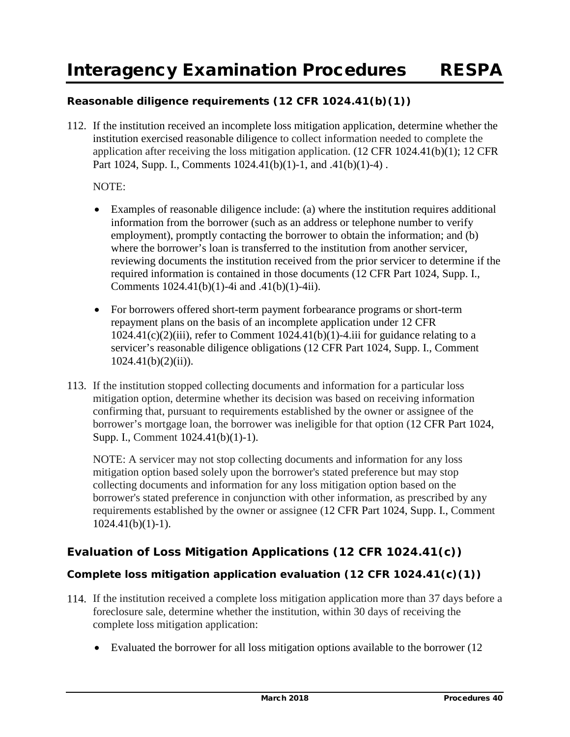### Reasonable diligence requirements (12 CFR 1024.41(b)(1))

112. If the institution received an incomplete loss mitigation application, determine whether the institution exercised reasonable diligence to collect information needed to complete the application after receiving the loss mitigation application. (12 CFR 1024.41(b)(1); 12 CFR Part 1024, Supp. I., Comments 1024.41(b)(1)-1, and .41(b)(1)-4) .

    NOTE:

    - Examples of reasonable diligence include: (a) where the institution requires additional information from the borrower (such as an address or telephone number to verify employment), promptly contacting the borrower to obtain the information; and (b) where the borrower's loan is transferred to the institution from another servicer, reviewing documents the institution received from the prior servicer to determine if the required information is contained in those documents (12 CFR Part 1024, Supp. I., Comments 1024.41(b)(1)-4i and .41(b)(1)-4ii).
    - For borrowers offered short-term payment forbearance programs or short-term repayment plans on the basis of an incomplete application under 12 CFR 1024.41(c)(2)(iii), refer to Comment 1024.41(b)(1)-4.iii for guidance relating to a servicer's reasonable diligence obligations (12 CFR Part 1024, Supp. I., Comment 1024.41(b)(2)(ii)).

113. If the institution stopped collecting documents and information for a particular loss mitigation option, determine whether its decision was based on receiving information confirming that, pursuant to requirements established by the owner or assignee of the borrower's mortgage loan, the borrower was ineligible for that option (12 CFR Part 1024, Supp. I., Comment 1024.41(b)(1)-1).

    NOTE: A servicer may not stop collecting documents and information for any loss mitigation option based solely upon the borrower's stated preference but may stop collecting documents and information for any loss mitigation option based on the borrower's stated preference in conjunction with other information, as prescribed by any requirements established by the owner or assignee (12 CFR Part 1024, Supp. I., Comment 1024.41(b)(1)-1).

## Evaluation of Loss Mitigation Applications (12 CFR 1024.41(c))

### Complete loss mitigation application evaluation (12 CFR 1024.41(c)(1))

114. If the institution received a complete loss mitigation application more than 37 days before a foreclosure sale, determine whether the institution, within 30 days of receiving the complete loss mitigation application:

    - Evaluated the borrower for all loss mitigation options available to the borrower (12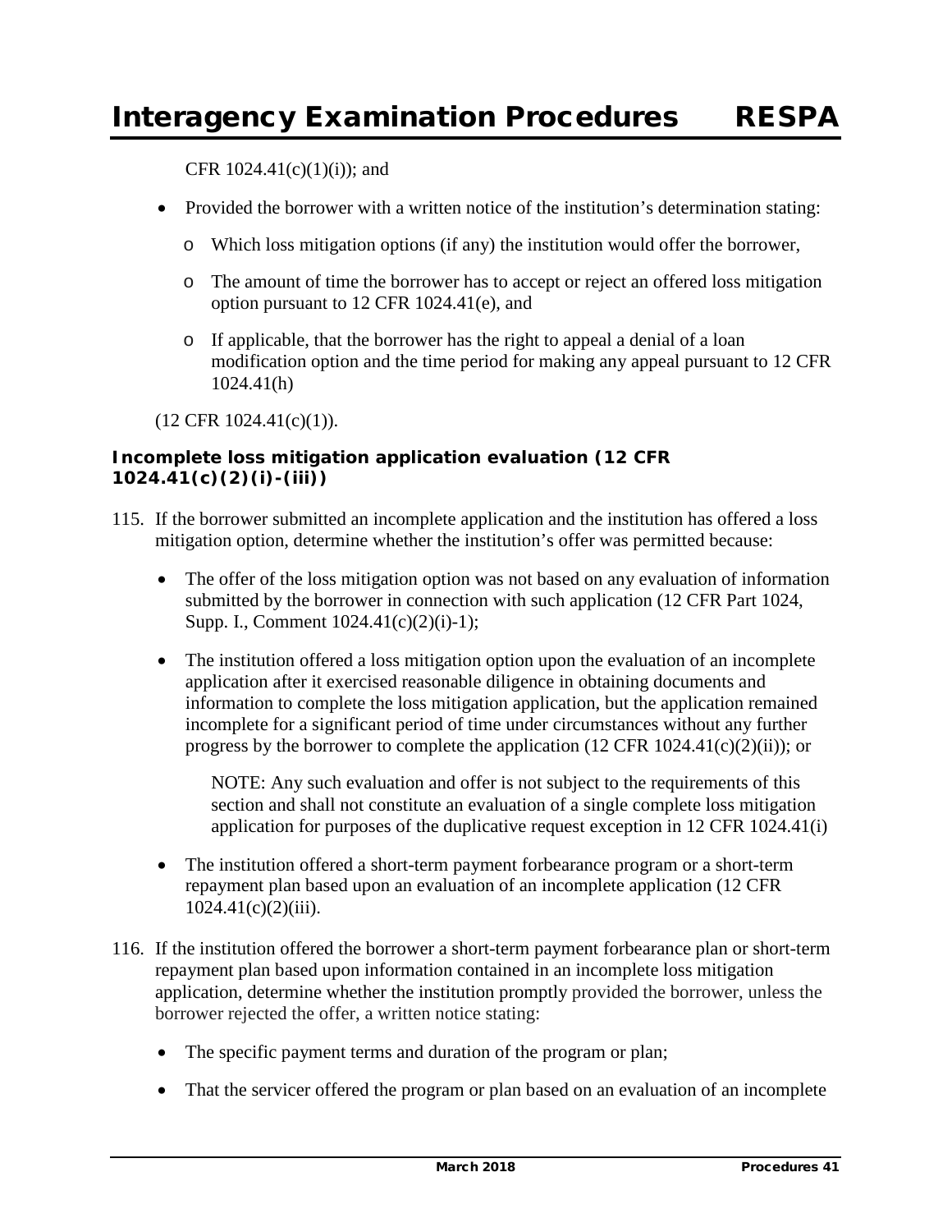CFR 1024.41(c)(1)(i)); and

- Provided the borrower with a written notice of the institution's determination stating:
  - Which loss mitigation options (if any) the institution would offer the borrower,
  - The amount of time the borrower has to accept or reject an offered loss mitigation option pursuant to 12 CFR 1024.41(e), and
  - If applicable, that the borrower has the right to appeal a denial of a loan modification option and the time period for making any appeal pursuant to 12 CFR 1024.41(h)

(12 CFR 1024.41(c)(1)).

### Incomplete loss mitigation application evaluation (12 CFR 1024.41(c)(2)(i)-(iii))

115. If the borrower submitted an incomplete application and the institution has offered a loss mitigation option, determine whether the institution's offer was permitted because:

    - The offer of the loss mitigation option was not based on any evaluation of information submitted by the borrower in connection with such application (12 CFR Part 1024, Supp. I., Comment 1024.41(c)(2)(i)-1);
    - The institution offered a loss mitigation option upon the evaluation of an incomplete application after it exercised reasonable diligence in obtaining documents and information to complete the loss mitigation application, but the application remained incomplete for a significant period of time under circumstances without any further progress by the borrower to complete the application (12 CFR 1024.41(c)(2)(ii)); or

      NOTE: Any such evaluation and offer is not subject to the requirements of this section and shall not constitute an evaluation of a single complete loss mitigation application for purposes of the duplicative request exception in 12 CFR 1024.41(i)

    - The institution offered a short-term payment forbearance program or a short-term repayment plan based upon an evaluation of an incomplete application (12 CFR 1024.41(c)(2)(iii).

116. If the institution offered the borrower a short-term payment forbearance plan or short-term repayment plan based upon information contained in an incomplete loss mitigation application, determine whether the institution promptly provided the borrower, unless the borrower rejected the offer, a written notice stating:

    - The specific payment terms and duration of the program or plan;
    - That the servicer offered the program or plan based on an evaluation of an incomplete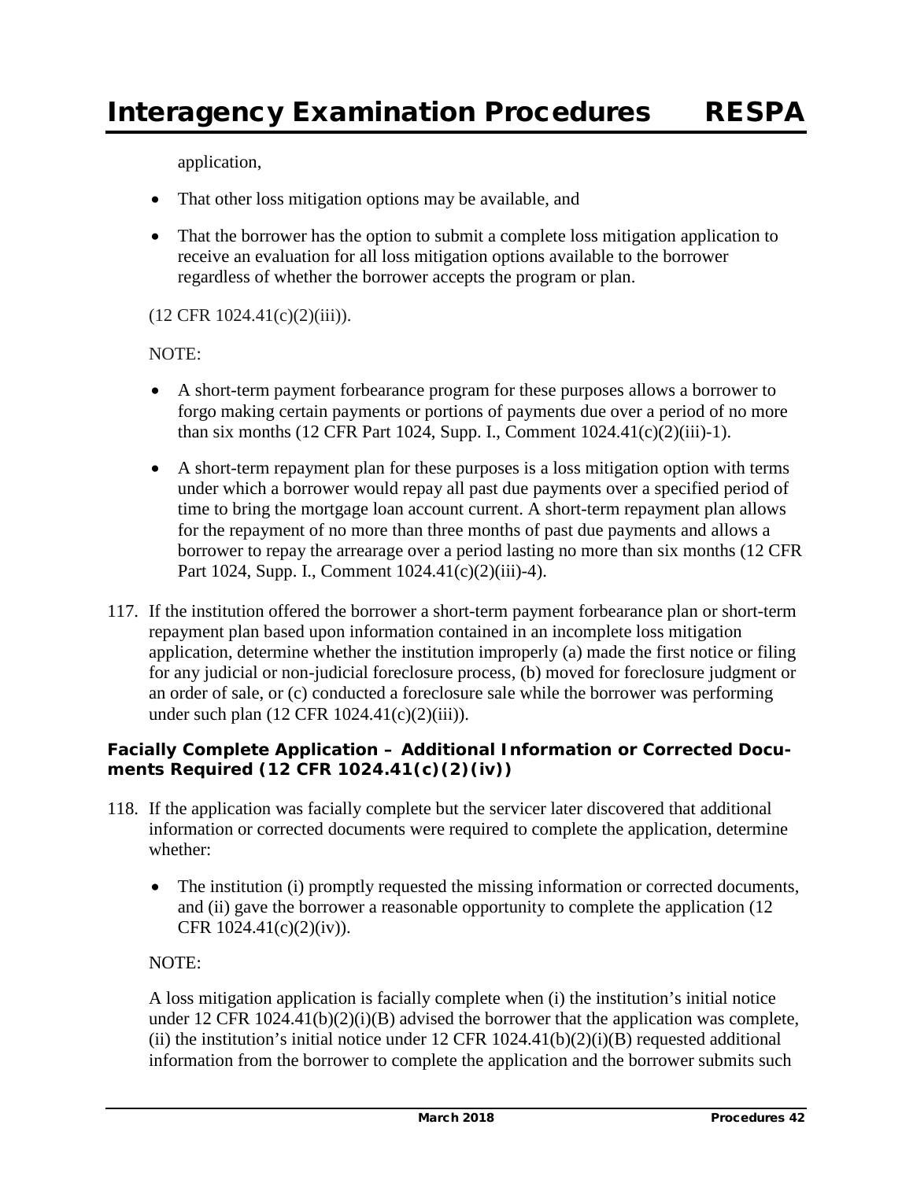application,

- That other loss mitigation options may be available, and
- That the borrower has the option to submit a complete loss mitigation application to receive an evaluation for all loss mitigation options available to the borrower regardless of whether the borrower accepts the program or plan.

(12 CFR 1024.41(c)(2)(iii)).

NOTE:

- A short-term payment forbearance program for these purposes allows a borrower to forgo making certain payments or portions of payments due over a period of no more than six months (12 CFR Part 1024, Supp. I., Comment 1024.41(c)(2)(iii)-1).
- A short-term repayment plan for these purposes is a loss mitigation option with terms under which a borrower would repay all past due payments over a specified period of time to bring the mortgage loan account current. A short-term repayment plan allows for the repayment of no more than three months of past due payments and allows a borrower to repay the arrearage over a period lasting no more than six months (12 CFR Part 1024, Supp. I., Comment 1024.41(c)(2)(iii)-4).

117. If the institution offered the borrower a short-term payment forbearance plan or short-term repayment plan based upon information contained in an incomplete loss mitigation application, determine whether the institution improperly (a) made the first notice or filing for any judicial or non-judicial foreclosure process, (b) moved for foreclosure judgment or an order of sale, or (c) conducted a foreclosure sale while the borrower was performing under such plan (12 CFR 1024.41(c)(2)(iii)).

#### Facially Complete Application – Additional Information or Corrected Documents Required (12 CFR 1024.41(c)(2)(iv))

118. If the application was facially complete but the servicer later discovered that additional information or corrected documents were required to complete the application, determine whether:

- The institution (i) promptly requested the missing information or corrected documents, and (ii) gave the borrower a reasonable opportunity to complete the application (12 CFR 1024.41(c)(2)(iv)).

NOTE:

A loss mitigation application is facially complete when (i) the institution's initial notice under 12 CFR 1024.41(b)(2)(i)(B) advised the borrower that the application was complete, (ii) the institution's initial notice under 12 CFR 1024.41(b)(2)(i)(B) requested additional information from the borrower to complete the application and the borrower submits such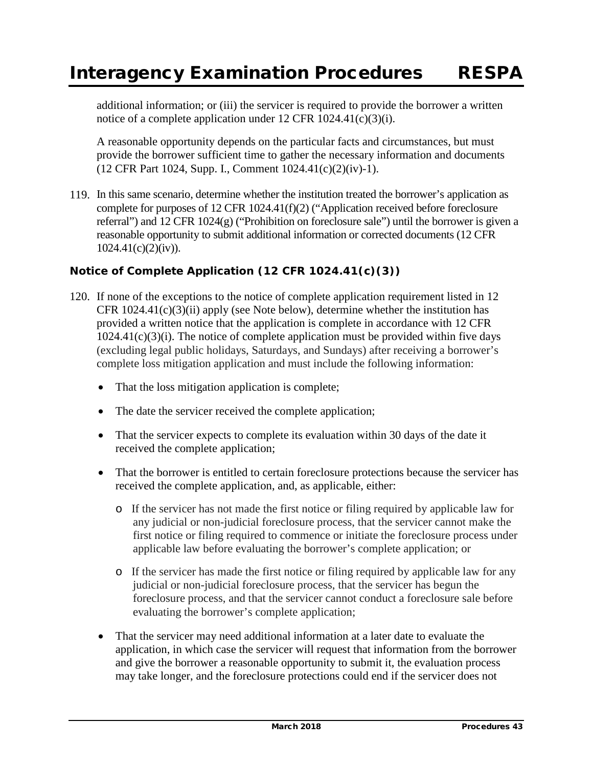additional information; or (iii) the servicer is required to provide the borrower a written notice of a complete application under 12 CFR 1024.41(c)(3)(i).

A reasonable opportunity depends on the particular facts and circumstances, but must provide the borrower sufficient time to gather the necessary information and documents (12 CFR Part 1024, Supp. I., Comment 1024.41(c)(2)(iv)-1).

119. In this same scenario, determine whether the institution treated the borrower's application as complete for purposes of 12 CFR 1024.41(f)(2) ("Application received before foreclosure referral") and 12 CFR 1024(g) ("Prohibition on foreclosure sale") until the borrower is given a reasonable opportunity to submit additional information or corrected documents (12 CFR 1024.41(c)(2)(iv)).

### Notice of Complete Application (12 CFR 1024.41(c)(3))

120. If none of the exceptions to the notice of complete application requirement listed in 12 CFR 1024.41(c)(3)(ii) apply (see Note below), determine whether the institution has provided a written notice that the application is complete in accordance with 12 CFR 1024.41(c)(3)(i). The notice of complete application must be provided within five days (excluding legal public holidays, Saturdays, and Sundays) after receiving a borrower's complete loss mitigation application and must include the following information:

    - That the loss mitigation application is complete;
    - The date the servicer received the complete application;
    - That the servicer expects to complete its evaluation within 30 days of the date it received the complete application;
    - That the borrower is entitled to certain foreclosure protections because the servicer has received the complete application, and, as applicable, either:
        - If the servicer has not made the first notice or filing required by applicable law for any judicial or non-judicial foreclosure process, that the servicer cannot make the first notice or filing required to commence or initiate the foreclosure process under applicable law before evaluating the borrower's complete application; or
        - If the servicer has made the first notice or filing required by applicable law for any judicial or non-judicial foreclosure process, that the servicer has begun the foreclosure process, and that the servicer cannot conduct a foreclosure sale before evaluating the borrower's complete application;
    - That the servicer may need additional information at a later date to evaluate the application, in which case the servicer will request that information from the borrower and give the borrower a reasonable opportunity to submit it, the evaluation process may take longer, and the foreclosure protections could end if the servicer does not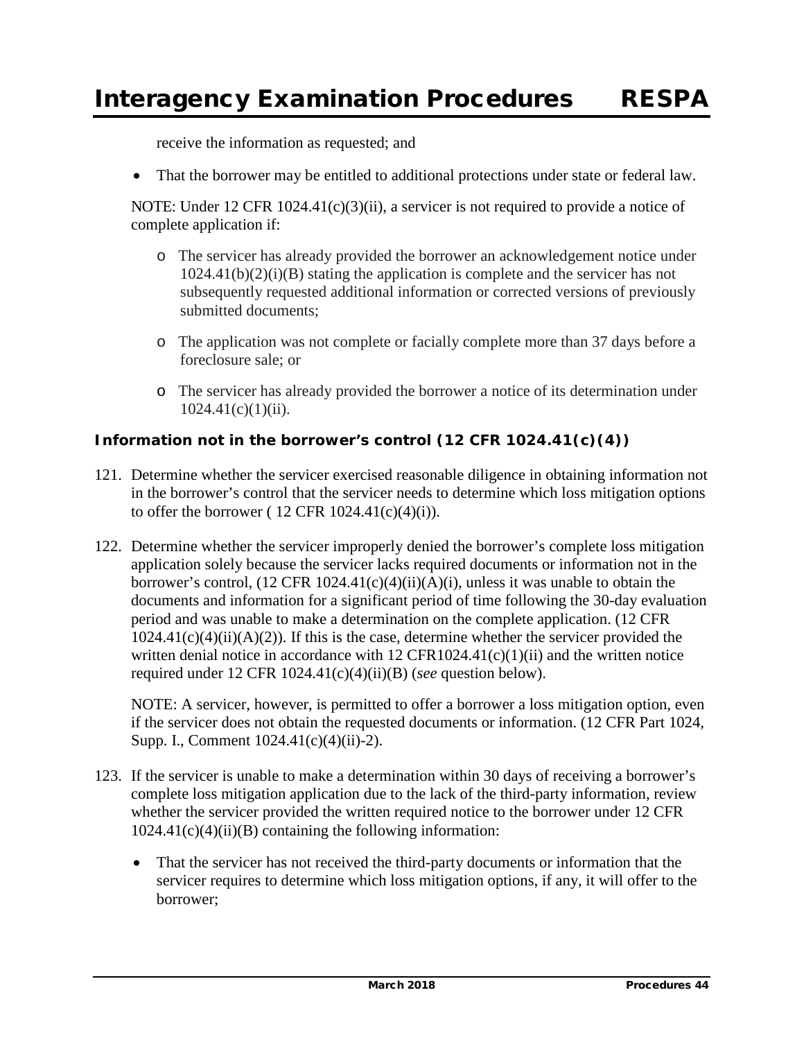receive the information as requested; and

- That the borrower may be entitled to additional protections under state or federal law.

NOTE: Under 12 CFR 1024.41(c)(3)(ii), a servicer is not required to provide a notice of complete application if:

  - The servicer has already provided the borrower an acknowledgement notice under 1024.41(b)(2)(i)(B) stating the application is complete and the servicer has not subsequently requested additional information or corrected versions of previously submitted documents;
  - The application was not complete or facially complete more than 37 days before a foreclosure sale; or
  - The servicer has already provided the borrower a notice of its determination under 1024.41(c)(1)(ii).

### Information not in the borrower's control (12 CFR 1024.41(c)(4))

121. Determine whether the servicer exercised reasonable diligence in obtaining information not in the borrower's control that the servicer needs to determine which loss mitigation options to offer the borrower ( 12 CFR 1024.41(c)(4)(i)).

122. Determine whether the servicer improperly denied the borrower's complete loss mitigation application solely because the servicer lacks required documents or information not in the borrower's control, (12 CFR 1024.41(c)(4)(ii)(A)(i), unless it was unable to obtain the documents and information for a significant period of time following the 30-day evaluation period and was unable to make a determination on the complete application. (12 CFR 1024.41(c)(4)(ii)(A)(2)). If this is the case, determine whether the servicer provided the written denial notice in accordance with 12 CFR1024.41(c)(1)(ii) and the written notice required under 12 CFR 1024.41(c)(4)(ii)(B) (*see* question below).

    NOTE: A servicer, however, is permitted to offer a borrower a loss mitigation option, even if the servicer does not obtain the requested documents or information. (12 CFR Part 1024, Supp. I., Comment 1024.41(c)(4)(ii)-2).

123. If the servicer is unable to make a determination within 30 days of receiving a borrower's complete loss mitigation application due to the lack of the third-party information, review whether the servicer provided the written required notice to the borrower under 12 CFR 1024.41(c)(4)(ii)(B) containing the following information:

    - That the servicer has not received the third-party documents or information that the servicer requires to determine which loss mitigation options, if any, it will offer to the borrower;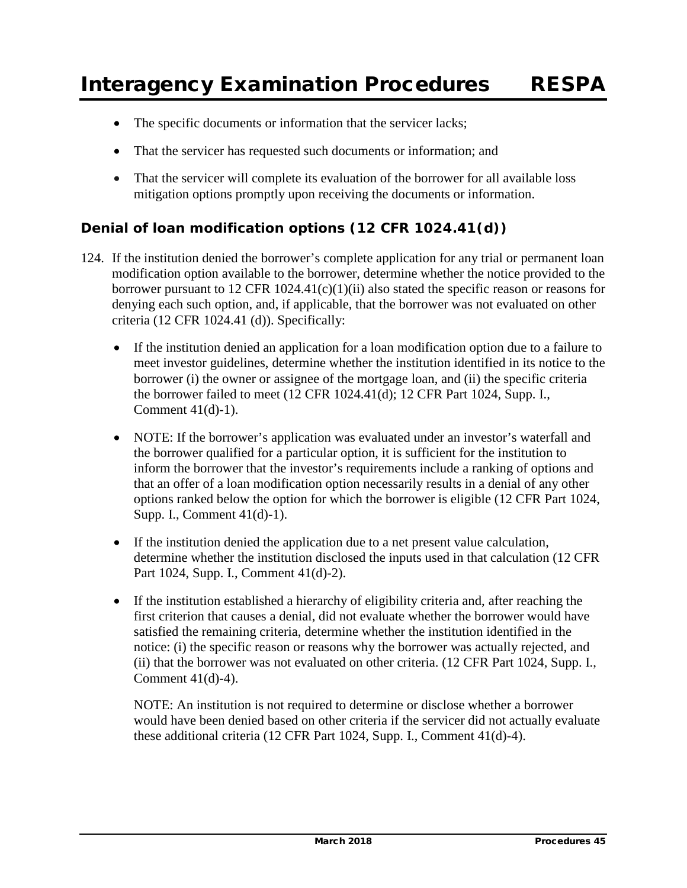- The specific documents or information that the servicer lacks;
- That the servicer has requested such documents or information; and
- That the servicer will complete its evaluation of the borrower for all available loss mitigation options promptly upon receiving the documents or information.

### Denial of loan modification options (12 CFR 1024.41(d))

124. If the institution denied the borrower's complete application for any trial or permanent loan modification option available to the borrower, determine whether the notice provided to the borrower pursuant to 12 CFR 1024.41(c)(1)(ii) also stated the specific reason or reasons for denying each such option, and, if applicable, that the borrower was not evaluated on other criteria (12 CFR 1024.41 (d)). Specifically:

    - If the institution denied an application for a loan modification option due to a failure to meet investor guidelines, determine whether the institution identified in its notice to the borrower (i) the owner or assignee of the mortgage loan, and (ii) the specific criteria the borrower failed to meet (12 CFR 1024.41(d); 12 CFR Part 1024, Supp. I., Comment 41(d)-1).

    - NOTE: If the borrower's application was evaluated under an investor's waterfall and the borrower qualified for a particular option, it is sufficient for the institution to inform the borrower that the investor's requirements include a ranking of options and that an offer of a loan modification option necessarily results in a denial of any other options ranked below the option for which the borrower is eligible (12 CFR Part 1024, Supp. I., Comment 41(d)-1).

    - If the institution denied the application due to a net present value calculation, determine whether the institution disclosed the inputs used in that calculation (12 CFR Part 1024, Supp. I., Comment 41(d)-2).

    - If the institution established a hierarchy of eligibility criteria and, after reaching the first criterion that causes a denial, did not evaluate whether the borrower would have satisfied the remaining criteria, determine whether the institution identified in the notice: (i) the specific reason or reasons why the borrower was actually rejected, and (ii) that the borrower was not evaluated on other criteria. (12 CFR Part 1024, Supp. I., Comment 41(d)-4).

      NOTE: An institution is not required to determine or disclose whether a borrower would have been denied based on other criteria if the servicer did not actually evaluate these additional criteria (12 CFR Part 1024, Supp. I., Comment 41(d)-4).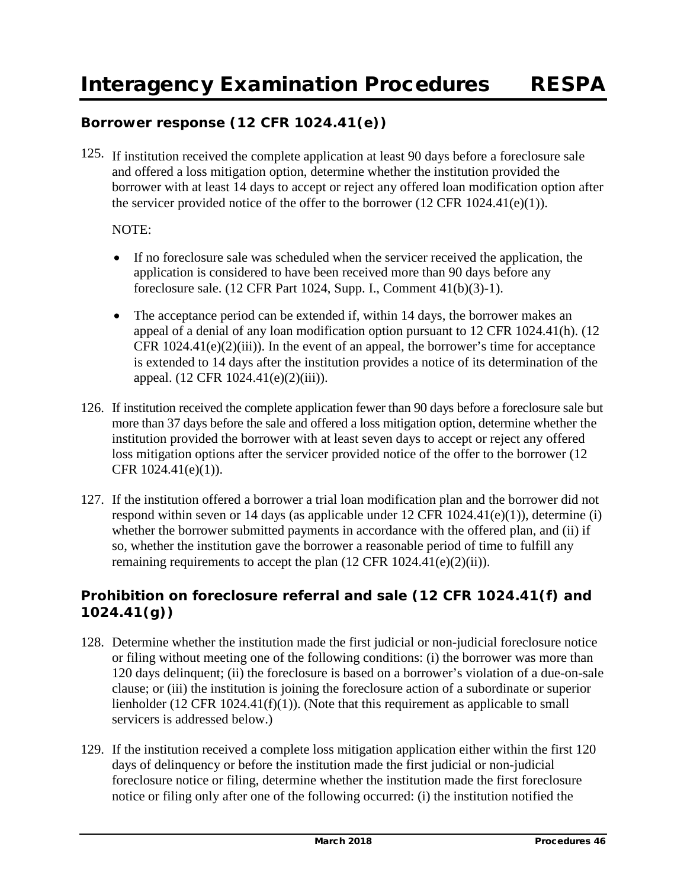### Borrower response (12 CFR 1024.41(e))

125. If institution received the complete application at least 90 days before a foreclosure sale and offered a loss mitigation option, determine whether the institution provided the borrower with at least 14 days to accept or reject any offered loan modification option after the servicer provided notice of the offer to the borrower (12 CFR 1024.41(e)(1)).

     NOTE:

     - If no foreclosure sale was scheduled when the servicer received the application, the application is considered to have been received more than 90 days before any foreclosure sale. (12 CFR Part 1024, Supp. I., Comment 41(b)(3)-1).
     - The acceptance period can be extended if, within 14 days, the borrower makes an appeal of a denial of any loan modification option pursuant to 12 CFR 1024.41(h). (12 CFR 1024.41(e)(2)(iii)). In the event of an appeal, the borrower's time for acceptance is extended to 14 days after the institution provides a notice of its determination of the appeal. (12 CFR 1024.41(e)(2)(iii)).

126. If institution received the complete application fewer than 90 days before a foreclosure sale but more than 37 days before the sale and offered a loss mitigation option, determine whether the institution provided the borrower with at least seven days to accept or reject any offered loss mitigation options after the servicer provided notice of the offer to the borrower (12 CFR 1024.41(e)(1)).

127. If the institution offered a borrower a trial loan modification plan and the borrower did not respond within seven or 14 days (as applicable under 12 CFR 1024.41(e)(1)), determine (i) whether the borrower submitted payments in accordance with the offered plan, and (ii) if so, whether the institution gave the borrower a reasonable period of time to fulfill any remaining requirements to accept the plan (12 CFR 1024.41(e)(2)(ii)).

### Prohibition on foreclosure referral and sale (12 CFR 1024.41(f) and 1024.41(g))

128. Determine whether the institution made the first judicial or non-judicial foreclosure notice or filing without meeting one of the following conditions: (i) the borrower was more than 120 days delinquent; (ii) the foreclosure is based on a borrower's violation of a due-on-sale clause; or (iii) the institution is joining the foreclosure action of a subordinate or superior lienholder (12 CFR 1024.41(f)(1)). (Note that this requirement as applicable to small servicers is addressed below.)

129. If the institution received a complete loss mitigation application either within the first 120 days of delinquency or before the institution made the first judicial or non-judicial foreclosure notice or filing, determine whether the institution made the first foreclosure notice or filing only after one of the following occurred: (i) the institution notified the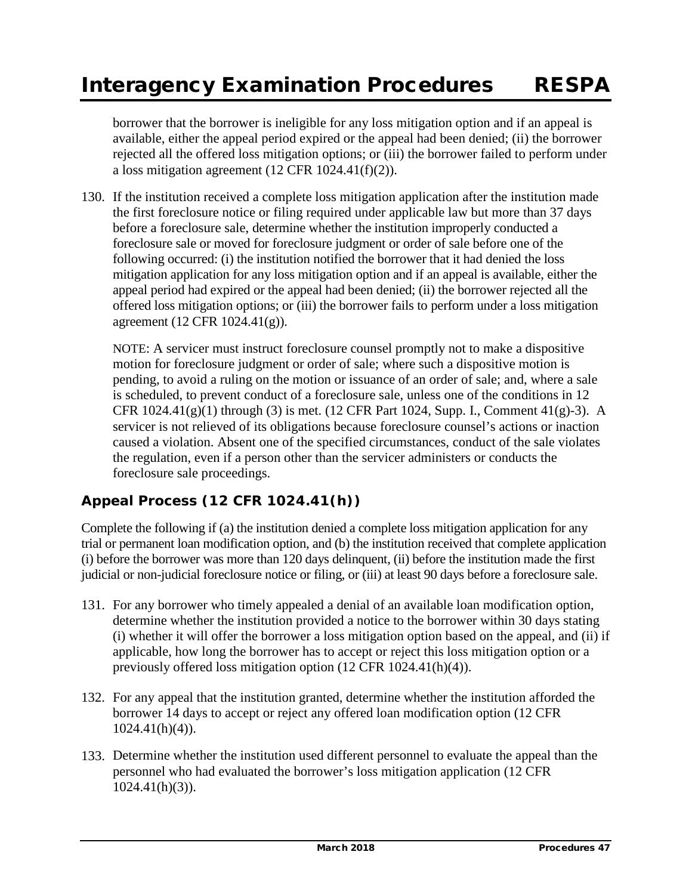borrower that the borrower is ineligible for any loss mitigation option and if an appeal is available, either the appeal period expired or the appeal had been denied; (ii) the borrower rejected all the offered loss mitigation options; or (iii) the borrower failed to perform under a loss mitigation agreement (12 CFR 1024.41(f)(2)).

130. If the institution received a complete loss mitigation application after the institution made the first foreclosure notice or filing required under applicable law but more than 37 days before a foreclosure sale, determine whether the institution improperly conducted a foreclosure sale or moved for foreclosure judgment or order of sale before one of the following occurred: (i) the institution notified the borrower that it had denied the loss mitigation application for any loss mitigation option and if an appeal is available, either the appeal period had expired or the appeal had been denied; (ii) the borrower rejected all the offered loss mitigation options; or (iii) the borrower fails to perform under a loss mitigation agreement (12 CFR 1024.41(g)).

    NOTE: A servicer must instruct foreclosure counsel promptly not to make a dispositive motion for foreclosure judgment or order of sale; where such a dispositive motion is pending, to avoid a ruling on the motion or issuance of an order of sale; and, where a sale is scheduled, to prevent conduct of a foreclosure sale, unless one of the conditions in 12 CFR 1024.41(g)(1) through (3) is met. (12 CFR Part 1024, Supp. I., Comment 41(g)-3). A servicer is not relieved of its obligations because foreclosure counsel's actions or inaction caused a violation. Absent one of the specified circumstances, conduct of the sale violates the regulation, even if a person other than the servicer administers or conducts the foreclosure sale proceedings.

### Appeal Process (12 CFR 1024.41(h))

Complete the following if (a) the institution denied a complete loss mitigation application for any trial or permanent loan modification option, and (b) the institution received that complete application (i) before the borrower was more than 120 days delinquent, (ii) before the institution made the first judicial or non-judicial foreclosure notice or filing, or (iii) at least 90 days before a foreclosure sale.

131. For any borrower who timely appealed a denial of an available loan modification option, determine whether the institution provided a notice to the borrower within 30 days stating (i) whether it will offer the borrower a loss mitigation option based on the appeal, and (ii) if applicable, how long the borrower has to accept or reject this loss mitigation option or a previously offered loss mitigation option (12 CFR 1024.41(h)(4)).

132. For any appeal that the institution granted, determine whether the institution afforded the borrower 14 days to accept or reject any offered loan modification option (12 CFR 1024.41(h)(4)).

133. Determine whether the institution used different personnel to evaluate the appeal than the personnel who had evaluated the borrower's loss mitigation application (12 CFR 1024.41(h)(3)).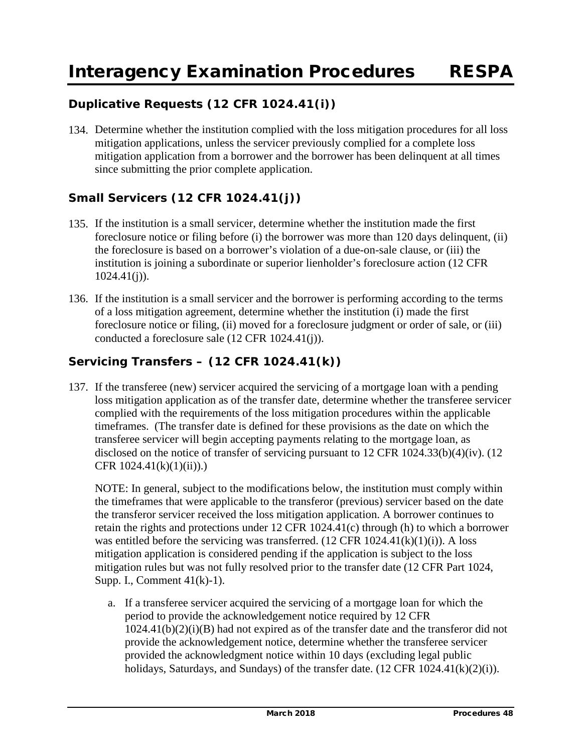## Duplicative Requests (12 CFR 1024.41(i))

134. Determine whether the institution complied with the loss mitigation procedures for all loss mitigation applications, unless the servicer previously complied for a complete loss mitigation application from a borrower and the borrower has been delinquent at all times since submitting the prior complete application.

## Small Servicers (12 CFR 1024.41(j))

135. If the institution is a small servicer, determine whether the institution made the first foreclosure notice or filing before (i) the borrower was more than 120 days delinquent, (ii) the foreclosure is based on a borrower's violation of a due-on-sale clause, or (iii) the institution is joining a subordinate or superior lienholder's foreclosure action (12 CFR 1024.41(j)).

136. If the institution is a small servicer and the borrower is performing according to the terms of a loss mitigation agreement, determine whether the institution (i) made the first foreclosure notice or filing, (ii) moved for a foreclosure judgment or order of sale, or (iii) conducted a foreclosure sale (12 CFR 1024.41(j)).

## Servicing Transfers – (12 CFR 1024.41(k))

137. If the transferee (new) servicer acquired the servicing of a mortgage loan with a pending loss mitigation application as of the transfer date, determine whether the transferee servicer complied with the requirements of the loss mitigation procedures within the applicable timeframes. (The transfer date is defined for these provisions as the date on which the transferee servicer will begin accepting payments relating to the mortgage loan, as disclosed on the notice of transfer of servicing pursuant to 12 CFR 1024.33(b)(4)(iv). (12 CFR 1024.41(k)(1)(ii)).)

    NOTE: In general, subject to the modifications below, the institution must comply within the timeframes that were applicable to the transferor (previous) servicer based on the date the transferor servicer received the loss mitigation application. A borrower continues to retain the rights and protections under 12 CFR 1024.41(c) through (h) to which a borrower was entitled before the servicing was transferred. (12 CFR 1024.41(k)(1)(i)). A loss mitigation application is considered pending if the application is subject to the loss mitigation rules but was not fully resolved prior to the transfer date (12 CFR Part 1024, Supp. I., Comment 41(k)-1).

    a. If a transferee servicer acquired the servicing of a mortgage loan for which the period to provide the acknowledgement notice required by 12 CFR 1024.41(b)(2)(i)(B) had not expired as of the transfer date and the transferor did not provide the acknowledgement notice, determine whether the transferee servicer provided the acknowledgment notice within 10 days (excluding legal public holidays, Saturdays, and Sundays) of the transfer date. (12 CFR 1024.41(k)(2)(i)).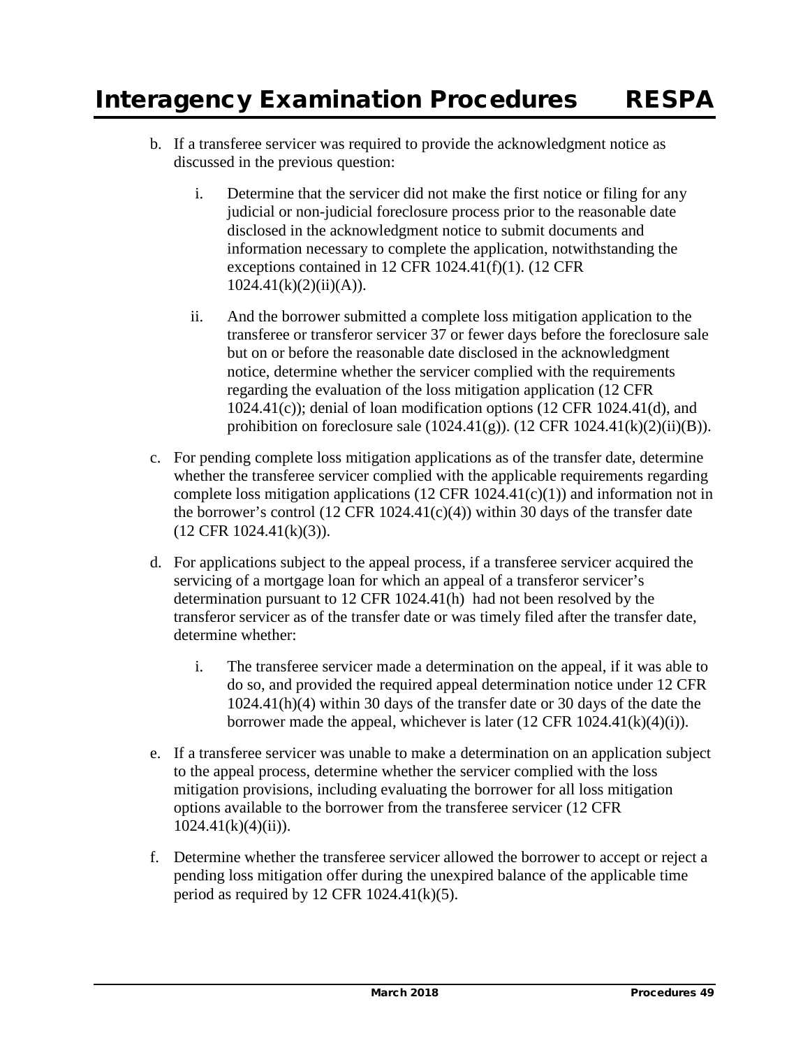b. If a transferee servicer was required to provide the acknowledgment notice as discussed in the previous question:

   i. Determine that the servicer did not make the first notice or filing for any judicial or non-judicial foreclosure process prior to the reasonable date disclosed in the acknowledgment notice to submit documents and information necessary to complete the application, notwithstanding the exceptions contained in 12 CFR 1024.41(f)(1). (12 CFR 1024.41(k)(2)(ii)(A)).

   ii. And the borrower submitted a complete loss mitigation application to the transferee or transferor servicer 37 or fewer days before the foreclosure sale but on or before the reasonable date disclosed in the acknowledgment notice, determine whether the servicer complied with the requirements regarding the evaluation of the loss mitigation application (12 CFR 1024.41(c)); denial of loan modification options (12 CFR 1024.41(d), and prohibition on foreclosure sale (1024.41(g)). (12 CFR 1024.41(k)(2)(ii)(B)).

c. For pending complete loss mitigation applications as of the transfer date, determine whether the transferee servicer complied with the applicable requirements regarding complete loss mitigation applications (12 CFR 1024.41(c)(1)) and information not in the borrower's control (12 CFR 1024.41(c)(4)) within 30 days of the transfer date (12 CFR 1024.41(k)(3)).

d. For applications subject to the appeal process, if a transferee servicer acquired the servicing of a mortgage loan for which an appeal of a transferor servicer's determination pursuant to 12 CFR 1024.41(h) had not been resolved by the transferor servicer as of the transfer date or was timely filed after the transfer date, determine whether:

   i. The transferee servicer made a determination on the appeal, if it was able to do so, and provided the required appeal determination notice under 12 CFR 1024.41(h)(4) within 30 days of the transfer date or 30 days of the date the borrower made the appeal, whichever is later (12 CFR 1024.41(k)(4)(i)).

e. If a transferee servicer was unable to make a determination on an application subject to the appeal process, determine whether the servicer complied with the loss mitigation provisions, including evaluating the borrower for all loss mitigation options available to the borrower from the transferee servicer (12 CFR 1024.41(k)(4)(ii)).

f. Determine whether the transferee servicer allowed the borrower to accept or reject a pending loss mitigation offer during the unexpired balance of the applicable time period as required by 12 CFR 1024.41(k)(5).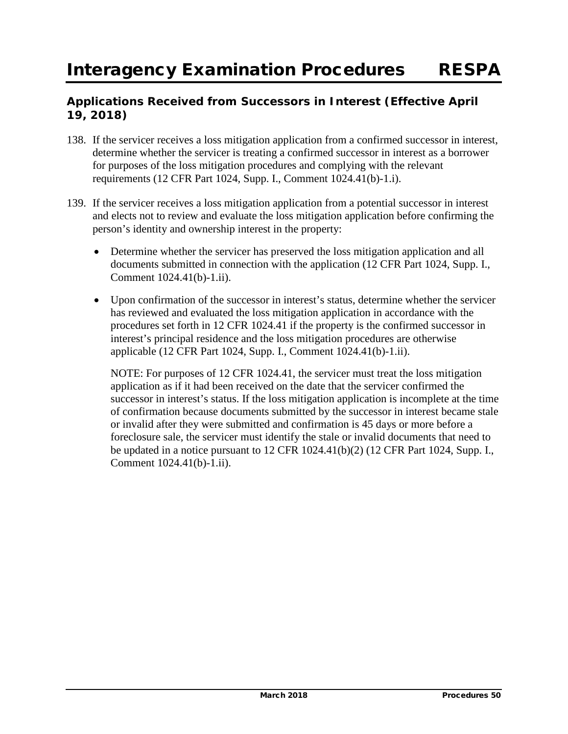## Applications Received from Successors in Interest (Effective April 19, 2018)

138. If the servicer receives a loss mitigation application from a confirmed successor in interest, determine whether the servicer is treating a confirmed successor in interest as a borrower for purposes of the loss mitigation procedures and complying with the relevant requirements (12 CFR Part 1024, Supp. I., Comment 1024.41(b)-1.i).

139. If the servicer receives a loss mitigation application from a potential successor in interest and elects not to review and evaluate the loss mitigation application before confirming the person's identity and ownership interest in the property:

    - Determine whether the servicer has preserved the loss mitigation application and all documents submitted in connection with the application (12 CFR Part 1024, Supp. I., Comment 1024.41(b)-1.ii).

    - Upon confirmation of the successor in interest's status, determine whether the servicer has reviewed and evaluated the loss mitigation application in accordance with the procedures set forth in 12 CFR 1024.41 if the property is the confirmed successor in interest's principal residence and the loss mitigation procedures are otherwise applicable (12 CFR Part 1024, Supp. I., Comment 1024.41(b)-1.ii).

      NOTE: For purposes of 12 CFR 1024.41, the servicer must treat the loss mitigation application as if it had been received on the date that the servicer confirmed the successor in interest's status. If the loss mitigation application is incomplete at the time of confirmation because documents submitted by the successor in interest became stale or invalid after they were submitted and confirmation is 45 days or more before a foreclosure sale, the servicer must identify the stale or invalid documents that need to be updated in a notice pursuant to 12 CFR 1024.41(b)(2) (12 CFR Part 1024, Supp. I., Comment 1024.41(b)-1.ii).